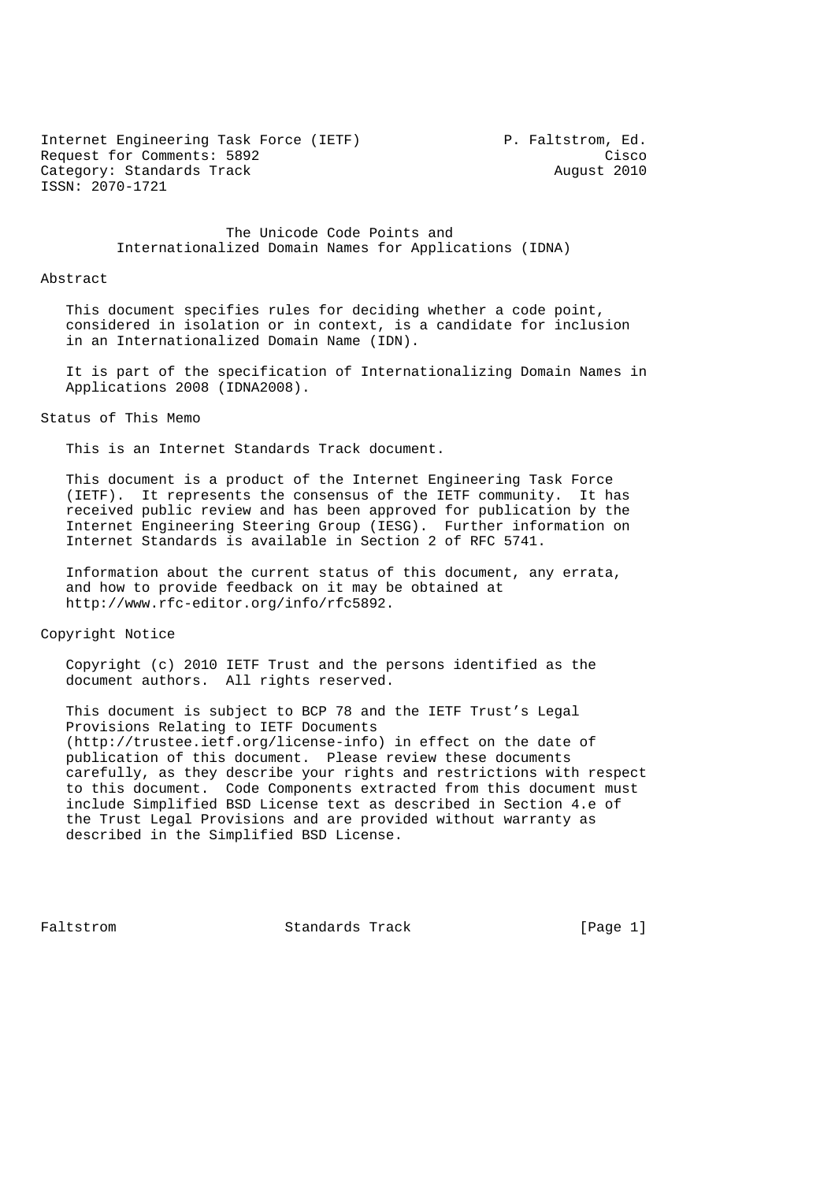Internet Engineering Task Force (IETF) P. Faltstrom, Ed.
Request for Comments: 5892 Cisco
Category: Standards Track August 2010
ISSN: 2070-1721

# The Unicode Code Points and Internationalized Domain Names for Applications (IDNA)

## Abstract

This document specifies rules for deciding whether a code point, considered in isolation or in context, is a candidate for inclusion in an Internationalized Domain Name (IDN).

It is part of the specification of Internationalizing Domain Names in Applications 2008 (IDNA2008).

## Status of This Memo

This is an Internet Standards Track document.

This document is a product of the Internet Engineering Task Force (IETF). It represents the consensus of the IETF community. It has received public review and has been approved for publication by the Internet Engineering Steering Group (IESG). Further information on Internet Standards is available in Section 2 of RFC 5741.

Information about the current status of this document, any errata, and how to provide feedback on it may be obtained at http://www.rfc-editor.org/info/rfc5892.

## Copyright Notice

Copyright (c) 2010 IETF Trust and the persons identified as the document authors. All rights reserved.

This document is subject to BCP 78 and the IETF Trust's Legal Provisions Relating to IETF Documents (http://trustee.ietf.org/license-info) in effect on the date of publication of this document. Please review these documents carefully, as they describe your rights and restrictions with respect to this document. Code Components extracted from this document must include Simplified BSD License text as described in Section 4.e of the Trust Legal Provisions and are provided without warranty as described in the Simplified BSD License.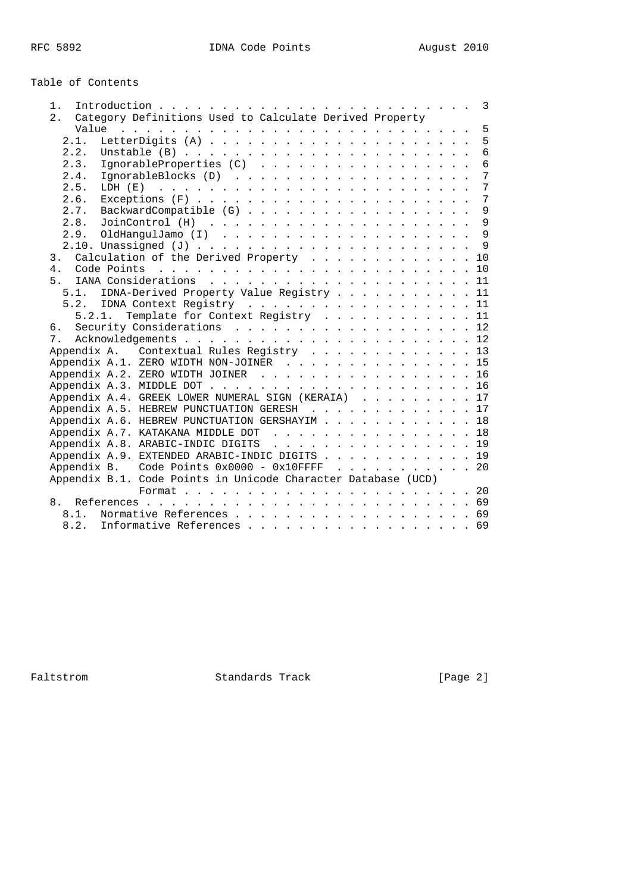## Table of Contents

```
   1.  Introduction . . . . . . . . . . . . . . . . . . . . . . . . .  3
   2.  Category Definitions Used to Calculate Derived Property
       Value  . . . . . . . . . . . . . . . . . . . . . . . . . . . .  5
     2.1.  LetterDigits (A) . . . . . . . . . . . . . . . . . . . . .  5
     2.2.  Unstable (B) . . . . . . . . . . . . . . . . . . . . . . .  6
     2.3.  IgnorableProperties (C)  . . . . . . . . . . . . . . . . .  6
     2.4.  IgnorableBlocks (D)  . . . . . . . . . . . . . . . . . . .  7
     2.5.  LDH (E)  . . . . . . . . . . . . . . . . . . . . . . . . .  7
     2.6.  Exceptions (F) . . . . . . . . . . . . . . . . . . . . . .  7
     2.7.  BackwardCompatible (G) . . . . . . . . . . . . . . . . . .  9
     2.8.  JoinControl (H)  . . . . . . . . . . . . . . . . . . . . .  9
     2.9.  OldHangulJamo (I)  . . . . . . . . . . . . . . . . . . . .  9
     2.10. Unassigned (J) . . . . . . . . . . . . . . . . . . . . . .  9
   3.  Calculation of the Derived Property  . . . . . . . . . . . . . 10
   4.  Code Points  . . . . . . . . . . . . . . . . . . . . . . . . . 10
   5.  IANA Considerations  . . . . . . . . . . . . . . . . . . . . . 11
     5.1.  IDNA-Derived Property Value Registry . . . . . . . . . . . 11
     5.2.  IDNA Context Registry  . . . . . . . . . . . . . . . . . . 11
       5.2.1.  Template for Context Registry  . . . . . . . . . . . . 11
   6.  Security Considerations  . . . . . . . . . . . . . . . . . . . 12
   7.  Acknowledgements . . . . . . . . . . . . . . . . . . . . . . . 12
   Appendix A.   Contextual Rules Registry  . . . . . . . . . . . . . 13
   Appendix A.1. ZERO WIDTH NON-JOINER  . . . . . . . . . . . . . . . 15
   Appendix A.2. ZERO WIDTH JOINER  . . . . . . . . . . . . . . . . . 16
   Appendix A.3. MIDDLE DOT . . . . . . . . . . . . . . . . . . . . . 16
   Appendix A.4. GREEK LOWER NUMERAL SIGN (KERAIA)  . . . . . . . . . 17
   Appendix A.5. HEBREW PUNCTUATION GERESH  . . . . . . . . . . . . . 17
   Appendix A.6. HEBREW PUNCTUATION GERSHAYIM . . . . . . . . . . . . 18
   Appendix A.7. KATAKANA MIDDLE DOT  . . . . . . . . . . . . . . . . 18
   Appendix A.8. ARABIC-INDIC DIGITS  . . . . . . . . . . . . . . . . 19
   Appendix A.9. EXTENDED ARABIC-INDIC DIGITS . . . . . . . . . . . . 19
   Appendix B.   Code Points 0x0000 - 0x10FFFF  . . . . . . . . . . . 20
   Appendix B.1. Code Points in Unicode Character Database (UCD)
                 Format . . . . . . . . . . . . . . . . . . . . . . . 20
   8.  References . . . . . . . . . . . . . . . . . . . . . . . . . . 69
     8.1.  Normative References . . . . . . . . . . . . . . . . . . . 69
     8.2.  Informative References . . . . . . . . . . . . . . . . . . 69
```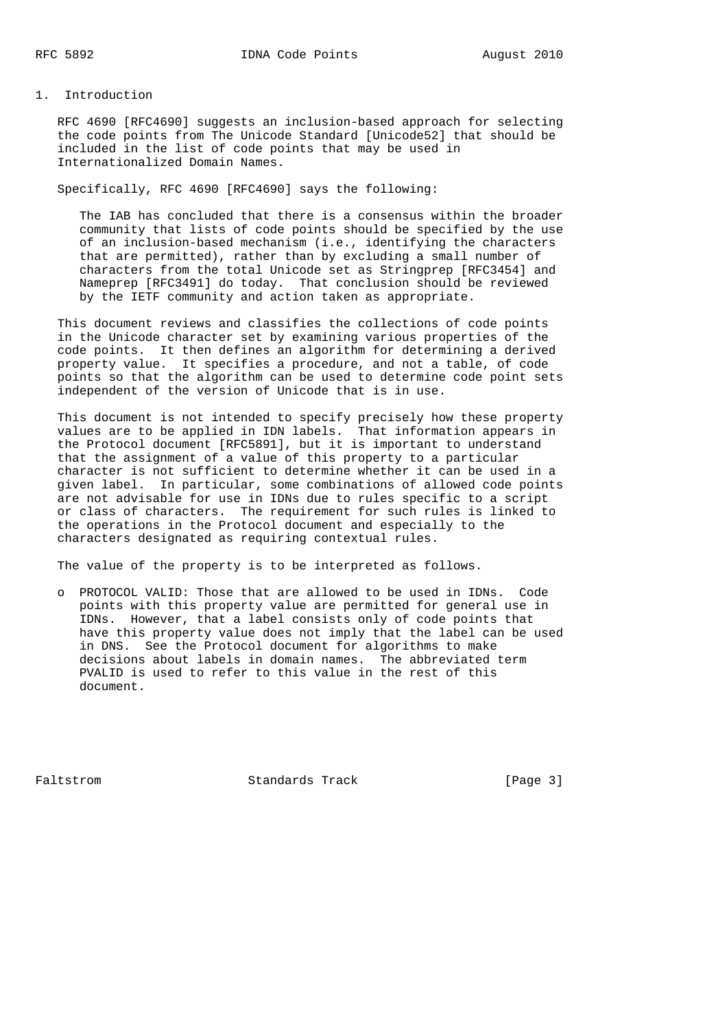# 1. Introduction

RFC 4690 [RFC4690] suggests an inclusion-based approach for selecting the code points from The Unicode Standard [Unicode52] that should be included in the list of code points that may be used in Internationalized Domain Names.

Specifically, RFC 4690 [RFC4690] says the following:

> The IAB has concluded that there is a consensus within the broader community that lists of code points should be specified by the use of an inclusion-based mechanism (i.e., identifying the characters that are permitted), rather than by excluding a small number of characters from the total Unicode set as Stringprep [RFC3454] and Nameprep [RFC3491] do today. That conclusion should be reviewed by the IETF community and action taken as appropriate.

This document reviews and classifies the collections of code points in the Unicode character set by examining various properties of the code points. It then defines an algorithm for determining a derived property value. It specifies a procedure, and not a table, of code points so that the algorithm can be used to determine code point sets independent of the version of Unicode that is in use.

This document is not intended to specify precisely how these property values are to be applied in IDN labels. That information appears in the Protocol document [RFC5891], but it is important to understand that the assignment of a value of this property to a particular character is not sufficient to determine whether it can be used in a given label. In particular, some combinations of allowed code points are not advisable for use in IDNs due to rules specific to a script or class of characters. The requirement for such rules is linked to the operations in the Protocol document and especially to the characters designated as requiring contextual rules.

The value of the property is to be interpreted as follows.

- PROTOCOL VALID: Those that are allowed to be used in IDNs. Code points with this property value are permitted for general use in IDNs. However, that a label consists only of code points that have this property value does not imply that the label can be used in DNS. See the Protocol document for algorithms to make decisions about labels in domain names. The abbreviated term PVALID is used to refer to this value in the rest of this document.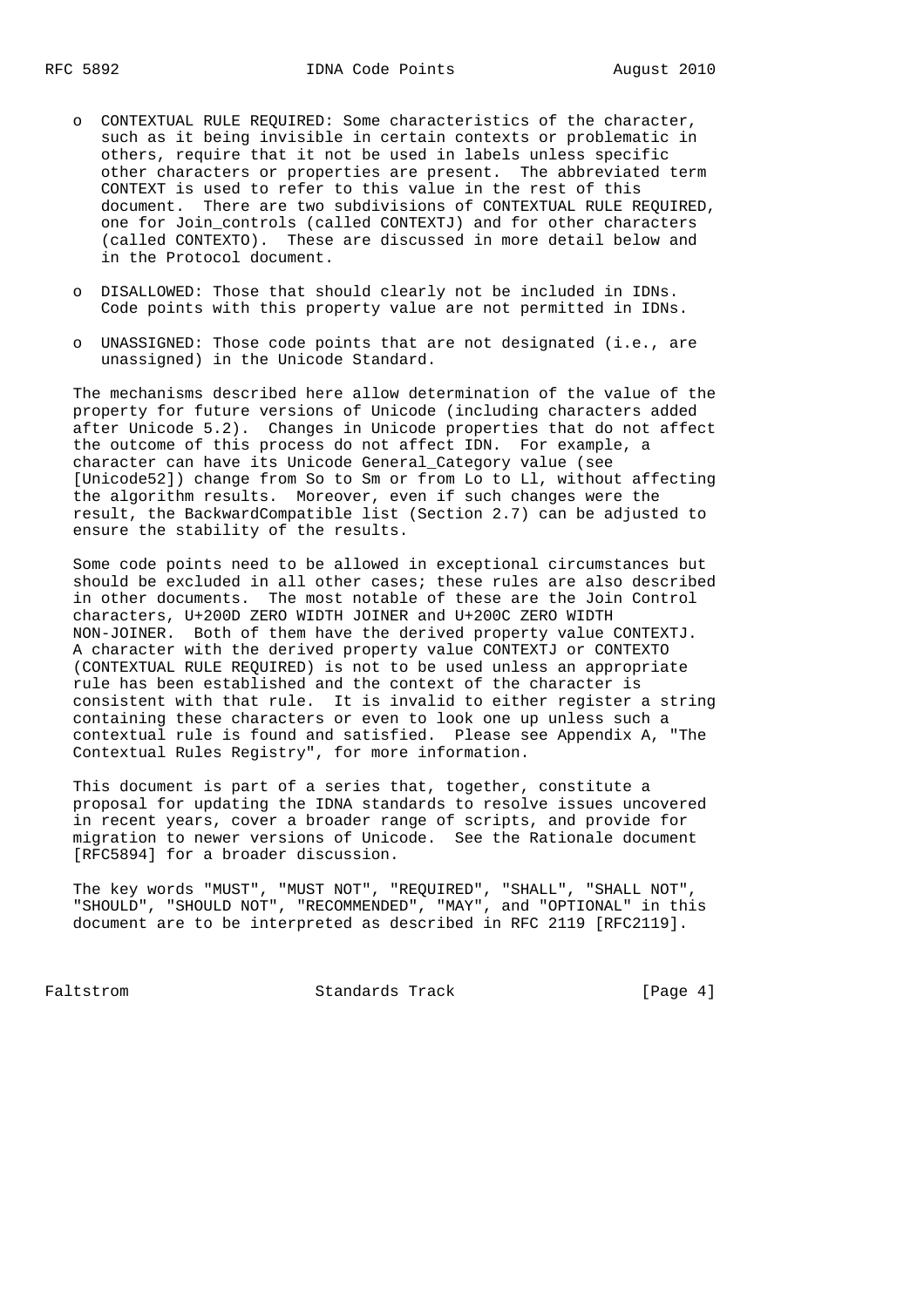- CONTEXTUAL RULE REQUIRED: Some characteristics of the character, such as it being invisible in certain contexts or problematic in others, require that it not be used in labels unless specific other characters or properties are present. The abbreviated term CONTEXT is used to refer to this value in the rest of this document. There are two subdivisions of CONTEXTUAL RULE REQUIRED, one for Join_controls (called CONTEXTJ) and for other characters (called CONTEXTO). These are discussed in more detail below and in the Protocol document.

- DISALLOWED: Those that should clearly not be included in IDNs. Code points with this property value are not permitted in IDNs.

- UNASSIGNED: Those code points that are not designated (i.e., are unassigned) in the Unicode Standard.

The mechanisms described here allow determination of the value of the property for future versions of Unicode (including characters added after Unicode 5.2). Changes in Unicode properties that do not affect the outcome of this process do not affect IDN. For example, a character can have its Unicode General_Category value (see [Unicode52]) change from So to Sm or from Lo to Ll, without affecting the algorithm results. Moreover, even if such changes were the result, the BackwardCompatible list (Section 2.7) can be adjusted to ensure the stability of the results.

Some code points need to be allowed in exceptional circumstances but should be excluded in all other cases; these rules are also described in other documents. The most notable of these are the Join Control characters, U+200D ZERO WIDTH JOINER and U+200C ZERO WIDTH NON-JOINER. Both of them have the derived property value CONTEXTJ. A character with the derived property value CONTEXTJ or CONTEXTO (CONTEXTUAL RULE REQUIRED) is not to be used unless an appropriate rule has been established and the context of the character is consistent with that rule. It is invalid to either register a string containing these characters or even to look one up unless such a contextual rule is found and satisfied. Please see Appendix A, "The Contextual Rules Registry", for more information.

This document is part of a series that, together, constitute a proposal for updating the IDNA standards to resolve issues uncovered in recent years, cover a broader range of scripts, and provide for migration to newer versions of Unicode. See the Rationale document [RFC5894] for a broader discussion.

The key words "MUST", "MUST NOT", "REQUIRED", "SHALL", "SHALL NOT", "SHOULD", "SHOULD NOT", "RECOMMENDED", "MAY", and "OPTIONAL" in this document are to be interpreted as described in RFC 2119 [RFC2119].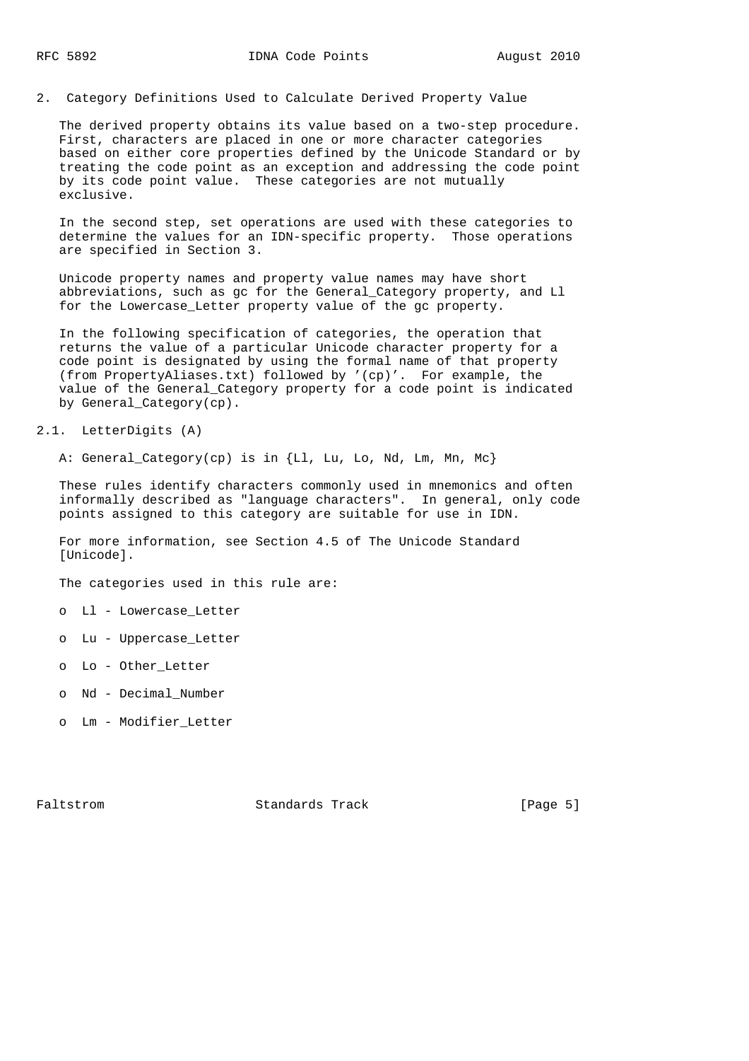## 2. Category Definitions Used to Calculate Derived Property Value

The derived property obtains its value based on a two-step procedure. First, characters are placed in one or more character categories based on either core properties defined by the Unicode Standard or by treating the code point as an exception and addressing the code point by its code point value. These categories are not mutually exclusive.

In the second step, set operations are used with these categories to determine the values for an IDN-specific property. Those operations are specified in Section 3.

Unicode property names and property value names may have short abbreviations, such as gc for the General_Category property, and Ll for the Lowercase_Letter property value of the gc property.

In the following specification of categories, the operation that returns the value of a particular Unicode character property for a code point is designated by using the formal name of that property (from PropertyAliases.txt) followed by '(cp)'. For example, the value of the General_Category property for a code point is indicated by General_Category(cp).

### 2.1. LetterDigits (A)

A: General_Category(cp) is in {Ll, Lu, Lo, Nd, Lm, Mn, Mc}

These rules identify characters commonly used in mnemonics and often informally described as "language characters". In general, only code points assigned to this category are suitable for use in IDN.

For more information, see Section 4.5 of The Unicode Standard [Unicode].

The categories used in this rule are:

- Ll - Lowercase_Letter
- Lu - Uppercase_Letter
- Lo - Other_Letter
- Nd - Decimal_Number
- Lm - Modifier_Letter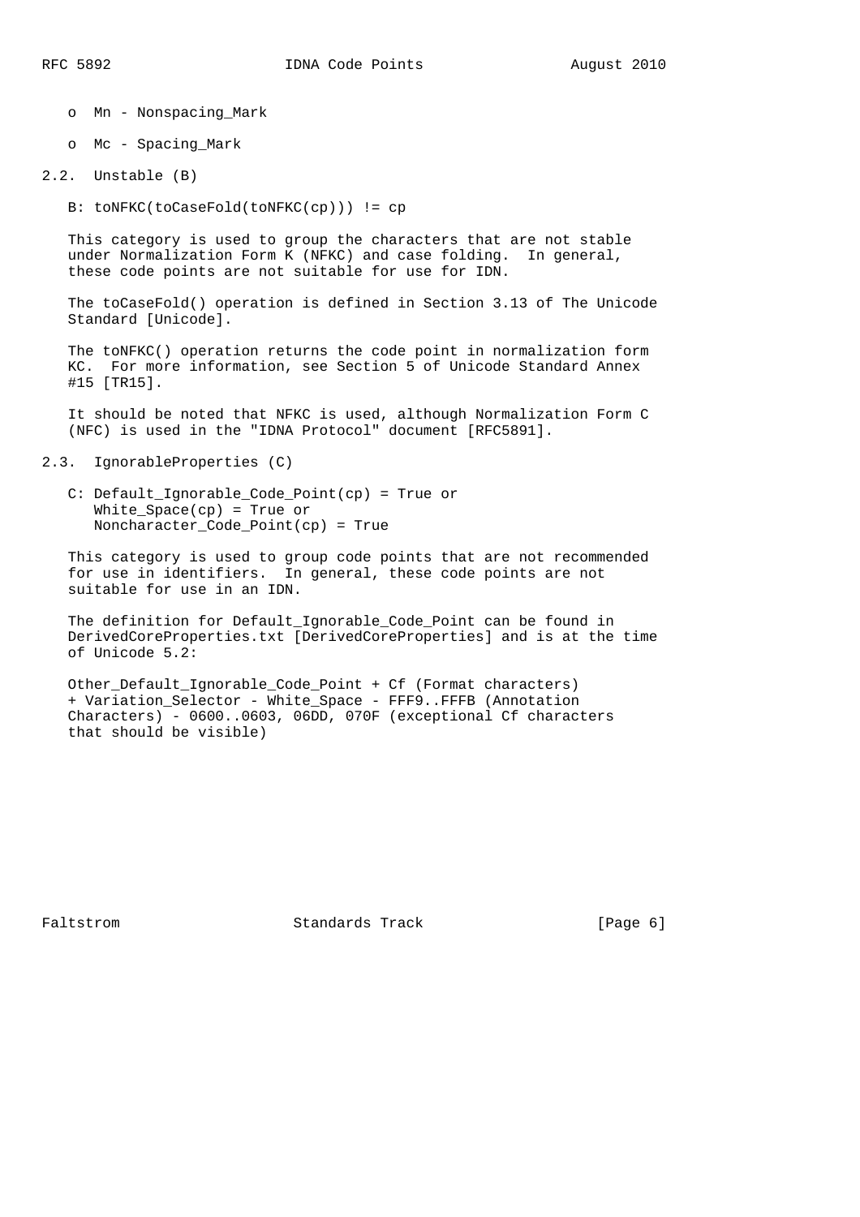- Mn - Nonspacing_Mark

- Mc - Spacing_Mark

### 2.2. Unstable (B)

```
B: toNFKC(toCaseFold(toNFKC(cp))) != cp
```

This category is used to group the characters that are not stable under Normalization Form K (NFKC) and case folding. In general, these code points are not suitable for use for IDN.

The toCaseFold() operation is defined in Section 3.13 of The Unicode Standard [Unicode].

The toNFKC() operation returns the code point in normalization form KC. For more information, see Section 5 of Unicode Standard Annex #15 [TR15].

It should be noted that NFKC is used, although Normalization Form C (NFC) is used in the "IDNA Protocol" document [RFC5891].

### 2.3. IgnorableProperties (C)

```
C: Default_Ignorable_Code_Point(cp) = True or
   White_Space(cp) = True or
   Noncharacter_Code_Point(cp) = True
```

This category is used to group code points that are not recommended for use in identifiers. In general, these code points are not suitable for use in an IDN.

The definition for Default_Ignorable_Code_Point can be found in DerivedCoreProperties.txt [DerivedCoreProperties] and is at the time of Unicode 5.2:

Other_Default_Ignorable_Code_Point + Cf (Format characters) + Variation_Selector - White_Space - FFF9..FFFB (Annotation Characters) - 0600..0603, 06DD, 070F (exceptional Cf characters that should be visible)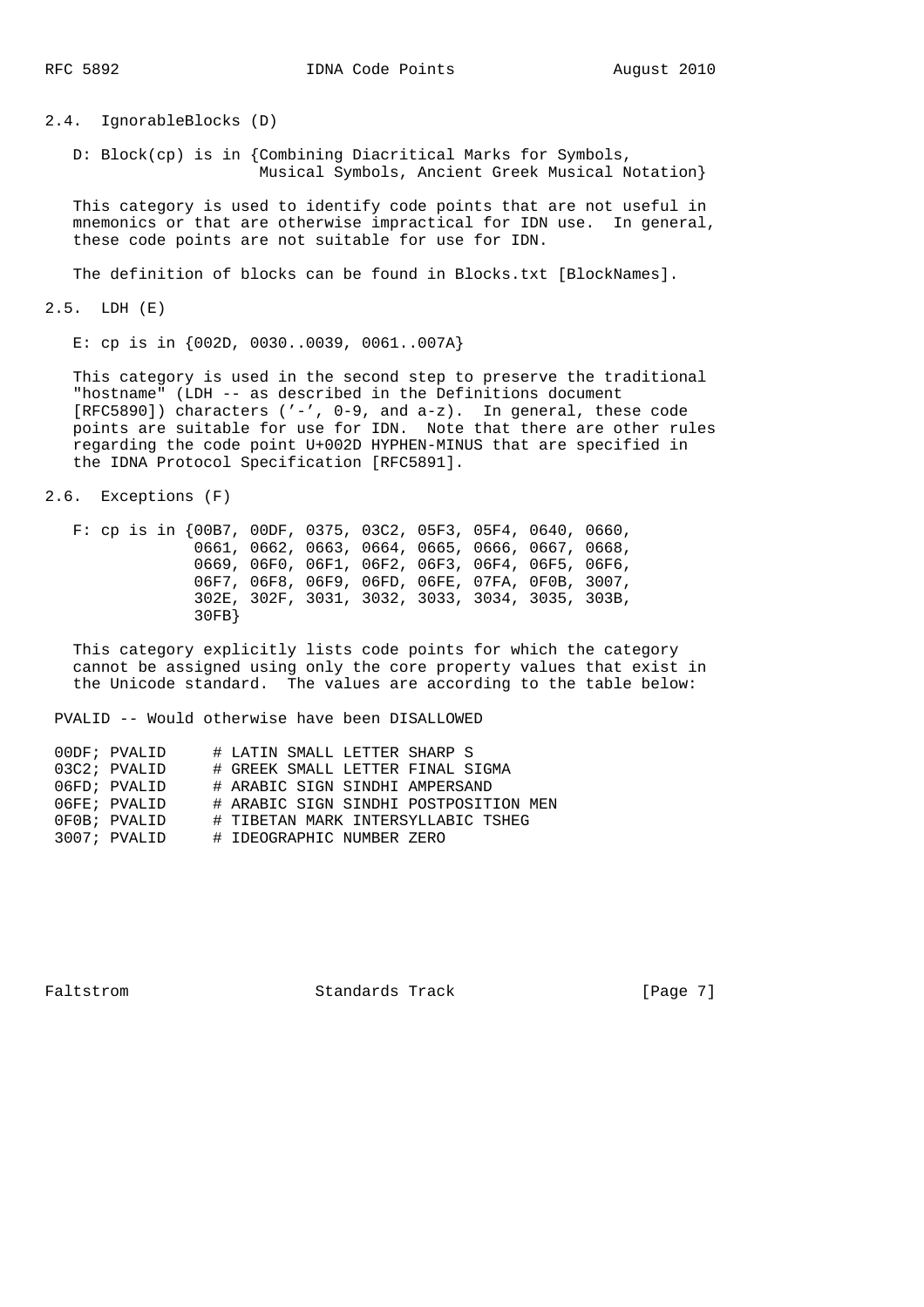## 2.4. IgnorableBlocks (D)

D: Block(cp) is in {Combining Diacritical Marks for Symbols, Musical Symbols, Ancient Greek Musical Notation}

This category is used to identify code points that are not useful in mnemonics or that are otherwise impractical for IDN use. In general, these code points are not suitable for use for IDN.

The definition of blocks can be found in Blocks.txt [BlockNames].

## 2.5. LDH (E)

E: cp is in {002D, 0030..0039, 0061..007A}

This category is used in the second step to preserve the traditional "hostname" (LDH -- as described in the Definitions document [RFC5890]) characters ('-', 0-9, and a-z). In general, these code points are suitable for use for IDN. Note that there are other rules regarding the code point U+002D HYPHEN-MINUS that are specified in the IDNA Protocol Specification [RFC5891].

## 2.6. Exceptions (F)

F: cp is in {00B7, 00DF, 0375, 03C2, 05F3, 05F4, 0640, 0660, 0661, 0662, 0663, 0664, 0665, 0666, 0667, 0668, 0669, 06F0, 06F1, 06F2, 06F3, 06F4, 06F5, 06F6, 06F7, 06F8, 06F9, 06FD, 06FE, 07FA, 0F0B, 3007, 302E, 302F, 3031, 3032, 3033, 3034, 3035, 303B, 30FB}

This category explicitly lists code points for which the category cannot be assigned using only the core property values that exist in the Unicode standard. The values are according to the table below:

PVALID -- Would otherwise have been DISALLOWED

```
00DF; PVALID     # LATIN SMALL LETTER SHARP S
03C2; PVALID     # GREEK SMALL LETTER FINAL SIGMA
06FD; PVALID     # ARABIC SIGN SINDHI AMPERSAND
06FE; PVALID     # ARABIC SIGN SINDHI POSTPOSITION MEN
0F0B; PVALID     # TIBETAN MARK INTERSYLLABIC TSHEG
3007; PVALID     # IDEOGRAPHIC NUMBER ZERO
```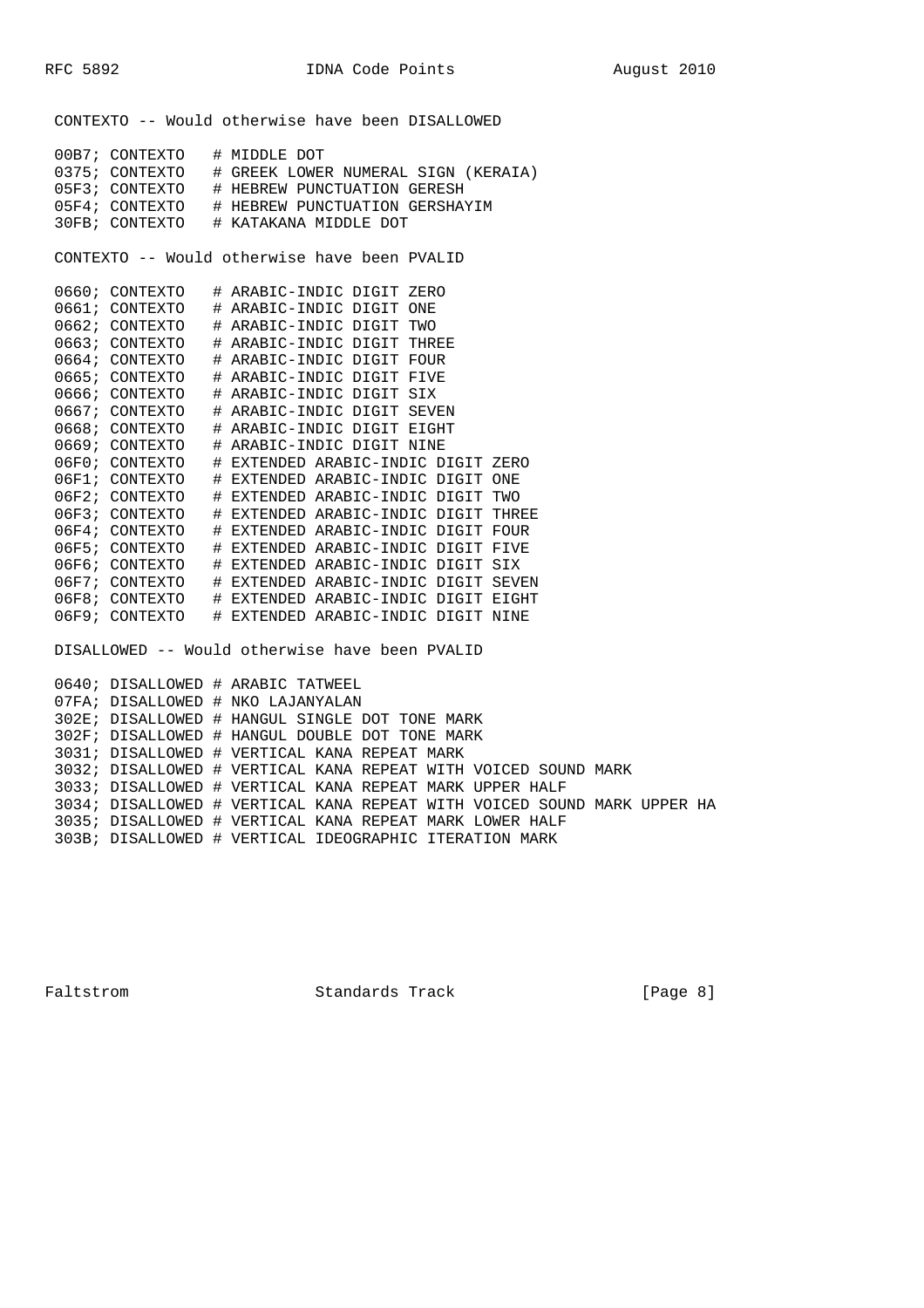CONTEXTO -- Would otherwise have been DISALLOWED

```
00B7; CONTEXTO   # MIDDLE DOT
0375; CONTEXTO   # GREEK LOWER NUMERAL SIGN (KERAIA)
05F3; CONTEXTO   # HEBREW PUNCTUATION GERESH
05F4; CONTEXTO   # HEBREW PUNCTUATION GERSHAYIM
30FB; CONTEXTO   # KATAKANA MIDDLE DOT
```

CONTEXTO -- Would otherwise have been PVALID

```
0660; CONTEXTO   # ARABIC-INDIC DIGIT ZERO
0661; CONTEXTO   # ARABIC-INDIC DIGIT ONE
0662; CONTEXTO   # ARABIC-INDIC DIGIT TWO
0663; CONTEXTO   # ARABIC-INDIC DIGIT THREE
0664; CONTEXTO   # ARABIC-INDIC DIGIT FOUR
0665; CONTEXTO   # ARABIC-INDIC DIGIT FIVE
0666; CONTEXTO   # ARABIC-INDIC DIGIT SIX
0667; CONTEXTO   # ARABIC-INDIC DIGIT SEVEN
0668; CONTEXTO   # ARABIC-INDIC DIGIT EIGHT
0669; CONTEXTO   # ARABIC-INDIC DIGIT NINE
06F0; CONTEXTO   # EXTENDED ARABIC-INDIC DIGIT ZERO
06F1; CONTEXTO   # EXTENDED ARABIC-INDIC DIGIT ONE
06F2; CONTEXTO   # EXTENDED ARABIC-INDIC DIGIT TWO
06F3; CONTEXTO   # EXTENDED ARABIC-INDIC DIGIT THREE
06F4; CONTEXTO   # EXTENDED ARABIC-INDIC DIGIT FOUR
06F5; CONTEXTO   # EXTENDED ARABIC-INDIC DIGIT FIVE
06F6; CONTEXTO   # EXTENDED ARABIC-INDIC DIGIT SIX
06F7; CONTEXTO   # EXTENDED ARABIC-INDIC DIGIT SEVEN
06F8; CONTEXTO   # EXTENDED ARABIC-INDIC DIGIT EIGHT
06F9; CONTEXTO   # EXTENDED ARABIC-INDIC DIGIT NINE
```

DISALLOWED -- Would otherwise have been PVALID

```
0640; DISALLOWED # ARABIC TATWEEL
07FA; DISALLOWED # NKO LAJANYALAN
302E; DISALLOWED # HANGUL SINGLE DOT TONE MARK
302F; DISALLOWED # HANGUL DOUBLE DOT TONE MARK
3031; DISALLOWED # VERTICAL KANA REPEAT MARK
3032; DISALLOWED # VERTICAL KANA REPEAT WITH VOICED SOUND MARK
3033; DISALLOWED # VERTICAL KANA REPEAT MARK UPPER HALF
3034; DISALLOWED # VERTICAL KANA REPEAT WITH VOICED SOUND MARK UPPER HA
3035; DISALLOWED # VERTICAL KANA REPEAT MARK LOWER HALF
303B; DISALLOWED # VERTICAL IDEOGRAPHIC ITERATION MARK
```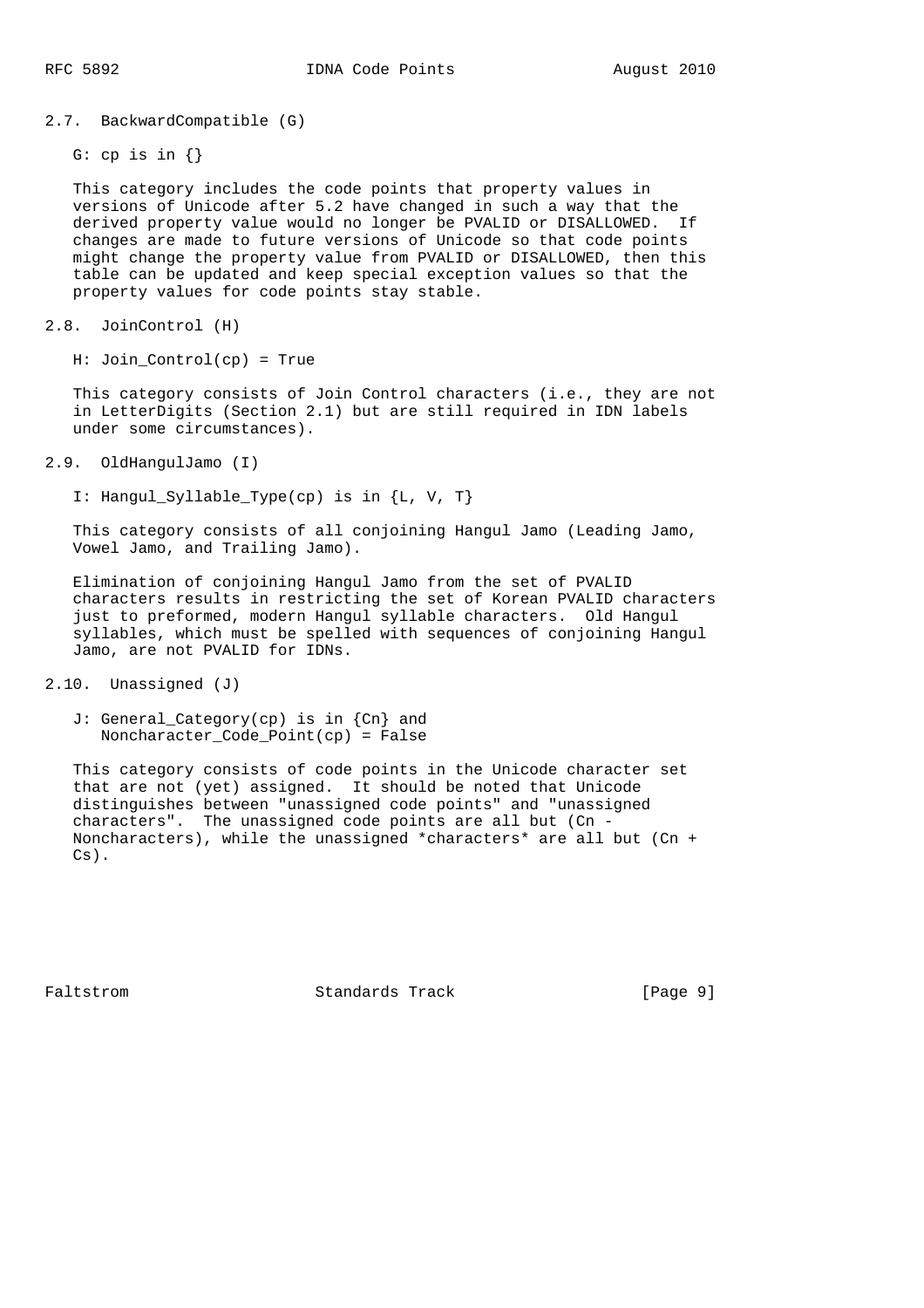## 2.7. BackwardCompatible (G)

G: cp is in {}

This category includes the code points that property values in versions of Unicode after 5.2 have changed in such a way that the derived property value would no longer be PVALID or DISALLOWED. If changes are made to future versions of Unicode so that code points might change the property value from PVALID or DISALLOWED, then this table can be updated and keep special exception values so that the property values for code points stay stable.

## 2.8. JoinControl (H)

H: Join_Control(cp) = True

This category consists of Join Control characters (i.e., they are not in LetterDigits (Section 2.1) but are still required in IDN labels under some circumstances).

## 2.9. OldHangulJamo (I)

I: Hangul_Syllable_Type(cp) is in {L, V, T}

This category consists of all conjoining Hangul Jamo (Leading Jamo, Vowel Jamo, and Trailing Jamo).

Elimination of conjoining Hangul Jamo from the set of PVALID characters results in restricting the set of Korean PVALID characters just to preformed, modern Hangul syllable characters. Old Hangul syllables, which must be spelled with sequences of conjoining Hangul Jamo, are not PVALID for IDNs.

## 2.10. Unassigned (J)

J: General_Category(cp) is in {Cn} and
   Noncharacter_Code_Point(cp) = False

This category consists of code points in the Unicode character set that are not (yet) assigned. It should be noted that Unicode distinguishes between "unassigned code points" and "unassigned characters". The unassigned code points are all but (Cn - Noncharacters), while the unassigned *characters* are all but (Cn + Cs).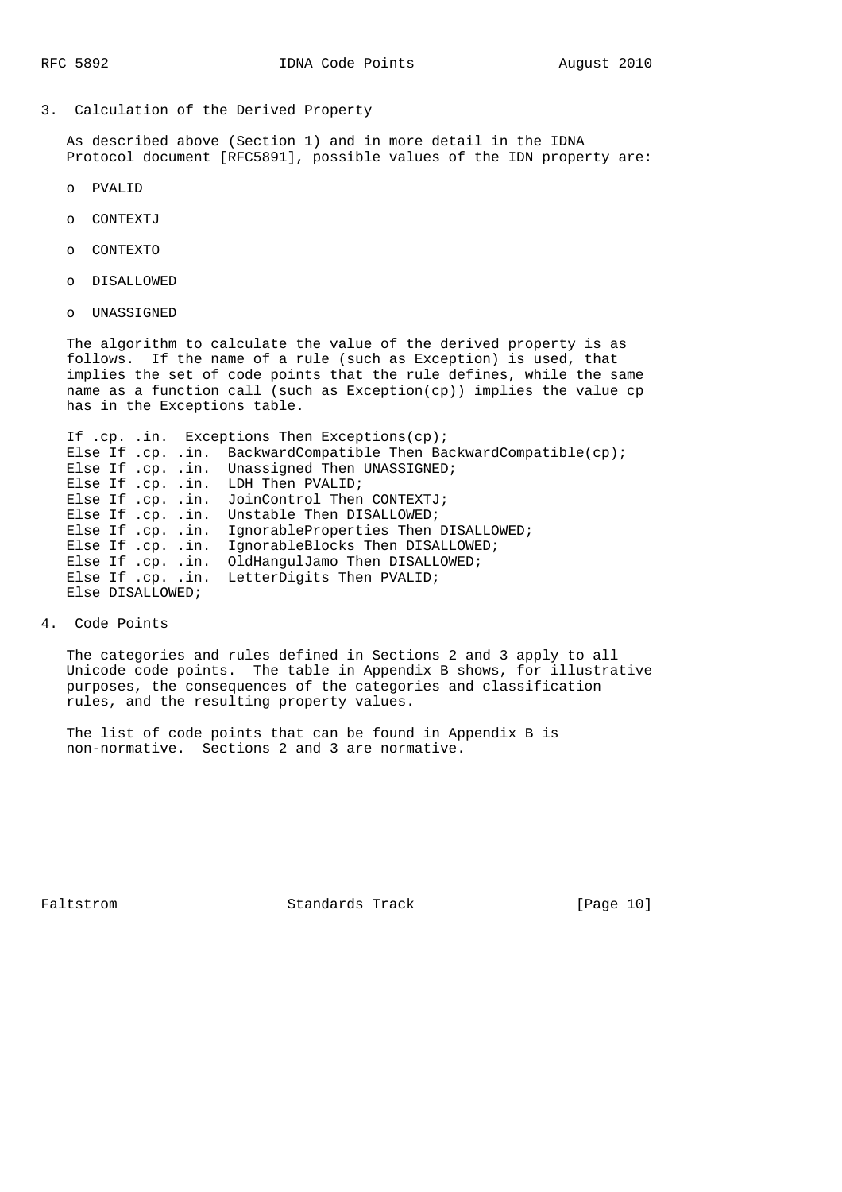## 3. Calculation of the Derived Property

As described above (Section 1) and in more detail in the IDNA Protocol document [RFC5891], possible values of the IDN property are:

- PVALID
- CONTEXTJ
- CONTEXTO
- DISALLOWED
- UNASSIGNED

The algorithm to calculate the value of the derived property is as follows. If the name of a rule (such as Exception) is used, that implies the set of code points that the rule defines, while the same name as a function call (such as Exception(cp)) implies the value cp has in the Exceptions table.

```
If .cp. .in.  Exceptions Then Exceptions(cp);
Else If .cp. .in.  BackwardCompatible Then BackwardCompatible(cp);
Else If .cp. .in.  Unassigned Then UNASSIGNED;
Else If .cp. .in.  LDH Then PVALID;
Else If .cp. .in.  JoinControl Then CONTEXTJ;
Else If .cp. .in.  Unstable Then DISALLOWED;
Else If .cp. .in.  IgnorableProperties Then DISALLOWED;
Else If .cp. .in.  IgnorableBlocks Then DISALLOWED;
Else If .cp. .in.  OldHangulJamo Then DISALLOWED;
Else If .cp. .in.  LetterDigits Then PVALID;
Else DISALLOWED;
```

## 4. Code Points

The categories and rules defined in Sections 2 and 3 apply to all Unicode code points. The table in Appendix B shows, for illustrative purposes, the consequences of the categories and classification rules, and the resulting property values.

The list of code points that can be found in Appendix B is non-normative. Sections 2 and 3 are normative.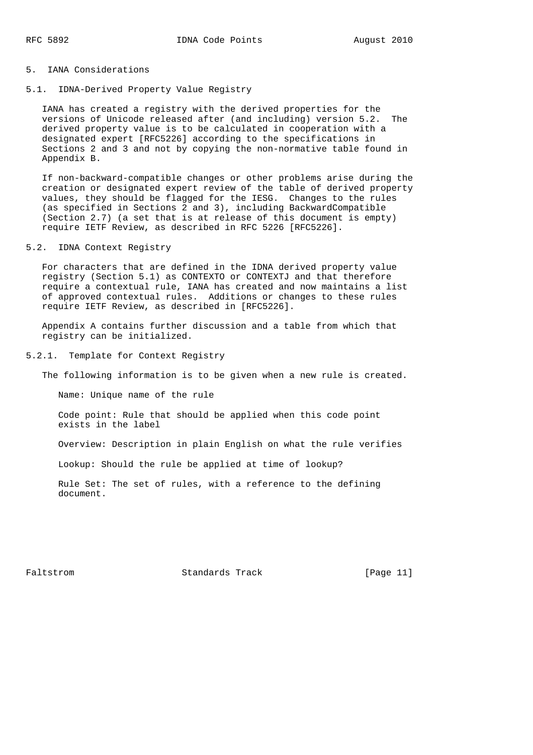## 5. IANA Considerations

### 5.1. IDNA-Derived Property Value Registry

IANA has created a registry with the derived properties for the versions of Unicode released after (and including) version 5.2. The derived property value is to be calculated in cooperation with a designated expert [RFC5226] according to the specifications in Sections 2 and 3 and not by copying the non-normative table found in Appendix B.

If non-backward-compatible changes or other problems arise during the creation or designated expert review of the table of derived property values, they should be flagged for the IESG. Changes to the rules (as specified in Sections 2 and 3), including BackwardCompatible (Section 2.7) (a set that is at release of this document is empty) require IETF Review, as described in RFC 5226 [RFC5226].

### 5.2. IDNA Context Registry

For characters that are defined in the IDNA derived property value registry (Section 5.1) as CONTEXTO or CONTEXTJ and that therefore require a contextual rule, IANA has created and now maintains a list of approved contextual rules. Additions or changes to these rules require IETF Review, as described in [RFC5226].

Appendix A contains further discussion and a table from which that registry can be initialized.

#### 5.2.1. Template for Context Registry

The following information is to be given when a new rule is created.

Name: Unique name of the rule

Code point: Rule that should be applied when this code point exists in the label

Overview: Description in plain English on what the rule verifies

Lookup: Should the rule be applied at time of lookup?

Rule Set: The set of rules, with a reference to the defining document.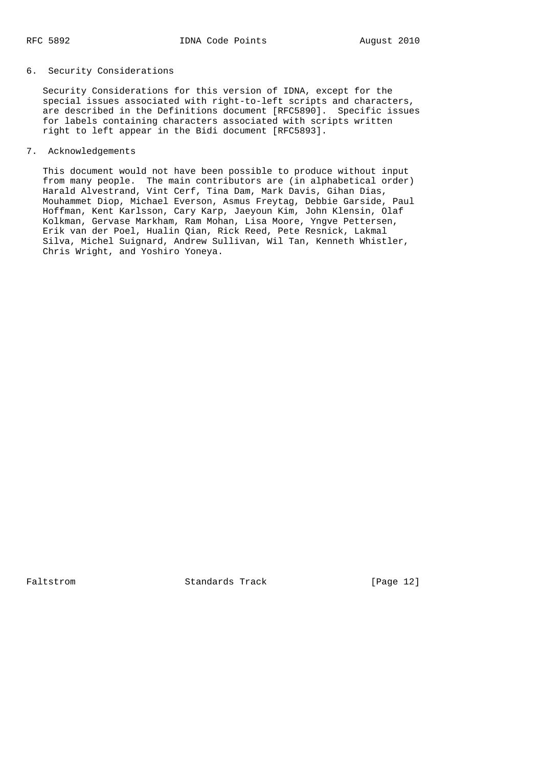## 6. Security Considerations

Security Considerations for this version of IDNA, except for the special issues associated with right-to-left scripts and characters, are described in the Definitions document [RFC5890]. Specific issues for labels containing characters associated with scripts written right to left appear in the Bidi document [RFC5893].

## 7. Acknowledgements

This document would not have been possible to produce without input from many people. The main contributors are (in alphabetical order) Harald Alvestrand, Vint Cerf, Tina Dam, Mark Davis, Gihan Dias, Mouhammet Diop, Michael Everson, Asmus Freytag, Debbie Garside, Paul Hoffman, Kent Karlsson, Cary Karp, Jaeyoun Kim, John Klensin, Olaf Kolkman, Gervase Markham, Ram Mohan, Lisa Moore, Yngve Pettersen, Erik van der Poel, Hualin Qian, Rick Reed, Pete Resnick, Lakmal Silva, Michel Suignard, Andrew Sullivan, Wil Tan, Kenneth Whistler, Chris Wright, and Yoshiro Yoneya.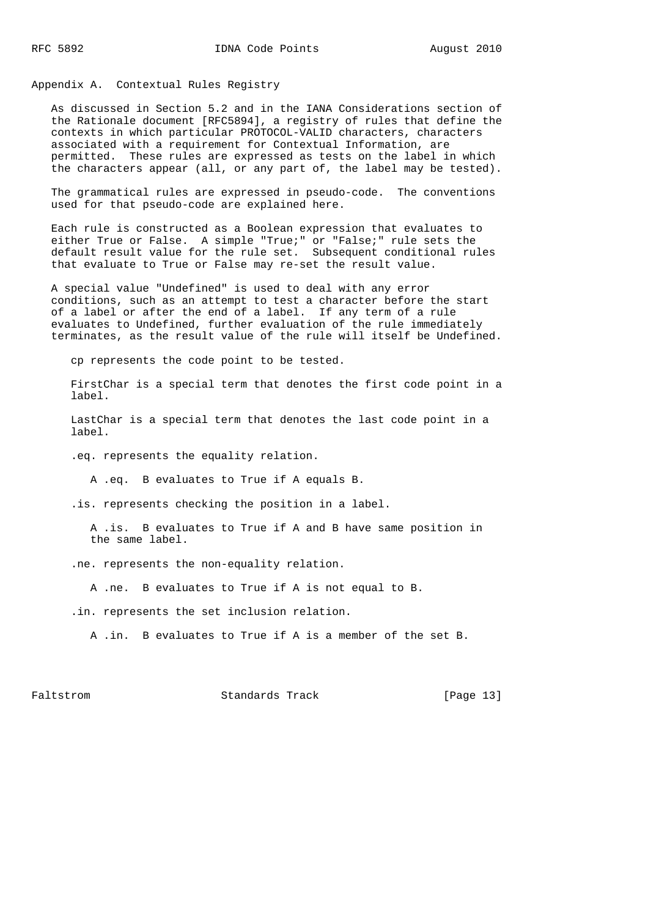## Appendix A. Contextual Rules Registry

As discussed in Section 5.2 and in the IANA Considerations section of the Rationale document [RFC5894], a registry of rules that define the contexts in which particular PROTOCOL-VALID characters, characters associated with a requirement for Contextual Information, are permitted. These rules are expressed as tests on the label in which the characters appear (all, or any part of, the label may be tested).

The grammatical rules are expressed in pseudo-code. The conventions used for that pseudo-code are explained here.

Each rule is constructed as a Boolean expression that evaluates to either True or False. A simple "True;" or "False;" rule sets the default result value for the rule set. Subsequent conditional rules that evaluate to True or False may re-set the result value.

A special value "Undefined" is used to deal with any error conditions, such as an attempt to test a character before the start of a label or after the end of a label. If any term of a rule evaluates to Undefined, further evaluation of the rule immediately terminates, as the result value of the rule will itself be Undefined.

cp represents the code point to be tested.

FirstChar is a special term that denotes the first code point in a label.

LastChar is a special term that denotes the last code point in a label.

.eq. represents the equality relation.

A .eq. B evaluates to True if A equals B.

.is. represents checking the position in a label.

A .is. B evaluates to True if A and B have same position in the same label.

.ne. represents the non-equality relation.

A .ne. B evaluates to True if A is not equal to B.

.in. represents the set inclusion relation.

A .in. B evaluates to True if A is a member of the set B.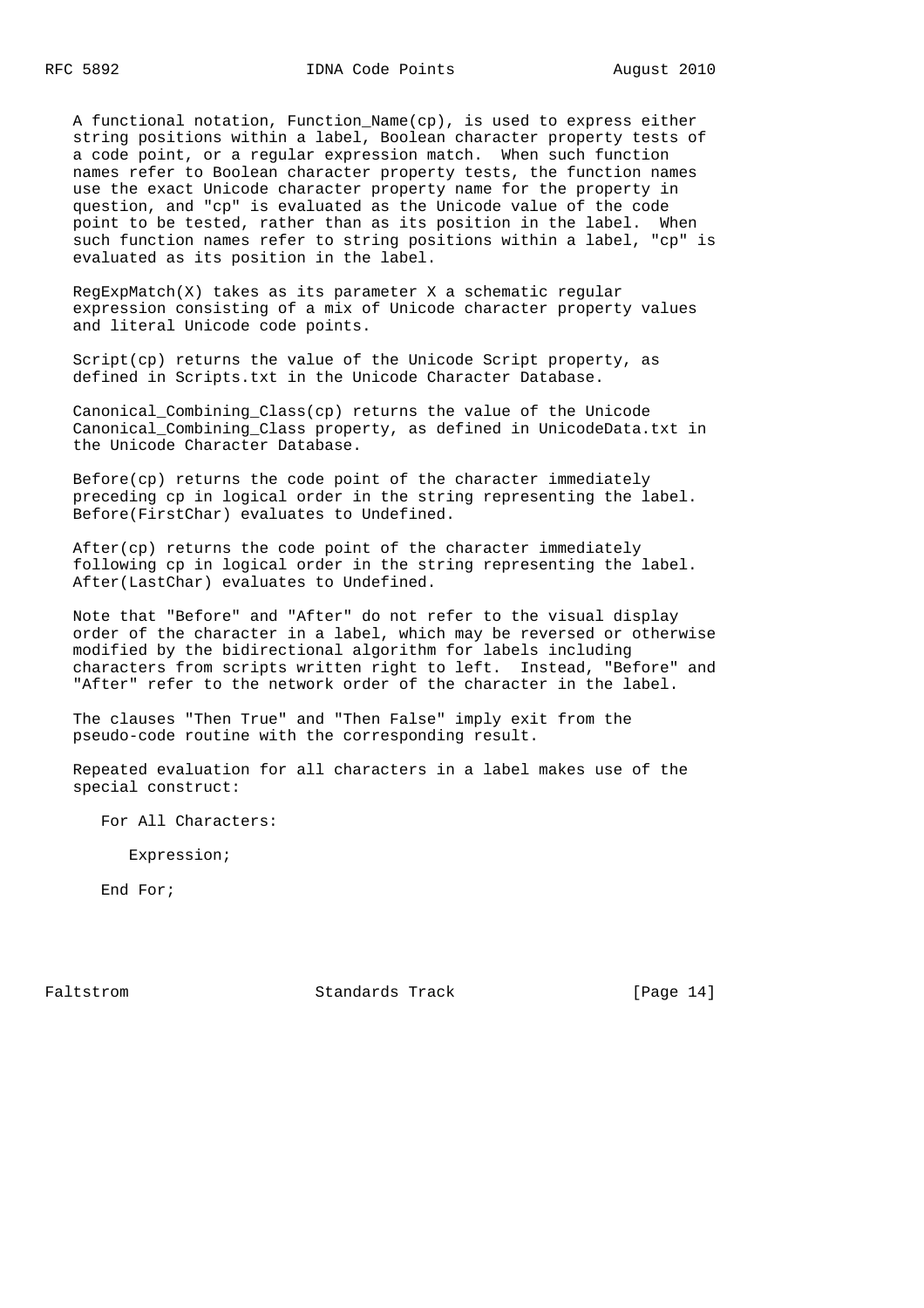A functional notation, Function_Name(cp), is used to express either string positions within a label, Boolean character property tests of a code point, or a regular expression match. When such function names refer to Boolean character property tests, the function names use the exact Unicode character property name for the property in question, and "cp" is evaluated as the Unicode value of the code point to be tested, rather than as its position in the label. When such function names refer to string positions within a label, "cp" is evaluated as its position in the label.

RegExpMatch(X) takes as its parameter X a schematic regular expression consisting of a mix of Unicode character property values and literal Unicode code points.

Script(cp) returns the value of the Unicode Script property, as defined in Scripts.txt in the Unicode Character Database.

Canonical_Combining_Class(cp) returns the value of the Unicode Canonical_Combining_Class property, as defined in UnicodeData.txt in the Unicode Character Database.

Before(cp) returns the code point of the character immediately preceding cp in logical order in the string representing the label. Before(FirstChar) evaluates to Undefined.

After(cp) returns the code point of the character immediately following cp in logical order in the string representing the label. After(LastChar) evaluates to Undefined.

Note that "Before" and "After" do not refer to the visual display order of the character in a label, which may be reversed or otherwise modified by the bidirectional algorithm for labels including characters from scripts written right to left. Instead, "Before" and "After" refer to the network order of the character in the label.

The clauses "Then True" and "Then False" imply exit from the pseudo-code routine with the corresponding result.

Repeated evaluation for all characters in a label makes use of the special construct:

```
For All Characters:

   Expression;

End For;
```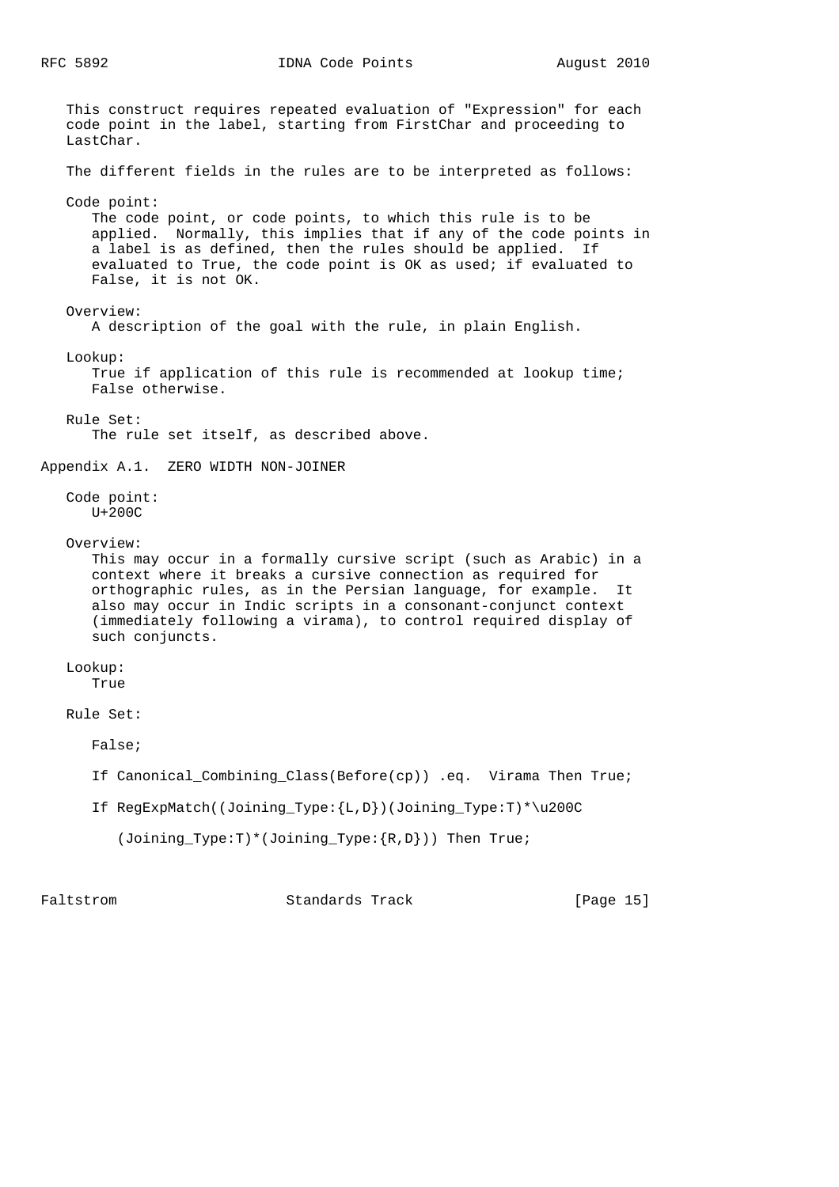This construct requires repeated evaluation of "Expression" for each code point in the label, starting from FirstChar and proceeding to LastChar.

The different fields in the rules are to be interpreted as follows:

Code point:
: The code point, or code points, to which this rule is to be applied. Normally, this implies that if any of the code points in a label is as defined, then the rules should be applied. If evaluated to True, the code point is OK as used; if evaluated to False, it is not OK.

Overview:
: A description of the goal with the rule, in plain English.

Lookup:
: True if application of this rule is recommended at lookup time; False otherwise.

Rule Set:
: The rule set itself, as described above.

## Appendix A.1. ZERO WIDTH NON-JOINER

Code point:
: U+200C

Overview:
: This may occur in a formally cursive script (such as Arabic) in a context where it breaks a cursive connection as required for orthographic rules, as in the Persian language, for example. It also may occur in Indic scripts in a consonant-conjunct context (immediately following a virama), to control required display of such conjuncts.

Lookup:
: True

Rule Set:

```
False;

If Canonical_Combining_Class(Before(cp)) .eq.  Virama Then True;

If RegExpMatch((Joining_Type:{L,D})(Joining_Type:T)*\u200C

   (Joining_Type:T)*(Joining_Type:{R,D})) Then True;
```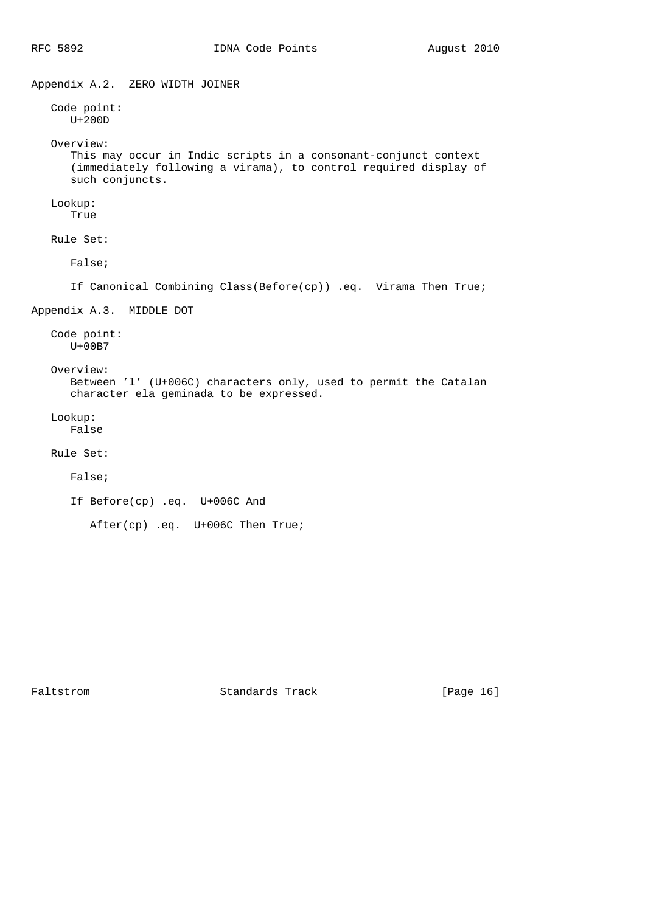## Appendix A.2. ZERO WIDTH JOINER

Code point:
U+200D

Overview:
This may occur in Indic scripts in a consonant-conjunct context (immediately following a virama), to control required display of such conjuncts.

Lookup:
True

Rule Set:

```
False;

If Canonical_Combining_Class(Before(cp)) .eq.  Virama Then True;
```

## Appendix A.3. MIDDLE DOT

Code point:
U+00B7

Overview:
Between 'l' (U+006C) characters only, used to permit the Catalan character ela geminada to be expressed.

Lookup:
False

Rule Set:

```
False;

If Before(cp) .eq.  U+006C And

   After(cp) .eq.  U+006C Then True;
```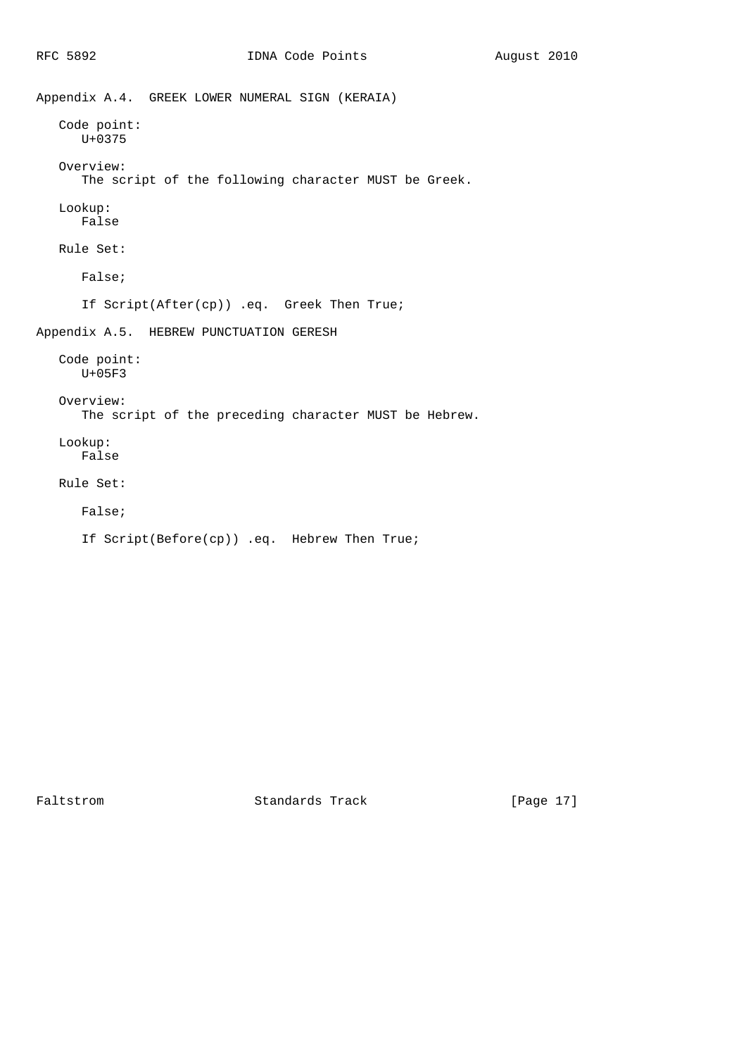## Appendix A.4. GREEK LOWER NUMERAL SIGN (KERAIA)

Code point:
U+0375

Overview:
The script of the following character MUST be Greek.

Lookup:
False

Rule Set:

```
False;

If Script(After(cp)) .eq.  Greek Then True;
```

## Appendix A.5. HEBREW PUNCTUATION GERESH

Code point:
U+05F3

Overview:
The script of the preceding character MUST be Hebrew.

Lookup:
False

Rule Set:

```
False;

If Script(Before(cp)) .eq.  Hebrew Then True;
```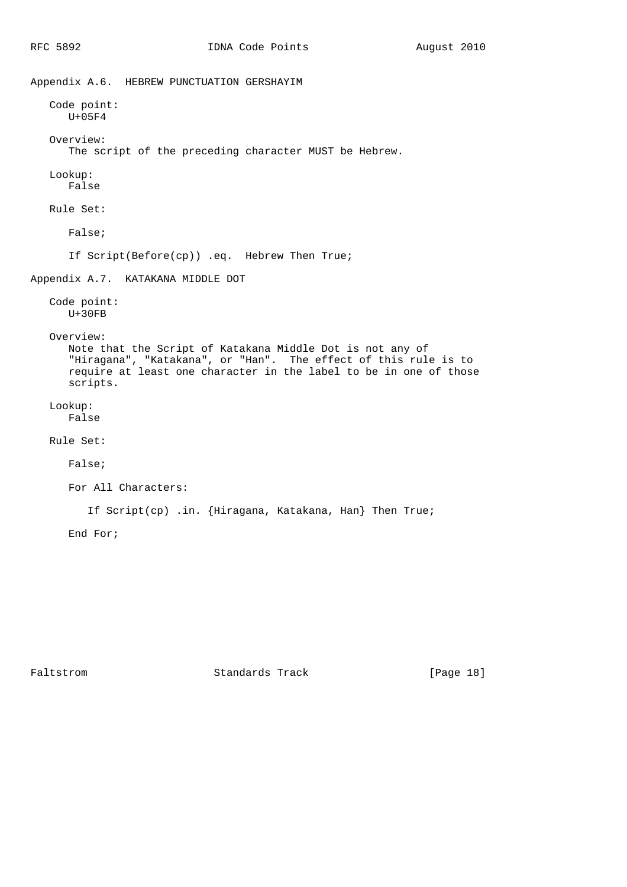## Appendix A.6. HEBREW PUNCTUATION GERSHAYIM

Code point:
U+05F4

Overview:
The script of the preceding character MUST be Hebrew.

Lookup:
False

Rule Set:

```
False;

If Script(Before(cp)) .eq.  Hebrew Then True;
```

## Appendix A.7. KATAKANA MIDDLE DOT

Code point:
U+30FB

Overview:
Note that the Script of Katakana Middle Dot is not any of "Hiragana", "Katakana", or "Han". The effect of this rule is to require at least one character in the label to be in one of those scripts.

Lookup:
False

Rule Set:

```
False;

For All Characters:

   If Script(cp) .in. {Hiragana, Katakana, Han} Then True;

End For;
```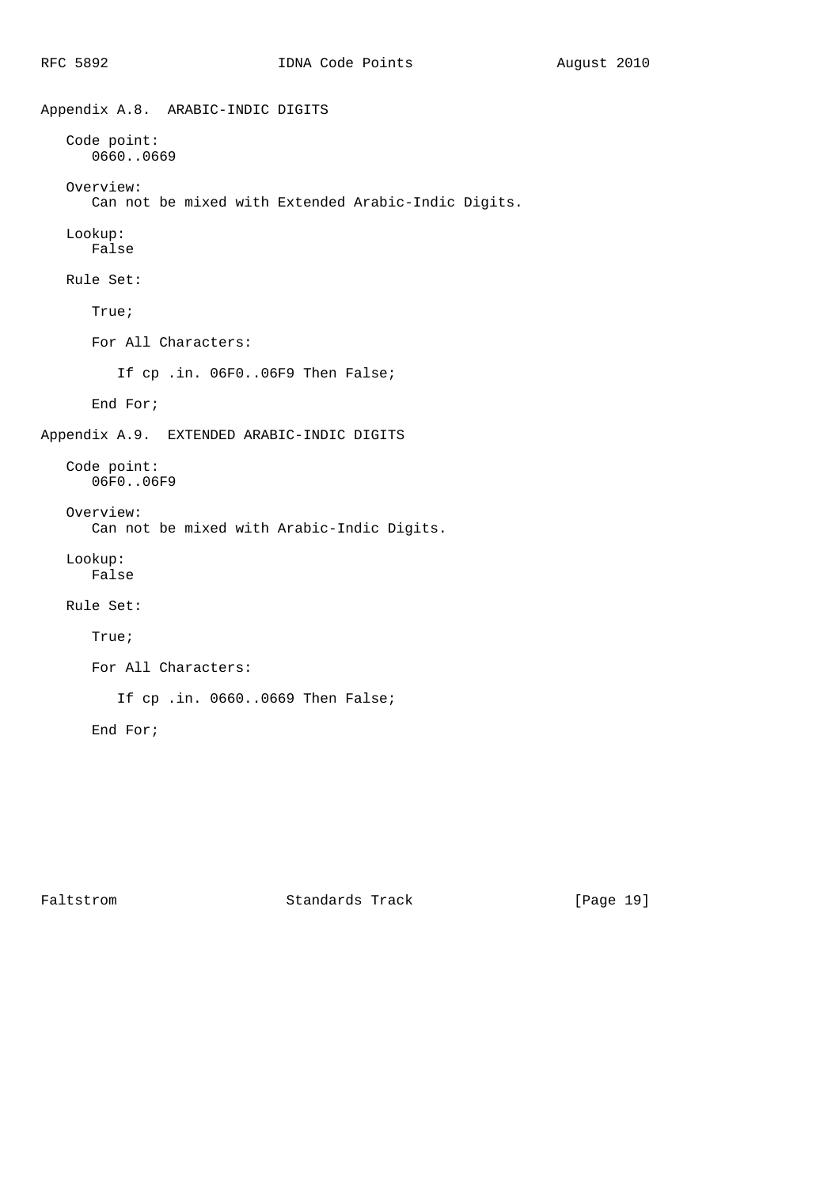## Appendix A.8.  ARABIC-INDIC DIGITS

Code point:
0660..0669

Overview:
Can not be mixed with Extended Arabic-Indic Digits.

Lookup:
False

Rule Set:

```
True;

For All Characters:

   If cp .in. 06F0..06F9 Then False;

End For;
```

## Appendix A.9.  EXTENDED ARABIC-INDIC DIGITS

Code point:
06F0..06F9

Overview:
Can not be mixed with Arabic-Indic Digits.

Lookup:
False

Rule Set:

```
True;

For All Characters:

   If cp .in. 0660..0669 Then False;

End For;
```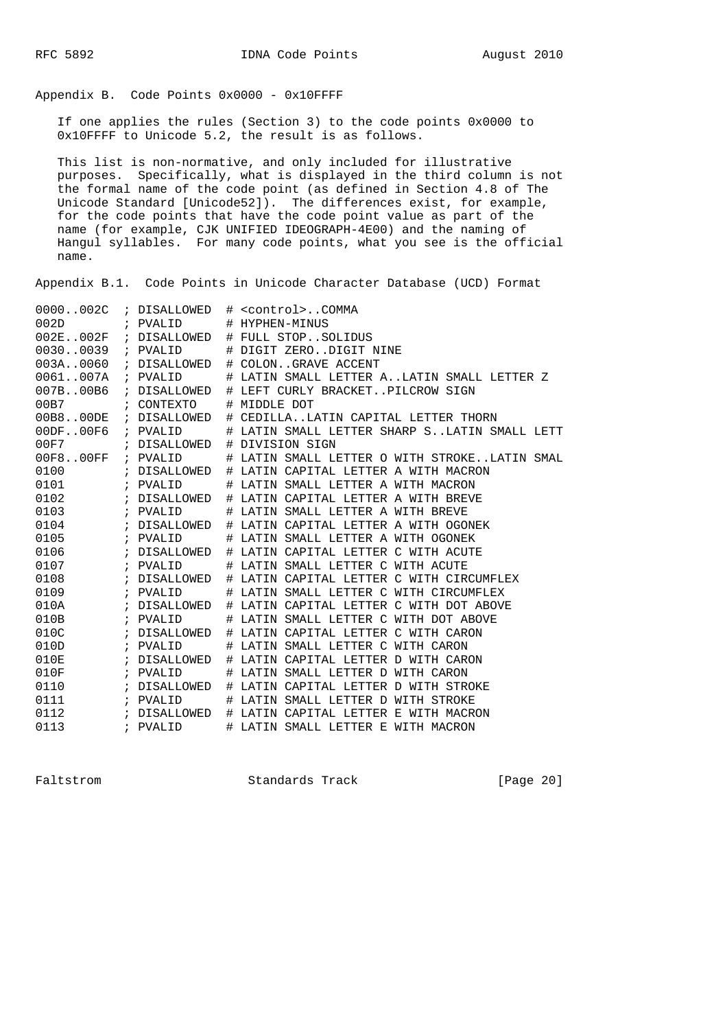## Appendix B. Code Points 0x0000 - 0x10FFFF

If one applies the rules (Section 3) to the code points 0x0000 to 0x10FFFF to Unicode 5.2, the result is as follows.

This list is non-normative, and only included for illustrative purposes. Specifically, what is displayed in the third column is not the formal name of the code point (as defined in Section 4.8 of The Unicode Standard [Unicode52]). The differences exist, for example, for the code points that have the code point value as part of the name (for example, CJK UNIFIED IDEOGRAPH-4E00) and the naming of Hangul syllables. For many code points, what you see is the official name.

### Appendix B.1. Code Points in Unicode Character Database (UCD) Format

```
0000..002C  ; DISALLOWED  # <control>..COMMA
002D        ; PVALID      # HYPHEN-MINUS
002E..002F  ; DISALLOWED  # FULL STOP..SOLIDUS
0030..0039  ; PVALID      # DIGIT ZERO..DIGIT NINE
003A..0060  ; DISALLOWED  # COLON..GRAVE ACCENT
0061..007A  ; PVALID      # LATIN SMALL LETTER A..LATIN SMALL LETTER Z
007B..00B6  ; DISALLOWED  # LEFT CURLY BRACKET..PILCROW SIGN
00B7        ; CONTEXTO    # MIDDLE DOT
00B8..00DE  ; DISALLOWED  # CEDILLA..LATIN CAPITAL LETTER THORN
00DF..00F6  ; PVALID      # LATIN SMALL LETTER SHARP S..LATIN SMALL LETT
00F7        ; DISALLOWED  # DIVISION SIGN
00F8..00FF  ; PVALID      # LATIN SMALL LETTER O WITH STROKE..LATIN SMAL
0100        ; DISALLOWED  # LATIN CAPITAL LETTER A WITH MACRON
0101        ; PVALID      # LATIN SMALL LETTER A WITH MACRON
0102        ; DISALLOWED  # LATIN CAPITAL LETTER A WITH BREVE
0103        ; PVALID      # LATIN SMALL LETTER A WITH BREVE
0104        ; DISALLOWED  # LATIN CAPITAL LETTER A WITH OGONEK
0105        ; PVALID      # LATIN SMALL LETTER A WITH OGONEK
0106        ; DISALLOWED  # LATIN CAPITAL LETTER C WITH ACUTE
0107        ; PVALID      # LATIN SMALL LETTER C WITH ACUTE
0108        ; DISALLOWED  # LATIN CAPITAL LETTER C WITH CIRCUMFLEX
0109        ; PVALID      # LATIN SMALL LETTER C WITH CIRCUMFLEX
010A        ; DISALLOWED  # LATIN CAPITAL LETTER C WITH DOT ABOVE
010B        ; PVALID      # LATIN SMALL LETTER C WITH DOT ABOVE
010C        ; DISALLOWED  # LATIN CAPITAL LETTER C WITH CARON
010D        ; PVALID      # LATIN SMALL LETTER C WITH CARON
010E        ; DISALLOWED  # LATIN CAPITAL LETTER D WITH CARON
010F        ; PVALID      # LATIN SMALL LETTER D WITH CARON
0110        ; DISALLOWED  # LATIN CAPITAL LETTER D WITH STROKE
0111        ; PVALID      # LATIN SMALL LETTER D WITH STROKE
0112        ; DISALLOWED  # LATIN CAPITAL LETTER E WITH MACRON
0113        ; PVALID      # LATIN SMALL LETTER E WITH MACRON
```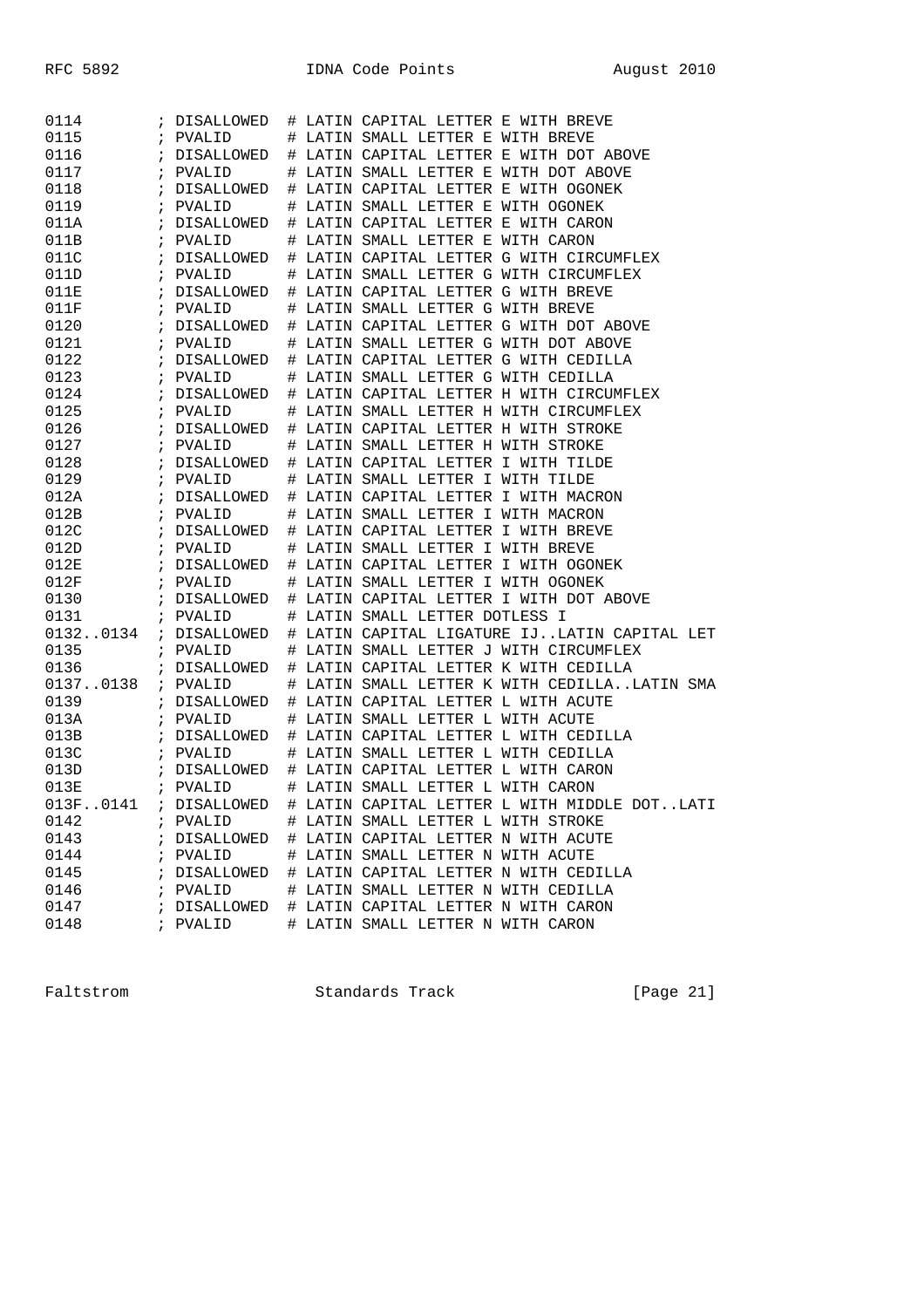```
0114        ; DISALLOWED  # LATIN CAPITAL LETTER E WITH BREVE
0115        ; PVALID      # LATIN SMALL LETTER E WITH BREVE
0116        ; DISALLOWED  # LATIN CAPITAL LETTER E WITH DOT ABOVE
0117        ; PVALID      # LATIN SMALL LETTER E WITH DOT ABOVE
0118        ; DISALLOWED  # LATIN CAPITAL LETTER E WITH OGONEK
0119        ; PVALID      # LATIN SMALL LETTER E WITH OGONEK
011A        ; DISALLOWED  # LATIN CAPITAL LETTER E WITH CARON
011B        ; PVALID      # LATIN SMALL LETTER E WITH CARON
011C        ; DISALLOWED  # LATIN CAPITAL LETTER G WITH CIRCUMFLEX
011D        ; PVALID      # LATIN SMALL LETTER G WITH CIRCUMFLEX
011E        ; DISALLOWED  # LATIN CAPITAL LETTER G WITH BREVE
011F        ; PVALID      # LATIN SMALL LETTER G WITH BREVE
0120        ; DISALLOWED  # LATIN CAPITAL LETTER G WITH DOT ABOVE
0121        ; PVALID      # LATIN SMALL LETTER G WITH DOT ABOVE
0122        ; DISALLOWED  # LATIN CAPITAL LETTER G WITH CEDILLA
0123        ; PVALID      # LATIN SMALL LETTER G WITH CEDILLA
0124        ; DISALLOWED  # LATIN CAPITAL LETTER H WITH CIRCUMFLEX
0125        ; PVALID      # LATIN SMALL LETTER H WITH CIRCUMFLEX
0126        ; DISALLOWED  # LATIN CAPITAL LETTER H WITH STROKE
0127        ; PVALID      # LATIN SMALL LETTER H WITH STROKE
0128        ; DISALLOWED  # LATIN CAPITAL LETTER I WITH TILDE
0129        ; PVALID      # LATIN SMALL LETTER I WITH TILDE
012A        ; DISALLOWED  # LATIN CAPITAL LETTER I WITH MACRON
012B        ; PVALID      # LATIN SMALL LETTER I WITH MACRON
012C        ; DISALLOWED  # LATIN CAPITAL LETTER I WITH BREVE
012D        ; PVALID      # LATIN SMALL LETTER I WITH BREVE
012E        ; DISALLOWED  # LATIN CAPITAL LETTER I WITH OGONEK
012F        ; PVALID      # LATIN SMALL LETTER I WITH OGONEK
0130        ; DISALLOWED  # LATIN CAPITAL LETTER I WITH DOT ABOVE
0131        ; PVALID      # LATIN SMALL LETTER DOTLESS I
0132..0134  ; DISALLOWED  # LATIN CAPITAL LIGATURE IJ..LATIN CAPITAL LET
0135        ; PVALID      # LATIN SMALL LETTER J WITH CIRCUMFLEX
0136        ; DISALLOWED  # LATIN CAPITAL LETTER K WITH CEDILLA
0137..0138  ; PVALID      # LATIN SMALL LETTER K WITH CEDILLA..LATIN SMA
0139        ; DISALLOWED  # LATIN CAPITAL LETTER L WITH ACUTE
013A        ; PVALID      # LATIN SMALL LETTER L WITH ACUTE
013B        ; DISALLOWED  # LATIN CAPITAL LETTER L WITH CEDILLA
013C        ; PVALID      # LATIN SMALL LETTER L WITH CEDILLA
013D        ; DISALLOWED  # LATIN CAPITAL LETTER L WITH CARON
013E        ; PVALID      # LATIN SMALL LETTER L WITH CARON
013F..0141  ; DISALLOWED  # LATIN CAPITAL LETTER L WITH MIDDLE DOT..LATI
0142        ; PVALID      # LATIN SMALL LETTER L WITH STROKE
0143        ; DISALLOWED  # LATIN CAPITAL LETTER N WITH ACUTE
0144        ; PVALID      # LATIN SMALL LETTER N WITH ACUTE
0145        ; DISALLOWED  # LATIN CAPITAL LETTER N WITH CEDILLA
0146        ; PVALID      # LATIN SMALL LETTER N WITH CEDILLA
0147        ; DISALLOWED  # LATIN CAPITAL LETTER N WITH CARON
0148        ; PVALID      # LATIN SMALL LETTER N WITH CARON
```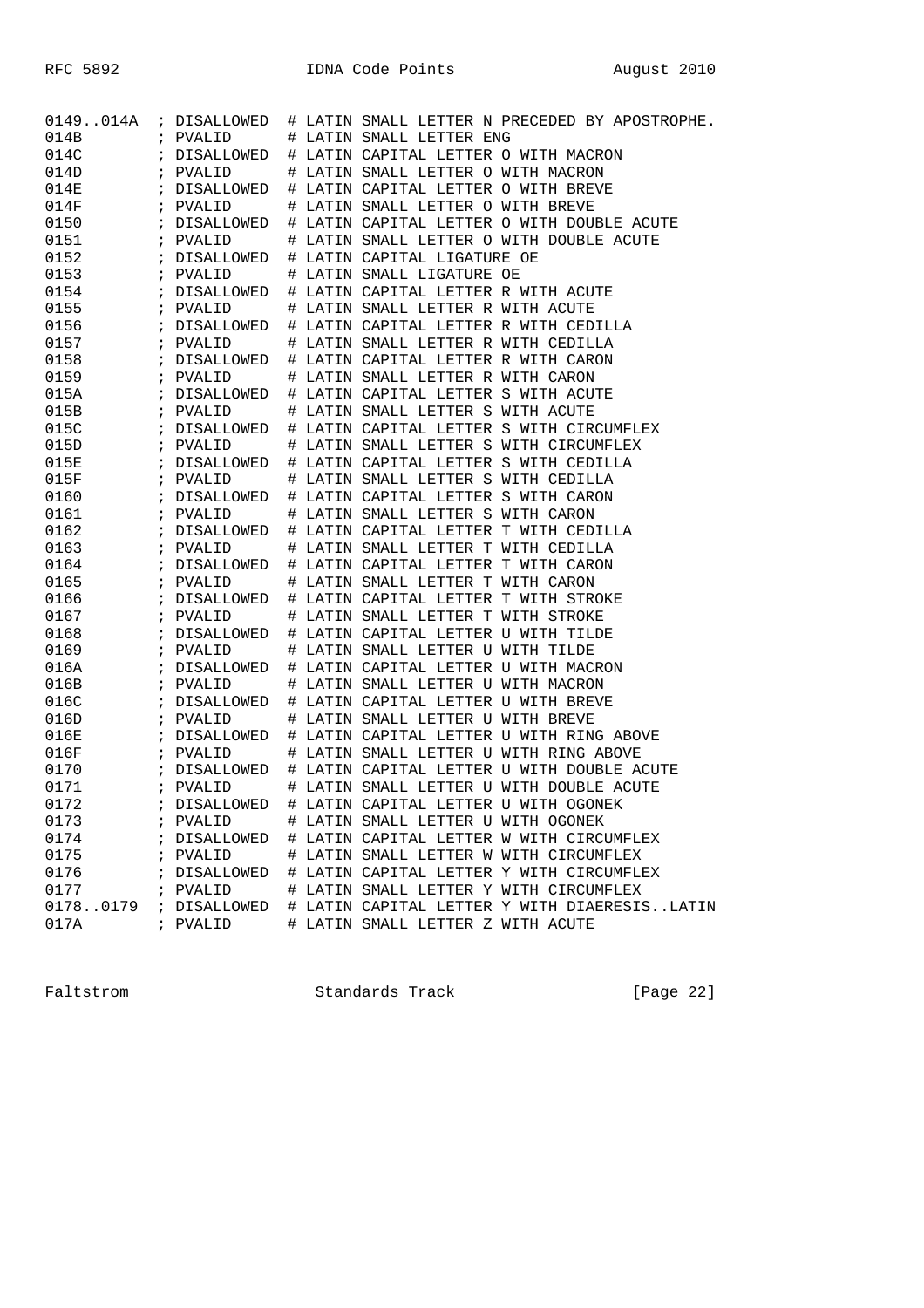```
0149..014A  ; DISALLOWED  # LATIN SMALL LETTER N PRECEDED BY APOSTROPHE.
014B        ; PVALID      # LATIN SMALL LETTER ENG
014C        ; DISALLOWED  # LATIN CAPITAL LETTER O WITH MACRON
014D        ; PVALID      # LATIN SMALL LETTER O WITH MACRON
014E        ; DISALLOWED  # LATIN CAPITAL LETTER O WITH BREVE
014F        ; PVALID      # LATIN SMALL LETTER O WITH BREVE
0150        ; DISALLOWED  # LATIN CAPITAL LETTER O WITH DOUBLE ACUTE
0151        ; PVALID      # LATIN SMALL LETTER O WITH DOUBLE ACUTE
0152        ; DISALLOWED  # LATIN CAPITAL LIGATURE OE
0153        ; PVALID      # LATIN SMALL LIGATURE OE
0154        ; DISALLOWED  # LATIN CAPITAL LETTER R WITH ACUTE
0155        ; PVALID      # LATIN SMALL LETTER R WITH ACUTE
0156        ; DISALLOWED  # LATIN CAPITAL LETTER R WITH CEDILLA
0157        ; PVALID      # LATIN SMALL LETTER R WITH CEDILLA
0158        ; DISALLOWED  # LATIN CAPITAL LETTER R WITH CARON
0159        ; PVALID      # LATIN SMALL LETTER R WITH CARON
015A        ; DISALLOWED  # LATIN CAPITAL LETTER S WITH ACUTE
015B        ; PVALID      # LATIN SMALL LETTER S WITH ACUTE
015C        ; DISALLOWED  # LATIN CAPITAL LETTER S WITH CIRCUMFLEX
015D        ; PVALID      # LATIN SMALL LETTER S WITH CIRCUMFLEX
015E        ; DISALLOWED  # LATIN CAPITAL LETTER S WITH CEDILLA
015F        ; PVALID      # LATIN SMALL LETTER S WITH CEDILLA
0160        ; DISALLOWED  # LATIN CAPITAL LETTER S WITH CARON
0161        ; PVALID      # LATIN SMALL LETTER S WITH CARON
0162        ; DISALLOWED  # LATIN CAPITAL LETTER T WITH CEDILLA
0163        ; PVALID      # LATIN SMALL LETTER T WITH CEDILLA
0164        ; DISALLOWED  # LATIN CAPITAL LETTER T WITH CARON
0165        ; PVALID      # LATIN SMALL LETTER T WITH CARON
0166        ; DISALLOWED  # LATIN CAPITAL LETTER T WITH STROKE
0167        ; PVALID      # LATIN SMALL LETTER T WITH STROKE
0168        ; DISALLOWED  # LATIN CAPITAL LETTER U WITH TILDE
0169        ; PVALID      # LATIN SMALL LETTER U WITH TILDE
016A        ; DISALLOWED  # LATIN CAPITAL LETTER U WITH MACRON
016B        ; PVALID      # LATIN SMALL LETTER U WITH MACRON
016C        ; DISALLOWED  # LATIN CAPITAL LETTER U WITH BREVE
016D        ; PVALID      # LATIN SMALL LETTER U WITH BREVE
016E        ; DISALLOWED  # LATIN CAPITAL LETTER U WITH RING ABOVE
016F        ; PVALID      # LATIN SMALL LETTER U WITH RING ABOVE
0170        ; DISALLOWED  # LATIN CAPITAL LETTER U WITH DOUBLE ACUTE
0171        ; PVALID      # LATIN SMALL LETTER U WITH DOUBLE ACUTE
0172        ; DISALLOWED  # LATIN CAPITAL LETTER U WITH OGONEK
0173        ; PVALID      # LATIN SMALL LETTER U WITH OGONEK
0174        ; DISALLOWED  # LATIN CAPITAL LETTER W WITH CIRCUMFLEX
0175        ; PVALID      # LATIN SMALL LETTER W WITH CIRCUMFLEX
0176        ; DISALLOWED  # LATIN CAPITAL LETTER Y WITH CIRCUMFLEX
0177        ; PVALID      # LATIN SMALL LETTER Y WITH CIRCUMFLEX
0178..0179  ; DISALLOWED  # LATIN CAPITAL LETTER Y WITH DIAERESIS..LATIN
017A        ; PVALID      # LATIN SMALL LETTER Z WITH ACUTE
```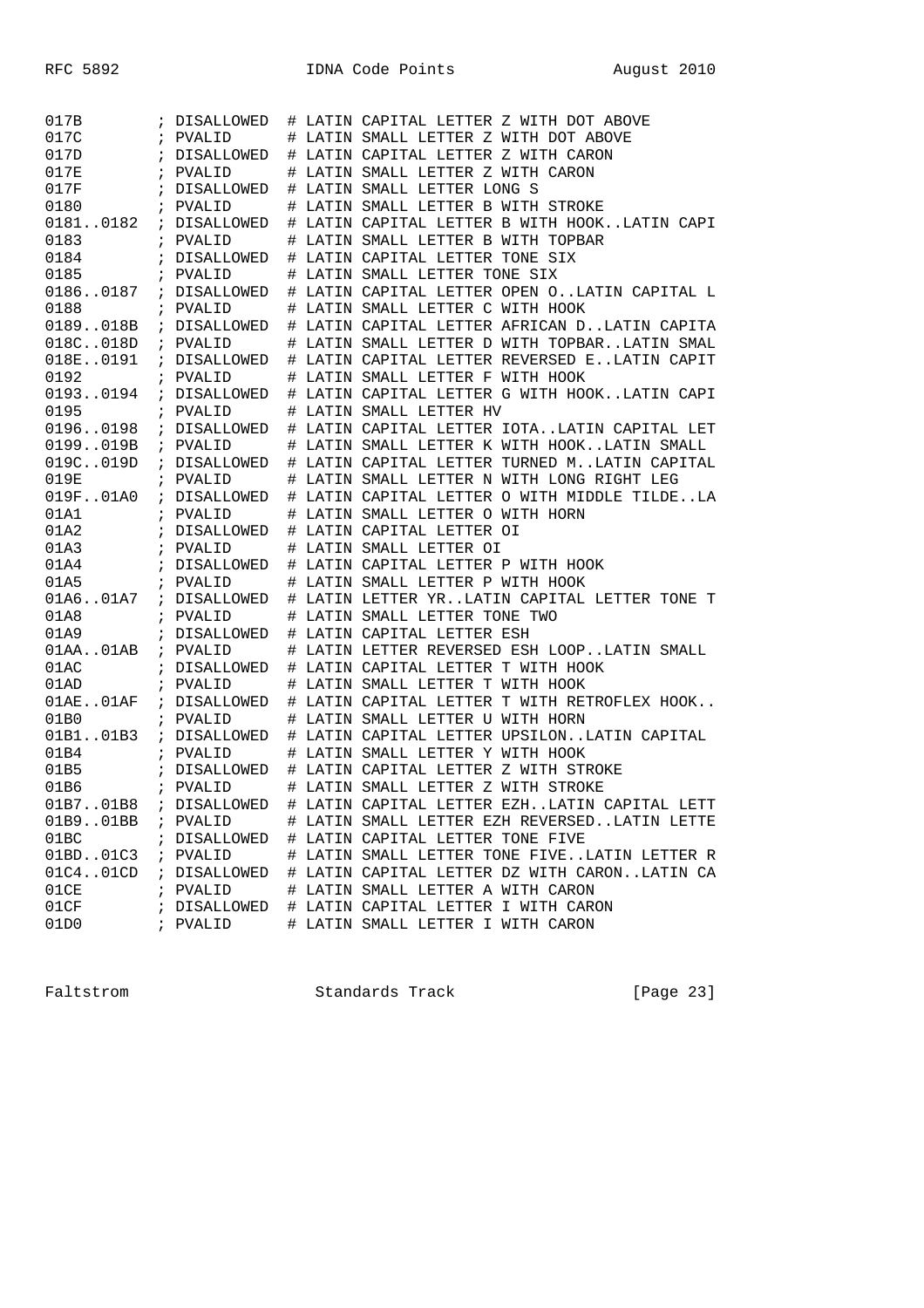```
017B          ; DISALLOWED  # LATIN CAPITAL LETTER Z WITH DOT ABOVE
017C          ; PVALID      # LATIN SMALL LETTER Z WITH DOT ABOVE
017D          ; DISALLOWED  # LATIN CAPITAL LETTER Z WITH CARON
017E          ; PVALID      # LATIN SMALL LETTER Z WITH CARON
017F          ; DISALLOWED  # LATIN SMALL LETTER LONG S
0180          ; PVALID      # LATIN SMALL LETTER B WITH STROKE
0181..0182    ; DISALLOWED  # LATIN CAPITAL LETTER B WITH HOOK..LATIN CAPI
0183          ; PVALID      # LATIN SMALL LETTER B WITH TOPBAR
0184          ; DISALLOWED  # LATIN CAPITAL LETTER TONE SIX
0185          ; PVALID      # LATIN SMALL LETTER TONE SIX
0186..0187    ; DISALLOWED  # LATIN CAPITAL LETTER OPEN O..LATIN CAPITAL L
0188          ; PVALID      # LATIN SMALL LETTER C WITH HOOK
0189..018B    ; DISALLOWED  # LATIN CAPITAL LETTER AFRICAN D..LATIN CAPITA
018C..018D    ; PVALID      # LATIN SMALL LETTER D WITH TOPBAR..LATIN SMAL
018E..0191    ; DISALLOWED  # LATIN CAPITAL LETTER REVERSED E..LATIN CAPIT
0192          ; PVALID      # LATIN SMALL LETTER F WITH HOOK
0193..0194    ; DISALLOWED  # LATIN CAPITAL LETTER G WITH HOOK..LATIN CAPI
0195          ; PVALID      # LATIN SMALL LETTER HV
0196..0198    ; DISALLOWED  # LATIN CAPITAL LETTER IOTA..LATIN CAPITAL LET
0199..019B    ; PVALID      # LATIN SMALL LETTER K WITH HOOK..LATIN SMALL
019C..019D    ; DISALLOWED  # LATIN CAPITAL LETTER TURNED M..LATIN CAPITAL
019E          ; PVALID      # LATIN SMALL LETTER N WITH LONG RIGHT LEG
019F..01A0    ; DISALLOWED  # LATIN CAPITAL LETTER O WITH MIDDLE TILDE..LA
01A1          ; PVALID      # LATIN SMALL LETTER O WITH HORN
01A2          ; DISALLOWED  # LATIN CAPITAL LETTER OI
01A3          ; PVALID      # LATIN SMALL LETTER OI
01A4          ; DISALLOWED  # LATIN CAPITAL LETTER P WITH HOOK
01A5          ; PVALID      # LATIN SMALL LETTER P WITH HOOK
01A6..01A7    ; DISALLOWED  # LATIN LETTER YR..LATIN CAPITAL LETTER TONE T
01A8          ; PVALID      # LATIN SMALL LETTER TONE TWO
01A9          ; DISALLOWED  # LATIN CAPITAL LETTER ESH
01AA..01AB    ; PVALID      # LATIN LETTER REVERSED ESH LOOP..LATIN SMALL
01AC          ; DISALLOWED  # LATIN CAPITAL LETTER T WITH HOOK
01AD          ; PVALID      # LATIN SMALL LETTER T WITH HOOK
01AE..01AF    ; DISALLOWED  # LATIN CAPITAL LETTER T WITH RETROFLEX HOOK..
01B0          ; PVALID      # LATIN SMALL LETTER U WITH HORN
01B1..01B3    ; DISALLOWED  # LATIN CAPITAL LETTER UPSILON..LATIN CAPITAL
01B4          ; PVALID      # LATIN SMALL LETTER Y WITH HOOK
01B5          ; DISALLOWED  # LATIN CAPITAL LETTER Z WITH STROKE
01B6          ; PVALID      # LATIN SMALL LETTER Z WITH STROKE
01B7..01B8    ; DISALLOWED  # LATIN CAPITAL LETTER EZH..LATIN CAPITAL LETT
01B9..01BB    ; PVALID      # LATIN SMALL LETTER EZH REVERSED..LATIN LETTE
01BC          ; DISALLOWED  # LATIN CAPITAL LETTER TONE FIVE
01BD..01C3    ; PVALID      # LATIN SMALL LETTER TONE FIVE..LATIN LETTER R
01C4..01CD    ; DISALLOWED  # LATIN CAPITAL LETTER DZ WITH CARON..LATIN CA
01CE          ; PVALID      # LATIN SMALL LETTER A WITH CARON
01CF          ; DISALLOWED  # LATIN CAPITAL LETTER I WITH CARON
01D0          ; PVALID      # LATIN SMALL LETTER I WITH CARON
```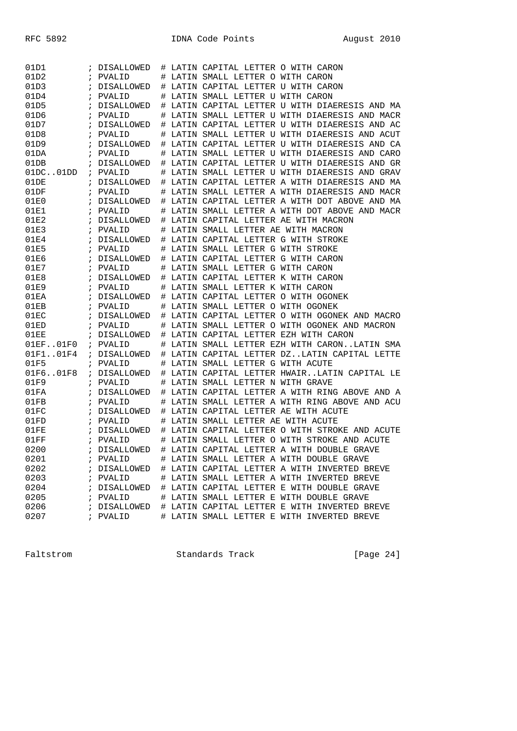```
01D1        ; DISALLOWED  # LATIN CAPITAL LETTER O WITH CARON
01D2        ; PVALID      # LATIN SMALL LETTER O WITH CARON
01D3        ; DISALLOWED  # LATIN CAPITAL LETTER U WITH CARON
01D4        ; PVALID      # LATIN SMALL LETTER U WITH CARON
01D5        ; DISALLOWED  # LATIN CAPITAL LETTER U WITH DIAERESIS AND MA
01D6        ; PVALID      # LATIN SMALL LETTER U WITH DIAERESIS AND MACR
01D7        ; DISALLOWED  # LATIN CAPITAL LETTER U WITH DIAERESIS AND AC
01D8        ; PVALID      # LATIN SMALL LETTER U WITH DIAERESIS AND ACUT
01D9        ; DISALLOWED  # LATIN CAPITAL LETTER U WITH DIAERESIS AND CA
01DA        ; PVALID      # LATIN SMALL LETTER U WITH DIAERESIS AND CARO
01DB        ; DISALLOWED  # LATIN CAPITAL LETTER U WITH DIAERESIS AND GR
01DC..01DD  ; PVALID      # LATIN SMALL LETTER U WITH DIAERESIS AND GRAV
01DE        ; DISALLOWED  # LATIN CAPITAL LETTER A WITH DIAERESIS AND MA
01DF        ; PVALID      # LATIN SMALL LETTER A WITH DIAERESIS AND MACR
01E0        ; DISALLOWED  # LATIN CAPITAL LETTER A WITH DOT ABOVE AND MA
01E1        ; PVALID      # LATIN SMALL LETTER A WITH DOT ABOVE AND MACR
01E2        ; DISALLOWED  # LATIN CAPITAL LETTER AE WITH MACRON
01E3        ; PVALID      # LATIN SMALL LETTER AE WITH MACRON
01E4        ; DISALLOWED  # LATIN CAPITAL LETTER G WITH STROKE
01E5        ; PVALID      # LATIN SMALL LETTER G WITH STROKE
01E6        ; DISALLOWED  # LATIN CAPITAL LETTER G WITH CARON
01E7        ; PVALID      # LATIN SMALL LETTER G WITH CARON
01E8        ; DISALLOWED  # LATIN CAPITAL LETTER K WITH CARON
01E9        ; PVALID      # LATIN SMALL LETTER K WITH CARON
01EA        ; DISALLOWED  # LATIN CAPITAL LETTER O WITH OGONEK
01EB        ; PVALID      # LATIN SMALL LETTER O WITH OGONEK
01EC        ; DISALLOWED  # LATIN CAPITAL LETTER O WITH OGONEK AND MACRO
01ED        ; PVALID      # LATIN SMALL LETTER O WITH OGONEK AND MACRON
01EE        ; DISALLOWED  # LATIN CAPITAL LETTER EZH WITH CARON
01EF..01F0  ; PVALID      # LATIN SMALL LETTER EZH WITH CARON..LATIN SMA
01F1..01F4  ; DISALLOWED  # LATIN CAPITAL LETTER DZ..LATIN CAPITAL LETTE
01F5        ; PVALID      # LATIN SMALL LETTER G WITH ACUTE
01F6..01F8  ; DISALLOWED  # LATIN CAPITAL LETTER HWAIR..LATIN CAPITAL LE
01F9        ; PVALID      # LATIN SMALL LETTER N WITH GRAVE
01FA        ; DISALLOWED  # LATIN CAPITAL LETTER A WITH RING ABOVE AND A
01FB        ; PVALID      # LATIN SMALL LETTER A WITH RING ABOVE AND ACU
01FC        ; DISALLOWED  # LATIN CAPITAL LETTER AE WITH ACUTE
01FD        ; PVALID      # LATIN SMALL LETTER AE WITH ACUTE
01FE        ; DISALLOWED  # LATIN CAPITAL LETTER O WITH STROKE AND ACUTE
01FF        ; PVALID      # LATIN SMALL LETTER O WITH STROKE AND ACUTE
0200        ; DISALLOWED  # LATIN CAPITAL LETTER A WITH DOUBLE GRAVE
0201        ; PVALID      # LATIN SMALL LETTER A WITH DOUBLE GRAVE
0202        ; DISALLOWED  # LATIN CAPITAL LETTER A WITH INVERTED BREVE
0203        ; PVALID      # LATIN SMALL LETTER A WITH INVERTED BREVE
0204        ; DISALLOWED  # LATIN CAPITAL LETTER E WITH DOUBLE GRAVE
0205        ; PVALID      # LATIN SMALL LETTER E WITH DOUBLE GRAVE
0206        ; DISALLOWED  # LATIN CAPITAL LETTER E WITH INVERTED BREVE
0207        ; PVALID      # LATIN SMALL LETTER E WITH INVERTED BREVE
```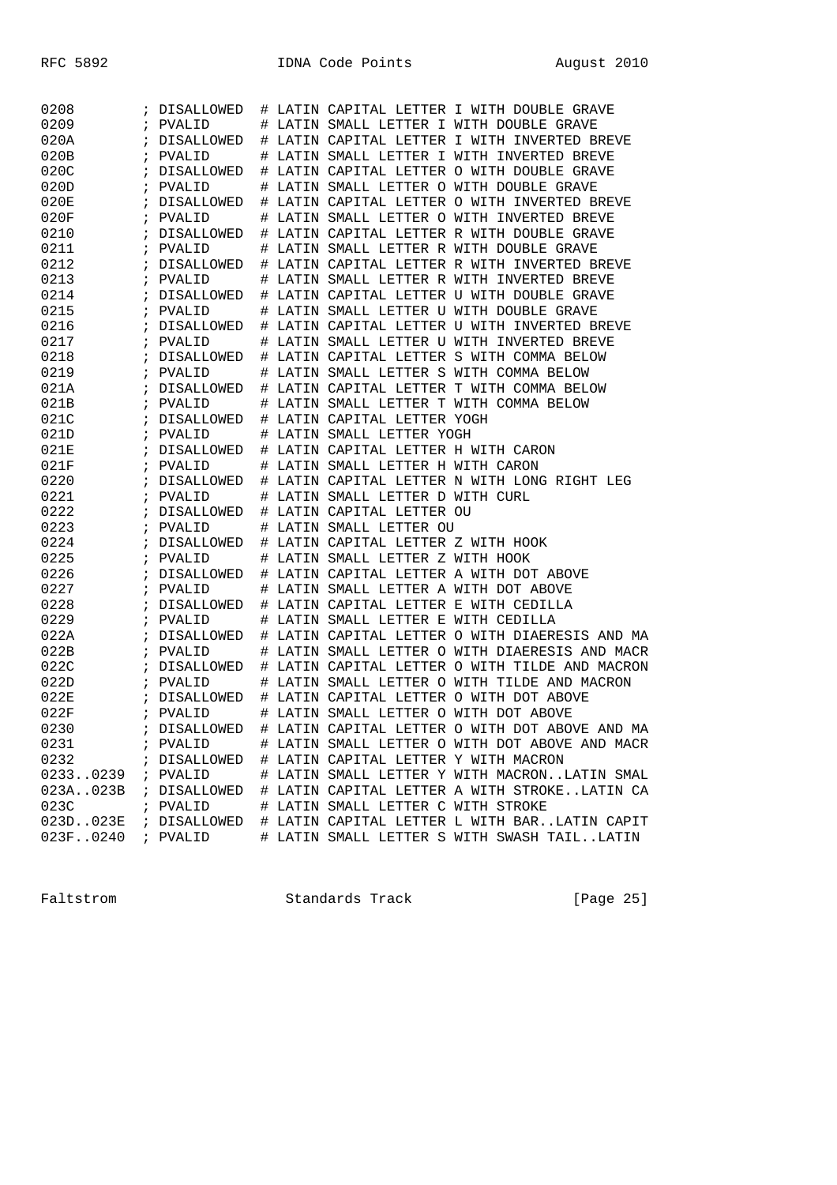```
0208         ; DISALLOWED  # LATIN CAPITAL LETTER I WITH DOUBLE GRAVE
0209         ; PVALID      # LATIN SMALL LETTER I WITH DOUBLE GRAVE
020A         ; DISALLOWED  # LATIN CAPITAL LETTER I WITH INVERTED BREVE
020B         ; PVALID      # LATIN SMALL LETTER I WITH INVERTED BREVE
020C         ; DISALLOWED  # LATIN CAPITAL LETTER O WITH DOUBLE GRAVE
020D         ; PVALID      # LATIN SMALL LETTER O WITH DOUBLE GRAVE
020E         ; DISALLOWED  # LATIN CAPITAL LETTER O WITH INVERTED BREVE
020F         ; PVALID      # LATIN SMALL LETTER O WITH INVERTED BREVE
0210         ; DISALLOWED  # LATIN CAPITAL LETTER R WITH DOUBLE GRAVE
0211         ; PVALID      # LATIN SMALL LETTER R WITH DOUBLE GRAVE
0212         ; DISALLOWED  # LATIN CAPITAL LETTER R WITH INVERTED BREVE
0213         ; PVALID      # LATIN SMALL LETTER R WITH INVERTED BREVE
0214         ; DISALLOWED  # LATIN CAPITAL LETTER U WITH DOUBLE GRAVE
0215         ; PVALID      # LATIN SMALL LETTER U WITH DOUBLE GRAVE
0216         ; DISALLOWED  # LATIN CAPITAL LETTER U WITH INVERTED BREVE
0217         ; PVALID      # LATIN SMALL LETTER U WITH INVERTED BREVE
0218         ; DISALLOWED  # LATIN CAPITAL LETTER S WITH COMMA BELOW
0219         ; PVALID      # LATIN SMALL LETTER S WITH COMMA BELOW
021A         ; DISALLOWED  # LATIN CAPITAL LETTER T WITH COMMA BELOW
021B         ; PVALID      # LATIN SMALL LETTER T WITH COMMA BELOW
021C         ; DISALLOWED  # LATIN CAPITAL LETTER YOGH
021D         ; PVALID      # LATIN SMALL LETTER YOGH
021E         ; DISALLOWED  # LATIN CAPITAL LETTER H WITH CARON
021F         ; PVALID      # LATIN SMALL LETTER H WITH CARON
0220         ; DISALLOWED  # LATIN CAPITAL LETTER N WITH LONG RIGHT LEG
0221         ; PVALID      # LATIN SMALL LETTER D WITH CURL
0222         ; DISALLOWED  # LATIN CAPITAL LETTER OU
0223         ; PVALID      # LATIN SMALL LETTER OU
0224         ; DISALLOWED  # LATIN CAPITAL LETTER Z WITH HOOK
0225         ; PVALID      # LATIN SMALL LETTER Z WITH HOOK
0226         ; DISALLOWED  # LATIN CAPITAL LETTER A WITH DOT ABOVE
0227         ; PVALID      # LATIN SMALL LETTER A WITH DOT ABOVE
0228         ; DISALLOWED  # LATIN CAPITAL LETTER E WITH CEDILLA
0229         ; PVALID      # LATIN SMALL LETTER E WITH CEDILLA
022A         ; DISALLOWED  # LATIN CAPITAL LETTER O WITH DIAERESIS AND MA
022B         ; PVALID      # LATIN SMALL LETTER O WITH DIAERESIS AND MACR
022C         ; DISALLOWED  # LATIN CAPITAL LETTER O WITH TILDE AND MACRON
022D         ; PVALID      # LATIN SMALL LETTER O WITH TILDE AND MACRON
022E         ; DISALLOWED  # LATIN CAPITAL LETTER O WITH DOT ABOVE
022F         ; PVALID      # LATIN SMALL LETTER O WITH DOT ABOVE
0230         ; DISALLOWED  # LATIN CAPITAL LETTER O WITH DOT ABOVE AND MA
0231         ; PVALID      # LATIN SMALL LETTER O WITH DOT ABOVE AND MACR
0232         ; DISALLOWED  # LATIN CAPITAL LETTER Y WITH MACRON
0233..0239   ; PVALID      # LATIN SMALL LETTER Y WITH MACRON..LATIN SMAL
023A..023B   ; DISALLOWED  # LATIN CAPITAL LETTER A WITH STROKE..LATIN CA
023C         ; PVALID      # LATIN SMALL LETTER C WITH STROKE
023D..023E   ; DISALLOWED  # LATIN CAPITAL LETTER L WITH BAR..LATIN CAPIT
023F..0240   ; PVALID      # LATIN SMALL LETTER S WITH SWASH TAIL..LATIN
```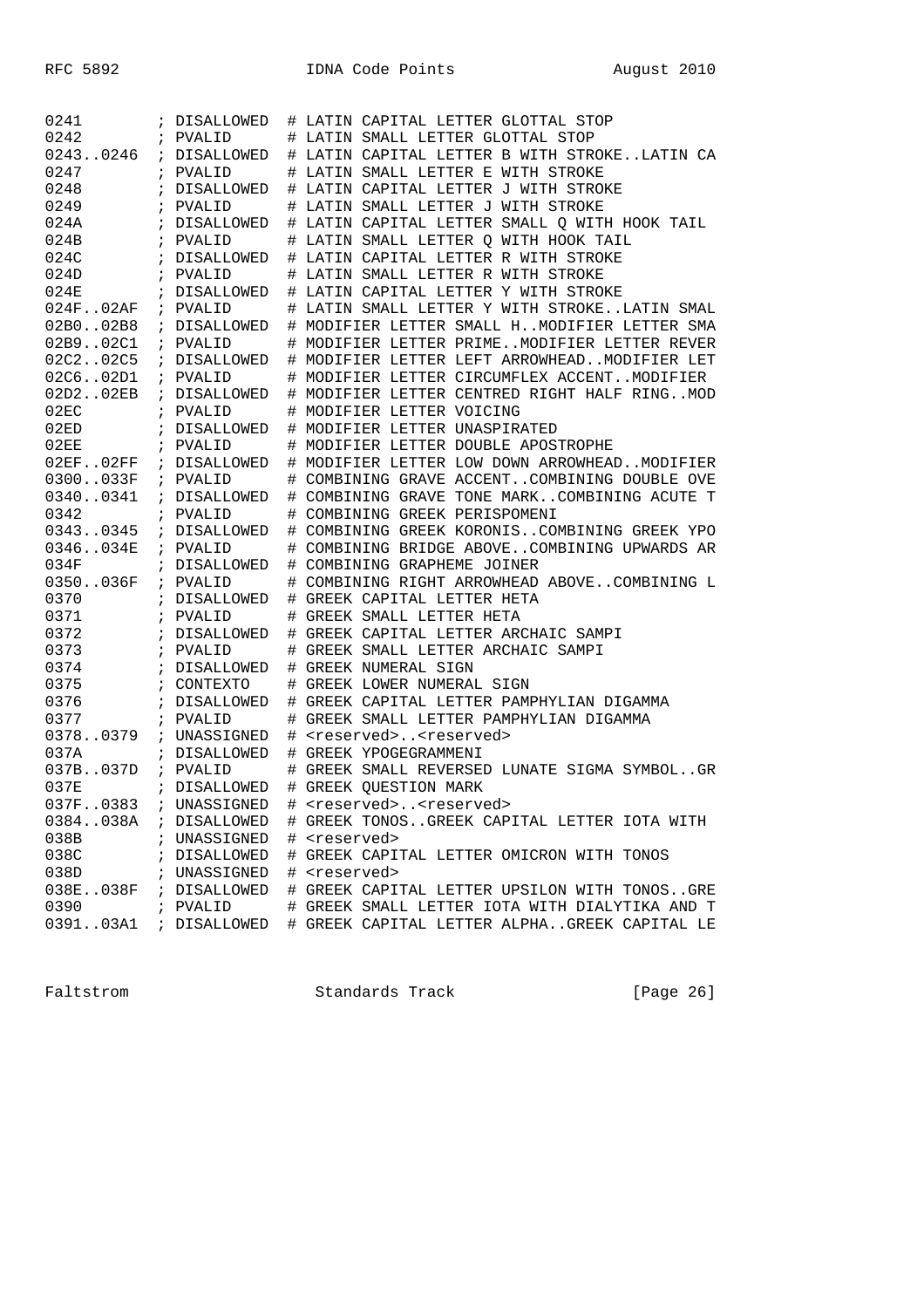```
0241        ; DISALLOWED  # LATIN CAPITAL LETTER GLOTTAL STOP
0242        ; PVALID      # LATIN SMALL LETTER GLOTTAL STOP
0243..0246  ; DISALLOWED  # LATIN CAPITAL LETTER B WITH STROKE..LATIN CA
0247        ; PVALID      # LATIN SMALL LETTER E WITH STROKE
0248        ; DISALLOWED  # LATIN CAPITAL LETTER J WITH STROKE
0249        ; PVALID      # LATIN SMALL LETTER J WITH STROKE
024A        ; DISALLOWED  # LATIN CAPITAL LETTER SMALL Q WITH HOOK TAIL
024B        ; PVALID      # LATIN SMALL LETTER Q WITH HOOK TAIL
024C        ; DISALLOWED  # LATIN CAPITAL LETTER R WITH STROKE
024D        ; PVALID      # LATIN SMALL LETTER R WITH STROKE
024E        ; DISALLOWED  # LATIN CAPITAL LETTER Y WITH STROKE
024F..02AF  ; PVALID      # LATIN SMALL LETTER Y WITH STROKE..LATIN SMAL
02B0..02B8  ; DISALLOWED  # MODIFIER LETTER SMALL H..MODIFIER LETTER SMA
02B9..02C1  ; PVALID      # MODIFIER LETTER PRIME..MODIFIER LETTER REVER
02C2..02C5  ; DISALLOWED  # MODIFIER LETTER LEFT ARROWHEAD..MODIFIER LET
02C6..02D1  ; PVALID      # MODIFIER LETTER CIRCUMFLEX ACCENT..MODIFIER
02D2..02EB  ; DISALLOWED  # MODIFIER LETTER CENTRED RIGHT HALF RING..MOD
02EC        ; PVALID      # MODIFIER LETTER VOICING
02ED        ; DISALLOWED  # MODIFIER LETTER UNASPIRATED
02EE        ; PVALID      # MODIFIER LETTER DOUBLE APOSTROPHE
02EF..02FF  ; DISALLOWED  # MODIFIER LETTER LOW DOWN ARROWHEAD..MODIFIER
0300..033F  ; PVALID      # COMBINING GRAVE ACCENT..COMBINING DOUBLE OVE
0340..0341  ; DISALLOWED  # COMBINING GRAVE TONE MARK..COMBINING ACUTE T
0342        ; PVALID      # COMBINING GREEK PERISPOMENI
0343..0345  ; DISALLOWED  # COMBINING GREEK KORONIS..COMBINING GREEK YPO
0346..034E  ; PVALID      # COMBINING BRIDGE ABOVE..COMBINING UPWARDS AR
034F        ; DISALLOWED  # COMBINING GRAPHEME JOINER
0350..036F  ; PVALID      # COMBINING RIGHT ARROWHEAD ABOVE..COMBINING L
0370        ; DISALLOWED  # GREEK CAPITAL LETTER HETA
0371        ; PVALID      # GREEK SMALL LETTER HETA
0372        ; DISALLOWED  # GREEK CAPITAL LETTER ARCHAIC SAMPI
0373        ; PVALID      # GREEK SMALL LETTER ARCHAIC SAMPI
0374        ; DISALLOWED  # GREEK NUMERAL SIGN
0375        ; CONTEXTO    # GREEK LOWER NUMERAL SIGN
0376        ; DISALLOWED  # GREEK CAPITAL LETTER PAMPHYLIAN DIGAMMA
0377        ; PVALID      # GREEK SMALL LETTER PAMPHYLIAN DIGAMMA
0378..0379  ; UNASSIGNED  # <reserved>..<reserved>
037A        ; DISALLOWED  # GREEK YPOGEGRAMMENI
037B..037D  ; PVALID      # GREEK SMALL REVERSED LUNATE SIGMA SYMBOL..GR
037E        ; DISALLOWED  # GREEK QUESTION MARK
037F..0383  ; UNASSIGNED  # <reserved>..<reserved>
0384..038A  ; DISALLOWED  # GREEK TONOS..GREEK CAPITAL LETTER IOTA WITH
038B        ; UNASSIGNED  # <reserved>
038C        ; DISALLOWED  # GREEK CAPITAL LETTER OMICRON WITH TONOS
038D        ; UNASSIGNED  # <reserved>
038E..038F  ; DISALLOWED  # GREEK CAPITAL LETTER UPSILON WITH TONOS..GRE
0390        ; PVALID      # GREEK SMALL LETTER IOTA WITH DIALYTIKA AND T
0391..03A1  ; DISALLOWED  # GREEK CAPITAL LETTER ALPHA..GREEK CAPITAL LE
```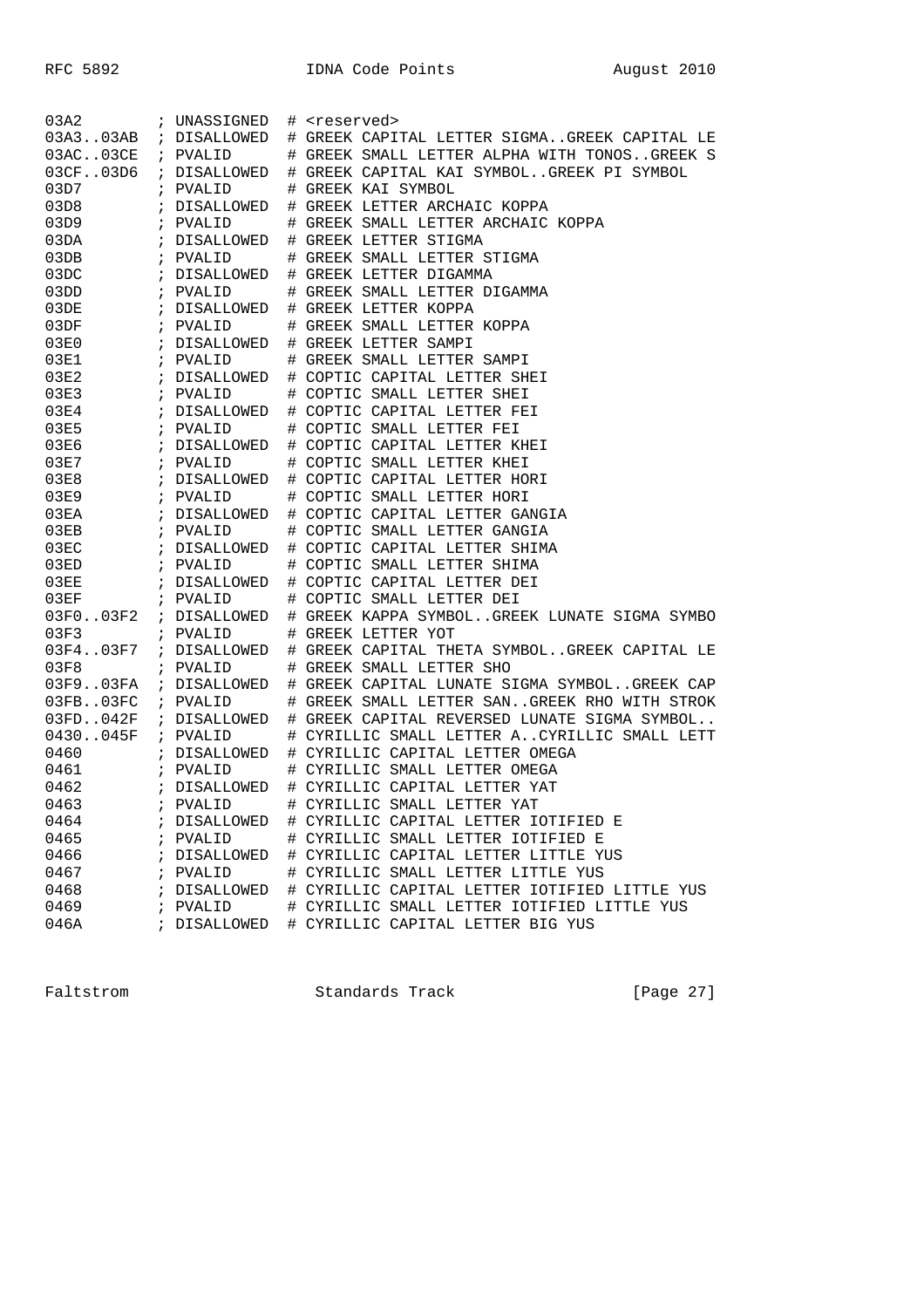```
03A2        ; UNASSIGNED  # <reserved>
03A3..03AB  ; DISALLOWED  # GREEK CAPITAL LETTER SIGMA..GREEK CAPITAL LE
03AC..03CE  ; PVALID      # GREEK SMALL LETTER ALPHA WITH TONOS..GREEK S
03CF..03D6  ; DISALLOWED  # GREEK CAPITAL KAI SYMBOL..GREEK PI SYMBOL
03D7        ; PVALID      # GREEK KAI SYMBOL
03D8        ; DISALLOWED  # GREEK LETTER ARCHAIC KOPPA
03D9        ; PVALID      # GREEK SMALL LETTER ARCHAIC KOPPA
03DA        ; DISALLOWED  # GREEK LETTER STIGMA
03DB        ; PVALID      # GREEK SMALL LETTER STIGMA
03DC        ; DISALLOWED  # GREEK LETTER DIGAMMA
03DD        ; PVALID      # GREEK SMALL LETTER DIGAMMA
03DE        ; DISALLOWED  # GREEK LETTER KOPPA
03DF        ; PVALID      # GREEK SMALL LETTER KOPPA
03E0        ; DISALLOWED  # GREEK LETTER SAMPI
03E1        ; PVALID      # GREEK SMALL LETTER SAMPI
03E2        ; DISALLOWED  # COPTIC CAPITAL LETTER SHEI
03E3        ; PVALID      # COPTIC SMALL LETTER SHEI
03E4        ; DISALLOWED  # COPTIC CAPITAL LETTER FEI
03E5        ; PVALID      # COPTIC SMALL LETTER FEI
03E6        ; DISALLOWED  # COPTIC CAPITAL LETTER KHEI
03E7        ; PVALID      # COPTIC SMALL LETTER KHEI
03E8        ; DISALLOWED  # COPTIC CAPITAL LETTER HORI
03E9        ; PVALID      # COPTIC SMALL LETTER HORI
03EA        ; DISALLOWED  # COPTIC CAPITAL LETTER GANGIA
03EB        ; PVALID      # COPTIC SMALL LETTER GANGIA
03EC        ; DISALLOWED  # COPTIC CAPITAL LETTER SHIMA
03ED        ; PVALID      # COPTIC SMALL LETTER SHIMA
03EE        ; DISALLOWED  # COPTIC CAPITAL LETTER DEI
03EF        ; PVALID      # COPTIC SMALL LETTER DEI
03F0..03F2  ; DISALLOWED  # GREEK KAPPA SYMBOL..GREEK LUNATE SIGMA SYMBO
03F3        ; PVALID      # GREEK LETTER YOT
03F4..03F7  ; DISALLOWED  # GREEK CAPITAL THETA SYMBOL..GREEK CAPITAL LE
03F8        ; PVALID      # GREEK SMALL LETTER SHO
03F9..03FA  ; DISALLOWED  # GREEK CAPITAL LUNATE SIGMA SYMBOL..GREEK CAP
03FB..03FC  ; PVALID      # GREEK SMALL LETTER SAN..GREEK RHO WITH STROK
03FD..042F  ; DISALLOWED  # GREEK CAPITAL REVERSED LUNATE SIGMA SYMBOL..
0430..045F  ; PVALID      # CYRILLIC SMALL LETTER A..CYRILLIC SMALL LETT
0460        ; DISALLOWED  # CYRILLIC CAPITAL LETTER OMEGA
0461        ; PVALID      # CYRILLIC SMALL LETTER OMEGA
0462        ; DISALLOWED  # CYRILLIC CAPITAL LETTER YAT
0463        ; PVALID      # CYRILLIC SMALL LETTER YAT
0464        ; DISALLOWED  # CYRILLIC CAPITAL LETTER IOTIFIED E
0465        ; PVALID      # CYRILLIC SMALL LETTER IOTIFIED E
0466        ; DISALLOWED  # CYRILLIC CAPITAL LETTER LITTLE YUS
0467        ; PVALID      # CYRILLIC SMALL LETTER LITTLE YUS
0468        ; DISALLOWED  # CYRILLIC CAPITAL LETTER IOTIFIED LITTLE YUS
0469        ; PVALID      # CYRILLIC SMALL LETTER IOTIFIED LITTLE YUS
046A        ; DISALLOWED  # CYRILLIC CAPITAL LETTER BIG YUS
```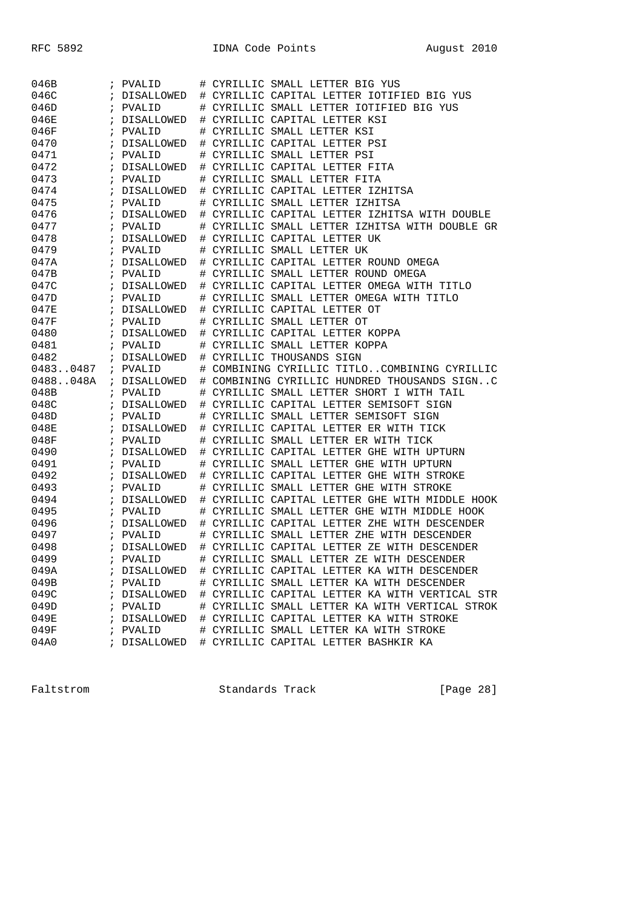```
046B        ; PVALID      # CYRILLIC SMALL LETTER BIG YUS
046C        ; DISALLOWED  # CYRILLIC CAPITAL LETTER IOTIFIED BIG YUS
046D        ; PVALID      # CYRILLIC SMALL LETTER IOTIFIED BIG YUS
046E        ; DISALLOWED  # CYRILLIC CAPITAL LETTER KSI
046F        ; PVALID      # CYRILLIC SMALL LETTER KSI
0470        ; DISALLOWED  # CYRILLIC CAPITAL LETTER PSI
0471        ; PVALID      # CYRILLIC SMALL LETTER PSI
0472        ; DISALLOWED  # CYRILLIC CAPITAL LETTER FITA
0473        ; PVALID      # CYRILLIC SMALL LETTER FITA
0474        ; DISALLOWED  # CYRILLIC CAPITAL LETTER IZHITSA
0475        ; PVALID      # CYRILLIC SMALL LETTER IZHITSA
0476        ; DISALLOWED  # CYRILLIC CAPITAL LETTER IZHITSA WITH DOUBLE
0477        ; PVALID      # CYRILLIC SMALL LETTER IZHITSA WITH DOUBLE GR
0478        ; DISALLOWED  # CYRILLIC CAPITAL LETTER UK
0479        ; PVALID      # CYRILLIC SMALL LETTER UK
047A        ; DISALLOWED  # CYRILLIC CAPITAL LETTER ROUND OMEGA
047B        ; PVALID      # CYRILLIC SMALL LETTER ROUND OMEGA
047C        ; DISALLOWED  # CYRILLIC CAPITAL LETTER OMEGA WITH TITLO
047D        ; PVALID      # CYRILLIC SMALL LETTER OMEGA WITH TITLO
047E        ; DISALLOWED  # CYRILLIC CAPITAL LETTER OT
047F        ; PVALID      # CYRILLIC SMALL LETTER OT
0480        ; DISALLOWED  # CYRILLIC CAPITAL LETTER KOPPA
0481        ; PVALID      # CYRILLIC SMALL LETTER KOPPA
0482        ; DISALLOWED  # CYRILLIC THOUSANDS SIGN
0483..0487  ; PVALID      # COMBINING CYRILLIC TITLO..COMBINING CYRILLIC
0488..048A  ; DISALLOWED  # COMBINING CYRILLIC HUNDRED THOUSANDS SIGN..C
048B        ; PVALID      # CYRILLIC SMALL LETTER SHORT I WITH TAIL
048C        ; DISALLOWED  # CYRILLIC CAPITAL LETTER SEMISOFT SIGN
048D        ; PVALID      # CYRILLIC SMALL LETTER SEMISOFT SIGN
048E        ; DISALLOWED  # CYRILLIC CAPITAL LETTER ER WITH TICK
048F        ; PVALID      # CYRILLIC SMALL LETTER ER WITH TICK
0490        ; DISALLOWED  # CYRILLIC CAPITAL LETTER GHE WITH UPTURN
0491        ; PVALID      # CYRILLIC SMALL LETTER GHE WITH UPTURN
0492        ; DISALLOWED  # CYRILLIC CAPITAL LETTER GHE WITH STROKE
0493        ; PVALID      # CYRILLIC SMALL LETTER GHE WITH STROKE
0494        ; DISALLOWED  # CYRILLIC CAPITAL LETTER GHE WITH MIDDLE HOOK
0495        ; PVALID      # CYRILLIC SMALL LETTER GHE WITH MIDDLE HOOK
0496        ; DISALLOWED  # CYRILLIC CAPITAL LETTER ZHE WITH DESCENDER
0497        ; PVALID      # CYRILLIC SMALL LETTER ZHE WITH DESCENDER
0498        ; DISALLOWED  # CYRILLIC CAPITAL LETTER ZE WITH DESCENDER
0499        ; PVALID      # CYRILLIC SMALL LETTER ZE WITH DESCENDER
049A        ; DISALLOWED  # CYRILLIC CAPITAL LETTER KA WITH DESCENDER
049B        ; PVALID      # CYRILLIC SMALL LETTER KA WITH DESCENDER
049C        ; DISALLOWED  # CYRILLIC CAPITAL LETTER KA WITH VERTICAL STR
049D        ; PVALID      # CYRILLIC SMALL LETTER KA WITH VERTICAL STROK
049E        ; DISALLOWED  # CYRILLIC CAPITAL LETTER KA WITH STROKE
049F        ; PVALID      # CYRILLIC SMALL LETTER KA WITH STROKE
04A0        ; DISALLOWED  # CYRILLIC CAPITAL LETTER BASHKIR KA
```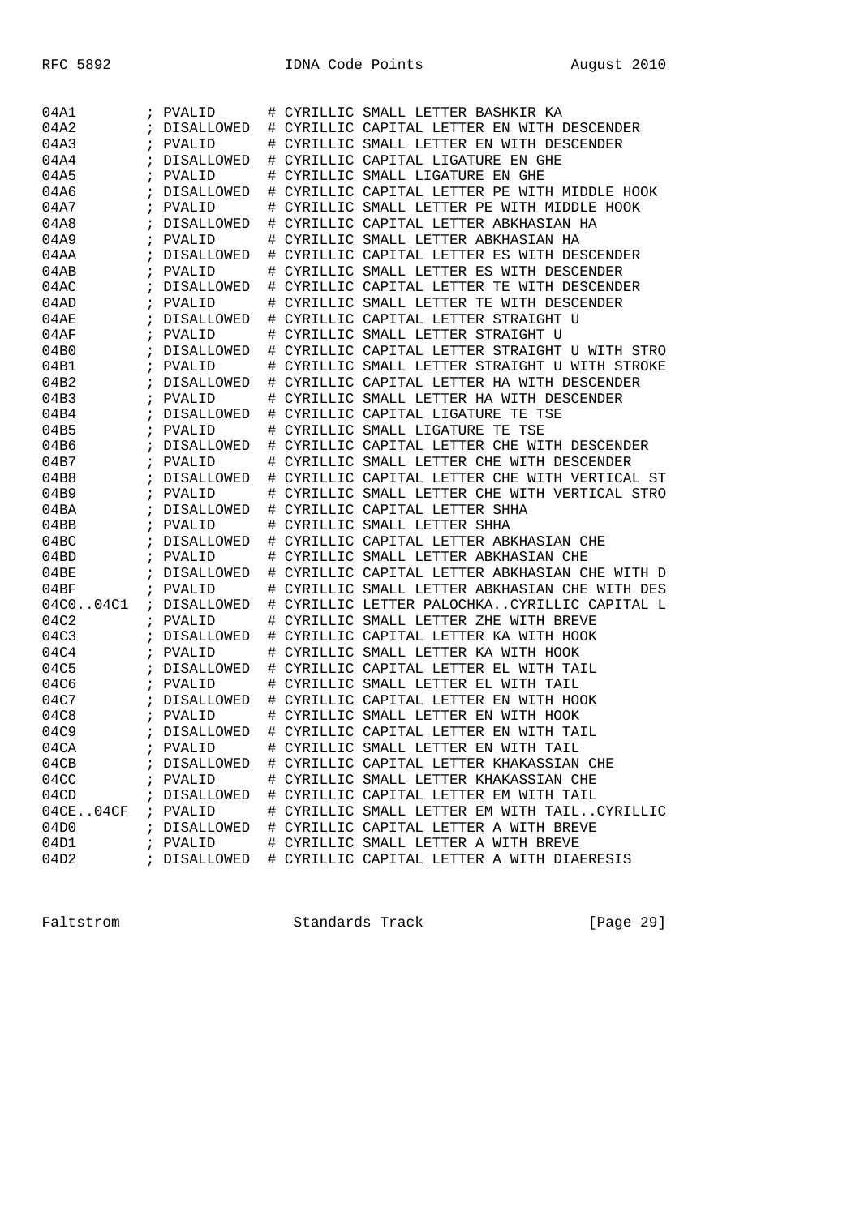```
04A1          ; PVALID      # CYRILLIC SMALL LETTER BASHKIR KA
04A2          ; DISALLOWED  # CYRILLIC CAPITAL LETTER EN WITH DESCENDER
04A3          ; PVALID      # CYRILLIC SMALL LETTER EN WITH DESCENDER
04A4          ; DISALLOWED  # CYRILLIC CAPITAL LIGATURE EN GHE
04A5          ; PVALID      # CYRILLIC SMALL LIGATURE EN GHE
04A6          ; DISALLOWED  # CYRILLIC CAPITAL LETTER PE WITH MIDDLE HOOK
04A7          ; PVALID      # CYRILLIC SMALL LETTER PE WITH MIDDLE HOOK
04A8          ; DISALLOWED  # CYRILLIC CAPITAL LETTER ABKHASIAN HA
04A9          ; PVALID      # CYRILLIC SMALL LETTER ABKHASIAN HA
04AA          ; DISALLOWED  # CYRILLIC CAPITAL LETTER ES WITH DESCENDER
04AB          ; PVALID      # CYRILLIC SMALL LETTER ES WITH DESCENDER
04AC          ; DISALLOWED  # CYRILLIC CAPITAL LETTER TE WITH DESCENDER
04AD          ; PVALID      # CYRILLIC SMALL LETTER TE WITH DESCENDER
04AE          ; DISALLOWED  # CYRILLIC CAPITAL LETTER STRAIGHT U
04AF          ; PVALID      # CYRILLIC SMALL LETTER STRAIGHT U
04B0          ; DISALLOWED  # CYRILLIC CAPITAL LETTER STRAIGHT U WITH STRO
04B1          ; PVALID      # CYRILLIC SMALL LETTER STRAIGHT U WITH STROKE
04B2          ; DISALLOWED  # CYRILLIC CAPITAL LETTER HA WITH DESCENDER
04B3          ; PVALID      # CYRILLIC SMALL LETTER HA WITH DESCENDER
04B4          ; DISALLOWED  # CYRILLIC CAPITAL LIGATURE TE TSE
04B5          ; PVALID      # CYRILLIC SMALL LIGATURE TE TSE
04B6          ; DISALLOWED  # CYRILLIC CAPITAL LETTER CHE WITH DESCENDER
04B7          ; PVALID      # CYRILLIC SMALL LETTER CHE WITH DESCENDER
04B8          ; DISALLOWED  # CYRILLIC CAPITAL LETTER CHE WITH VERTICAL ST
04B9          ; PVALID      # CYRILLIC SMALL LETTER CHE WITH VERTICAL STRO
04BA          ; DISALLOWED  # CYRILLIC CAPITAL LETTER SHHA
04BB          ; PVALID      # CYRILLIC SMALL LETTER SHHA
04BC          ; DISALLOWED  # CYRILLIC CAPITAL LETTER ABKHASIAN CHE
04BD          ; PVALID      # CYRILLIC SMALL LETTER ABKHASIAN CHE
04BE          ; DISALLOWED  # CYRILLIC CAPITAL LETTER ABKHASIAN CHE WITH D
04BF          ; PVALID      # CYRILLIC SMALL LETTER ABKHASIAN CHE WITH DES
04C0..04C1    ; DISALLOWED  # CYRILLIC LETTER PALOCHKA..CYRILLIC CAPITAL L
04C2          ; PVALID      # CYRILLIC SMALL LETTER ZHE WITH BREVE
04C3          ; DISALLOWED  # CYRILLIC CAPITAL LETTER KA WITH HOOK
04C4          ; PVALID      # CYRILLIC SMALL LETTER KA WITH HOOK
04C5          ; DISALLOWED  # CYRILLIC CAPITAL LETTER EL WITH TAIL
04C6          ; PVALID      # CYRILLIC SMALL LETTER EL WITH TAIL
04C7          ; DISALLOWED  # CYRILLIC CAPITAL LETTER EN WITH HOOK
04C8          ; PVALID      # CYRILLIC SMALL LETTER EN WITH HOOK
04C9          ; DISALLOWED  # CYRILLIC CAPITAL LETTER EN WITH TAIL
04CA          ; PVALID      # CYRILLIC SMALL LETTER EN WITH TAIL
04CB          ; DISALLOWED  # CYRILLIC CAPITAL LETTER KHAKASSIAN CHE
04CC          ; PVALID      # CYRILLIC SMALL LETTER KHAKASSIAN CHE
04CD          ; DISALLOWED  # CYRILLIC CAPITAL LETTER EM WITH TAIL
04CE..04CF    ; PVALID      # CYRILLIC SMALL LETTER EM WITH TAIL..CYRILLIC
04D0          ; DISALLOWED  # CYRILLIC CAPITAL LETTER A WITH BREVE
04D1          ; PVALID      # CYRILLIC SMALL LETTER A WITH BREVE
04D2          ; DISALLOWED  # CYRILLIC CAPITAL LETTER A WITH DIAERESIS
```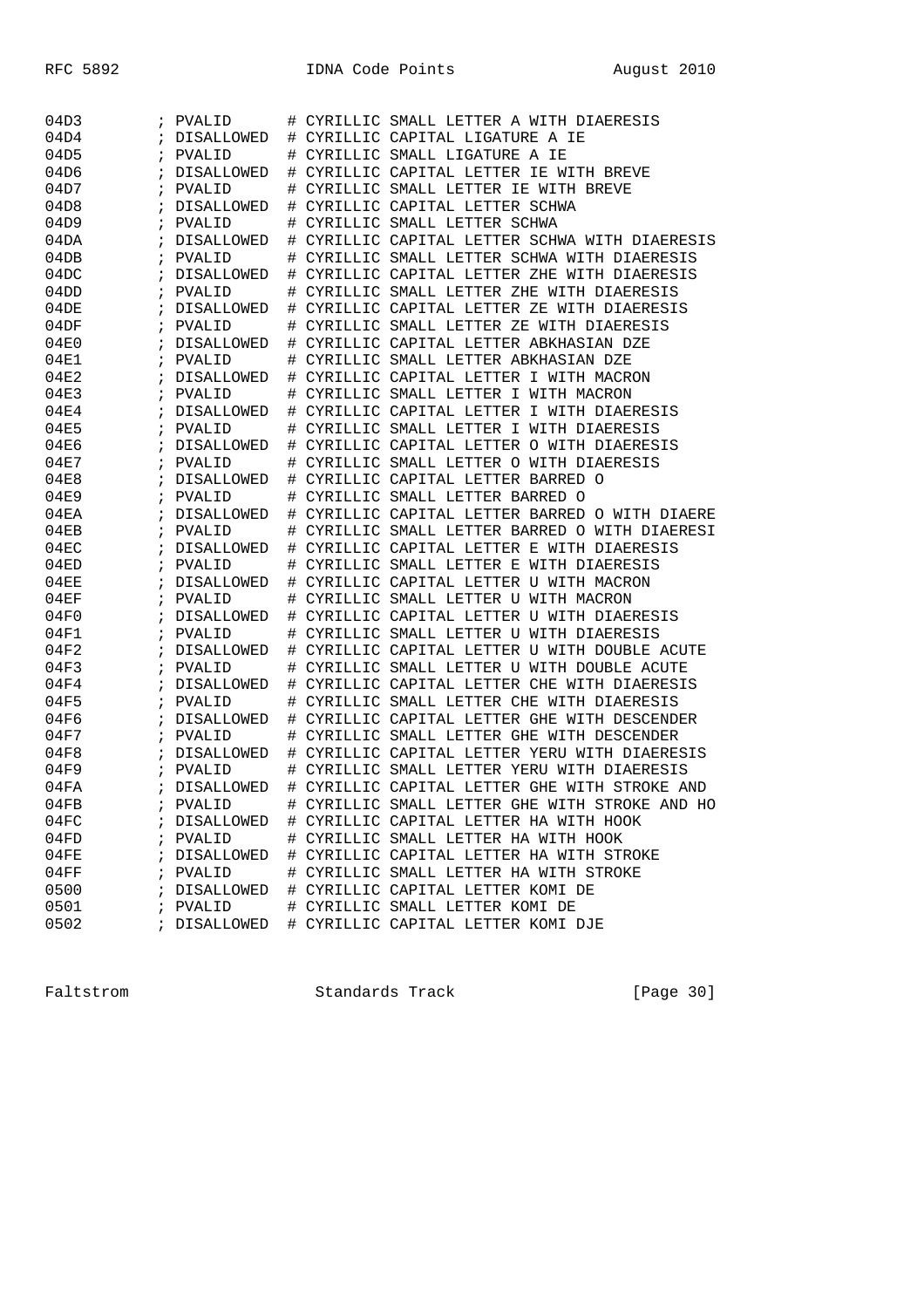```
04D3        ; PVALID      # CYRILLIC SMALL LETTER A WITH DIAERESIS
04D4        ; DISALLOWED  # CYRILLIC CAPITAL LIGATURE A IE
04D5        ; PVALID      # CYRILLIC SMALL LIGATURE A IE
04D6        ; DISALLOWED  # CYRILLIC CAPITAL LETTER IE WITH BREVE
04D7        ; PVALID      # CYRILLIC SMALL LETTER IE WITH BREVE
04D8        ; DISALLOWED  # CYRILLIC CAPITAL LETTER SCHWA
04D9        ; PVALID      # CYRILLIC SMALL LETTER SCHWA
04DA        ; DISALLOWED  # CYRILLIC CAPITAL LETTER SCHWA WITH DIAERESIS
04DB        ; PVALID      # CYRILLIC SMALL LETTER SCHWA WITH DIAERESIS
04DC        ; DISALLOWED  # CYRILLIC CAPITAL LETTER ZHE WITH DIAERESIS
04DD        ; PVALID      # CYRILLIC SMALL LETTER ZHE WITH DIAERESIS
04DE        ; DISALLOWED  # CYRILLIC CAPITAL LETTER ZE WITH DIAERESIS
04DF        ; PVALID      # CYRILLIC SMALL LETTER ZE WITH DIAERESIS
04E0        ; DISALLOWED  # CYRILLIC CAPITAL LETTER ABKHASIAN DZE
04E1        ; PVALID      # CYRILLIC SMALL LETTER ABKHASIAN DZE
04E2        ; DISALLOWED  # CYRILLIC CAPITAL LETTER I WITH MACRON
04E3        ; PVALID      # CYRILLIC SMALL LETTER I WITH MACRON
04E4        ; DISALLOWED  # CYRILLIC CAPITAL LETTER I WITH DIAERESIS
04E5        ; PVALID      # CYRILLIC SMALL LETTER I WITH DIAERESIS
04E6        ; DISALLOWED  # CYRILLIC CAPITAL LETTER O WITH DIAERESIS
04E7        ; PVALID      # CYRILLIC SMALL LETTER O WITH DIAERESIS
04E8        ; DISALLOWED  # CYRILLIC CAPITAL LETTER BARRED O
04E9        ; PVALID      # CYRILLIC SMALL LETTER BARRED O
04EA        ; DISALLOWED  # CYRILLIC CAPITAL LETTER BARRED O WITH DIAERE
04EB        ; PVALID      # CYRILLIC SMALL LETTER BARRED O WITH DIAERESI
04EC        ; DISALLOWED  # CYRILLIC CAPITAL LETTER E WITH DIAERESIS
04ED        ; PVALID      # CYRILLIC SMALL LETTER E WITH DIAERESIS
04EE        ; DISALLOWED  # CYRILLIC CAPITAL LETTER U WITH MACRON
04EF        ; PVALID      # CYRILLIC SMALL LETTER U WITH MACRON
04F0        ; DISALLOWED  # CYRILLIC CAPITAL LETTER U WITH DIAERESIS
04F1        ; PVALID      # CYRILLIC SMALL LETTER U WITH DIAERESIS
04F2        ; DISALLOWED  # CYRILLIC CAPITAL LETTER U WITH DOUBLE ACUTE
04F3        ; PVALID      # CYRILLIC SMALL LETTER U WITH DOUBLE ACUTE
04F4        ; DISALLOWED  # CYRILLIC CAPITAL LETTER CHE WITH DIAERESIS
04F5        ; PVALID      # CYRILLIC SMALL LETTER CHE WITH DIAERESIS
04F6        ; DISALLOWED  # CYRILLIC CAPITAL LETTER GHE WITH DESCENDER
04F7        ; PVALID      # CYRILLIC SMALL LETTER GHE WITH DESCENDER
04F8        ; DISALLOWED  # CYRILLIC CAPITAL LETTER YERU WITH DIAERESIS
04F9        ; PVALID      # CYRILLIC SMALL LETTER YERU WITH DIAERESIS
04FA        ; DISALLOWED  # CYRILLIC CAPITAL LETTER GHE WITH STROKE AND
04FB        ; PVALID      # CYRILLIC SMALL LETTER GHE WITH STROKE AND HO
04FC        ; DISALLOWED  # CYRILLIC CAPITAL LETTER HA WITH HOOK
04FD        ; PVALID      # CYRILLIC SMALL LETTER HA WITH HOOK
04FE        ; DISALLOWED  # CYRILLIC CAPITAL LETTER HA WITH STROKE
04FF        ; PVALID      # CYRILLIC SMALL LETTER HA WITH STROKE
0500        ; DISALLOWED  # CYRILLIC CAPITAL LETTER KOMI DE
0501        ; PVALID      # CYRILLIC SMALL LETTER KOMI DE
0502        ; DISALLOWED  # CYRILLIC CAPITAL LETTER KOMI DJE
```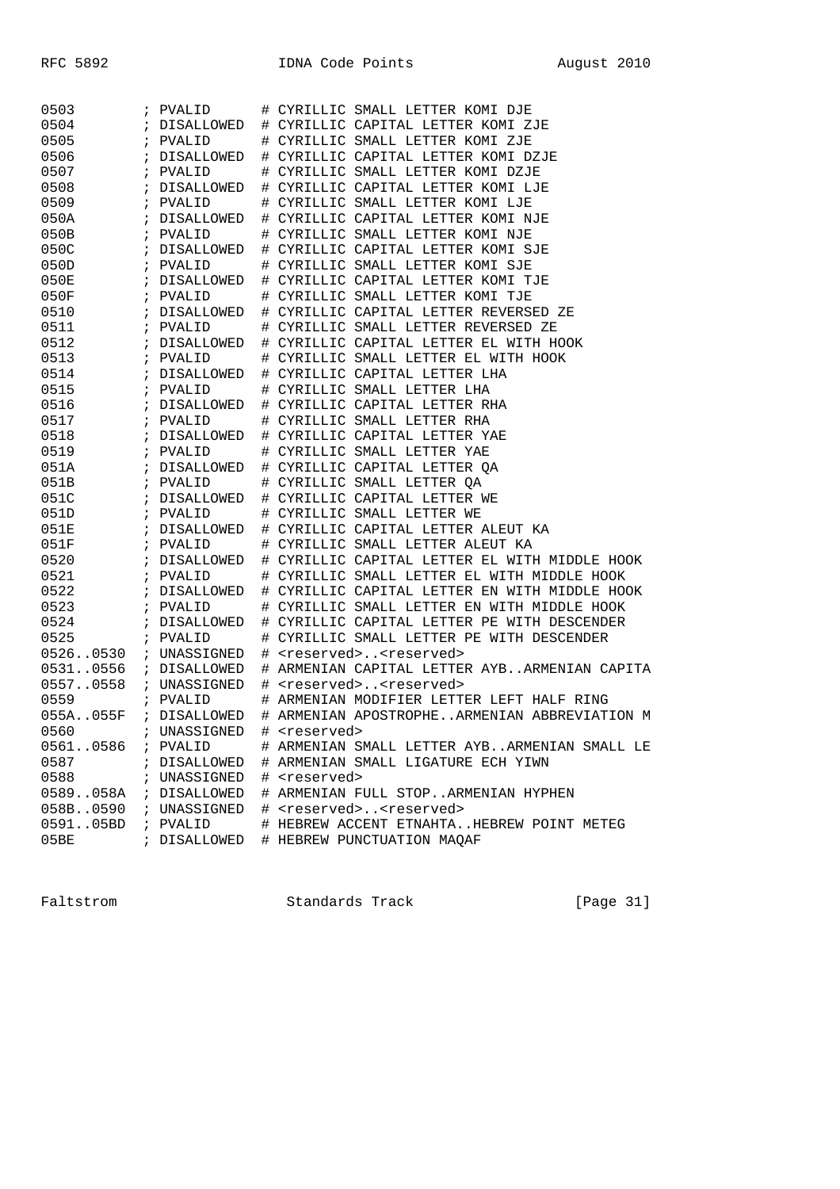```
0503        ; PVALID      # CYRILLIC SMALL LETTER KOMI DJE
0504        ; DISALLOWED  # CYRILLIC CAPITAL LETTER KOMI ZJE
0505        ; PVALID      # CYRILLIC SMALL LETTER KOMI ZJE
0506        ; DISALLOWED  # CYRILLIC CAPITAL LETTER KOMI DZJE
0507        ; PVALID      # CYRILLIC SMALL LETTER KOMI DZJE
0508        ; DISALLOWED  # CYRILLIC CAPITAL LETTER KOMI LJE
0509        ; PVALID      # CYRILLIC SMALL LETTER KOMI LJE
050A        ; DISALLOWED  # CYRILLIC CAPITAL LETTER KOMI NJE
050B        ; PVALID      # CYRILLIC SMALL LETTER KOMI NJE
050C        ; DISALLOWED  # CYRILLIC CAPITAL LETTER KOMI SJE
050D        ; PVALID      # CYRILLIC SMALL LETTER KOMI SJE
050E        ; DISALLOWED  # CYRILLIC CAPITAL LETTER KOMI TJE
050F        ; PVALID      # CYRILLIC SMALL LETTER KOMI TJE
0510        ; DISALLOWED  # CYRILLIC CAPITAL LETTER REVERSED ZE
0511        ; PVALID      # CYRILLIC SMALL LETTER REVERSED ZE
0512        ; DISALLOWED  # CYRILLIC CAPITAL LETTER EL WITH HOOK
0513        ; PVALID      # CYRILLIC SMALL LETTER EL WITH HOOK
0514        ; DISALLOWED  # CYRILLIC CAPITAL LETTER LHA
0515        ; PVALID      # CYRILLIC SMALL LETTER LHA
0516        ; DISALLOWED  # CYRILLIC CAPITAL LETTER RHA
0517        ; PVALID      # CYRILLIC SMALL LETTER RHA
0518        ; DISALLOWED  # CYRILLIC CAPITAL LETTER YAE
0519        ; PVALID      # CYRILLIC SMALL LETTER YAE
051A        ; DISALLOWED  # CYRILLIC CAPITAL LETTER QA
051B        ; PVALID      # CYRILLIC SMALL LETTER QA
051C        ; DISALLOWED  # CYRILLIC CAPITAL LETTER WE
051D        ; PVALID      # CYRILLIC SMALL LETTER WE
051E        ; DISALLOWED  # CYRILLIC CAPITAL LETTER ALEUT KA
051F        ; PVALID      # CYRILLIC SMALL LETTER ALEUT KA
0520        ; DISALLOWED  # CYRILLIC CAPITAL LETTER EL WITH MIDDLE HOOK
0521        ; PVALID      # CYRILLIC SMALL LETTER EL WITH MIDDLE HOOK
0522        ; DISALLOWED  # CYRILLIC CAPITAL LETTER EN WITH MIDDLE HOOK
0523        ; PVALID      # CYRILLIC SMALL LETTER EN WITH MIDDLE HOOK
0524        ; DISALLOWED  # CYRILLIC CAPITAL LETTER PE WITH DESCENDER
0525        ; PVALID      # CYRILLIC SMALL LETTER PE WITH DESCENDER
0526..0530  ; UNASSIGNED  # <reserved>..<reserved>
0531..0556  ; DISALLOWED  # ARMENIAN CAPITAL LETTER AYB..ARMENIAN CAPITA
0557..0558  ; UNASSIGNED  # <reserved>..<reserved>
0559        ; PVALID      # ARMENIAN MODIFIER LETTER LEFT HALF RING
055A..055F  ; DISALLOWED  # ARMENIAN APOSTROPHE..ARMENIAN ABBREVIATION M
0560        ; UNASSIGNED  # <reserved>
0561..0586  ; PVALID      # ARMENIAN SMALL LETTER AYB..ARMENIAN SMALL LE
0587        ; DISALLOWED  # ARMENIAN SMALL LIGATURE ECH YIWN
0588        ; UNASSIGNED  # <reserved>
0589..058A  ; DISALLOWED  # ARMENIAN FULL STOP..ARMENIAN HYPHEN
058B..0590  ; UNASSIGNED  # <reserved>..<reserved>
0591..05BD  ; PVALID      # HEBREW ACCENT ETNAHTA..HEBREW POINT METEG
05BE        ; DISALLOWED  # HEBREW PUNCTUATION MAQAF
```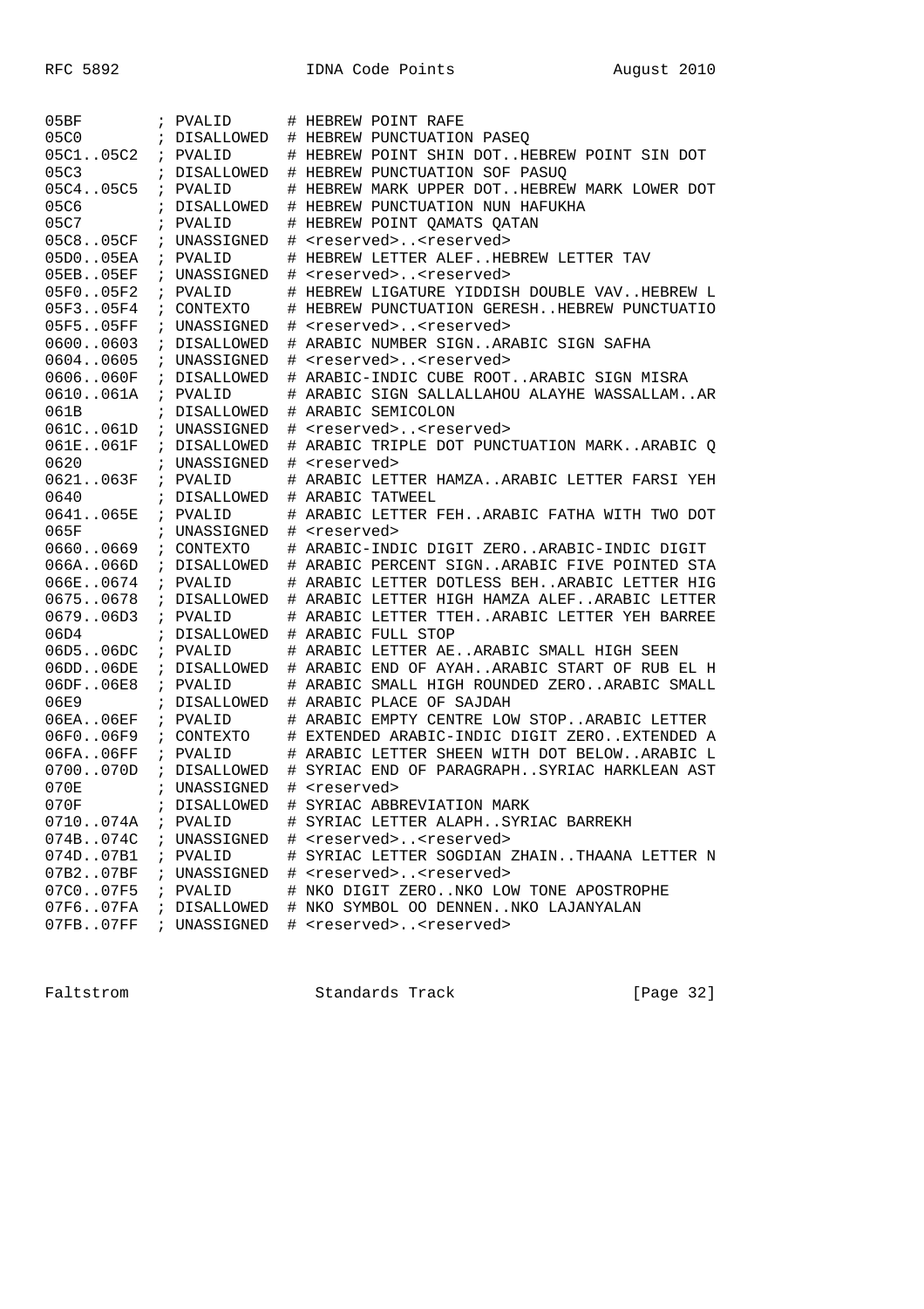```
05BF       ; PVALID      # HEBREW POINT RAFE
05C0       ; DISALLOWED  # HEBREW PUNCTUATION PASEQ
05C1..05C2 ; PVALID      # HEBREW POINT SHIN DOT..HEBREW POINT SIN DOT
05C3       ; DISALLOWED  # HEBREW PUNCTUATION SOF PASUQ
05C4..05C5 ; PVALID      # HEBREW MARK UPPER DOT..HEBREW MARK LOWER DOT
05C6       ; DISALLOWED  # HEBREW PUNCTUATION NUN HAFUKHA
05C7       ; PVALID      # HEBREW POINT QAMATS QATAN
05C8..05CF ; UNASSIGNED  # <reserved>..<reserved>
05D0..05EA ; PVALID      # HEBREW LETTER ALEF..HEBREW LETTER TAV
05EB..05EF ; UNASSIGNED  # <reserved>..<reserved>
05F0..05F2 ; PVALID      # HEBREW LIGATURE YIDDISH DOUBLE VAV..HEBREW L
05F3..05F4 ; CONTEXTO    # HEBREW PUNCTUATION GERESH..HEBREW PUNCTUATIO
05F5..05FF ; UNASSIGNED  # <reserved>..<reserved>
0600..0603 ; DISALLOWED  # ARABIC NUMBER SIGN..ARABIC SIGN SAFHA
0604..0605 ; UNASSIGNED  # <reserved>..<reserved>
0606..060F ; DISALLOWED  # ARABIC-INDIC CUBE ROOT..ARABIC SIGN MISRA
0610..061A ; PVALID      # ARABIC SIGN SALLALLAHOU ALAYHE WASSALLAM..AR
061B       ; DISALLOWED  # ARABIC SEMICOLON
061C..061D ; UNASSIGNED  # <reserved>..<reserved>
061E..061F ; DISALLOWED  # ARABIC TRIPLE DOT PUNCTUATION MARK..ARABIC Q
0620       ; UNASSIGNED  # <reserved>
0621..063F ; PVALID      # ARABIC LETTER HAMZA..ARABIC LETTER FARSI YEH
0640       ; DISALLOWED  # ARABIC TATWEEL
0641..065E ; PVALID      # ARABIC LETTER FEH..ARABIC FATHA WITH TWO DOT
065F       ; UNASSIGNED  # <reserved>
0660..0669 ; CONTEXTO    # ARABIC-INDIC DIGIT ZERO..ARABIC-INDIC DIGIT
066A..066D ; DISALLOWED  # ARABIC PERCENT SIGN..ARABIC FIVE POINTED STA
066E..0674 ; PVALID      # ARABIC LETTER DOTLESS BEH..ARABIC LETTER HIG
0675..0678 ; DISALLOWED  # ARABIC LETTER HIGH HAMZA ALEF..ARABIC LETTER
0679..06D3 ; PVALID      # ARABIC LETTER TTEH..ARABIC LETTER YEH BARREE
06D4       ; DISALLOWED  # ARABIC FULL STOP
06D5..06DC ; PVALID      # ARABIC LETTER AE..ARABIC SMALL HIGH SEEN
06DD..06DE ; DISALLOWED  # ARABIC END OF AYAH..ARABIC START OF RUB EL H
06DF..06E8 ; PVALID      # ARABIC SMALL HIGH ROUNDED ZERO..ARABIC SMALL
06E9       ; DISALLOWED  # ARABIC PLACE OF SAJDAH
06EA..06EF ; PVALID      # ARABIC EMPTY CENTRE LOW STOP..ARABIC LETTER
06F0..06F9 ; CONTEXTO    # EXTENDED ARABIC-INDIC DIGIT ZERO..EXTENDED A
06FA..06FF ; PVALID      # ARABIC LETTER SHEEN WITH DOT BELOW..ARABIC L
0700..070D ; DISALLOWED  # SYRIAC END OF PARAGRAPH..SYRIAC HARKLEAN AST
070E       ; UNASSIGNED  # <reserved>
070F       ; DISALLOWED  # SYRIAC ABBREVIATION MARK
0710..074A ; PVALID      # SYRIAC LETTER ALAPH..SYRIAC BARREKH
074B..074C ; UNASSIGNED  # <reserved>..<reserved>
074D..07B1 ; PVALID      # SYRIAC LETTER SOGDIAN ZHAIN..THAANA LETTER N
07B2..07BF ; UNASSIGNED  # <reserved>..<reserved>
07C0..07F5 ; PVALID      # NKO DIGIT ZERO..NKO LOW TONE APOSTROPHE
07F6..07FA ; DISALLOWED  # NKO SYMBOL OO DENNEN..NKO LAJANYALAN
07FB..07FF ; UNASSIGNED  # <reserved>..<reserved>
```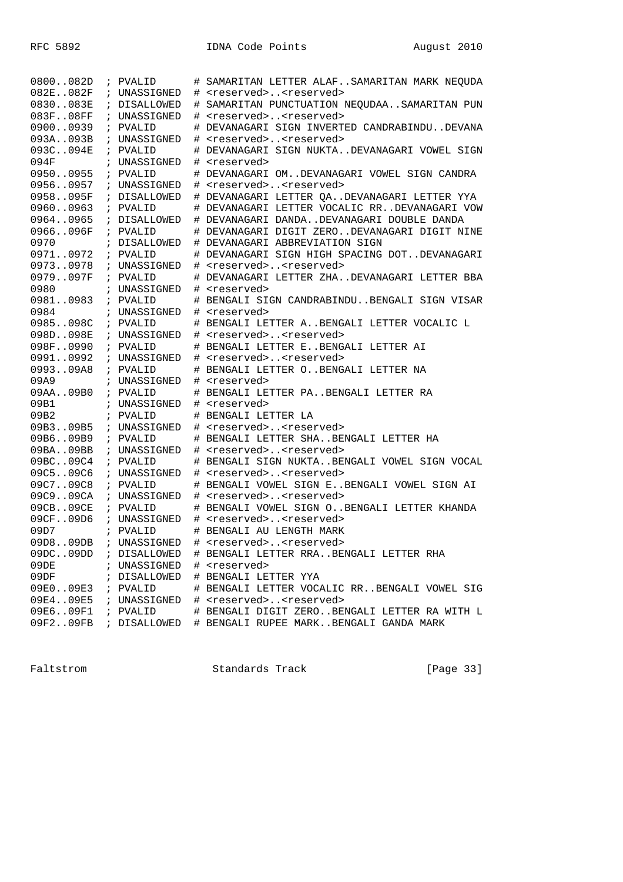```
0800..082D  ; PVALID      # SAMARITAN LETTER ALAF..SAMARITAN MARK NEQUDA
082E..082F  ; UNASSIGNED  # <reserved>..<reserved>
0830..083E  ; DISALLOWED  # SAMARITAN PUNCTUATION NEQUDAA..SAMARITAN PUN
083F..08FF  ; UNASSIGNED  # <reserved>..<reserved>
0900..0939  ; PVALID      # DEVANAGARI SIGN INVERTED CANDRABINDU..DEVANA
093A..093B  ; UNASSIGNED  # <reserved>..<reserved>
093C..094E  ; PVALID      # DEVANAGARI SIGN NUKTA..DEVANAGARI VOWEL SIGN
094F        ; UNASSIGNED  # <reserved>
0950..0955  ; PVALID      # DEVANAGARI OM..DEVANAGARI VOWEL SIGN CANDRA
0956..0957  ; UNASSIGNED  # <reserved>..<reserved>
0958..095F  ; DISALLOWED  # DEVANAGARI LETTER QA..DEVANAGARI LETTER YYA
0960..0963  ; PVALID      # DEVANAGARI LETTER VOCALIC RR..DEVANAGARI VOW
0964..0965  ; DISALLOWED  # DEVANAGARI DANDA..DEVANAGARI DOUBLE DANDA
0966..096F  ; PVALID      # DEVANAGARI DIGIT ZERO..DEVANAGARI DIGIT NINE
0970        ; DISALLOWED  # DEVANAGARI ABBREVIATION SIGN
0971..0972  ; PVALID      # DEVANAGARI SIGN HIGH SPACING DOT..DEVANAGARI
0973..0978  ; UNASSIGNED  # <reserved>..<reserved>
0979..097F  ; PVALID      # DEVANAGARI LETTER ZHA..DEVANAGARI LETTER BBA
0980        ; UNASSIGNED  # <reserved>
0981..0983  ; PVALID      # BENGALI SIGN CANDRABINDU..BENGALI SIGN VISAR
0984        ; UNASSIGNED  # <reserved>
0985..098C  ; PVALID      # BENGALI LETTER A..BENGALI LETTER VOCALIC L
098D..098E  ; UNASSIGNED  # <reserved>..<reserved>
098F..0990  ; PVALID      # BENGALI LETTER E..BENGALI LETTER AI
0991..0992  ; UNASSIGNED  # <reserved>..<reserved>
0993..09A8  ; PVALID      # BENGALI LETTER O..BENGALI LETTER NA
09A9        ; UNASSIGNED  # <reserved>
09AA..09B0  ; PVALID      # BENGALI LETTER PA..BENGALI LETTER RA
09B1        ; UNASSIGNED  # <reserved>
09B2        ; PVALID      # BENGALI LETTER LA
09B3..09B5  ; UNASSIGNED  # <reserved>..<reserved>
09B6..09B9  ; PVALID      # BENGALI LETTER SHA..BENGALI LETTER HA
09BA..09BB  ; UNASSIGNED  # <reserved>..<reserved>
09BC..09C4  ; PVALID      # BENGALI SIGN NUKTA..BENGALI VOWEL SIGN VOCAL
09C5..09C6  ; UNASSIGNED  # <reserved>..<reserved>
09C7..09C8  ; PVALID      # BENGALI VOWEL SIGN E..BENGALI VOWEL SIGN AI
09C9..09CA  ; UNASSIGNED  # <reserved>..<reserved>
09CB..09CE  ; PVALID      # BENGALI VOWEL SIGN O..BENGALI LETTER KHANDA
09CF..09D6  ; UNASSIGNED  # <reserved>..<reserved>
09D7        ; PVALID      # BENGALI AU LENGTH MARK
09D8..09DB  ; UNASSIGNED  # <reserved>..<reserved>
09DC..09DD  ; DISALLOWED  # BENGALI LETTER RRA..BENGALI LETTER RHA
09DE        ; UNASSIGNED  # <reserved>
09DF        ; DISALLOWED  # BENGALI LETTER YYA
09E0..09E3  ; PVALID      # BENGALI LETTER VOCALIC RR..BENGALI VOWEL SIG
09E4..09E5  ; UNASSIGNED  # <reserved>..<reserved>
09E6..09F1  ; PVALID      # BENGALI DIGIT ZERO..BENGALI LETTER RA WITH L
09F2..09FB  ; DISALLOWED  # BENGALI RUPEE MARK..BENGALI GANDA MARK
```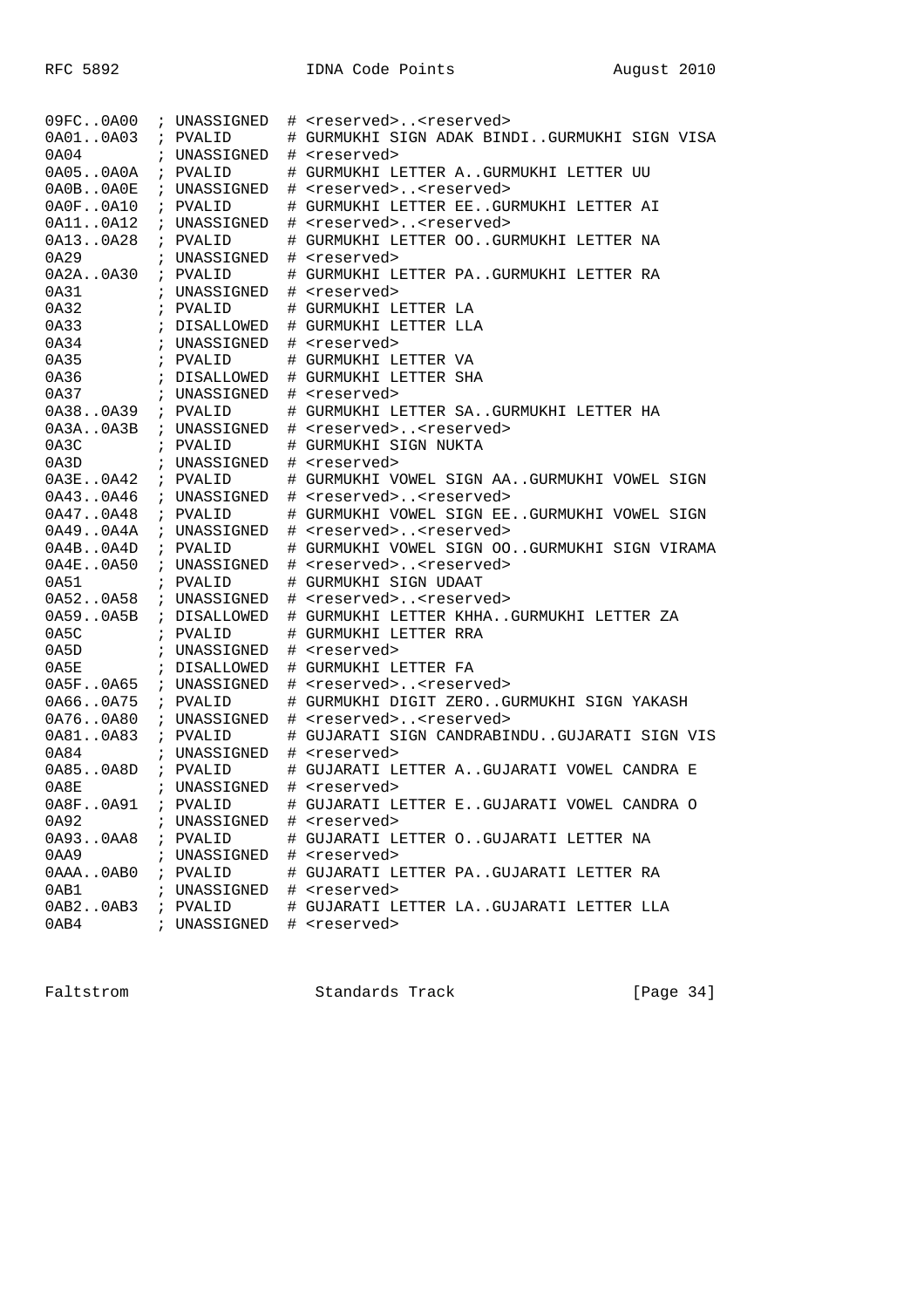```
09FC..0A00  ; UNASSIGNED  # <reserved>..<reserved>
0A01..0A03  ; PVALID      # GURMUKHI SIGN ADAK BINDI..GURMUKHI SIGN VISA
0A04        ; UNASSIGNED  # <reserved>
0A05..0A0A  ; PVALID      # GURMUKHI LETTER A..GURMUKHI LETTER UU
0A0B..0A0E  ; UNASSIGNED  # <reserved>..<reserved>
0A0F..0A10  ; PVALID      # GURMUKHI LETTER EE..GURMUKHI LETTER AI
0A11..0A12  ; UNASSIGNED  # <reserved>..<reserved>
0A13..0A28  ; PVALID      # GURMUKHI LETTER OO..GURMUKHI LETTER NA
0A29        ; UNASSIGNED  # <reserved>
0A2A..0A30  ; PVALID      # GURMUKHI LETTER PA..GURMUKHI LETTER RA
0A31        ; UNASSIGNED  # <reserved>
0A32        ; PVALID      # GURMUKHI LETTER LA
0A33        ; DISALLOWED  # GURMUKHI LETTER LLA
0A34        ; UNASSIGNED  # <reserved>
0A35        ; PVALID      # GURMUKHI LETTER VA
0A36        ; DISALLOWED  # GURMUKHI LETTER SHA
0A37        ; UNASSIGNED  # <reserved>
0A38..0A39  ; PVALID      # GURMUKHI LETTER SA..GURMUKHI LETTER HA
0A3A..0A3B  ; UNASSIGNED  # <reserved>..<reserved>
0A3C        ; PVALID      # GURMUKHI SIGN NUKTA
0A3D        ; UNASSIGNED  # <reserved>
0A3E..0A42  ; PVALID      # GURMUKHI VOWEL SIGN AA..GURMUKHI VOWEL SIGN
0A43..0A46  ; UNASSIGNED  # <reserved>..<reserved>
0A47..0A48  ; PVALID      # GURMUKHI VOWEL SIGN EE..GURMUKHI VOWEL SIGN
0A49..0A4A  ; UNASSIGNED  # <reserved>..<reserved>
0A4B..0A4D  ; PVALID      # GURMUKHI VOWEL SIGN OO..GURMUKHI SIGN VIRAMA
0A4E..0A50  ; UNASSIGNED  # <reserved>..<reserved>
0A51        ; PVALID      # GURMUKHI SIGN UDAAT
0A52..0A58  ; UNASSIGNED  # <reserved>..<reserved>
0A59..0A5B  ; DISALLOWED  # GURMUKHI LETTER KHHA..GURMUKHI LETTER ZA
0A5C        ; PVALID      # GURMUKHI LETTER RRA
0A5D        ; UNASSIGNED  # <reserved>
0A5E        ; DISALLOWED  # GURMUKHI LETTER FA
0A5F..0A65  ; UNASSIGNED  # <reserved>..<reserved>
0A66..0A75  ; PVALID      # GURMUKHI DIGIT ZERO..GURMUKHI SIGN YAKASH
0A76..0A80  ; UNASSIGNED  # <reserved>..<reserved>
0A81..0A83  ; PVALID      # GUJARATI SIGN CANDRABINDU..GUJARATI SIGN VIS
0A84        ; UNASSIGNED  # <reserved>
0A85..0A8D  ; PVALID      # GUJARATI LETTER A..GUJARATI VOWEL CANDRA E
0A8E        ; UNASSIGNED  # <reserved>
0A8F..0A91  ; PVALID      # GUJARATI LETTER E..GUJARATI VOWEL CANDRA O
0A92        ; UNASSIGNED  # <reserved>
0A93..0AA8  ; PVALID      # GUJARATI LETTER O..GUJARATI LETTER NA
0AA9        ; UNASSIGNED  # <reserved>
0AAA..0AB0  ; PVALID      # GUJARATI LETTER PA..GUJARATI LETTER RA
0AB1        ; UNASSIGNED  # <reserved>
0AB2..0AB3  ; PVALID      # GUJARATI LETTER LA..GUJARATI LETTER LLA
0AB4        ; UNASSIGNED  # <reserved>
```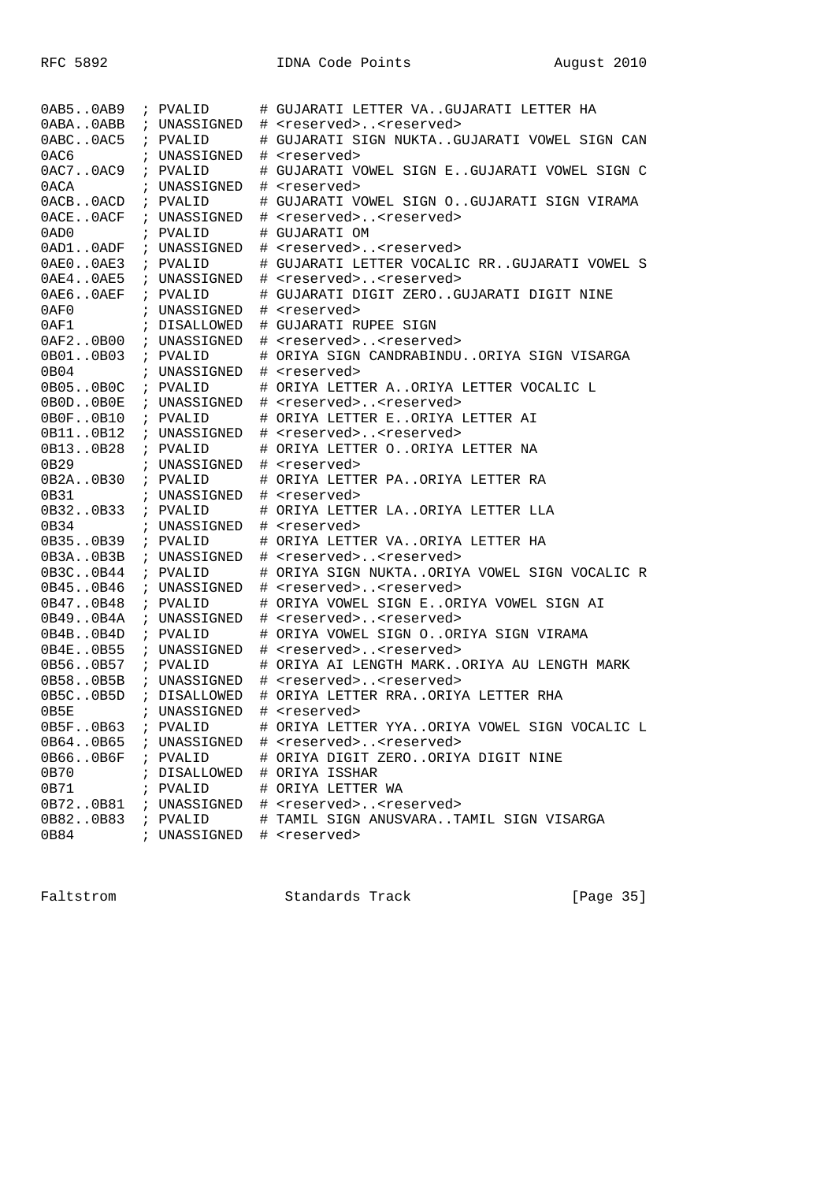```
0AB5..0AB9  ; PVALID      # GUJARATI LETTER VA..GUJARATI LETTER HA
0ABA..0ABB  ; UNASSIGNED  # <reserved>..<reserved>
0ABC..0AC5  ; PVALID      # GUJARATI SIGN NUKTA..GUJARATI VOWEL SIGN CAN
0AC6        ; UNASSIGNED  # <reserved>
0AC7..0AC9  ; PVALID      # GUJARATI VOWEL SIGN E..GUJARATI VOWEL SIGN C
0ACA        ; UNASSIGNED  # <reserved>
0ACB..0ACD  ; PVALID      # GUJARATI VOWEL SIGN O..GUJARATI SIGN VIRAMA
0ACE..0ACF  ; UNASSIGNED  # <reserved>..<reserved>
0AD0        ; PVALID      # GUJARATI OM
0AD1..0ADF  ; UNASSIGNED  # <reserved>..<reserved>
0AE0..0AE3  ; PVALID      # GUJARATI LETTER VOCALIC RR..GUJARATI VOWEL S
0AE4..0AE5  ; UNASSIGNED  # <reserved>..<reserved>
0AE6..0AEF  ; PVALID      # GUJARATI DIGIT ZERO..GUJARATI DIGIT NINE
0AF0        ; UNASSIGNED  # <reserved>
0AF1        ; DISALLOWED  # GUJARATI RUPEE SIGN
0AF2..0B00  ; UNASSIGNED  # <reserved>..<reserved>
0B01..0B03  ; PVALID      # ORIYA SIGN CANDRABINDU..ORIYA SIGN VISARGA
0B04        ; UNASSIGNED  # <reserved>
0B05..0B0C  ; PVALID      # ORIYA LETTER A..ORIYA LETTER VOCALIC L
0B0D..0B0E  ; UNASSIGNED  # <reserved>..<reserved>
0B0F..0B10  ; PVALID      # ORIYA LETTER E..ORIYA LETTER AI
0B11..0B12  ; UNASSIGNED  # <reserved>..<reserved>
0B13..0B28  ; PVALID      # ORIYA LETTER O..ORIYA LETTER NA
0B29        ; UNASSIGNED  # <reserved>
0B2A..0B30  ; PVALID      # ORIYA LETTER PA..ORIYA LETTER RA
0B31        ; UNASSIGNED  # <reserved>
0B32..0B33  ; PVALID      # ORIYA LETTER LA..ORIYA LETTER LLA
0B34        ; UNASSIGNED  # <reserved>
0B35..0B39  ; PVALID      # ORIYA LETTER VA..ORIYA LETTER HA
0B3A..0B3B  ; UNASSIGNED  # <reserved>..<reserved>
0B3C..0B44  ; PVALID      # ORIYA SIGN NUKTA..ORIYA VOWEL SIGN VOCALIC R
0B45..0B46  ; UNASSIGNED  # <reserved>..<reserved>
0B47..0B48  ; PVALID      # ORIYA VOWEL SIGN E..ORIYA VOWEL SIGN AI
0B49..0B4A  ; UNASSIGNED  # <reserved>..<reserved>
0B4B..0B4D  ; PVALID      # ORIYA VOWEL SIGN O..ORIYA SIGN VIRAMA
0B4E..0B55  ; UNASSIGNED  # <reserved>..<reserved>
0B56..0B57  ; PVALID      # ORIYA AI LENGTH MARK..ORIYA AU LENGTH MARK
0B58..0B5B  ; UNASSIGNED  # <reserved>..<reserved>
0B5C..0B5D  ; DISALLOWED  # ORIYA LETTER RRA..ORIYA LETTER RHA
0B5E        ; UNASSIGNED  # <reserved>
0B5F..0B63  ; PVALID      # ORIYA LETTER YYA..ORIYA VOWEL SIGN VOCALIC L
0B64..0B65  ; UNASSIGNED  # <reserved>..<reserved>
0B66..0B6F  ; PVALID      # ORIYA DIGIT ZERO..ORIYA DIGIT NINE
0B70        ; DISALLOWED  # ORIYA ISSHAR
0B71        ; PVALID      # ORIYA LETTER WA
0B72..0B81  ; UNASSIGNED  # <reserved>..<reserved>
0B82..0B83  ; PVALID      # TAMIL SIGN ANUSVARA..TAMIL SIGN VISARGA
0B84        ; UNASSIGNED  # <reserved>
```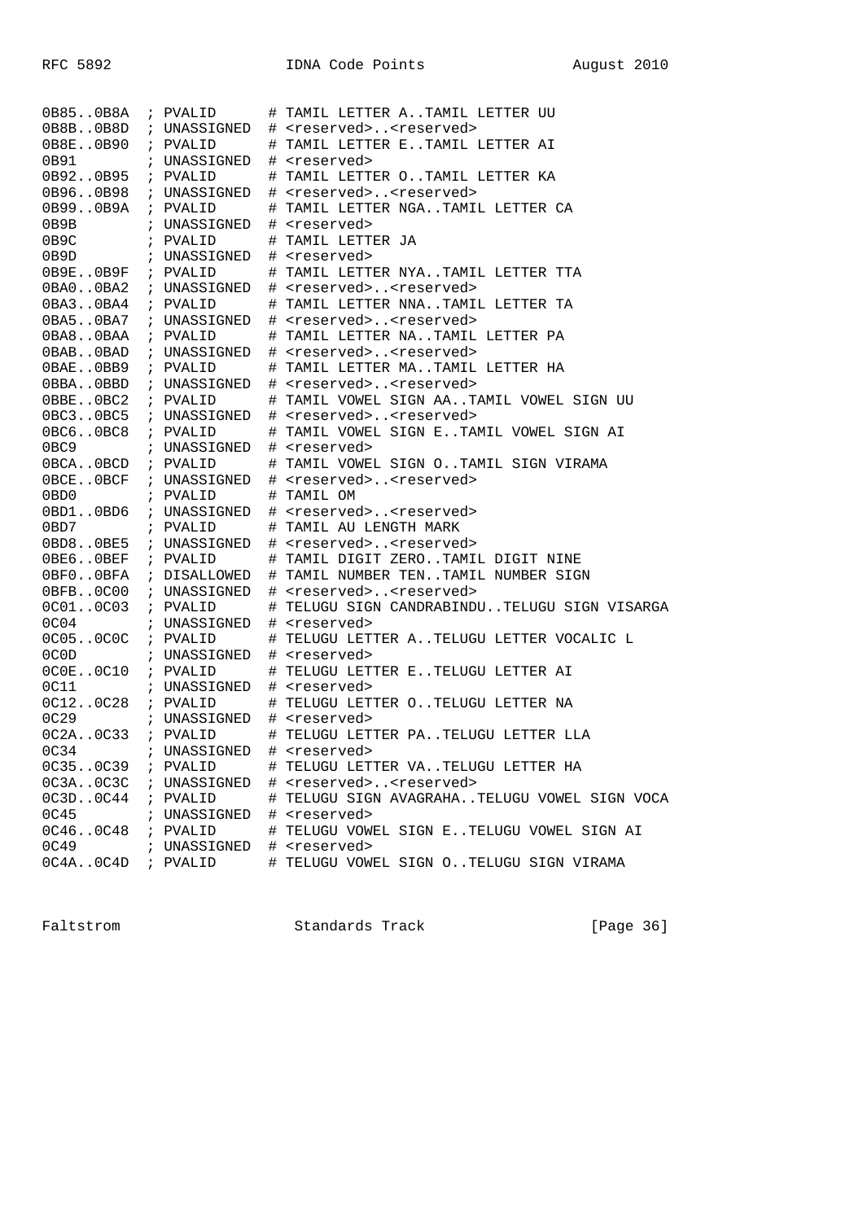```
0B85..0B8A  ; PVALID      # TAMIL LETTER A..TAMIL LETTER UU
0B8B..0B8D  ; UNASSIGNED  # <reserved>..<reserved>
0B8E..0B90  ; PVALID      # TAMIL LETTER E..TAMIL LETTER AI
0B91        ; UNASSIGNED  # <reserved>
0B92..0B95  ; PVALID      # TAMIL LETTER O..TAMIL LETTER KA
0B96..0B98  ; UNASSIGNED  # <reserved>..<reserved>
0B99..0B9A  ; PVALID      # TAMIL LETTER NGA..TAMIL LETTER CA
0B9B        ; UNASSIGNED  # <reserved>
0B9C        ; PVALID      # TAMIL LETTER JA
0B9D        ; UNASSIGNED  # <reserved>
0B9E..0B9F  ; PVALID      # TAMIL LETTER NYA..TAMIL LETTER TTA
0BA0..0BA2  ; UNASSIGNED  # <reserved>..<reserved>
0BA3..0BA4  ; PVALID      # TAMIL LETTER NNA..TAMIL LETTER TA
0BA5..0BA7  ; UNASSIGNED  # <reserved>..<reserved>
0BA8..0BAA  ; PVALID      # TAMIL LETTER NA..TAMIL LETTER PA
0BAB..0BAD  ; UNASSIGNED  # <reserved>..<reserved>
0BAE..0BB9  ; PVALID      # TAMIL LETTER MA..TAMIL LETTER HA
0BBA..0BBD  ; UNASSIGNED  # <reserved>..<reserved>
0BBE..0BC2  ; PVALID      # TAMIL VOWEL SIGN AA..TAMIL VOWEL SIGN UU
0BC3..0BC5  ; UNASSIGNED  # <reserved>..<reserved>
0BC6..0BC8  ; PVALID      # TAMIL VOWEL SIGN E..TAMIL VOWEL SIGN AI
0BC9        ; UNASSIGNED  # <reserved>
0BCA..0BCD  ; PVALID      # TAMIL VOWEL SIGN O..TAMIL SIGN VIRAMA
0BCE..0BCF  ; UNASSIGNED  # <reserved>..<reserved>
0BD0        ; PVALID      # TAMIL OM
0BD1..0BD6  ; UNASSIGNED  # <reserved>..<reserved>
0BD7        ; PVALID      # TAMIL AU LENGTH MARK
0BD8..0BE5  ; UNASSIGNED  # <reserved>..<reserved>
0BE6..0BEF  ; PVALID      # TAMIL DIGIT ZERO..TAMIL DIGIT NINE
0BF0..0BFA  ; DISALLOWED  # TAMIL NUMBER TEN..TAMIL NUMBER SIGN
0BFB..0C00  ; UNASSIGNED  # <reserved>..<reserved>
0C01..0C03  ; PVALID      # TELUGU SIGN CANDRABINDU..TELUGU SIGN VISARGA
0C04        ; UNASSIGNED  # <reserved>
0C05..0C0C  ; PVALID      # TELUGU LETTER A..TELUGU LETTER VOCALIC L
0C0D        ; UNASSIGNED  # <reserved>
0C0E..0C10  ; PVALID      # TELUGU LETTER E..TELUGU LETTER AI
0C11        ; UNASSIGNED  # <reserved>
0C12..0C28  ; PVALID      # TELUGU LETTER O..TELUGU LETTER NA
0C29        ; UNASSIGNED  # <reserved>
0C2A..0C33  ; PVALID      # TELUGU LETTER PA..TELUGU LETTER LLA
0C34        ; UNASSIGNED  # <reserved>
0C35..0C39  ; PVALID      # TELUGU LETTER VA..TELUGU LETTER HA
0C3A..0C3C  ; UNASSIGNED  # <reserved>..<reserved>
0C3D..0C44  ; PVALID      # TELUGU SIGN AVAGRAHA..TELUGU VOWEL SIGN VOCA
0C45        ; UNASSIGNED  # <reserved>
0C46..0C48  ; PVALID      # TELUGU VOWEL SIGN E..TELUGU VOWEL SIGN AI
0C49        ; UNASSIGNED  # <reserved>
0C4A..0C4D  ; PVALID      # TELUGU VOWEL SIGN O..TELUGU SIGN VIRAMA
```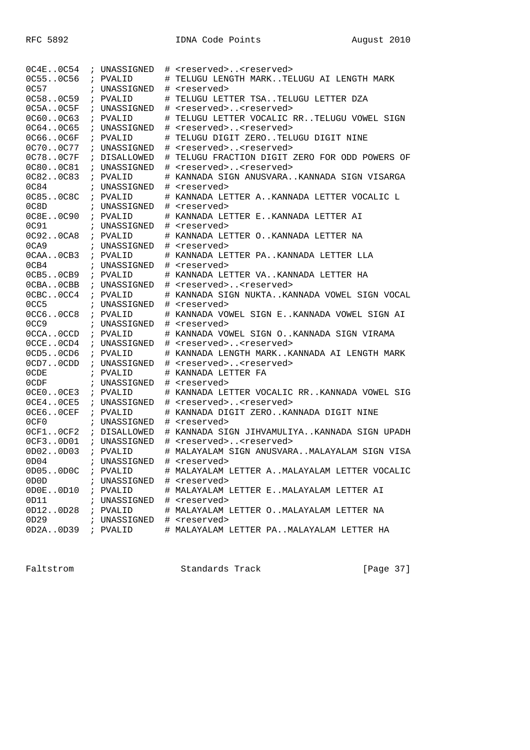```
0C4E..0C54  ; UNASSIGNED  # <reserved>..<reserved>
0C55..0C56  ; PVALID      # TELUGU LENGTH MARK..TELUGU AI LENGTH MARK
0C57        ; UNASSIGNED  # <reserved>
0C58..0C59  ; PVALID      # TELUGU LETTER TSA..TELUGU LETTER DZA
0C5A..0C5F  ; UNASSIGNED  # <reserved>..<reserved>
0C60..0C63  ; PVALID      # TELUGU LETTER VOCALIC RR..TELUGU VOWEL SIGN
0C64..0C65  ; UNASSIGNED  # <reserved>..<reserved>
0C66..0C6F  ; PVALID      # TELUGU DIGIT ZERO..TELUGU DIGIT NINE
0C70..0C77  ; UNASSIGNED  # <reserved>..<reserved>
0C78..0C7F  ; DISALLOWED  # TELUGU FRACTION DIGIT ZERO FOR ODD POWERS OF
0C80..0C81  ; UNASSIGNED  # <reserved>..<reserved>
0C82..0C83  ; PVALID      # KANNADA SIGN ANUSVARA..KANNADA SIGN VISARGA
0C84        ; UNASSIGNED  # <reserved>
0C85..0C8C  ; PVALID      # KANNADA LETTER A..KANNADA LETTER VOCALIC L
0C8D        ; UNASSIGNED  # <reserved>
0C8E..0C90  ; PVALID      # KANNADA LETTER E..KANNADA LETTER AI
0C91        ; UNASSIGNED  # <reserved>
0C92..0CA8  ; PVALID      # KANNADA LETTER O..KANNADA LETTER NA
0CA9        ; UNASSIGNED  # <reserved>
0CAA..0CB3  ; PVALID      # KANNADA LETTER PA..KANNADA LETTER LLA
0CB4        ; UNASSIGNED  # <reserved>
0CB5..0CB9  ; PVALID      # KANNADA LETTER VA..KANNADA LETTER HA
0CBA..0CBB  ; UNASSIGNED  # <reserved>..<reserved>
0CBC..0CC4  ; PVALID      # KANNADA SIGN NUKTA..KANNADA VOWEL SIGN VOCAL
0CC5        ; UNASSIGNED  # <reserved>
0CC6..0CC8  ; PVALID      # KANNADA VOWEL SIGN E..KANNADA VOWEL SIGN AI
0CC9        ; UNASSIGNED  # <reserved>
0CCA..0CCD  ; PVALID      # KANNADA VOWEL SIGN O..KANNADA SIGN VIRAMA
0CCE..0CD4  ; UNASSIGNED  # <reserved>..<reserved>
0CD5..0CD6  ; PVALID      # KANNADA LENGTH MARK..KANNADA AI LENGTH MARK
0CD7..0CDD  ; UNASSIGNED  # <reserved>..<reserved>
0CDE        ; PVALID      # KANNADA LETTER FA
0CDF        ; UNASSIGNED  # <reserved>
0CE0..0CE3  ; PVALID      # KANNADA LETTER VOCALIC RR..KANNADA VOWEL SIG
0CE4..0CE5  ; UNASSIGNED  # <reserved>..<reserved>
0CE6..0CEF  ; PVALID      # KANNADA DIGIT ZERO..KANNADA DIGIT NINE
0CF0        ; UNASSIGNED  # <reserved>
0CF1..0CF2  ; DISALLOWED  # KANNADA SIGN JIHVAMULIYA..KANNADA SIGN UPADH
0CF3..0D01  ; UNASSIGNED  # <reserved>..<reserved>
0D02..0D03  ; PVALID      # MALAYALAM SIGN ANUSVARA..MALAYALAM SIGN VISA
0D04        ; UNASSIGNED  # <reserved>
0D05..0D0C  ; PVALID      # MALAYALAM LETTER A..MALAYALAM LETTER VOCALIC
0D0D        ; UNASSIGNED  # <reserved>
0D0E..0D10  ; PVALID      # MALAYALAM LETTER E..MALAYALAM LETTER AI
0D11        ; UNASSIGNED  # <reserved>
0D12..0D28  ; PVALID      # MALAYALAM LETTER O..MALAYALAM LETTER NA
0D29        ; UNASSIGNED  # <reserved>
0D2A..0D39  ; PVALID      # MALAYALAM LETTER PA..MALAYALAM LETTER HA
```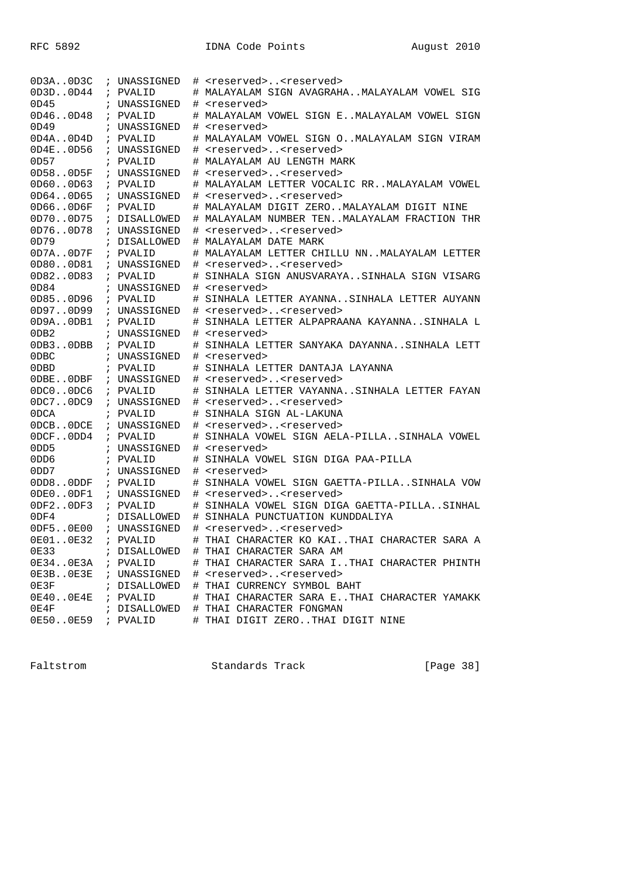```
0D3A..0D3C  ; UNASSIGNED  # <reserved>..<reserved>
0D3D..0D44  ; PVALID      # MALAYALAM SIGN AVAGRAHA..MALAYALAM VOWEL SIG
0D45        ; UNASSIGNED  # <reserved>
0D46..0D48  ; PVALID      # MALAYALAM VOWEL SIGN E..MALAYALAM VOWEL SIGN
0D49        ; UNASSIGNED  # <reserved>
0D4A..0D4D  ; PVALID      # MALAYALAM VOWEL SIGN O..MALAYALAM SIGN VIRAM
0D4E..0D56  ; UNASSIGNED  # <reserved>..<reserved>
0D57        ; PVALID      # MALAYALAM AU LENGTH MARK
0D58..0D5F  ; UNASSIGNED  # <reserved>..<reserved>
0D60..0D63  ; PVALID      # MALAYALAM LETTER VOCALIC RR..MALAYALAM VOWEL
0D64..0D65  ; UNASSIGNED  # <reserved>..<reserved>
0D66..0D6F  ; PVALID      # MALAYALAM DIGIT ZERO..MALAYALAM DIGIT NINE
0D70..0D75  ; DISALLOWED  # MALAYALAM NUMBER TEN..MALAYALAM FRACTION THR
0D76..0D78  ; UNASSIGNED  # <reserved>..<reserved>
0D79        ; DISALLOWED  # MALAYALAM DATE MARK
0D7A..0D7F  ; PVALID      # MALAYALAM LETTER CHILLU NN..MALAYALAM LETTER
0D80..0D81  ; UNASSIGNED  # <reserved>..<reserved>
0D82..0D83  ; PVALID      # SINHALA SIGN ANUSVARAYA..SINHALA SIGN VISARG
0D84        ; UNASSIGNED  # <reserved>
0D85..0D96  ; PVALID      # SINHALA LETTER AYANNA..SINHALA LETTER AUYANN
0D97..0D99  ; UNASSIGNED  # <reserved>..<reserved>
0D9A..0DB1  ; PVALID      # SINHALA LETTER ALPAPRAANA KAYANNA..SINHALA L
0DB2        ; UNASSIGNED  # <reserved>
0DB3..0DBB  ; PVALID      # SINHALA LETTER SANYAKA DAYANNA..SINHALA LETT
0DBC        ; UNASSIGNED  # <reserved>
0DBD        ; PVALID      # SINHALA LETTER DANTAJA LAYANNA
0DBE..0DBF  ; UNASSIGNED  # <reserved>..<reserved>
0DC0..0DC6  ; PVALID      # SINHALA LETTER VAYANNA..SINHALA LETTER FAYAN
0DC7..0DC9  ; UNASSIGNED  # <reserved>..<reserved>
0DCA        ; PVALID      # SINHALA SIGN AL-LAKUNA
0DCB..0DCE  ; UNASSIGNED  # <reserved>..<reserved>
0DCF..0DD4  ; PVALID      # SINHALA VOWEL SIGN AELA-PILLA..SINHALA VOWEL
0DD5        ; UNASSIGNED  # <reserved>
0DD6        ; PVALID      # SINHALA VOWEL SIGN DIGA PAA-PILLA
0DD7        ; UNASSIGNED  # <reserved>
0DD8..0DDF  ; PVALID      # SINHALA VOWEL SIGN GAETTA-PILLA..SINHALA VOW
0DE0..0DF1  ; UNASSIGNED  # <reserved>..<reserved>
0DF2..0DF3  ; PVALID      # SINHALA VOWEL SIGN DIGA GAETTA-PILLA..SINHAL
0DF4        ; DISALLOWED  # SINHALA PUNCTUATION KUNDDALIYA
0DF5..0E00  ; UNASSIGNED  # <reserved>..<reserved>
0E01..0E32  ; PVALID      # THAI CHARACTER KO KAI..THAI CHARACTER SARA A
0E33        ; DISALLOWED  # THAI CHARACTER SARA AM
0E34..0E3A  ; PVALID      # THAI CHARACTER SARA I..THAI CHARACTER PHINTH
0E3B..0E3E  ; UNASSIGNED  # <reserved>..<reserved>
0E3F        ; DISALLOWED  # THAI CURRENCY SYMBOL BAHT
0E40..0E4E  ; PVALID      # THAI CHARACTER SARA E..THAI CHARACTER YAMAKK
0E4F        ; DISALLOWED  # THAI CHARACTER FONGMAN
0E50..0E59  ; PVALID      # THAI DIGIT ZERO..THAI DIGIT NINE
```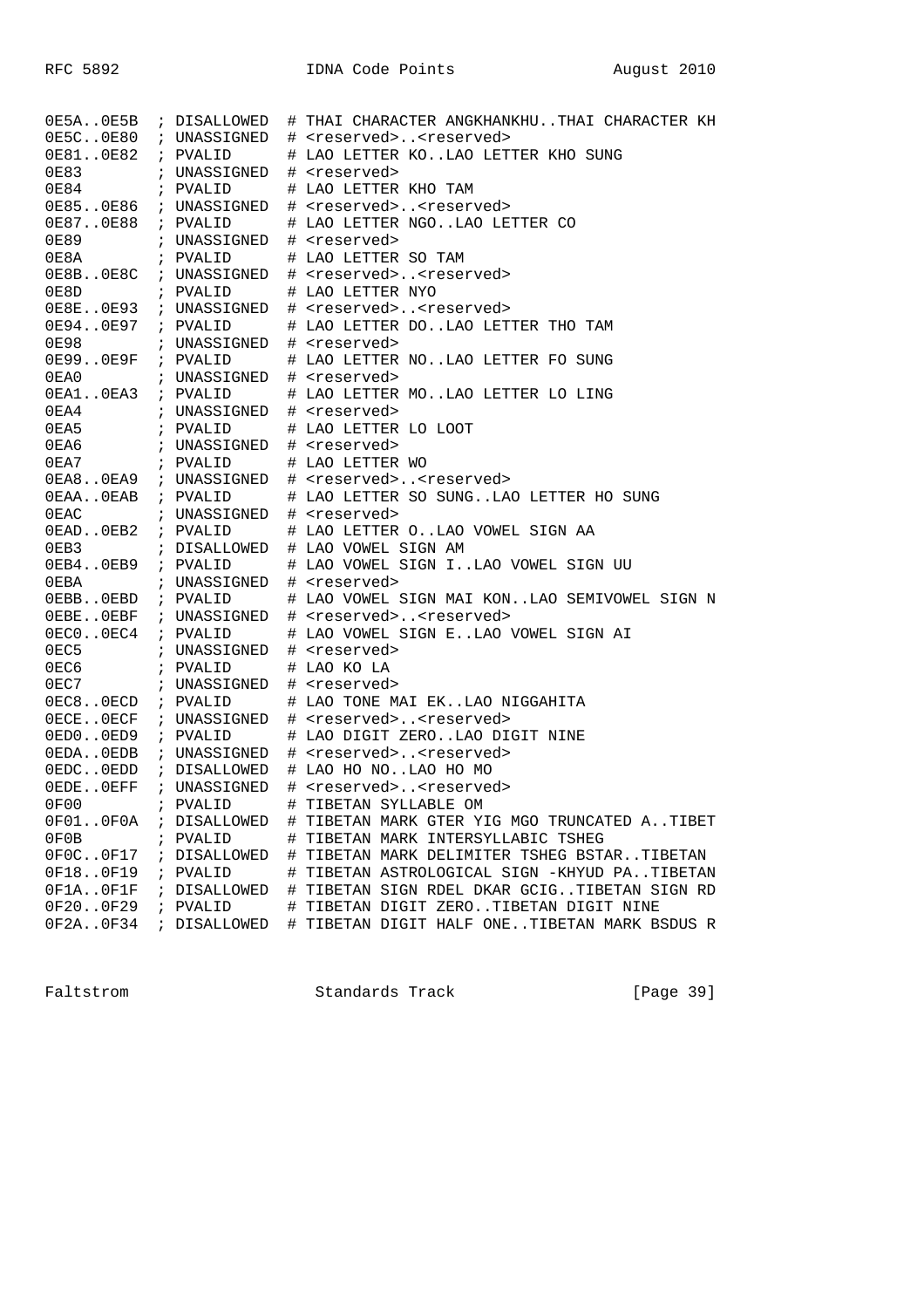```
0E5A..0E5B  ; DISALLOWED  # THAI CHARACTER ANGKHANKHU..THAI CHARACTER KH
0E5C..0E80  ; UNASSIGNED  # <reserved>..<reserved>
0E81..0E82  ; PVALID      # LAO LETTER KO..LAO LETTER KHO SUNG
0E83        ; UNASSIGNED  # <reserved>
0E84        ; PVALID      # LAO LETTER KHO TAM
0E85..0E86  ; UNASSIGNED  # <reserved>..<reserved>
0E87..0E88  ; PVALID      # LAO LETTER NGO..LAO LETTER CO
0E89        ; UNASSIGNED  # <reserved>
0E8A        ; PVALID      # LAO LETTER SO TAM
0E8B..0E8C  ; UNASSIGNED  # <reserved>..<reserved>
0E8D        ; PVALID      # LAO LETTER NYO
0E8E..0E93  ; UNASSIGNED  # <reserved>..<reserved>
0E94..0E97  ; PVALID      # LAO LETTER DO..LAO LETTER THO TAM
0E98        ; UNASSIGNED  # <reserved>
0E99..0E9F  ; PVALID      # LAO LETTER NO..LAO LETTER FO SUNG
0EA0        ; UNASSIGNED  # <reserved>
0EA1..0EA3  ; PVALID      # LAO LETTER MO..LAO LETTER LO LING
0EA4        ; UNASSIGNED  # <reserved>
0EA5        ; PVALID      # LAO LETTER LO LOOT
0EA6        ; UNASSIGNED  # <reserved>
0EA7        ; PVALID      # LAO LETTER WO
0EA8..0EA9  ; UNASSIGNED  # <reserved>..<reserved>
0EAA..0EAB  ; PVALID      # LAO LETTER SO SUNG..LAO LETTER HO SUNG
0EAC        ; UNASSIGNED  # <reserved>
0EAD..0EB2  ; PVALID      # LAO LETTER O..LAO VOWEL SIGN AA
0EB3        ; DISALLOWED  # LAO VOWEL SIGN AM
0EB4..0EB9  ; PVALID      # LAO VOWEL SIGN I..LAO VOWEL SIGN UU
0EBA        ; UNASSIGNED  # <reserved>
0EBB..0EBD  ; PVALID      # LAO VOWEL SIGN MAI KON..LAO SEMIVOWEL SIGN N
0EBE..0EBF  ; UNASSIGNED  # <reserved>..<reserved>
0EC0..0EC4  ; PVALID      # LAO VOWEL SIGN E..LAO VOWEL SIGN AI
0EC5        ; UNASSIGNED  # <reserved>
0EC6        ; PVALID      # LAO KO LA
0EC7        ; UNASSIGNED  # <reserved>
0EC8..0ECD  ; PVALID      # LAO TONE MAI EK..LAO NIGGAHITA
0ECE..0ECF  ; UNASSIGNED  # <reserved>..<reserved>
0ED0..0ED9  ; PVALID      # LAO DIGIT ZERO..LAO DIGIT NINE
0EDA..0EDB  ; UNASSIGNED  # <reserved>..<reserved>
0EDC..0EDD  ; DISALLOWED  # LAO HO NO..LAO HO MO
0EDE..0EFF  ; UNASSIGNED  # <reserved>..<reserved>
0F00        ; PVALID      # TIBETAN SYLLABLE OM
0F01..0F0A  ; DISALLOWED  # TIBETAN MARK GTER YIG MGO TRUNCATED A..TIBET
0F0B        ; PVALID      # TIBETAN MARK INTERSYLLABIC TSHEG
0F0C..0F17  ; DISALLOWED  # TIBETAN MARK DELIMITER TSHEG BSTAR..TIBETAN
0F18..0F19  ; PVALID      # TIBETAN ASTROLOGICAL SIGN -KHYUD PA..TIBETAN
0F1A..0F1F  ; DISALLOWED  # TIBETAN SIGN RDEL DKAR GCIG..TIBETAN SIGN RD
0F20..0F29  ; PVALID      # TIBETAN DIGIT ZERO..TIBETAN DIGIT NINE
0F2A..0F34  ; DISALLOWED  # TIBETAN DIGIT HALF ONE..TIBETAN MARK BSDUS R
```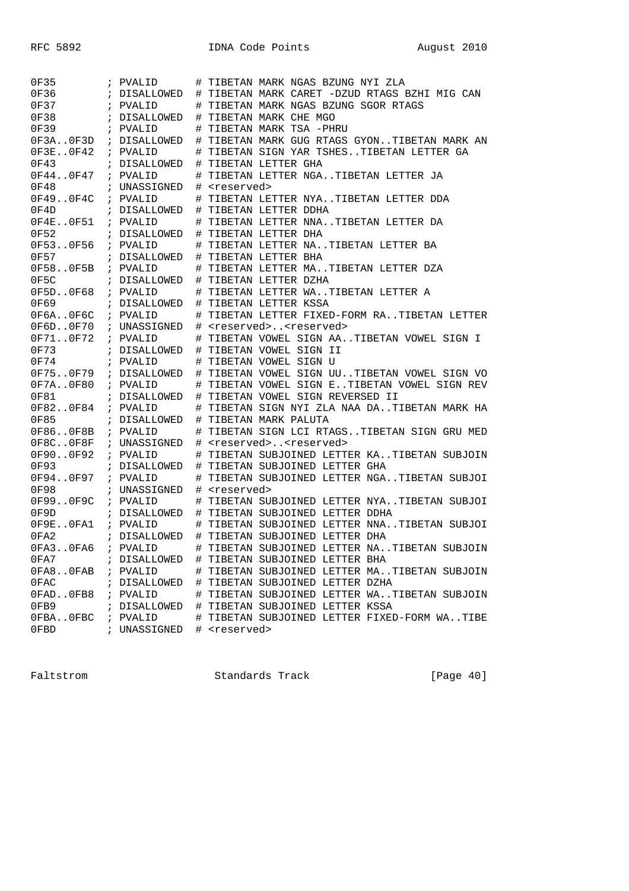```
0F35        ; PVALID      # TIBETAN MARK NGAS BZUNG NYI ZLA
0F36        ; DISALLOWED  # TIBETAN MARK CARET -DZUD RTAGS BZHI MIG CAN
0F37        ; PVALID      # TIBETAN MARK NGAS BZUNG SGOR RTAGS
0F38        ; DISALLOWED  # TIBETAN MARK CHE MGO
0F39        ; PVALID      # TIBETAN MARK TSA -PHRU
0F3A..0F3D  ; DISALLOWED  # TIBETAN MARK GUG RTAGS GYON..TIBETAN MARK AN
0F3E..0F42  ; PVALID      # TIBETAN SIGN YAR TSHES..TIBETAN LETTER GA
0F43        ; DISALLOWED  # TIBETAN LETTER GHA
0F44..0F47  ; PVALID      # TIBETAN LETTER NGA..TIBETAN LETTER JA
0F48        ; UNASSIGNED  # <reserved>
0F49..0F4C  ; PVALID      # TIBETAN LETTER NYA..TIBETAN LETTER DDA
0F4D        ; DISALLOWED  # TIBETAN LETTER DDHA
0F4E..0F51  ; PVALID      # TIBETAN LETTER NNA..TIBETAN LETTER DA
0F52        ; DISALLOWED  # TIBETAN LETTER DHA
0F53..0F56  ; PVALID      # TIBETAN LETTER NA..TIBETAN LETTER BA
0F57        ; DISALLOWED  # TIBETAN LETTER BHA
0F58..0F5B  ; PVALID      # TIBETAN LETTER MA..TIBETAN LETTER DZA
0F5C        ; DISALLOWED  # TIBETAN LETTER DZHA
0F5D..0F68  ; PVALID      # TIBETAN LETTER WA..TIBETAN LETTER A
0F69        ; DISALLOWED  # TIBETAN LETTER KSSA
0F6A..0F6C  ; PVALID      # TIBETAN LETTER FIXED-FORM RA..TIBETAN LETTER
0F6D..0F70  ; UNASSIGNED  # <reserved>..<reserved>
0F71..0F72  ; PVALID      # TIBETAN VOWEL SIGN AA..TIBETAN VOWEL SIGN I
0F73        ; DISALLOWED  # TIBETAN VOWEL SIGN II
0F74        ; PVALID      # TIBETAN VOWEL SIGN U
0F75..0F79  ; DISALLOWED  # TIBETAN VOWEL SIGN UU..TIBETAN VOWEL SIGN VO
0F7A..0F80  ; PVALID      # TIBETAN VOWEL SIGN E..TIBETAN VOWEL SIGN REV
0F81        ; DISALLOWED  # TIBETAN VOWEL SIGN REVERSED II
0F82..0F84  ; PVALID      # TIBETAN SIGN NYI ZLA NAA DA..TIBETAN MARK HA
0F85        ; DISALLOWED  # TIBETAN MARK PALUTA
0F86..0F8B  ; PVALID      # TIBETAN SIGN LCI RTAGS..TIBETAN SIGN GRU MED
0F8C..0F8F  ; UNASSIGNED  # <reserved>..<reserved>
0F90..0F92  ; PVALID      # TIBETAN SUBJOINED LETTER KA..TIBETAN SUBJOIN
0F93        ; DISALLOWED  # TIBETAN SUBJOINED LETTER GHA
0F94..0F97  ; PVALID      # TIBETAN SUBJOINED LETTER NGA..TIBETAN SUBJOI
0F98        ; UNASSIGNED  # <reserved>
0F99..0F9C  ; PVALID      # TIBETAN SUBJOINED LETTER NYA..TIBETAN SUBJOI
0F9D        ; DISALLOWED  # TIBETAN SUBJOINED LETTER DDHA
0F9E..0FA1  ; PVALID      # TIBETAN SUBJOINED LETTER NNA..TIBETAN SUBJOI
0FA2        ; DISALLOWED  # TIBETAN SUBJOINED LETTER DHA
0FA3..0FA6  ; PVALID      # TIBETAN SUBJOINED LETTER NA..TIBETAN SUBJOIN
0FA7        ; DISALLOWED  # TIBETAN SUBJOINED LETTER BHA
0FA8..0FAB  ; PVALID      # TIBETAN SUBJOINED LETTER MA..TIBETAN SUBJOIN
0FAC        ; DISALLOWED  # TIBETAN SUBJOINED LETTER DZHA
0FAD..0FB8  ; PVALID      # TIBETAN SUBJOINED LETTER WA..TIBETAN SUBJOIN
0FB9        ; DISALLOWED  # TIBETAN SUBJOINED LETTER KSSA
0FBA..0FBC  ; PVALID      # TIBETAN SUBJOINED LETTER FIXED-FORM WA..TIBE
0FBD        ; UNASSIGNED  # <reserved>
```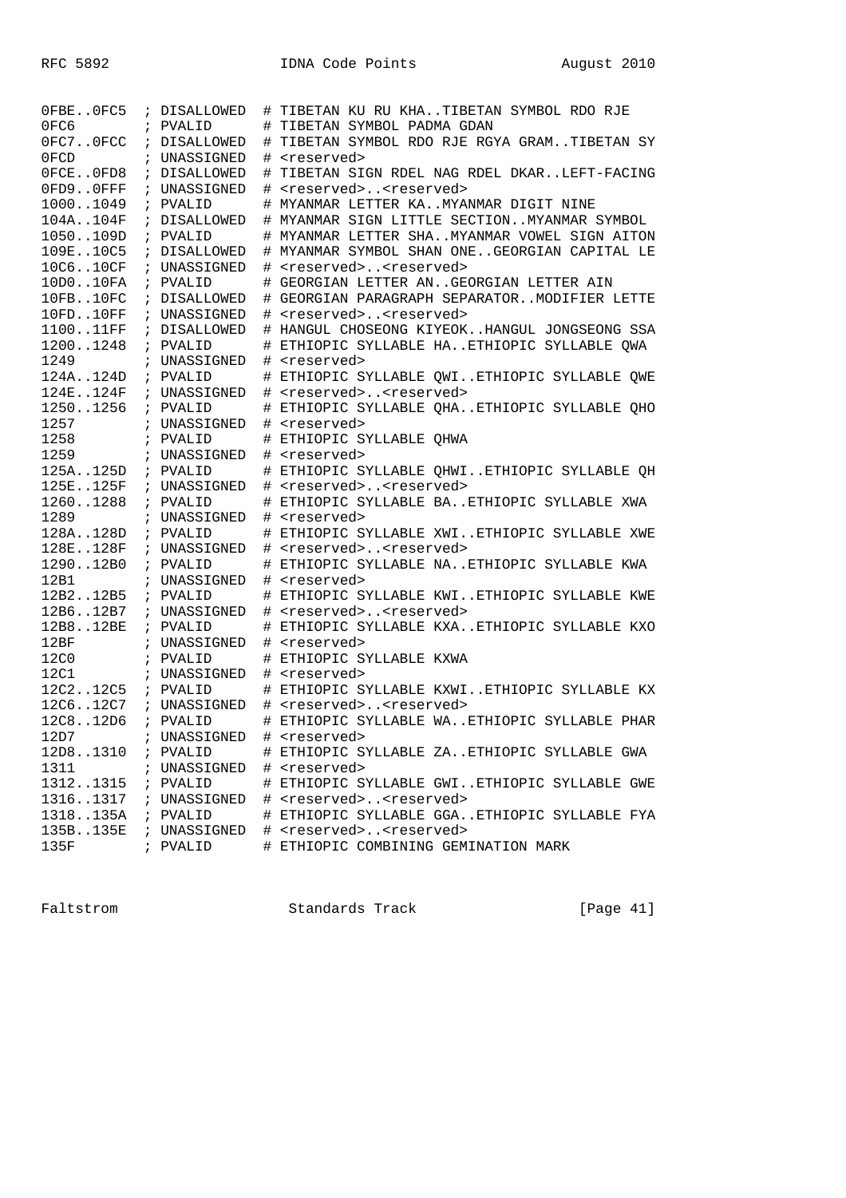```
0FBE..0FC5  ; DISALLOWED  # TIBETAN KU RU KHA..TIBETAN SYMBOL RDO RJE
0FC6        ; PVALID      # TIBETAN SYMBOL PADMA GDAN
0FC7..0FCC  ; DISALLOWED  # TIBETAN SYMBOL RDO RJE RGYA GRAM..TIBETAN SY
0FCD        ; UNASSIGNED  # <reserved>
0FCE..0FD8  ; DISALLOWED  # TIBETAN SIGN RDEL NAG RDEL DKAR..LEFT-FACING
0FD9..0FFF  ; UNASSIGNED  # <reserved>..<reserved>
1000..1049  ; PVALID      # MYANMAR LETTER KA..MYANMAR DIGIT NINE
104A..104F  ; DISALLOWED  # MYANMAR SIGN LITTLE SECTION..MYANMAR SYMBOL
1050..109D  ; PVALID      # MYANMAR LETTER SHA..MYANMAR VOWEL SIGN AITON
109E..10C5  ; DISALLOWED  # MYANMAR SYMBOL SHAN ONE..GEORGIAN CAPITAL LE
10C6..10CF  ; UNASSIGNED  # <reserved>..<reserved>
10D0..10FA  ; PVALID      # GEORGIAN LETTER AN..GEORGIAN LETTER AIN
10FB..10FC  ; DISALLOWED  # GEORGIAN PARAGRAPH SEPARATOR..MODIFIER LETTE
10FD..10FF  ; UNASSIGNED  # <reserved>..<reserved>
1100..11FF  ; DISALLOWED  # HANGUL CHOSEONG KIYEOK..HANGUL JONGSEONG SSA
1200..1248  ; PVALID      # ETHIOPIC SYLLABLE HA..ETHIOPIC SYLLABLE QWA
1249        ; UNASSIGNED  # <reserved>
124A..124D  ; PVALID      # ETHIOPIC SYLLABLE QWI..ETHIOPIC SYLLABLE QWE
124E..124F  ; UNASSIGNED  # <reserved>..<reserved>
1250..1256  ; PVALID      # ETHIOPIC SYLLABLE QHA..ETHIOPIC SYLLABLE QHO
1257        ; UNASSIGNED  # <reserved>
1258        ; PVALID      # ETHIOPIC SYLLABLE QHWA
1259        ; UNASSIGNED  # <reserved>
125A..125D  ; PVALID      # ETHIOPIC SYLLABLE QHWI..ETHIOPIC SYLLABLE QH
125E..125F  ; UNASSIGNED  # <reserved>..<reserved>
1260..1288  ; PVALID      # ETHIOPIC SYLLABLE BA..ETHIOPIC SYLLABLE XWA
1289        ; UNASSIGNED  # <reserved>
128A..128D  ; PVALID      # ETHIOPIC SYLLABLE XWI..ETHIOPIC SYLLABLE XWE
128E..128F  ; UNASSIGNED  # <reserved>..<reserved>
1290..12B0  ; PVALID      # ETHIOPIC SYLLABLE NA..ETHIOPIC SYLLABLE KWA
12B1        ; UNASSIGNED  # <reserved>
12B2..12B5  ; PVALID      # ETHIOPIC SYLLABLE KWI..ETHIOPIC SYLLABLE KWE
12B6..12B7  ; UNASSIGNED  # <reserved>..<reserved>
12B8..12BE  ; PVALID      # ETHIOPIC SYLLABLE KXA..ETHIOPIC SYLLABLE KXO
12BF        ; UNASSIGNED  # <reserved>
12C0        ; PVALID      # ETHIOPIC SYLLABLE KXWA
12C1        ; UNASSIGNED  # <reserved>
12C2..12C5  ; PVALID      # ETHIOPIC SYLLABLE KXWI..ETHIOPIC SYLLABLE KX
12C6..12C7  ; UNASSIGNED  # <reserved>..<reserved>
12C8..12D6  ; PVALID      # ETHIOPIC SYLLABLE WA..ETHIOPIC SYLLABLE PHAR
12D7        ; UNASSIGNED  # <reserved>
12D8..1310  ; PVALID      # ETHIOPIC SYLLABLE ZA..ETHIOPIC SYLLABLE GWA
1311        ; UNASSIGNED  # <reserved>
1312..1315  ; PVALID      # ETHIOPIC SYLLABLE GWI..ETHIOPIC SYLLABLE GWE
1316..1317  ; UNASSIGNED  # <reserved>..<reserved>
1318..135A  ; PVALID      # ETHIOPIC SYLLABLE GGA..ETHIOPIC SYLLABLE FYA
135B..135E  ; UNASSIGNED  # <reserved>..<reserved>
135F        ; PVALID      # ETHIOPIC COMBINING GEMINATION MARK
```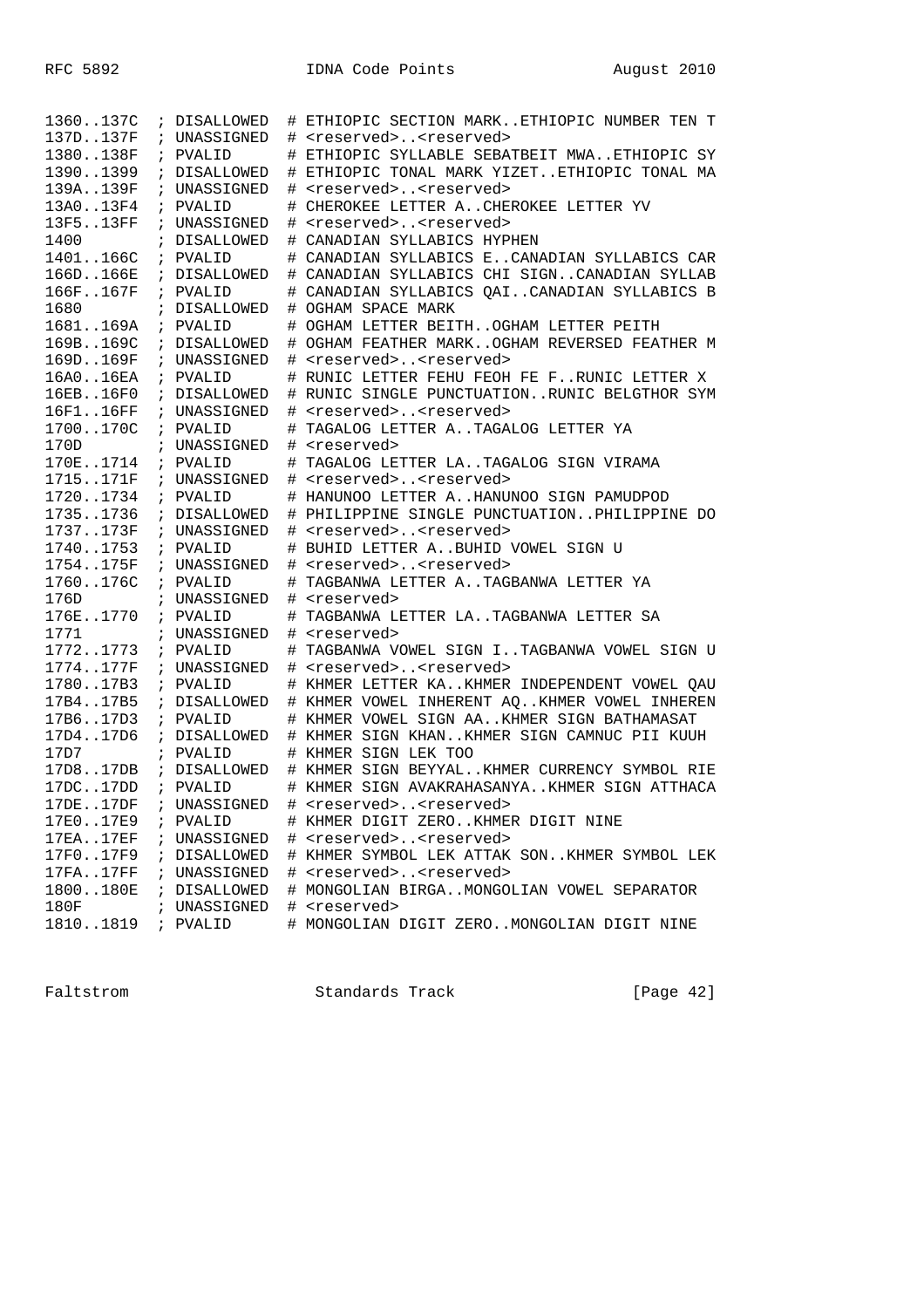```
1360..137C  ; DISALLOWED  # ETHIOPIC SECTION MARK..ETHIOPIC NUMBER TEN T
137D..137F  ; UNASSIGNED  # <reserved>..<reserved>
1380..138F  ; PVALID      # ETHIOPIC SYLLABLE SEBATBEIT MWA..ETHIOPIC SY
1390..1399  ; DISALLOWED  # ETHIOPIC TONAL MARK YIZET..ETHIOPIC TONAL MA
139A..139F  ; UNASSIGNED  # <reserved>..<reserved>
13A0..13F4  ; PVALID      # CHEROKEE LETTER A..CHEROKEE LETTER YV
13F5..13FF  ; UNASSIGNED  # <reserved>..<reserved>
1400        ; DISALLOWED  # CANADIAN SYLLABICS HYPHEN
1401..166C  ; PVALID      # CANADIAN SYLLABICS E..CANADIAN SYLLABICS CAR
166D..166E  ; DISALLOWED  # CANADIAN SYLLABICS CHI SIGN..CANADIAN SYLLAB
166F..167F  ; PVALID      # CANADIAN SYLLABICS QAI..CANADIAN SYLLABICS B
1680        ; DISALLOWED  # OGHAM SPACE MARK
1681..169A  ; PVALID      # OGHAM LETTER BEITH..OGHAM LETTER PEITH
169B..169C  ; DISALLOWED  # OGHAM FEATHER MARK..OGHAM REVERSED FEATHER M
169D..169F  ; UNASSIGNED  # <reserved>..<reserved>
16A0..16EA  ; PVALID      # RUNIC LETTER FEHU FEOH FE F..RUNIC LETTER X
16EB..16F0  ; DISALLOWED  # RUNIC SINGLE PUNCTUATION..RUNIC BELGTHOR SYM
16F1..16FF  ; UNASSIGNED  # <reserved>..<reserved>
1700..170C  ; PVALID      # TAGALOG LETTER A..TAGALOG LETTER YA
170D        ; UNASSIGNED  # <reserved>
170E..1714  ; PVALID      # TAGALOG LETTER LA..TAGALOG SIGN VIRAMA
1715..171F  ; UNASSIGNED  # <reserved>..<reserved>
1720..1734  ; PVALID      # HANUNOO LETTER A..HANUNOO SIGN PAMUDPOD
1735..1736  ; DISALLOWED  # PHILIPPINE SINGLE PUNCTUATION..PHILIPPINE DO
1737..173F  ; UNASSIGNED  # <reserved>..<reserved>
1740..1753  ; PVALID      # BUHID LETTER A..BUHID VOWEL SIGN U
1754..175F  ; UNASSIGNED  # <reserved>..<reserved>
1760..176C  ; PVALID      # TAGBANWA LETTER A..TAGBANWA LETTER YA
176D        ; UNASSIGNED  # <reserved>
176E..1770  ; PVALID      # TAGBANWA LETTER LA..TAGBANWA LETTER SA
1771        ; UNASSIGNED  # <reserved>
1772..1773  ; PVALID      # TAGBANWA VOWEL SIGN I..TAGBANWA VOWEL SIGN U
1774..177F  ; UNASSIGNED  # <reserved>..<reserved>
1780..17B3  ; PVALID      # KHMER LETTER KA..KHMER INDEPENDENT VOWEL QAU
17B4..17B5  ; DISALLOWED  # KHMER VOWEL INHERENT AQ..KHMER VOWEL INHEREN
17B6..17D3  ; PVALID      # KHMER VOWEL SIGN AA..KHMER SIGN BATHAMASAT
17D4..17D6  ; DISALLOWED  # KHMER SIGN KHAN..KHMER SIGN CAMNUC PII KUUH
17D7        ; PVALID      # KHMER SIGN LEK TOO
17D8..17DB  ; DISALLOWED  # KHMER SIGN BEYYAL..KHMER CURRENCY SYMBOL RIE
17DC..17DD  ; PVALID      # KHMER SIGN AVAKRAHASANYA..KHMER SIGN ATTHACA
17DE..17DF  ; UNASSIGNED  # <reserved>..<reserved>
17E0..17E9  ; PVALID      # KHMER DIGIT ZERO..KHMER DIGIT NINE
17EA..17EF  ; UNASSIGNED  # <reserved>..<reserved>
17F0..17F9  ; DISALLOWED  # KHMER SYMBOL LEK ATTAK SON..KHMER SYMBOL LEK
17FA..17FF  ; UNASSIGNED  # <reserved>..<reserved>
1800..180E  ; DISALLOWED  # MONGOLIAN BIRGA..MONGOLIAN VOWEL SEPARATOR
180F        ; UNASSIGNED  # <reserved>
1810..1819  ; PVALID      # MONGOLIAN DIGIT ZERO..MONGOLIAN DIGIT NINE
```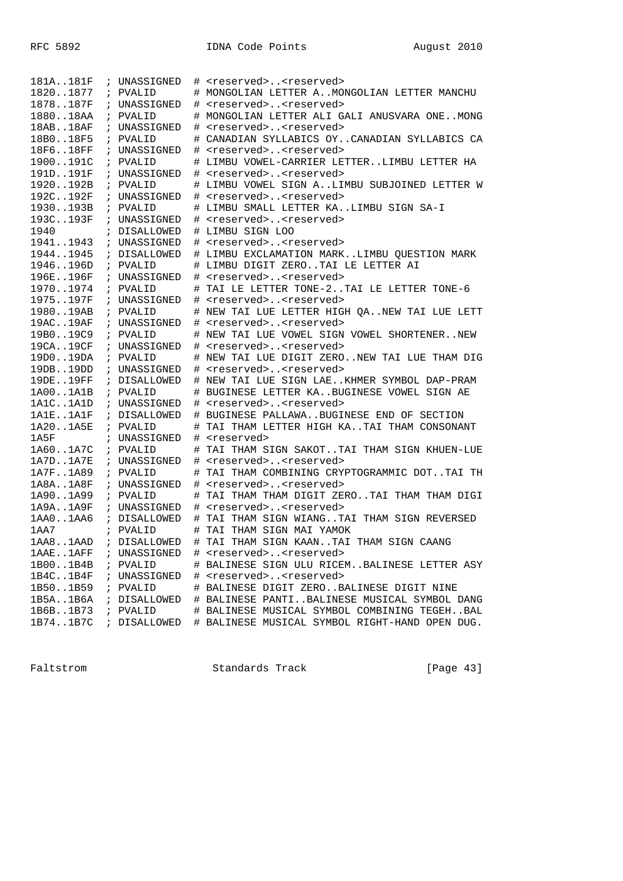```
181A..181F  ; UNASSIGNED  # <reserved>..<reserved>
1820..1877  ; PVALID      # MONGOLIAN LETTER A..MONGOLIAN LETTER MANCHU
1878..187F  ; UNASSIGNED  # <reserved>..<reserved>
1880..18AA  ; PVALID      # MONGOLIAN LETTER ALI GALI ANUSVARA ONE..MONG
18AB..18AF  ; UNASSIGNED  # <reserved>..<reserved>
18B0..18F5  ; PVALID      # CANADIAN SYLLABICS OY..CANADIAN SYLLABICS CA
18F6..18FF  ; UNASSIGNED  # <reserved>..<reserved>
1900..191C  ; PVALID      # LIMBU VOWEL-CARRIER LETTER..LIMBU LETTER HA
191D..191F  ; UNASSIGNED  # <reserved>..<reserved>
1920..192B  ; PVALID      # LIMBU VOWEL SIGN A..LIMBU SUBJOINED LETTER W
192C..192F  ; UNASSIGNED  # <reserved>..<reserved>
1930..193B  ; PVALID      # LIMBU SMALL LETTER KA..LIMBU SIGN SA-I
193C..193F  ; UNASSIGNED  # <reserved>..<reserved>
1940        ; DISALLOWED  # LIMBU SIGN LOO
1941..1943  ; UNASSIGNED  # <reserved>..<reserved>
1944..1945  ; DISALLOWED  # LIMBU EXCLAMATION MARK..LIMBU QUESTION MARK
1946..196D  ; PVALID      # LIMBU DIGIT ZERO..TAI LE LETTER AI
196E..196F  ; UNASSIGNED  # <reserved>..<reserved>
1970..1974  ; PVALID      # TAI LE LETTER TONE-2..TAI LE LETTER TONE-6
1975..197F  ; UNASSIGNED  # <reserved>..<reserved>
1980..19AB  ; PVALID      # NEW TAI LUE LETTER HIGH QA..NEW TAI LUE LETT
19AC..19AF  ; UNASSIGNED  # <reserved>..<reserved>
19B0..19C9  ; PVALID      # NEW TAI LUE VOWEL SIGN VOWEL SHORTENER..NEW
19CA..19CF  ; UNASSIGNED  # <reserved>..<reserved>
19D0..19DA  ; PVALID      # NEW TAI LUE DIGIT ZERO..NEW TAI LUE THAM DIG
19DB..19DD  ; UNASSIGNED  # <reserved>..<reserved>
19DE..19FF  ; DISALLOWED  # NEW TAI LUE SIGN LAE..KHMER SYMBOL DAP-PRAM
1A00..1A1B  ; PVALID      # BUGINESE LETTER KA..BUGINESE VOWEL SIGN AE
1A1C..1A1D  ; UNASSIGNED  # <reserved>..<reserved>
1A1E..1A1F  ; DISALLOWED  # BUGINESE PALLAWA..BUGINESE END OF SECTION
1A20..1A5E  ; PVALID      # TAI THAM LETTER HIGH KA..TAI THAM CONSONANT
1A5F        ; UNASSIGNED  # <reserved>
1A60..1A7C  ; PVALID      # TAI THAM SIGN SAKOT..TAI THAM SIGN KHUEN-LUE
1A7D..1A7E  ; UNASSIGNED  # <reserved>..<reserved>
1A7F..1A89  ; PVALID      # TAI THAM COMBINING CRYPTOGRAMMIC DOT..TAI TH
1A8A..1A8F  ; UNASSIGNED  # <reserved>..<reserved>
1A90..1A99  ; PVALID      # TAI THAM THAM DIGIT ZERO..TAI THAM THAM DIGI
1A9A..1A9F  ; UNASSIGNED  # <reserved>..<reserved>
1AA0..1AA6  ; DISALLOWED  # TAI THAM SIGN WIANG..TAI THAM SIGN REVERSED
1AA7        ; PVALID      # TAI THAM SIGN MAI YAMOK
1AA8..1AAD  ; DISALLOWED  # TAI THAM SIGN KAAN..TAI THAM SIGN CAANG
1AAE..1AFF  ; UNASSIGNED  # <reserved>..<reserved>
1B00..1B4B  ; PVALID      # BALINESE SIGN ULU RICEM..BALINESE LETTER ASY
1B4C..1B4F  ; UNASSIGNED  # <reserved>..<reserved>
1B50..1B59  ; PVALID      # BALINESE DIGIT ZERO..BALINESE DIGIT NINE
1B5A..1B6A  ; DISALLOWED  # BALINESE PANTI..BALINESE MUSICAL SYMBOL DANG
1B6B..1B73  ; PVALID      # BALINESE MUSICAL SYMBOL COMBINING TEGEH..BAL
1B74..1B7C  ; DISALLOWED  # BALINESE MUSICAL SYMBOL RIGHT-HAND OPEN DUG.
```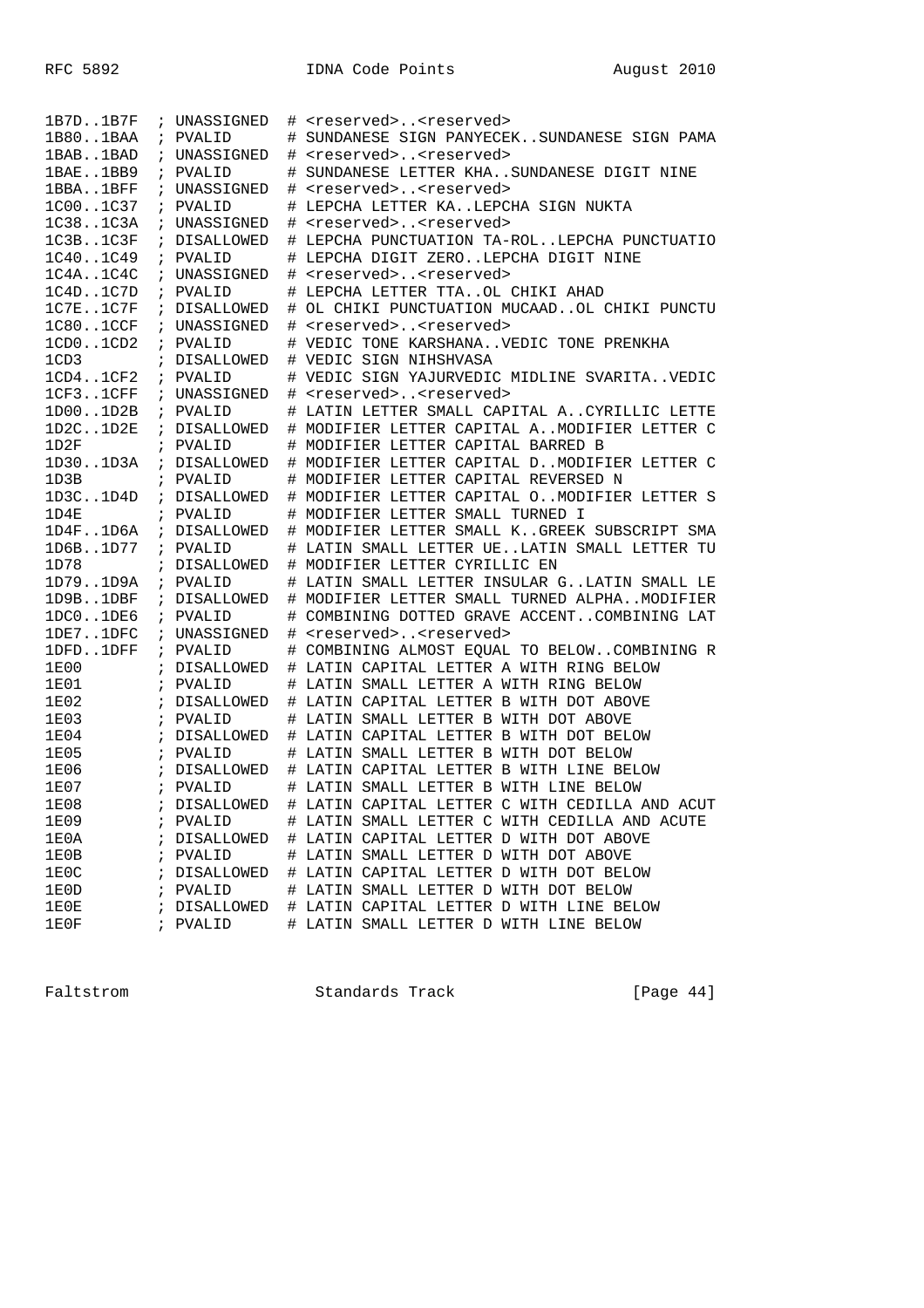```
1B7D..1B7F  ; UNASSIGNED  # <reserved>..<reserved>
1B80..1BAA  ; PVALID      # SUNDANESE SIGN PANYECEK..SUNDANESE SIGN PAMA
1BAB..1BAD  ; UNASSIGNED  # <reserved>..<reserved>
1BAE..1BB9  ; PVALID      # SUNDANESE LETTER KHA..SUNDANESE DIGIT NINE
1BBA..1BFF  ; UNASSIGNED  # <reserved>..<reserved>
1C00..1C37  ; PVALID      # LEPCHA LETTER KA..LEPCHA SIGN NUKTA
1C38..1C3A  ; UNASSIGNED  # <reserved>..<reserved>
1C3B..1C3F  ; DISALLOWED  # LEPCHA PUNCTUATION TA-ROL..LEPCHA PUNCTUATIO
1C40..1C49  ; PVALID      # LEPCHA DIGIT ZERO..LEPCHA DIGIT NINE
1C4A..1C4C  ; UNASSIGNED  # <reserved>..<reserved>
1C4D..1C7D  ; PVALID      # LEPCHA LETTER TTA..OL CHIKI AHAD
1C7E..1C7F  ; DISALLOWED  # OL CHIKI PUNCTUATION MUCAAD..OL CHIKI PUNCTU
1C80..1CCF  ; UNASSIGNED  # <reserved>..<reserved>
1CD0..1CD2  ; PVALID      # VEDIC TONE KARSHANA..VEDIC TONE PRENKHA
1CD3        ; DISALLOWED  # VEDIC SIGN NIHSHVASA
1CD4..1CF2  ; PVALID      # VEDIC SIGN YAJURVEDIC MIDLINE SVARITA..VEDIC
1CF3..1CFF  ; UNASSIGNED  # <reserved>..<reserved>
1D00..1D2B  ; PVALID      # LATIN LETTER SMALL CAPITAL A..CYRILLIC LETTE
1D2C..1D2E  ; DISALLOWED  # MODIFIER LETTER CAPITAL A..MODIFIER LETTER C
1D2F        ; PVALID      # MODIFIER LETTER CAPITAL BARRED B
1D30..1D3A  ; DISALLOWED  # MODIFIER LETTER CAPITAL D..MODIFIER LETTER C
1D3B        ; PVALID      # MODIFIER LETTER CAPITAL REVERSED N
1D3C..1D4D  ; DISALLOWED  # MODIFIER LETTER CAPITAL O..MODIFIER LETTER S
1D4E        ; PVALID      # MODIFIER LETTER SMALL TURNED I
1D4F..1D6A  ; DISALLOWED  # MODIFIER LETTER SMALL K..GREEK SUBSCRIPT SMA
1D6B..1D77  ; PVALID      # LATIN SMALL LETTER UE..LATIN SMALL LETTER TU
1D78        ; DISALLOWED  # MODIFIER LETTER CYRILLIC EN
1D79..1D9A  ; PVALID      # LATIN SMALL LETTER INSULAR G..LATIN SMALL LE
1D9B..1DBF  ; DISALLOWED  # MODIFIER LETTER SMALL TURNED ALPHA..MODIFIER
1DC0..1DE6  ; PVALID      # COMBINING DOTTED GRAVE ACCENT..COMBINING LAT
1DE7..1DFC  ; UNASSIGNED  # <reserved>..<reserved>
1DFD..1DFF  ; PVALID      # COMBINING ALMOST EQUAL TO BELOW..COMBINING R
1E00        ; DISALLOWED  # LATIN CAPITAL LETTER A WITH RING BELOW
1E01        ; PVALID      # LATIN SMALL LETTER A WITH RING BELOW
1E02        ; DISALLOWED  # LATIN CAPITAL LETTER B WITH DOT ABOVE
1E03        ; PVALID      # LATIN SMALL LETTER B WITH DOT ABOVE
1E04        ; DISALLOWED  # LATIN CAPITAL LETTER B WITH DOT BELOW
1E05        ; PVALID      # LATIN SMALL LETTER B WITH DOT BELOW
1E06        ; DISALLOWED  # LATIN CAPITAL LETTER B WITH LINE BELOW
1E07        ; PVALID      # LATIN SMALL LETTER B WITH LINE BELOW
1E08        ; DISALLOWED  # LATIN CAPITAL LETTER C WITH CEDILLA AND ACUT
1E09        ; PVALID      # LATIN SMALL LETTER C WITH CEDILLA AND ACUTE
1E0A        ; DISALLOWED  # LATIN CAPITAL LETTER D WITH DOT ABOVE
1E0B        ; PVALID      # LATIN SMALL LETTER D WITH DOT ABOVE
1E0C        ; DISALLOWED  # LATIN CAPITAL LETTER D WITH DOT BELOW
1E0D        ; PVALID      # LATIN SMALL LETTER D WITH DOT BELOW
1E0E        ; DISALLOWED  # LATIN CAPITAL LETTER D WITH LINE BELOW
1E0F        ; PVALID      # LATIN SMALL LETTER D WITH LINE BELOW
```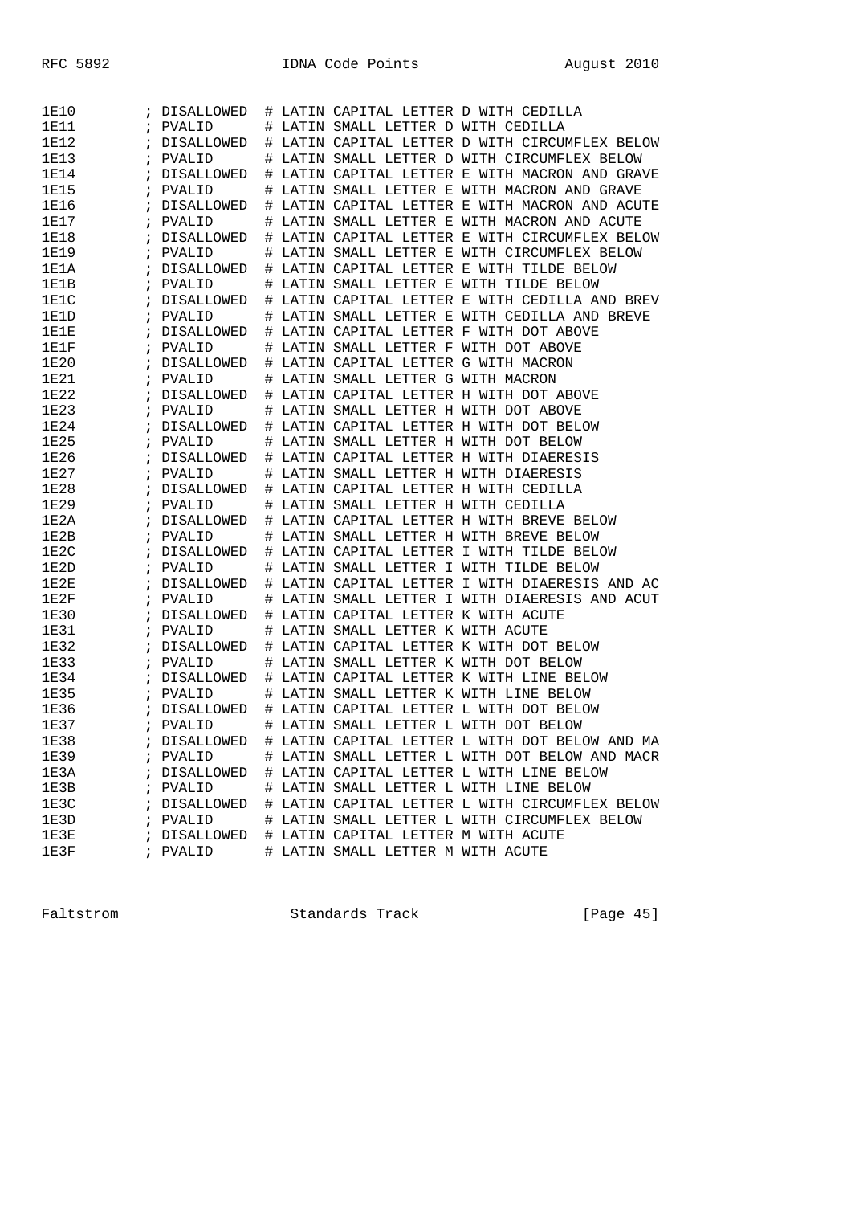```
1E10        ; DISALLOWED  # LATIN CAPITAL LETTER D WITH CEDILLA
1E11        ; PVALID      # LATIN SMALL LETTER D WITH CEDILLA
1E12        ; DISALLOWED  # LATIN CAPITAL LETTER D WITH CIRCUMFLEX BELOW
1E13        ; PVALID      # LATIN SMALL LETTER D WITH CIRCUMFLEX BELOW
1E14        ; DISALLOWED  # LATIN CAPITAL LETTER E WITH MACRON AND GRAVE
1E15        ; PVALID      # LATIN SMALL LETTER E WITH MACRON AND GRAVE
1E16        ; DISALLOWED  # LATIN CAPITAL LETTER E WITH MACRON AND ACUTE
1E17        ; PVALID      # LATIN SMALL LETTER E WITH MACRON AND ACUTE
1E18        ; DISALLOWED  # LATIN CAPITAL LETTER E WITH CIRCUMFLEX BELOW
1E19        ; PVALID      # LATIN SMALL LETTER E WITH CIRCUMFLEX BELOW
1E1A        ; DISALLOWED  # LATIN CAPITAL LETTER E WITH TILDE BELOW
1E1B        ; PVALID      # LATIN SMALL LETTER E WITH TILDE BELOW
1E1C        ; DISALLOWED  # LATIN CAPITAL LETTER E WITH CEDILLA AND BREV
1E1D        ; PVALID      # LATIN SMALL LETTER E WITH CEDILLA AND BREVE
1E1E        ; DISALLOWED  # LATIN CAPITAL LETTER F WITH DOT ABOVE
1E1F        ; PVALID      # LATIN SMALL LETTER F WITH DOT ABOVE
1E20        ; DISALLOWED  # LATIN CAPITAL LETTER G WITH MACRON
1E21        ; PVALID      # LATIN SMALL LETTER G WITH MACRON
1E22        ; DISALLOWED  # LATIN CAPITAL LETTER H WITH DOT ABOVE
1E23        ; PVALID      # LATIN SMALL LETTER H WITH DOT ABOVE
1E24        ; DISALLOWED  # LATIN CAPITAL LETTER H WITH DOT BELOW
1E25        ; PVALID      # LATIN SMALL LETTER H WITH DOT BELOW
1E26        ; DISALLOWED  # LATIN CAPITAL LETTER H WITH DIAERESIS
1E27        ; PVALID      # LATIN SMALL LETTER H WITH DIAERESIS
1E28        ; DISALLOWED  # LATIN CAPITAL LETTER H WITH CEDILLA
1E29        ; PVALID      # LATIN SMALL LETTER H WITH CEDILLA
1E2A        ; DISALLOWED  # LATIN CAPITAL LETTER H WITH BREVE BELOW
1E2B        ; PVALID      # LATIN SMALL LETTER H WITH BREVE BELOW
1E2C        ; DISALLOWED  # LATIN CAPITAL LETTER I WITH TILDE BELOW
1E2D        ; PVALID      # LATIN SMALL LETTER I WITH TILDE BELOW
1E2E        ; DISALLOWED  # LATIN CAPITAL LETTER I WITH DIAERESIS AND AC
1E2F        ; PVALID      # LATIN SMALL LETTER I WITH DIAERESIS AND ACUT
1E30        ; DISALLOWED  # LATIN CAPITAL LETTER K WITH ACUTE
1E31        ; PVALID      # LATIN SMALL LETTER K WITH ACUTE
1E32        ; DISALLOWED  # LATIN CAPITAL LETTER K WITH DOT BELOW
1E33        ; PVALID      # LATIN SMALL LETTER K WITH DOT BELOW
1E34        ; DISALLOWED  # LATIN CAPITAL LETTER K WITH LINE BELOW
1E35        ; PVALID      # LATIN SMALL LETTER K WITH LINE BELOW
1E36        ; DISALLOWED  # LATIN CAPITAL LETTER L WITH DOT BELOW
1E37        ; PVALID      # LATIN SMALL LETTER L WITH DOT BELOW
1E38        ; DISALLOWED  # LATIN CAPITAL LETTER L WITH DOT BELOW AND MA
1E39        ; PVALID      # LATIN SMALL LETTER L WITH DOT BELOW AND MACR
1E3A        ; DISALLOWED  # LATIN CAPITAL LETTER L WITH LINE BELOW
1E3B        ; PVALID      # LATIN SMALL LETTER L WITH LINE BELOW
1E3C        ; DISALLOWED  # LATIN CAPITAL LETTER L WITH CIRCUMFLEX BELOW
1E3D        ; PVALID      # LATIN SMALL LETTER L WITH CIRCUMFLEX BELOW
1E3E        ; DISALLOWED  # LATIN CAPITAL LETTER M WITH ACUTE
1E3F        ; PVALID      # LATIN SMALL LETTER M WITH ACUTE
```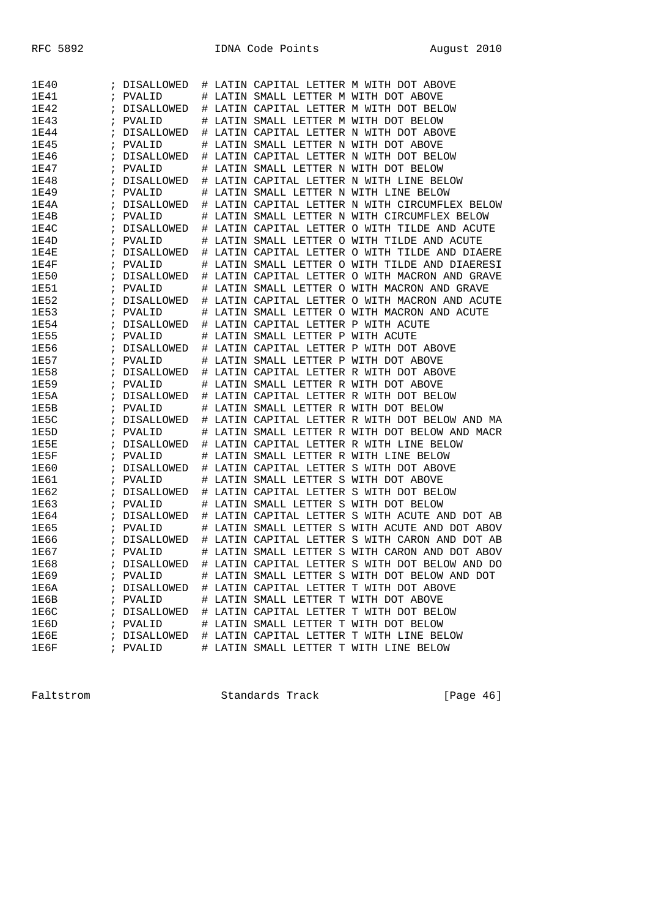```
1E40        ; DISALLOWED  # LATIN CAPITAL LETTER M WITH DOT ABOVE
1E41        ; PVALID      # LATIN SMALL LETTER M WITH DOT ABOVE
1E42        ; DISALLOWED  # LATIN CAPITAL LETTER M WITH DOT BELOW
1E43        ; PVALID      # LATIN SMALL LETTER M WITH DOT BELOW
1E44        ; DISALLOWED  # LATIN CAPITAL LETTER N WITH DOT ABOVE
1E45        ; PVALID      # LATIN SMALL LETTER N WITH DOT ABOVE
1E46        ; DISALLOWED  # LATIN CAPITAL LETTER N WITH DOT BELOW
1E47        ; PVALID      # LATIN SMALL LETTER N WITH DOT BELOW
1E48        ; DISALLOWED  # LATIN CAPITAL LETTER N WITH LINE BELOW
1E49        ; PVALID      # LATIN SMALL LETTER N WITH LINE BELOW
1E4A        ; DISALLOWED  # LATIN CAPITAL LETTER N WITH CIRCUMFLEX BELOW
1E4B        ; PVALID      # LATIN SMALL LETTER N WITH CIRCUMFLEX BELOW
1E4C        ; DISALLOWED  # LATIN CAPITAL LETTER O WITH TILDE AND ACUTE
1E4D        ; PVALID      # LATIN SMALL LETTER O WITH TILDE AND ACUTE
1E4E        ; DISALLOWED  # LATIN CAPITAL LETTER O WITH TILDE AND DIAERE
1E4F        ; PVALID      # LATIN SMALL LETTER O WITH TILDE AND DIAERESI
1E50        ; DISALLOWED  # LATIN CAPITAL LETTER O WITH MACRON AND GRAVE
1E51        ; PVALID      # LATIN SMALL LETTER O WITH MACRON AND GRAVE
1E52        ; DISALLOWED  # LATIN CAPITAL LETTER O WITH MACRON AND ACUTE
1E53        ; PVALID      # LATIN SMALL LETTER O WITH MACRON AND ACUTE
1E54        ; DISALLOWED  # LATIN CAPITAL LETTER P WITH ACUTE
1E55        ; PVALID      # LATIN SMALL LETTER P WITH ACUTE
1E56        ; DISALLOWED  # LATIN CAPITAL LETTER P WITH DOT ABOVE
1E57        ; PVALID      # LATIN SMALL LETTER P WITH DOT ABOVE
1E58        ; DISALLOWED  # LATIN CAPITAL LETTER R WITH DOT ABOVE
1E59        ; PVALID      # LATIN SMALL LETTER R WITH DOT ABOVE
1E5A        ; DISALLOWED  # LATIN CAPITAL LETTER R WITH DOT BELOW
1E5B        ; PVALID      # LATIN SMALL LETTER R WITH DOT BELOW
1E5C        ; DISALLOWED  # LATIN CAPITAL LETTER R WITH DOT BELOW AND MA
1E5D        ; PVALID      # LATIN SMALL LETTER R WITH DOT BELOW AND MACR
1E5E        ; DISALLOWED  # LATIN CAPITAL LETTER R WITH LINE BELOW
1E5F        ; PVALID      # LATIN SMALL LETTER R WITH LINE BELOW
1E60        ; DISALLOWED  # LATIN CAPITAL LETTER S WITH DOT ABOVE
1E61        ; PVALID      # LATIN SMALL LETTER S WITH DOT ABOVE
1E62        ; DISALLOWED  # LATIN CAPITAL LETTER S WITH DOT BELOW
1E63        ; PVALID      # LATIN SMALL LETTER S WITH DOT BELOW
1E64        ; DISALLOWED  # LATIN CAPITAL LETTER S WITH ACUTE AND DOT AB
1E65        ; PVALID      # LATIN SMALL LETTER S WITH ACUTE AND DOT ABOV
1E66        ; DISALLOWED  # LATIN CAPITAL LETTER S WITH CARON AND DOT AB
1E67        ; PVALID      # LATIN SMALL LETTER S WITH CARON AND DOT ABOV
1E68        ; DISALLOWED  # LATIN CAPITAL LETTER S WITH DOT BELOW AND DO
1E69        ; PVALID      # LATIN SMALL LETTER S WITH DOT BELOW AND DOT
1E6A        ; DISALLOWED  # LATIN CAPITAL LETTER T WITH DOT ABOVE
1E6B        ; PVALID      # LATIN SMALL LETTER T WITH DOT ABOVE
1E6C        ; DISALLOWED  # LATIN CAPITAL LETTER T WITH DOT BELOW
1E6D        ; PVALID      # LATIN SMALL LETTER T WITH DOT BELOW
1E6E        ; DISALLOWED  # LATIN CAPITAL LETTER T WITH LINE BELOW
1E6F        ; PVALID      # LATIN SMALL LETTER T WITH LINE BELOW
```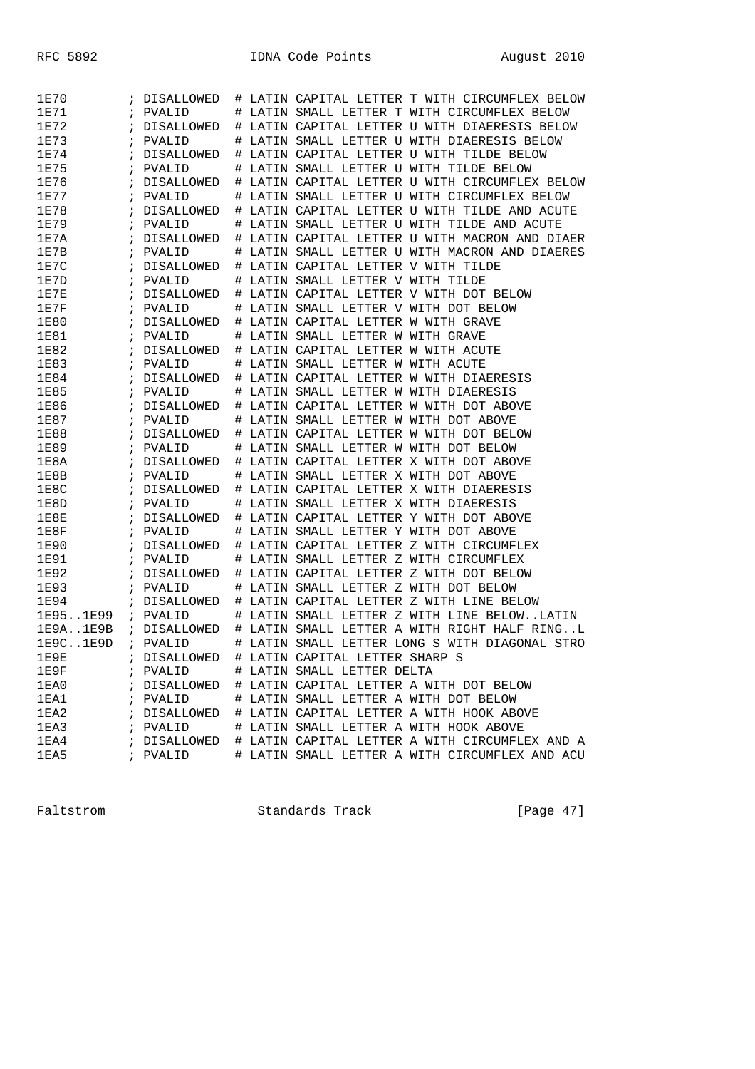```
1E70       ; DISALLOWED  # LATIN CAPITAL LETTER T WITH CIRCUMFLEX BELOW
1E71       ; PVALID      # LATIN SMALL LETTER T WITH CIRCUMFLEX BELOW
1E72       ; DISALLOWED  # LATIN CAPITAL LETTER U WITH DIAERESIS BELOW
1E73       ; PVALID      # LATIN SMALL LETTER U WITH DIAERESIS BELOW
1E74       ; DISALLOWED  # LATIN CAPITAL LETTER U WITH TILDE BELOW
1E75       ; PVALID      # LATIN SMALL LETTER U WITH TILDE BELOW
1E76       ; DISALLOWED  # LATIN CAPITAL LETTER U WITH CIRCUMFLEX BELOW
1E77       ; PVALID      # LATIN SMALL LETTER U WITH CIRCUMFLEX BELOW
1E78       ; DISALLOWED  # LATIN CAPITAL LETTER U WITH TILDE AND ACUTE
1E79       ; PVALID      # LATIN SMALL LETTER U WITH TILDE AND ACUTE
1E7A       ; DISALLOWED  # LATIN CAPITAL LETTER U WITH MACRON AND DIAER
1E7B       ; PVALID      # LATIN SMALL LETTER U WITH MACRON AND DIAERES
1E7C       ; DISALLOWED  # LATIN CAPITAL LETTER V WITH TILDE
1E7D       ; PVALID      # LATIN SMALL LETTER V WITH TILDE
1E7E       ; DISALLOWED  # LATIN CAPITAL LETTER V WITH DOT BELOW
1E7F       ; PVALID      # LATIN SMALL LETTER V WITH DOT BELOW
1E80       ; DISALLOWED  # LATIN CAPITAL LETTER W WITH GRAVE
1E81       ; PVALID      # LATIN SMALL LETTER W WITH GRAVE
1E82       ; DISALLOWED  # LATIN CAPITAL LETTER W WITH ACUTE
1E83       ; PVALID      # LATIN SMALL LETTER W WITH ACUTE
1E84       ; DISALLOWED  # LATIN CAPITAL LETTER W WITH DIAERESIS
1E85       ; PVALID      # LATIN SMALL LETTER W WITH DIAERESIS
1E86       ; DISALLOWED  # LATIN CAPITAL LETTER W WITH DOT ABOVE
1E87       ; PVALID      # LATIN SMALL LETTER W WITH DOT ABOVE
1E88       ; DISALLOWED  # LATIN CAPITAL LETTER W WITH DOT BELOW
1E89       ; PVALID      # LATIN SMALL LETTER W WITH DOT BELOW
1E8A       ; DISALLOWED  # LATIN CAPITAL LETTER X WITH DOT ABOVE
1E8B       ; PVALID      # LATIN SMALL LETTER X WITH DOT ABOVE
1E8C       ; DISALLOWED  # LATIN CAPITAL LETTER X WITH DIAERESIS
1E8D       ; PVALID      # LATIN SMALL LETTER X WITH DIAERESIS
1E8E       ; DISALLOWED  # LATIN CAPITAL LETTER Y WITH DOT ABOVE
1E8F       ; PVALID      # LATIN SMALL LETTER Y WITH DOT ABOVE
1E90       ; DISALLOWED  # LATIN CAPITAL LETTER Z WITH CIRCUMFLEX
1E91       ; PVALID      # LATIN SMALL LETTER Z WITH CIRCUMFLEX
1E92       ; DISALLOWED  # LATIN CAPITAL LETTER Z WITH DOT BELOW
1E93       ; PVALID      # LATIN SMALL LETTER Z WITH DOT BELOW
1E94       ; DISALLOWED  # LATIN CAPITAL LETTER Z WITH LINE BELOW
1E95..1E99 ; PVALID      # LATIN SMALL LETTER Z WITH LINE BELOW..LATIN
1E9A..1E9B ; DISALLOWED  # LATIN SMALL LETTER A WITH RIGHT HALF RING..L
1E9C..1E9D ; PVALID      # LATIN SMALL LETTER LONG S WITH DIAGONAL STRO
1E9E       ; DISALLOWED  # LATIN CAPITAL LETTER SHARP S
1E9F       ; PVALID      # LATIN SMALL LETTER DELTA
1EA0       ; DISALLOWED  # LATIN CAPITAL LETTER A WITH DOT BELOW
1EA1       ; PVALID      # LATIN SMALL LETTER A WITH DOT BELOW
1EA2       ; DISALLOWED  # LATIN CAPITAL LETTER A WITH HOOK ABOVE
1EA3       ; PVALID      # LATIN SMALL LETTER A WITH HOOK ABOVE
1EA4       ; DISALLOWED  # LATIN CAPITAL LETTER A WITH CIRCUMFLEX AND A
1EA5       ; PVALID      # LATIN SMALL LETTER A WITH CIRCUMFLEX AND ACU
```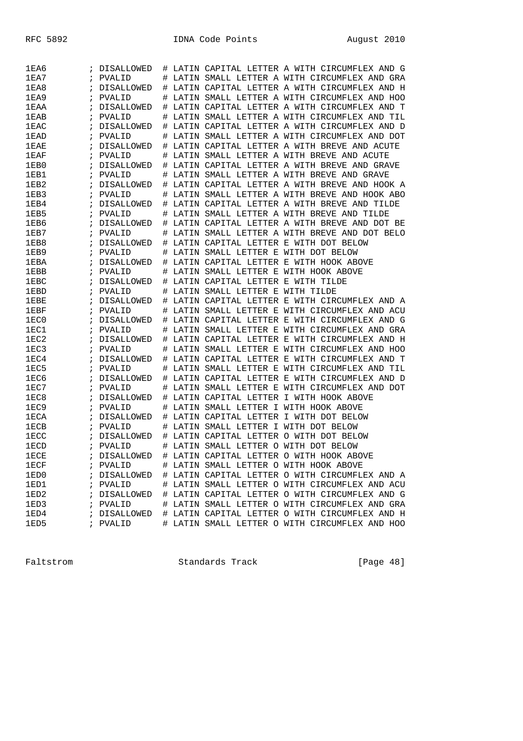```
1EA6        ; DISALLOWED  # LATIN CAPITAL LETTER A WITH CIRCUMFLEX AND G
1EA7        ; PVALID      # LATIN SMALL LETTER A WITH CIRCUMFLEX AND GRA
1EA8        ; DISALLOWED  # LATIN CAPITAL LETTER A WITH CIRCUMFLEX AND H
1EA9        ; PVALID      # LATIN SMALL LETTER A WITH CIRCUMFLEX AND HOO
1EAA        ; DISALLOWED  # LATIN CAPITAL LETTER A WITH CIRCUMFLEX AND T
1EAB        ; PVALID      # LATIN SMALL LETTER A WITH CIRCUMFLEX AND TIL
1EAC        ; DISALLOWED  # LATIN CAPITAL LETTER A WITH CIRCUMFLEX AND D
1EAD        ; PVALID      # LATIN SMALL LETTER A WITH CIRCUMFLEX AND DOT
1EAE        ; DISALLOWED  # LATIN CAPITAL LETTER A WITH BREVE AND ACUTE
1EAF        ; PVALID      # LATIN SMALL LETTER A WITH BREVE AND ACUTE
1EB0        ; DISALLOWED  # LATIN CAPITAL LETTER A WITH BREVE AND GRAVE
1EB1        ; PVALID      # LATIN SMALL LETTER A WITH BREVE AND GRAVE
1EB2        ; DISALLOWED  # LATIN CAPITAL LETTER A WITH BREVE AND HOOK A
1EB3        ; PVALID      # LATIN SMALL LETTER A WITH BREVE AND HOOK ABO
1EB4        ; DISALLOWED  # LATIN CAPITAL LETTER A WITH BREVE AND TILDE
1EB5        ; PVALID      # LATIN SMALL LETTER A WITH BREVE AND TILDE
1EB6        ; DISALLOWED  # LATIN CAPITAL LETTER A WITH BREVE AND DOT BE
1EB7        ; PVALID      # LATIN SMALL LETTER A WITH BREVE AND DOT BELO
1EB8        ; DISALLOWED  # LATIN CAPITAL LETTER E WITH DOT BELOW
1EB9        ; PVALID      # LATIN SMALL LETTER E WITH DOT BELOW
1EBA        ; DISALLOWED  # LATIN CAPITAL LETTER E WITH HOOK ABOVE
1EBB        ; PVALID      # LATIN SMALL LETTER E WITH HOOK ABOVE
1EBC        ; DISALLOWED  # LATIN CAPITAL LETTER E WITH TILDE
1EBD        ; PVALID      # LATIN SMALL LETTER E WITH TILDE
1EBE        ; DISALLOWED  # LATIN CAPITAL LETTER E WITH CIRCUMFLEX AND A
1EBF        ; PVALID      # LATIN SMALL LETTER E WITH CIRCUMFLEX AND ACU
1EC0        ; DISALLOWED  # LATIN CAPITAL LETTER E WITH CIRCUMFLEX AND G
1EC1        ; PVALID      # LATIN SMALL LETTER E WITH CIRCUMFLEX AND GRA
1EC2        ; DISALLOWED  # LATIN CAPITAL LETTER E WITH CIRCUMFLEX AND H
1EC3        ; PVALID      # LATIN SMALL LETTER E WITH CIRCUMFLEX AND HOO
1EC4        ; DISALLOWED  # LATIN CAPITAL LETTER E WITH CIRCUMFLEX AND T
1EC5        ; PVALID      # LATIN SMALL LETTER E WITH CIRCUMFLEX AND TIL
1EC6        ; DISALLOWED  # LATIN CAPITAL LETTER E WITH CIRCUMFLEX AND D
1EC7        ; PVALID      # LATIN SMALL LETTER E WITH CIRCUMFLEX AND DOT
1EC8        ; DISALLOWED  # LATIN CAPITAL LETTER I WITH HOOK ABOVE
1EC9        ; PVALID      # LATIN SMALL LETTER I WITH HOOK ABOVE
1ECA        ; DISALLOWED  # LATIN CAPITAL LETTER I WITH DOT BELOW
1ECB        ; PVALID      # LATIN SMALL LETTER I WITH DOT BELOW
1ECC        ; DISALLOWED  # LATIN CAPITAL LETTER O WITH DOT BELOW
1ECD        ; PVALID      # LATIN SMALL LETTER O WITH DOT BELOW
1ECE        ; DISALLOWED  # LATIN CAPITAL LETTER O WITH HOOK ABOVE
1ECF        ; PVALID      # LATIN SMALL LETTER O WITH HOOK ABOVE
1ED0        ; DISALLOWED  # LATIN CAPITAL LETTER O WITH CIRCUMFLEX AND A
1ED1        ; PVALID      # LATIN SMALL LETTER O WITH CIRCUMFLEX AND ACU
1ED2        ; DISALLOWED  # LATIN CAPITAL LETTER O WITH CIRCUMFLEX AND G
1ED3        ; PVALID      # LATIN SMALL LETTER O WITH CIRCUMFLEX AND GRA
1ED4        ; DISALLOWED  # LATIN CAPITAL LETTER O WITH CIRCUMFLEX AND H
1ED5        ; PVALID      # LATIN SMALL LETTER O WITH CIRCUMFLEX AND HOO
```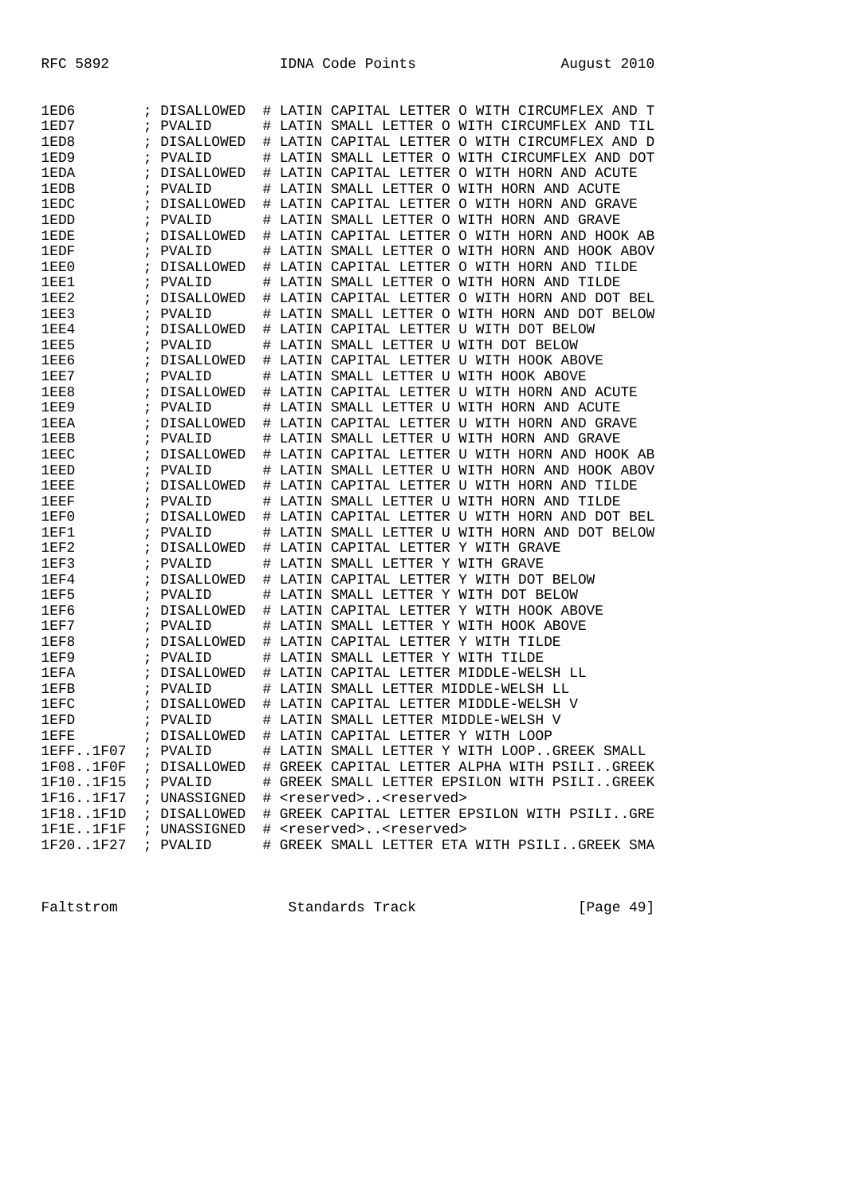```
1ED6        ; DISALLOWED  # LATIN CAPITAL LETTER O WITH CIRCUMFLEX AND T
1ED7        ; PVALID      # LATIN SMALL LETTER O WITH CIRCUMFLEX AND TIL
1ED8        ; DISALLOWED  # LATIN CAPITAL LETTER O WITH CIRCUMFLEX AND D
1ED9        ; PVALID      # LATIN SMALL LETTER O WITH CIRCUMFLEX AND DOT
1EDA        ; DISALLOWED  # LATIN CAPITAL LETTER O WITH HORN AND ACUTE
1EDB        ; PVALID      # LATIN SMALL LETTER O WITH HORN AND ACUTE
1EDC        ; DISALLOWED  # LATIN CAPITAL LETTER O WITH HORN AND GRAVE
1EDD        ; PVALID      # LATIN SMALL LETTER O WITH HORN AND GRAVE
1EDE        ; DISALLOWED  # LATIN CAPITAL LETTER O WITH HORN AND HOOK AB
1EDF        ; PVALID      # LATIN SMALL LETTER O WITH HORN AND HOOK ABOV
1EE0        ; DISALLOWED  # LATIN CAPITAL LETTER O WITH HORN AND TILDE
1EE1        ; PVALID      # LATIN SMALL LETTER O WITH HORN AND TILDE
1EE2        ; DISALLOWED  # LATIN CAPITAL LETTER O WITH HORN AND DOT BEL
1EE3        ; PVALID      # LATIN SMALL LETTER O WITH HORN AND DOT BELOW
1EE4        ; DISALLOWED  # LATIN CAPITAL LETTER U WITH DOT BELOW
1EE5        ; PVALID      # LATIN SMALL LETTER U WITH DOT BELOW
1EE6        ; DISALLOWED  # LATIN CAPITAL LETTER U WITH HOOK ABOVE
1EE7        ; PVALID      # LATIN SMALL LETTER U WITH HOOK ABOVE
1EE8        ; DISALLOWED  # LATIN CAPITAL LETTER U WITH HORN AND ACUTE
1EE9        ; PVALID      # LATIN SMALL LETTER U WITH HORN AND ACUTE
1EEA        ; DISALLOWED  # LATIN CAPITAL LETTER U WITH HORN AND GRAVE
1EEB        ; PVALID      # LATIN SMALL LETTER U WITH HORN AND GRAVE
1EEC        ; DISALLOWED  # LATIN CAPITAL LETTER U WITH HORN AND HOOK AB
1EED        ; PVALID      # LATIN SMALL LETTER U WITH HORN AND HOOK ABOV
1EEE        ; DISALLOWED  # LATIN CAPITAL LETTER U WITH HORN AND TILDE
1EEF        ; PVALID      # LATIN SMALL LETTER U WITH HORN AND TILDE
1EF0        ; DISALLOWED  # LATIN CAPITAL LETTER U WITH HORN AND DOT BEL
1EF1        ; PVALID      # LATIN SMALL LETTER U WITH HORN AND DOT BELOW
1EF2        ; DISALLOWED  # LATIN CAPITAL LETTER Y WITH GRAVE
1EF3        ; PVALID      # LATIN SMALL LETTER Y WITH GRAVE
1EF4        ; DISALLOWED  # LATIN CAPITAL LETTER Y WITH DOT BELOW
1EF5        ; PVALID      # LATIN SMALL LETTER Y WITH DOT BELOW
1EF6        ; DISALLOWED  # LATIN CAPITAL LETTER Y WITH HOOK ABOVE
1EF7        ; PVALID      # LATIN SMALL LETTER Y WITH HOOK ABOVE
1EF8        ; DISALLOWED  # LATIN CAPITAL LETTER Y WITH TILDE
1EF9        ; PVALID      # LATIN SMALL LETTER Y WITH TILDE
1EFA        ; DISALLOWED  # LATIN CAPITAL LETTER MIDDLE-WELSH LL
1EFB        ; PVALID      # LATIN SMALL LETTER MIDDLE-WELSH LL
1EFC        ; DISALLOWED  # LATIN CAPITAL LETTER MIDDLE-WELSH V
1EFD        ; PVALID      # LATIN SMALL LETTER MIDDLE-WELSH V
1EFE        ; DISALLOWED  # LATIN CAPITAL LETTER Y WITH LOOP
1EFF..1F07  ; PVALID      # LATIN SMALL LETTER Y WITH LOOP..GREEK SMALL
1F08..1F0F  ; DISALLOWED  # GREEK CAPITAL LETTER ALPHA WITH PSILI..GREEK
1F10..1F15  ; PVALID      # GREEK SMALL LETTER EPSILON WITH PSILI..GREEK
1F16..1F17  ; UNASSIGNED  # <reserved>..<reserved>
1F18..1F1D  ; DISALLOWED  # GREEK CAPITAL LETTER EPSILON WITH PSILI..GRE
1F1E..1F1F  ; UNASSIGNED  # <reserved>..<reserved>
1F20..1F27  ; PVALID      # GREEK SMALL LETTER ETA WITH PSILI..GREEK SMA
```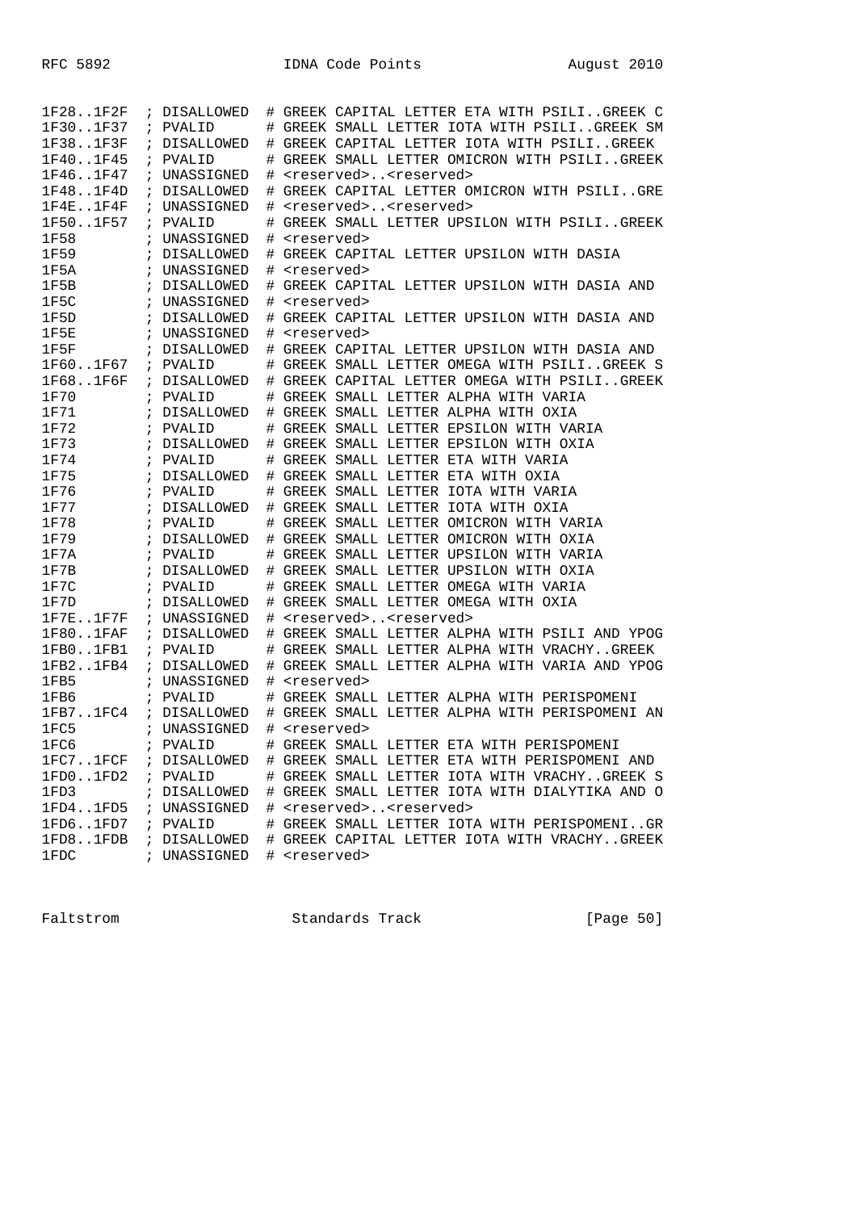```
1F28..1F2F  ; DISALLOWED  # GREEK CAPITAL LETTER ETA WITH PSILI..GREEK C
1F30..1F37  ; PVALID      # GREEK SMALL LETTER IOTA WITH PSILI..GREEK SM
1F38..1F3F  ; DISALLOWED  # GREEK CAPITAL LETTER IOTA WITH PSILI..GREEK
1F40..1F45  ; PVALID      # GREEK SMALL LETTER OMICRON WITH PSILI..GREEK
1F46..1F47  ; UNASSIGNED  # <reserved>..<reserved>
1F48..1F4D  ; DISALLOWED  # GREEK CAPITAL LETTER OMICRON WITH PSILI..GRE
1F4E..1F4F  ; UNASSIGNED  # <reserved>..<reserved>
1F50..1F57  ; PVALID      # GREEK SMALL LETTER UPSILON WITH PSILI..GREEK
1F58        ; UNASSIGNED  # <reserved>
1F59        ; DISALLOWED  # GREEK CAPITAL LETTER UPSILON WITH DASIA
1F5A        ; UNASSIGNED  # <reserved>
1F5B        ; DISALLOWED  # GREEK CAPITAL LETTER UPSILON WITH DASIA AND
1F5C        ; UNASSIGNED  # <reserved>
1F5D        ; DISALLOWED  # GREEK CAPITAL LETTER UPSILON WITH DASIA AND
1F5E        ; UNASSIGNED  # <reserved>
1F5F        ; DISALLOWED  # GREEK CAPITAL LETTER UPSILON WITH DASIA AND
1F60..1F67  ; PVALID      # GREEK SMALL LETTER OMEGA WITH PSILI..GREEK S
1F68..1F6F  ; DISALLOWED  # GREEK CAPITAL LETTER OMEGA WITH PSILI..GREEK
1F70        ; PVALID      # GREEK SMALL LETTER ALPHA WITH VARIA
1F71        ; DISALLOWED  # GREEK SMALL LETTER ALPHA WITH OXIA
1F72        ; PVALID      # GREEK SMALL LETTER EPSILON WITH VARIA
1F73        ; DISALLOWED  # GREEK SMALL LETTER EPSILON WITH OXIA
1F74        ; PVALID      # GREEK SMALL LETTER ETA WITH VARIA
1F75        ; DISALLOWED  # GREEK SMALL LETTER ETA WITH OXIA
1F76        ; PVALID      # GREEK SMALL LETTER IOTA WITH VARIA
1F77        ; DISALLOWED  # GREEK SMALL LETTER IOTA WITH OXIA
1F78        ; PVALID      # GREEK SMALL LETTER OMICRON WITH VARIA
1F79        ; DISALLOWED  # GREEK SMALL LETTER OMICRON WITH OXIA
1F7A        ; PVALID      # GREEK SMALL LETTER UPSILON WITH VARIA
1F7B        ; DISALLOWED  # GREEK SMALL LETTER UPSILON WITH OXIA
1F7C        ; PVALID      # GREEK SMALL LETTER OMEGA WITH VARIA
1F7D        ; DISALLOWED  # GREEK SMALL LETTER OMEGA WITH OXIA
1F7E..1F7F  ; UNASSIGNED  # <reserved>..<reserved>
1F80..1FAF  ; DISALLOWED  # GREEK SMALL LETTER ALPHA WITH PSILI AND YPOG
1FB0..1FB1  ; PVALID      # GREEK SMALL LETTER ALPHA WITH VRACHY..GREEK
1FB2..1FB4  ; DISALLOWED  # GREEK SMALL LETTER ALPHA WITH VARIA AND YPOG
1FB5        ; UNASSIGNED  # <reserved>
1FB6        ; PVALID      # GREEK SMALL LETTER ALPHA WITH PERISPOMENI
1FB7..1FC4  ; DISALLOWED  # GREEK SMALL LETTER ALPHA WITH PERISPOMENI AN
1FC5        ; UNASSIGNED  # <reserved>
1FC6        ; PVALID      # GREEK SMALL LETTER ETA WITH PERISPOMENI
1FC7..1FCF  ; DISALLOWED  # GREEK SMALL LETTER ETA WITH PERISPOMENI AND
1FD0..1FD2  ; PVALID      # GREEK SMALL LETTER IOTA WITH VRACHY..GREEK S
1FD3        ; DISALLOWED  # GREEK SMALL LETTER IOTA WITH DIALYTIKA AND O
1FD4..1FD5  ; UNASSIGNED  # <reserved>..<reserved>
1FD6..1FD7  ; PVALID      # GREEK SMALL LETTER IOTA WITH PERISPOMENI..GR
1FD8..1FDB  ; DISALLOWED  # GREEK CAPITAL LETTER IOTA WITH VRACHY..GREEK
1FDC        ; UNASSIGNED  # <reserved>
```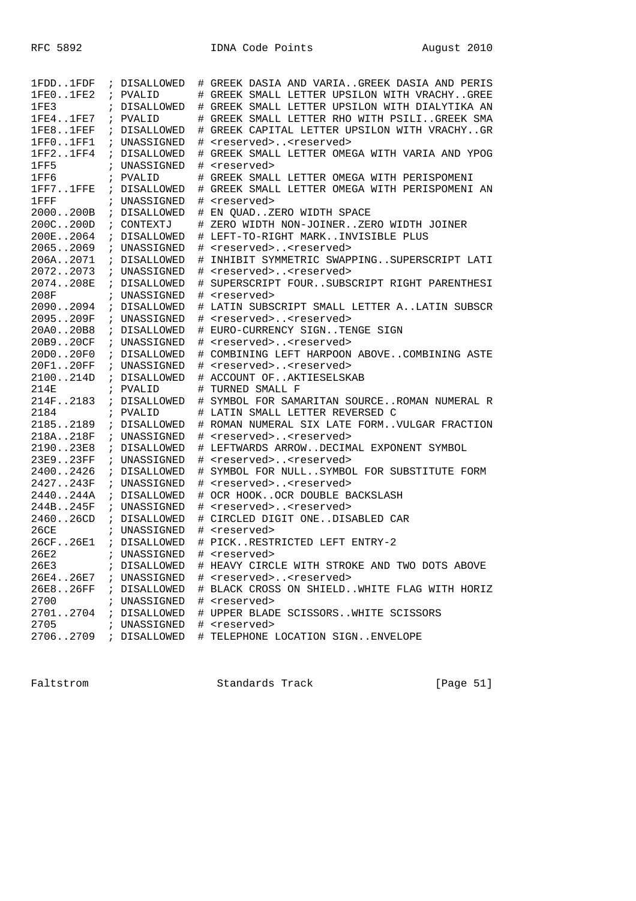```
1FDD..1FDF  ; DISALLOWED  # GREEK DASIA AND VARIA..GREEK DASIA AND PERIS
1FE0..1FE2  ; PVALID      # GREEK SMALL LETTER UPSILON WITH VRACHY..GREE
1FE3        ; DISALLOWED  # GREEK SMALL LETTER UPSILON WITH DIALYTIKA AN
1FE4..1FE7  ; PVALID      # GREEK SMALL LETTER RHO WITH PSILI..GREEK SMA
1FE8..1FEF  ; DISALLOWED  # GREEK CAPITAL LETTER UPSILON WITH VRACHY..GR
1FF0..1FF1  ; UNASSIGNED  # <reserved>..<reserved>
1FF2..1FF4  ; DISALLOWED  # GREEK SMALL LETTER OMEGA WITH VARIA AND YPOG
1FF5        ; UNASSIGNED  # <reserved>
1FF6        ; PVALID      # GREEK SMALL LETTER OMEGA WITH PERISPOMENI
1FF7..1FFE  ; DISALLOWED  # GREEK SMALL LETTER OMEGA WITH PERISPOMENI AN
1FFF        ; UNASSIGNED  # <reserved>
2000..200B  ; DISALLOWED  # EN QUAD..ZERO WIDTH SPACE
200C..200D  ; CONTEXTJ    # ZERO WIDTH NON-JOINER..ZERO WIDTH JOINER
200E..2064  ; DISALLOWED  # LEFT-TO-RIGHT MARK..INVISIBLE PLUS
2065..2069  ; UNASSIGNED  # <reserved>..<reserved>
206A..2071  ; DISALLOWED  # INHIBIT SYMMETRIC SWAPPING..SUPERSCRIPT LATI
2072..2073  ; UNASSIGNED  # <reserved>..<reserved>
2074..208E  ; DISALLOWED  # SUPERSCRIPT FOUR..SUBSCRIPT RIGHT PARENTHESI
208F        ; UNASSIGNED  # <reserved>
2090..2094  ; DISALLOWED  # LATIN SUBSCRIPT SMALL LETTER A..LATIN SUBSCR
2095..209F  ; UNASSIGNED  # <reserved>..<reserved>
20A0..20B8  ; DISALLOWED  # EURO-CURRENCY SIGN..TENGE SIGN
20B9..20CF  ; UNASSIGNED  # <reserved>..<reserved>
20D0..20F0  ; DISALLOWED  # COMBINING LEFT HARPOON ABOVE..COMBINING ASTE
20F1..20FF  ; UNASSIGNED  # <reserved>..<reserved>
2100..214D  ; DISALLOWED  # ACCOUNT OF..AKTIESELSKAB
214E        ; PVALID      # TURNED SMALL F
214F..2183  ; DISALLOWED  # SYMBOL FOR SAMARITAN SOURCE..ROMAN NUMERAL R
2184        ; PVALID      # LATIN SMALL LETTER REVERSED C
2185..2189  ; DISALLOWED  # ROMAN NUMERAL SIX LATE FORM..VULGAR FRACTION
218A..218F  ; UNASSIGNED  # <reserved>..<reserved>
2190..23E8  ; DISALLOWED  # LEFTWARDS ARROW..DECIMAL EXPONENT SYMBOL
23E9..23FF  ; UNASSIGNED  # <reserved>..<reserved>
2400..2426  ; DISALLOWED  # SYMBOL FOR NULL..SYMBOL FOR SUBSTITUTE FORM
2427..243F  ; UNASSIGNED  # <reserved>..<reserved>
2440..244A  ; DISALLOWED  # OCR HOOK..OCR DOUBLE BACKSLASH
244B..245F  ; UNASSIGNED  # <reserved>..<reserved>
2460..26CD  ; DISALLOWED  # CIRCLED DIGIT ONE..DISABLED CAR
26CE        ; UNASSIGNED  # <reserved>
26CF..26E1  ; DISALLOWED  # PICK..RESTRICTED LEFT ENTRY-2
26E2        ; UNASSIGNED  # <reserved>
26E3        ; DISALLOWED  # HEAVY CIRCLE WITH STROKE AND TWO DOTS ABOVE
26E4..26E7  ; UNASSIGNED  # <reserved>..<reserved>
26E8..26FF  ; DISALLOWED  # BLACK CROSS ON SHIELD..WHITE FLAG WITH HORIZ
2700        ; UNASSIGNED  # <reserved>
2701..2704  ; DISALLOWED  # UPPER BLADE SCISSORS..WHITE SCISSORS
2705        ; UNASSIGNED  # <reserved>
2706..2709  ; DISALLOWED  # TELEPHONE LOCATION SIGN..ENVELOPE
```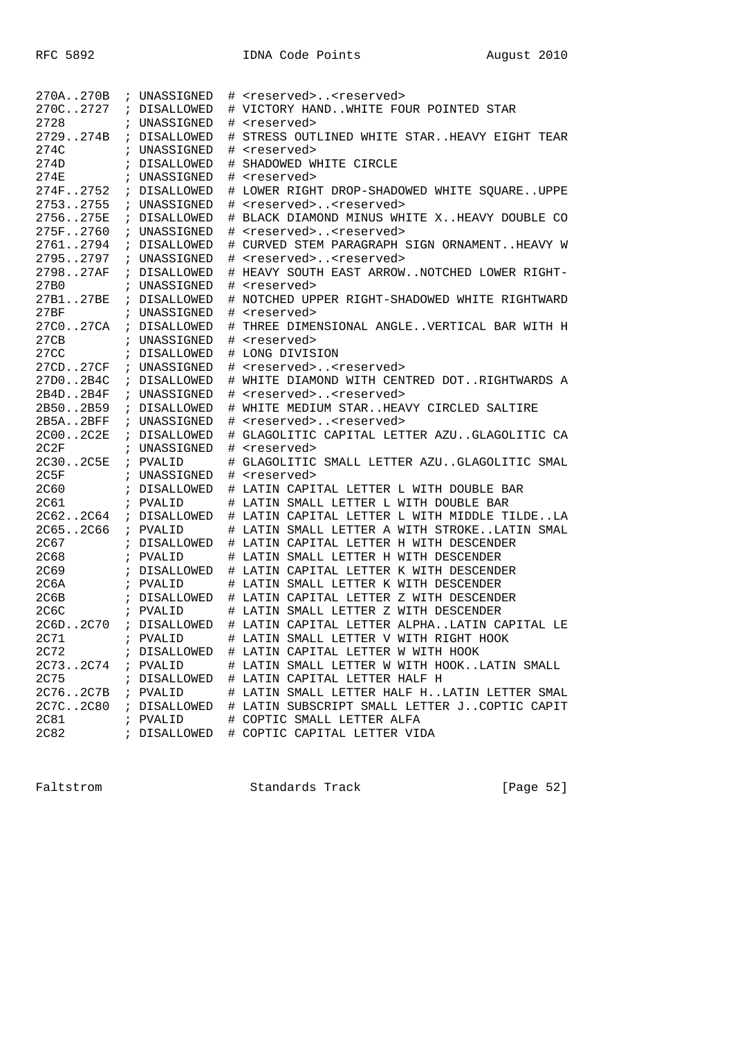```
270A..270B  ; UNASSIGNED  # <reserved>..<reserved>
270C..2727  ; DISALLOWED  # VICTORY HAND..WHITE FOUR POINTED STAR
2728        ; UNASSIGNED  # <reserved>
2729..274B  ; DISALLOWED  # STRESS OUTLINED WHITE STAR..HEAVY EIGHT TEAR
274C        ; UNASSIGNED  # <reserved>
274D        ; DISALLOWED  # SHADOWED WHITE CIRCLE
274E        ; UNASSIGNED  # <reserved>
274F..2752  ; DISALLOWED  # LOWER RIGHT DROP-SHADOWED WHITE SQUARE..UPPE
2753..2755  ; UNASSIGNED  # <reserved>..<reserved>
2756..275E  ; DISALLOWED  # BLACK DIAMOND MINUS WHITE X..HEAVY DOUBLE CO
275F..2760  ; UNASSIGNED  # <reserved>..<reserved>
2761..2794  ; DISALLOWED  # CURVED STEM PARAGRAPH SIGN ORNAMENT..HEAVY W
2795..2797  ; UNASSIGNED  # <reserved>..<reserved>
2798..27AF  ; DISALLOWED  # HEAVY SOUTH EAST ARROW..NOTCHED LOWER RIGHT-
27B0        ; UNASSIGNED  # <reserved>
27B1..27BE  ; DISALLOWED  # NOTCHED UPPER RIGHT-SHADOWED WHITE RIGHTWARD
27BF        ; UNASSIGNED  # <reserved>
27C0..27CA  ; DISALLOWED  # THREE DIMENSIONAL ANGLE..VERTICAL BAR WITH H
27CB        ; UNASSIGNED  # <reserved>
27CC        ; DISALLOWED  # LONG DIVISION
27CD..27CF  ; UNASSIGNED  # <reserved>..<reserved>
27D0..2B4C  ; DISALLOWED  # WHITE DIAMOND WITH CENTRED DOT..RIGHTWARDS A
2B4D..2B4F  ; UNASSIGNED  # <reserved>..<reserved>
2B50..2B59  ; DISALLOWED  # WHITE MEDIUM STAR..HEAVY CIRCLED SALTIRE
2B5A..2BFF  ; UNASSIGNED  # <reserved>..<reserved>
2C00..2C2E  ; DISALLOWED  # GLAGOLITIC CAPITAL LETTER AZU..GLAGOLITIC CA
2C2F        ; UNASSIGNED  # <reserved>
2C30..2C5E  ; PVALID      # GLAGOLITIC SMALL LETTER AZU..GLAGOLITIC SMAL
2C5F        ; UNASSIGNED  # <reserved>
2C60        ; DISALLOWED  # LATIN CAPITAL LETTER L WITH DOUBLE BAR
2C61        ; PVALID      # LATIN SMALL LETTER L WITH DOUBLE BAR
2C62..2C64  ; DISALLOWED  # LATIN CAPITAL LETTER L WITH MIDDLE TILDE..LA
2C65..2C66  ; PVALID      # LATIN SMALL LETTER A WITH STROKE..LATIN SMAL
2C67        ; DISALLOWED  # LATIN CAPITAL LETTER H WITH DESCENDER
2C68        ; PVALID      # LATIN SMALL LETTER H WITH DESCENDER
2C69        ; DISALLOWED  # LATIN CAPITAL LETTER K WITH DESCENDER
2C6A        ; PVALID      # LATIN SMALL LETTER K WITH DESCENDER
2C6B        ; DISALLOWED  # LATIN CAPITAL LETTER Z WITH DESCENDER
2C6C        ; PVALID      # LATIN SMALL LETTER Z WITH DESCENDER
2C6D..2C70  ; DISALLOWED  # LATIN CAPITAL LETTER ALPHA..LATIN CAPITAL LE
2C71        ; PVALID      # LATIN SMALL LETTER V WITH RIGHT HOOK
2C72        ; DISALLOWED  # LATIN CAPITAL LETTER W WITH HOOK
2C73..2C74  ; PVALID      # LATIN SMALL LETTER W WITH HOOK..LATIN SMALL
2C75        ; DISALLOWED  # LATIN CAPITAL LETTER HALF H
2C76..2C7B  ; PVALID      # LATIN SMALL LETTER HALF H..LATIN LETTER SMAL
2C7C..2C80  ; DISALLOWED  # LATIN SUBSCRIPT SMALL LETTER J..COPTIC CAPIT
2C81        ; PVALID      # COPTIC SMALL LETTER ALFA
2C82        ; DISALLOWED  # COPTIC CAPITAL LETTER VIDA
```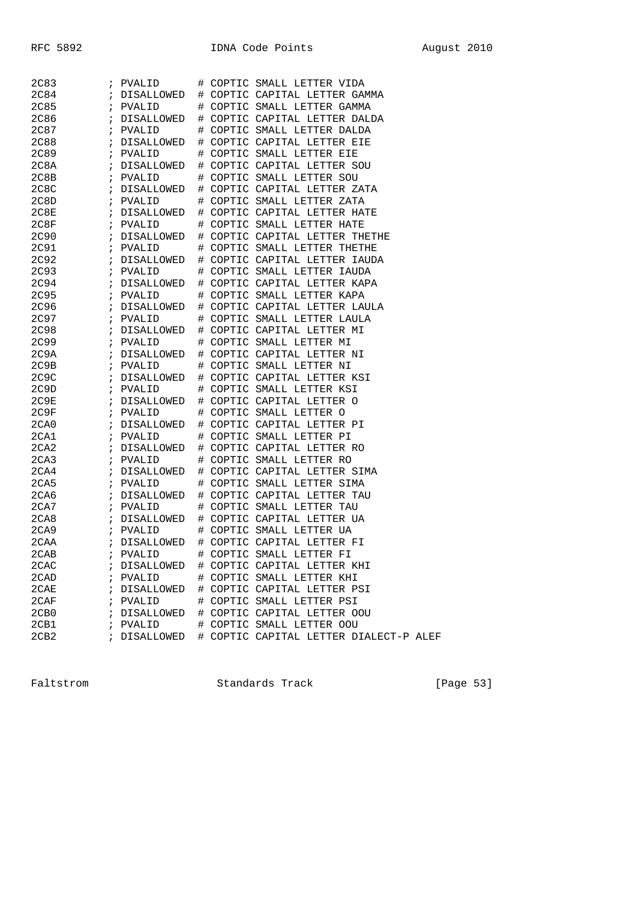```
2C83        ; PVALID      # COPTIC SMALL LETTER VIDA
2C84        ; DISALLOWED  # COPTIC CAPITAL LETTER GAMMA
2C85        ; PVALID      # COPTIC SMALL LETTER GAMMA
2C86        ; DISALLOWED  # COPTIC CAPITAL LETTER DALDA
2C87        ; PVALID      # COPTIC SMALL LETTER DALDA
2C88        ; DISALLOWED  # COPTIC CAPITAL LETTER EIE
2C89        ; PVALID      # COPTIC SMALL LETTER EIE
2C8A        ; DISALLOWED  # COPTIC CAPITAL LETTER SOU
2C8B        ; PVALID      # COPTIC SMALL LETTER SOU
2C8C        ; DISALLOWED  # COPTIC CAPITAL LETTER ZATA
2C8D        ; PVALID      # COPTIC SMALL LETTER ZATA
2C8E        ; DISALLOWED  # COPTIC CAPITAL LETTER HATE
2C8F        ; PVALID      # COPTIC SMALL LETTER HATE
2C90        ; DISALLOWED  # COPTIC CAPITAL LETTER THETHE
2C91        ; PVALID      # COPTIC SMALL LETTER THETHE
2C92        ; DISALLOWED  # COPTIC CAPITAL LETTER IAUDA
2C93        ; PVALID      # COPTIC SMALL LETTER IAUDA
2C94        ; DISALLOWED  # COPTIC CAPITAL LETTER KAPA
2C95        ; PVALID      # COPTIC SMALL LETTER KAPA
2C96        ; DISALLOWED  # COPTIC CAPITAL LETTER LAULA
2C97        ; PVALID      # COPTIC SMALL LETTER LAULA
2C98        ; DISALLOWED  # COPTIC CAPITAL LETTER MI
2C99        ; PVALID      # COPTIC SMALL LETTER MI
2C9A        ; DISALLOWED  # COPTIC CAPITAL LETTER NI
2C9B        ; PVALID      # COPTIC SMALL LETTER NI
2C9C        ; DISALLOWED  # COPTIC CAPITAL LETTER KSI
2C9D        ; PVALID      # COPTIC SMALL LETTER KSI
2C9E        ; DISALLOWED  # COPTIC CAPITAL LETTER O
2C9F        ; PVALID      # COPTIC SMALL LETTER O
2CA0        ; DISALLOWED  # COPTIC CAPITAL LETTER PI
2CA1        ; PVALID      # COPTIC SMALL LETTER PI
2CA2        ; DISALLOWED  # COPTIC CAPITAL LETTER RO
2CA3        ; PVALID      # COPTIC SMALL LETTER RO
2CA4        ; DISALLOWED  # COPTIC CAPITAL LETTER SIMA
2CA5        ; PVALID      # COPTIC SMALL LETTER SIMA
2CA6        ; DISALLOWED  # COPTIC CAPITAL LETTER TAU
2CA7        ; PVALID      # COPTIC SMALL LETTER TAU
2CA8        ; DISALLOWED  # COPTIC CAPITAL LETTER UA
2CA9        ; PVALID      # COPTIC SMALL LETTER UA
2CAA        ; DISALLOWED  # COPTIC CAPITAL LETTER FI
2CAB        ; PVALID      # COPTIC SMALL LETTER FI
2CAC        ; DISALLOWED  # COPTIC CAPITAL LETTER KHI
2CAD        ; PVALID      # COPTIC SMALL LETTER KHI
2CAE        ; DISALLOWED  # COPTIC CAPITAL LETTER PSI
2CAF        ; PVALID      # COPTIC SMALL LETTER PSI
2CB0        ; DISALLOWED  # COPTIC CAPITAL LETTER OOU
2CB1        ; PVALID      # COPTIC SMALL LETTER OOU
2CB2        ; DISALLOWED  # COPTIC CAPITAL LETTER DIALECT-P ALEF
```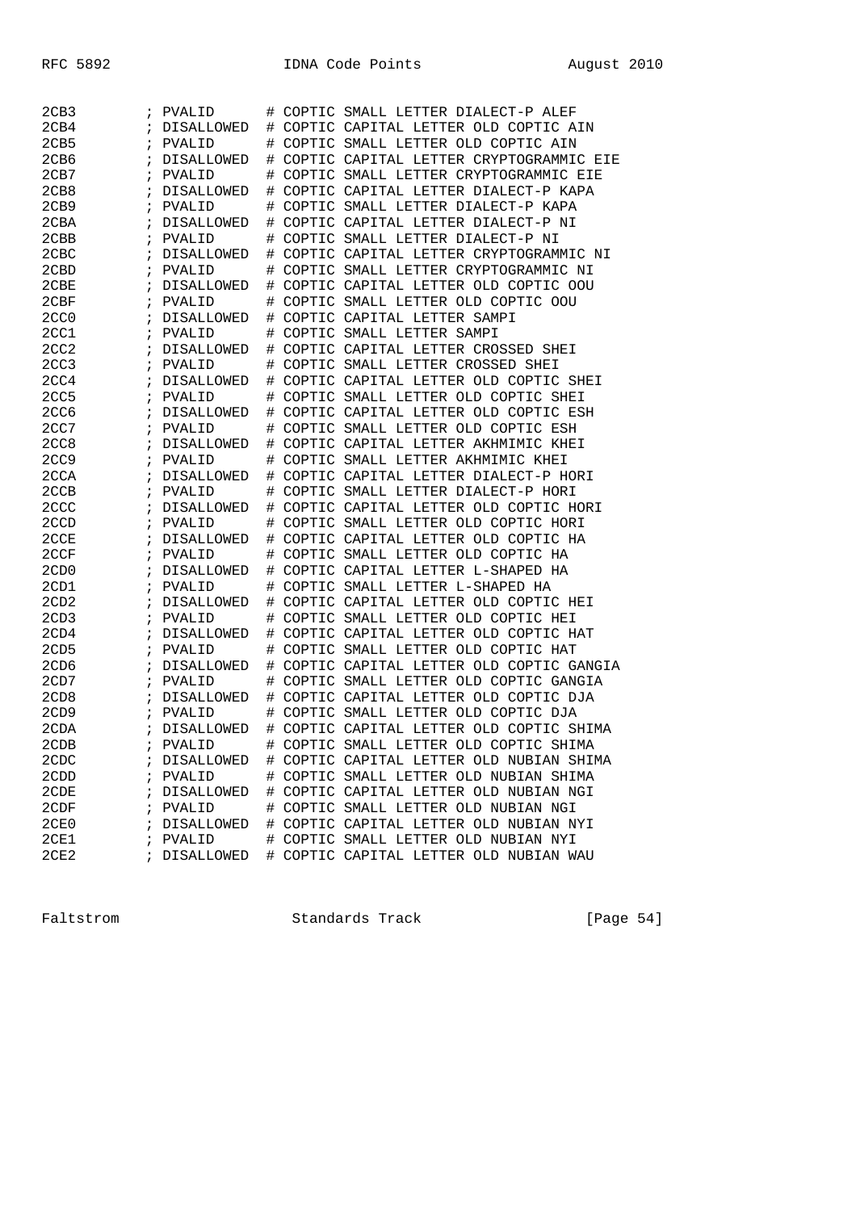```
2CB3        ; PVALID      # COPTIC SMALL LETTER DIALECT-P ALEF
2CB4        ; DISALLOWED  # COPTIC CAPITAL LETTER OLD COPTIC AIN
2CB5        ; PVALID      # COPTIC SMALL LETTER OLD COPTIC AIN
2CB6        ; DISALLOWED  # COPTIC CAPITAL LETTER CRYPTOGRAMMIC EIE
2CB7        ; PVALID      # COPTIC SMALL LETTER CRYPTOGRAMMIC EIE
2CB8        ; DISALLOWED  # COPTIC CAPITAL LETTER DIALECT-P KAPA
2CB9        ; PVALID      # COPTIC SMALL LETTER DIALECT-P KAPA
2CBA        ; DISALLOWED  # COPTIC CAPITAL LETTER DIALECT-P NI
2CBB        ; PVALID      # COPTIC SMALL LETTER DIALECT-P NI
2CBC        ; DISALLOWED  # COPTIC CAPITAL LETTER CRYPTOGRAMMIC NI
2CBD        ; PVALID      # COPTIC SMALL LETTER CRYPTOGRAMMIC NI
2CBE        ; DISALLOWED  # COPTIC CAPITAL LETTER OLD COPTIC OOU
2CBF        ; PVALID      # COPTIC SMALL LETTER OLD COPTIC OOU
2CC0        ; DISALLOWED  # COPTIC CAPITAL LETTER SAMPI
2CC1        ; PVALID      # COPTIC SMALL LETTER SAMPI
2CC2        ; DISALLOWED  # COPTIC CAPITAL LETTER CROSSED SHEI
2CC3        ; PVALID      # COPTIC SMALL LETTER CROSSED SHEI
2CC4        ; DISALLOWED  # COPTIC CAPITAL LETTER OLD COPTIC SHEI
2CC5        ; PVALID      # COPTIC SMALL LETTER OLD COPTIC SHEI
2CC6        ; DISALLOWED  # COPTIC CAPITAL LETTER OLD COPTIC ESH
2CC7        ; PVALID      # COPTIC SMALL LETTER OLD COPTIC ESH
2CC8        ; DISALLOWED  # COPTIC CAPITAL LETTER AKHMIMIC KHEI
2CC9        ; PVALID      # COPTIC SMALL LETTER AKHMIMIC KHEI
2CCA        ; DISALLOWED  # COPTIC CAPITAL LETTER DIALECT-P HORI
2CCB        ; PVALID      # COPTIC SMALL LETTER DIALECT-P HORI
2CCC        ; DISALLOWED  # COPTIC CAPITAL LETTER OLD COPTIC HORI
2CCD        ; PVALID      # COPTIC SMALL LETTER OLD COPTIC HORI
2CCE        ; DISALLOWED  # COPTIC CAPITAL LETTER OLD COPTIC HA
2CCF        ; PVALID      # COPTIC SMALL LETTER OLD COPTIC HA
2CD0        ; DISALLOWED  # COPTIC CAPITAL LETTER L-SHAPED HA
2CD1        ; PVALID      # COPTIC SMALL LETTER L-SHAPED HA
2CD2        ; DISALLOWED  # COPTIC CAPITAL LETTER OLD COPTIC HEI
2CD3        ; PVALID      # COPTIC SMALL LETTER OLD COPTIC HEI
2CD4        ; DISALLOWED  # COPTIC CAPITAL LETTER OLD COPTIC HAT
2CD5        ; PVALID      # COPTIC SMALL LETTER OLD COPTIC HAT
2CD6        ; DISALLOWED  # COPTIC CAPITAL LETTER OLD COPTIC GANGIA
2CD7        ; PVALID      # COPTIC SMALL LETTER OLD COPTIC GANGIA
2CD8        ; DISALLOWED  # COPTIC CAPITAL LETTER OLD COPTIC DJA
2CD9        ; PVALID      # COPTIC SMALL LETTER OLD COPTIC DJA
2CDA        ; DISALLOWED  # COPTIC CAPITAL LETTER OLD COPTIC SHIMA
2CDB        ; PVALID      # COPTIC SMALL LETTER OLD COPTIC SHIMA
2CDC        ; DISALLOWED  # COPTIC CAPITAL LETTER OLD NUBIAN SHIMA
2CDD        ; PVALID      # COPTIC SMALL LETTER OLD NUBIAN SHIMA
2CDE        ; DISALLOWED  # COPTIC CAPITAL LETTER OLD NUBIAN NGI
2CDF        ; PVALID      # COPTIC SMALL LETTER OLD NUBIAN NGI
2CE0        ; DISALLOWED  # COPTIC CAPITAL LETTER OLD NUBIAN NYI
2CE1        ; PVALID      # COPTIC SMALL LETTER OLD NUBIAN NYI
2CE2        ; DISALLOWED  # COPTIC CAPITAL LETTER OLD NUBIAN WAU
```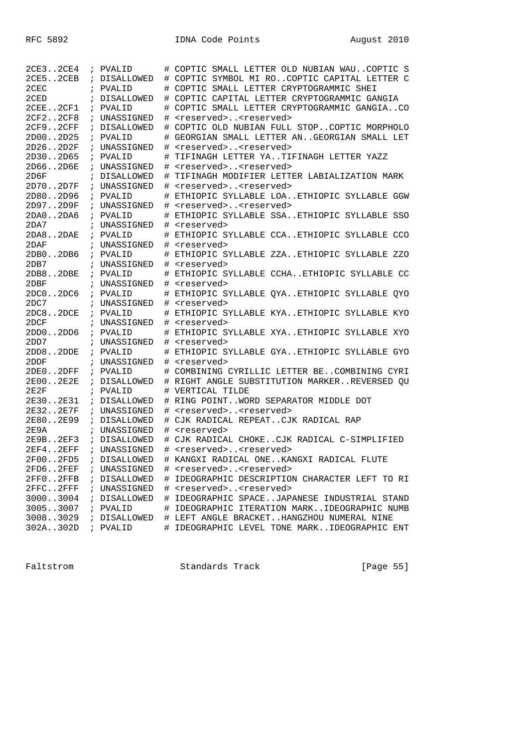```
2CE3..2CE4  ; PVALID      # COPTIC SMALL LETTER OLD NUBIAN WAU..COPTIC S
2CE5..2CEB  ; DISALLOWED  # COPTIC SYMBOL MI RO..COPTIC CAPITAL LETTER C
2CEC        ; PVALID      # COPTIC SMALL LETTER CRYPTOGRAMMIC SHEI
2CED        ; DISALLOWED  # COPTIC CAPITAL LETTER CRYPTOGRAMMIC GANGIA
2CEE..2CF1  ; PVALID      # COPTIC SMALL LETTER CRYPTOGRAMMIC GANGIA..CO
2CF2..2CF8  ; UNASSIGNED  # <reserved>..<reserved>
2CF9..2CFF  ; DISALLOWED  # COPTIC OLD NUBIAN FULL STOP..COPTIC MORPHOLO
2D00..2D25  ; PVALID      # GEORGIAN SMALL LETTER AN..GEORGIAN SMALL LET
2D26..2D2F  ; UNASSIGNED  # <reserved>..<reserved>
2D30..2D65  ; PVALID      # TIFINAGH LETTER YA..TIFINAGH LETTER YAZZ
2D66..2D6E  ; UNASSIGNED  # <reserved>..<reserved>
2D6F        ; DISALLOWED  # TIFINAGH MODIFIER LETTER LABIALIZATION MARK
2D70..2D7F  ; UNASSIGNED  # <reserved>..<reserved>
2D80..2D96  ; PVALID      # ETHIOPIC SYLLABLE LOA..ETHIOPIC SYLLABLE GGW
2D97..2D9F  ; UNASSIGNED  # <reserved>..<reserved>
2DA0..2DA6  ; PVALID      # ETHIOPIC SYLLABLE SSA..ETHIOPIC SYLLABLE SSO
2DA7        ; UNASSIGNED  # <reserved>
2DA8..2DAE  ; PVALID      # ETHIOPIC SYLLABLE CCA..ETHIOPIC SYLLABLE CCO
2DAF        ; UNASSIGNED  # <reserved>
2DB0..2DB6  ; PVALID      # ETHIOPIC SYLLABLE ZZA..ETHIOPIC SYLLABLE ZZO
2DB7        ; UNASSIGNED  # <reserved>
2DB8..2DBE  ; PVALID      # ETHIOPIC SYLLABLE CCHA..ETHIOPIC SYLLABLE CC
2DBF        ; UNASSIGNED  # <reserved>
2DC0..2DC6  ; PVALID      # ETHIOPIC SYLLABLE QYA..ETHIOPIC SYLLABLE QYO
2DC7        ; UNASSIGNED  # <reserved>
2DC8..2DCE  ; PVALID      # ETHIOPIC SYLLABLE KYA..ETHIOPIC SYLLABLE KYO
2DCF        ; UNASSIGNED  # <reserved>
2DD0..2DD6  ; PVALID      # ETHIOPIC SYLLABLE XYA..ETHIOPIC SYLLABLE XYO
2DD7        ; UNASSIGNED  # <reserved>
2DD8..2DDE  ; PVALID      # ETHIOPIC SYLLABLE GYA..ETHIOPIC SYLLABLE GYO
2DDF        ; UNASSIGNED  # <reserved>
2DE0..2DFF  ; PVALID      # COMBINING CYRILLIC LETTER BE..COMBINING CYRI
2E00..2E2E  ; DISALLOWED  # RIGHT ANGLE SUBSTITUTION MARKER..REVERSED QU
2E2F        ; PVALID      # VERTICAL TILDE
2E30..2E31  ; DISALLOWED  # RING POINT..WORD SEPARATOR MIDDLE DOT
2E32..2E7F  ; UNASSIGNED  # <reserved>..<reserved>
2E80..2E99  ; DISALLOWED  # CJK RADICAL REPEAT..CJK RADICAL RAP
2E9A        ; UNASSIGNED  # <reserved>
2E9B..2EF3  ; DISALLOWED  # CJK RADICAL CHOKE..CJK RADICAL C-SIMPLIFIED
2EF4..2EFF  ; UNASSIGNED  # <reserved>..<reserved>
2F00..2FD5  ; DISALLOWED  # KANGXI RADICAL ONE..KANGXI RADICAL FLUTE
2FD6..2FEF  ; UNASSIGNED  # <reserved>..<reserved>
2FF0..2FFB  ; DISALLOWED  # IDEOGRAPHIC DESCRIPTION CHARACTER LEFT TO RI
2FFC..2FFF  ; UNASSIGNED  # <reserved>..<reserved>
3000..3004  ; DISALLOWED  # IDEOGRAPHIC SPACE..JAPANESE INDUSTRIAL STAND
3005..3007  ; PVALID      # IDEOGRAPHIC ITERATION MARK..IDEOGRAPHIC NUMB
3008..3029  ; DISALLOWED  # LEFT ANGLE BRACKET..HANGZHOU NUMERAL NINE
302A..302D  ; PVALID      # IDEOGRAPHIC LEVEL TONE MARK..IDEOGRAPHIC ENT
```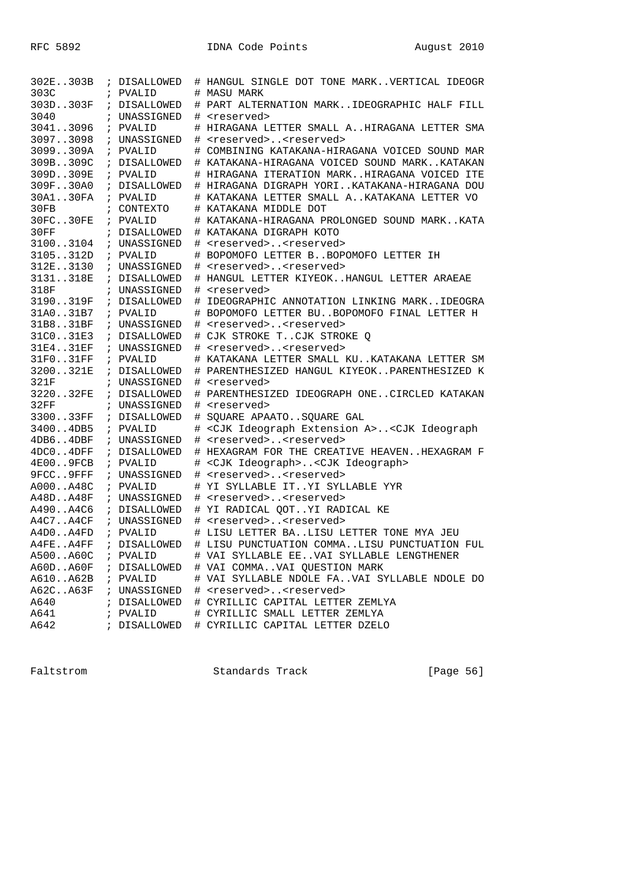```
302E..303B  ; DISALLOWED  # HANGUL SINGLE DOT TONE MARK..VERTICAL IDEOGR
303C        ; PVALID      # MASU MARK
303D..303F  ; DISALLOWED  # PART ALTERNATION MARK..IDEOGRAPHIC HALF FILL
3040        ; UNASSIGNED  # <reserved>
3041..3096  ; PVALID      # HIRAGANA LETTER SMALL A..HIRAGANA LETTER SMA
3097..3098  ; UNASSIGNED  # <reserved>..<reserved>
3099..309A  ; PVALID      # COMBINING KATAKANA-HIRAGANA VOICED SOUND MAR
309B..309C  ; DISALLOWED  # KATAKANA-HIRAGANA VOICED SOUND MARK..KATAKAN
309D..309E  ; PVALID      # HIRAGANA ITERATION MARK..HIRAGANA VOICED ITE
309F..30A0  ; DISALLOWED  # HIRAGANA DIGRAPH YORI..KATAKANA-HIRAGANA DOU
30A1..30FA  ; PVALID      # KATAKANA LETTER SMALL A..KATAKANA LETTER VO
30FB        ; CONTEXTO    # KATAKANA MIDDLE DOT
30FC..30FE  ; PVALID      # KATAKANA-HIRAGANA PROLONGED SOUND MARK..KATA
30FF        ; DISALLOWED  # KATAKANA DIGRAPH KOTO
3100..3104  ; UNASSIGNED  # <reserved>..<reserved>
3105..312D  ; PVALID      # BOPOMOFO LETTER B..BOPOMOFO LETTER IH
312E..3130  ; UNASSIGNED  # <reserved>..<reserved>
3131..318E  ; DISALLOWED  # HANGUL LETTER KIYEOK..HANGUL LETTER ARAEAE
318F        ; UNASSIGNED  # <reserved>
3190..319F  ; DISALLOWED  # IDEOGRAPHIC ANNOTATION LINKING MARK..IDEOGRA
31A0..31B7  ; PVALID      # BOPOMOFO LETTER BU..BOPOMOFO FINAL LETTER H
31B8..31BF  ; UNASSIGNED  # <reserved>..<reserved>
31C0..31E3  ; DISALLOWED  # CJK STROKE T..CJK STROKE Q
31E4..31EF  ; UNASSIGNED  # <reserved>..<reserved>
31F0..31FF  ; PVALID      # KATAKANA LETTER SMALL KU..KATAKANA LETTER SM
3200..321E  ; DISALLOWED  # PARENTHESIZED HANGUL KIYEOK..PARENTHESIZED K
321F        ; UNASSIGNED  # <reserved>
3220..32FE  ; DISALLOWED  # PARENTHESIZED IDEOGRAPH ONE..CIRCLED KATAKAN
32FF        ; UNASSIGNED  # <reserved>
3300..33FF  ; DISALLOWED  # SQUARE APAATO..SQUARE GAL
3400..4DB5  ; PVALID      # <CJK Ideograph Extension A>..<CJK Ideograph
4DB6..4DBF  ; UNASSIGNED  # <reserved>..<reserved>
4DC0..4DFF  ; DISALLOWED  # HEXAGRAM FOR THE CREATIVE HEAVEN..HEXAGRAM F
4E00..9FCB  ; PVALID      # <CJK Ideograph>..<CJK Ideograph>
9FCC..9FFF  ; UNASSIGNED  # <reserved>..<reserved>
A000..A48C  ; PVALID      # YI SYLLABLE IT..YI SYLLABLE YYR
A48D..A48F  ; UNASSIGNED  # <reserved>..<reserved>
A490..A4C6  ; DISALLOWED  # YI RADICAL QOT..YI RADICAL KE
A4C7..A4CF  ; UNASSIGNED  # <reserved>..<reserved>
A4D0..A4FD  ; PVALID      # LISU LETTER BA..LISU LETTER TONE MYA JEU
A4FE..A4FF  ; DISALLOWED  # LISU PUNCTUATION COMMA..LISU PUNCTUATION FUL
A500..A60C  ; PVALID      # VAI SYLLABLE EE..VAI SYLLABLE LENGTHENER
A60D..A60F  ; DISALLOWED  # VAI COMMA..VAI QUESTION MARK
A610..A62B  ; PVALID      # VAI SYLLABLE NDOLE FA..VAI SYLLABLE NDOLE DO
A62C..A63F  ; UNASSIGNED  # <reserved>..<reserved>
A640        ; DISALLOWED  # CYRILLIC CAPITAL LETTER ZEMLYA
A641        ; PVALID      # CYRILLIC SMALL LETTER ZEMLYA
A642        ; DISALLOWED  # CYRILLIC CAPITAL LETTER DZELO
```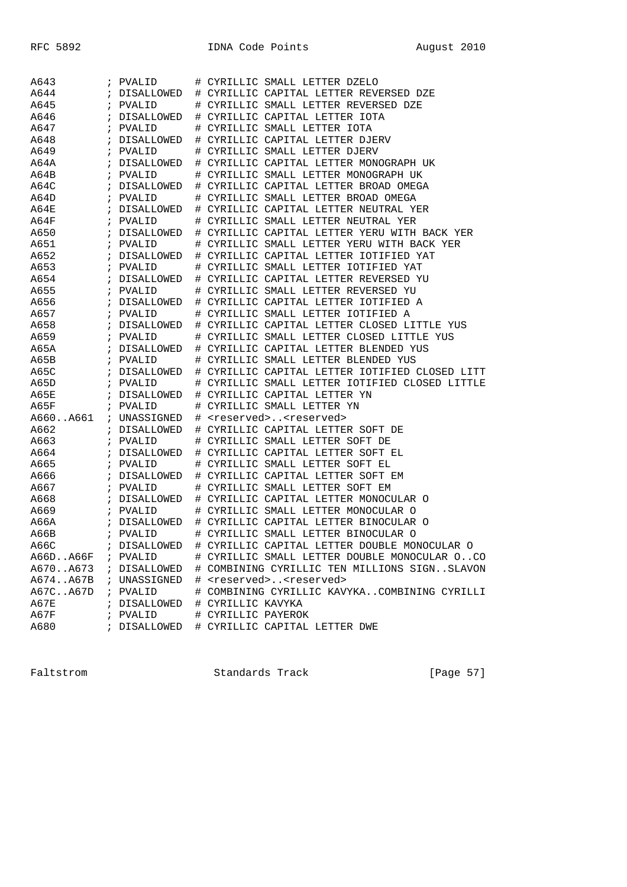```
A643          ; PVALID      # CYRILLIC SMALL LETTER DZELO
A644          ; DISALLOWED  # CYRILLIC CAPITAL LETTER REVERSED DZE
A645          ; PVALID      # CYRILLIC SMALL LETTER REVERSED DZE
A646          ; DISALLOWED  # CYRILLIC CAPITAL LETTER IOTA
A647          ; PVALID      # CYRILLIC SMALL LETTER IOTA
A648          ; DISALLOWED  # CYRILLIC CAPITAL LETTER DJERV
A649          ; PVALID      # CYRILLIC SMALL LETTER DJERV
A64A          ; DISALLOWED  # CYRILLIC CAPITAL LETTER MONOGRAPH UK
A64B          ; PVALID      # CYRILLIC SMALL LETTER MONOGRAPH UK
A64C          ; DISALLOWED  # CYRILLIC CAPITAL LETTER BROAD OMEGA
A64D          ; PVALID      # CYRILLIC SMALL LETTER BROAD OMEGA
A64E          ; DISALLOWED  # CYRILLIC CAPITAL LETTER NEUTRAL YER
A64F          ; PVALID      # CYRILLIC SMALL LETTER NEUTRAL YER
A650          ; DISALLOWED  # CYRILLIC CAPITAL LETTER YERU WITH BACK YER
A651          ; PVALID      # CYRILLIC SMALL LETTER YERU WITH BACK YER
A652          ; DISALLOWED  # CYRILLIC CAPITAL LETTER IOTIFIED YAT
A653          ; PVALID      # CYRILLIC SMALL LETTER IOTIFIED YAT
A654          ; DISALLOWED  # CYRILLIC CAPITAL LETTER REVERSED YU
A655          ; PVALID      # CYRILLIC SMALL LETTER REVERSED YU
A656          ; DISALLOWED  # CYRILLIC CAPITAL LETTER IOTIFIED A
A657          ; PVALID      # CYRILLIC SMALL LETTER IOTIFIED A
A658          ; DISALLOWED  # CYRILLIC CAPITAL LETTER CLOSED LITTLE YUS
A659          ; PVALID      # CYRILLIC SMALL LETTER CLOSED LITTLE YUS
A65A          ; DISALLOWED  # CYRILLIC CAPITAL LETTER BLENDED YUS
A65B          ; PVALID      # CYRILLIC SMALL LETTER BLENDED YUS
A65C          ; DISALLOWED  # CYRILLIC CAPITAL LETTER IOTIFIED CLOSED LITT
A65D          ; PVALID      # CYRILLIC SMALL LETTER IOTIFIED CLOSED LITTLE
A65E          ; DISALLOWED  # CYRILLIC CAPITAL LETTER YN
A65F          ; PVALID      # CYRILLIC SMALL LETTER YN
A660..A661    ; UNASSIGNED  # <reserved>..<reserved>
A662          ; DISALLOWED  # CYRILLIC CAPITAL LETTER SOFT DE
A663          ; PVALID      # CYRILLIC SMALL LETTER SOFT DE
A664          ; DISALLOWED  # CYRILLIC CAPITAL LETTER SOFT EL
A665          ; PVALID      # CYRILLIC SMALL LETTER SOFT EL
A666          ; DISALLOWED  # CYRILLIC CAPITAL LETTER SOFT EM
A667          ; PVALID      # CYRILLIC SMALL LETTER SOFT EM
A668          ; DISALLOWED  # CYRILLIC CAPITAL LETTER MONOCULAR O
A669          ; PVALID      # CYRILLIC SMALL LETTER MONOCULAR O
A66A          ; DISALLOWED  # CYRILLIC CAPITAL LETTER BINOCULAR O
A66B          ; PVALID      # CYRILLIC SMALL LETTER BINOCULAR O
A66C          ; DISALLOWED  # CYRILLIC CAPITAL LETTER DOUBLE MONOCULAR O
A66D..A66F    ; PVALID      # CYRILLIC SMALL LETTER DOUBLE MONOCULAR O..CO
A670..A673    ; DISALLOWED  # COMBINING CYRILLIC TEN MILLIONS SIGN..SLAVON
A674..A67B    ; UNASSIGNED  # <reserved>..<reserved>
A67C..A67D    ; PVALID      # COMBINING CYRILLIC KAVYKA..COMBINING CYRILLI
A67E          ; DISALLOWED  # CYRILLIC KAVYKA
A67F          ; PVALID      # CYRILLIC PAYEROK
A680          ; DISALLOWED  # CYRILLIC CAPITAL LETTER DWE
```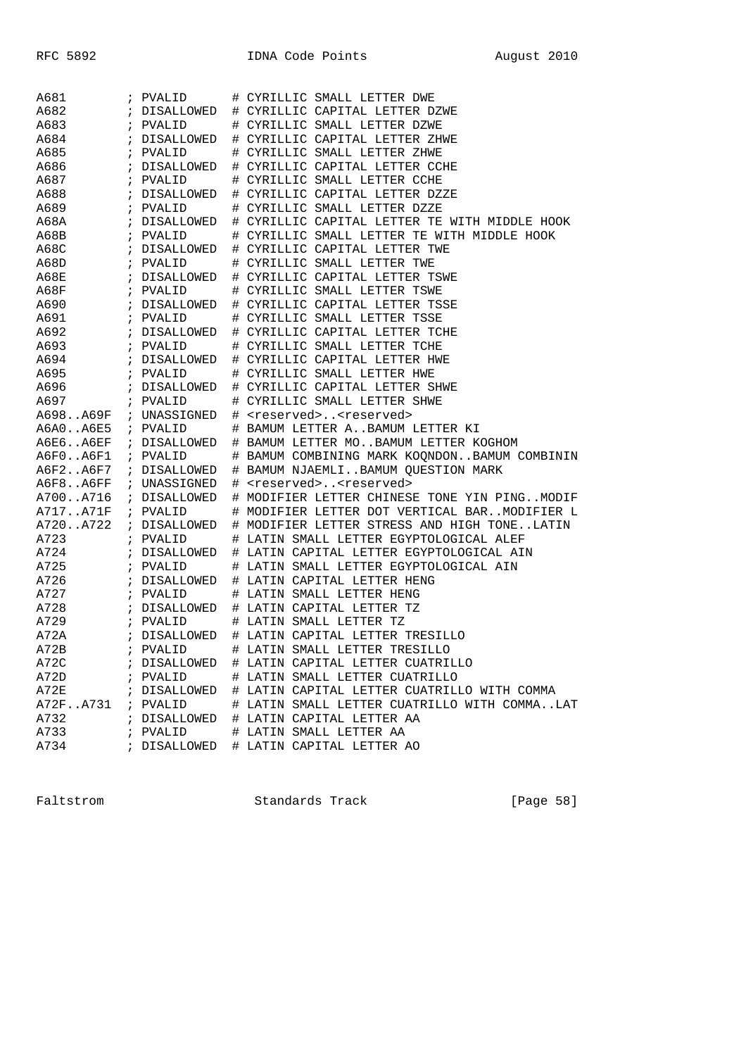```
A681         ; PVALID      # CYRILLIC SMALL LETTER DWE
A682         ; DISALLOWED  # CYRILLIC CAPITAL LETTER DZWE
A683         ; PVALID      # CYRILLIC SMALL LETTER DZWE
A684         ; DISALLOWED  # CYRILLIC CAPITAL LETTER ZHWE
A685         ; PVALID      # CYRILLIC SMALL LETTER ZHWE
A686         ; DISALLOWED  # CYRILLIC CAPITAL LETTER CCHE
A687         ; PVALID      # CYRILLIC SMALL LETTER CCHE
A688         ; DISALLOWED  # CYRILLIC CAPITAL LETTER DZZE
A689         ; PVALID      # CYRILLIC SMALL LETTER DZZE
A68A         ; DISALLOWED  # CYRILLIC CAPITAL LETTER TE WITH MIDDLE HOOK
A68B         ; PVALID      # CYRILLIC SMALL LETTER TE WITH MIDDLE HOOK
A68C         ; DISALLOWED  # CYRILLIC CAPITAL LETTER TWE
A68D         ; PVALID      # CYRILLIC SMALL LETTER TWE
A68E         ; DISALLOWED  # CYRILLIC CAPITAL LETTER TSWE
A68F         ; PVALID      # CYRILLIC SMALL LETTER TSWE
A690         ; DISALLOWED  # CYRILLIC CAPITAL LETTER TSSE
A691         ; PVALID      # CYRILLIC SMALL LETTER TSSE
A692         ; DISALLOWED  # CYRILLIC CAPITAL LETTER TCHE
A693         ; PVALID      # CYRILLIC SMALL LETTER TCHE
A694         ; DISALLOWED  # CYRILLIC CAPITAL LETTER HWE
A695         ; PVALID      # CYRILLIC SMALL LETTER HWE
A696         ; DISALLOWED  # CYRILLIC CAPITAL LETTER SHWE
A697         ; PVALID      # CYRILLIC SMALL LETTER SHWE
A698..A69F   ; UNASSIGNED  # <reserved>..<reserved>
A6A0..A6E5   ; PVALID      # BAMUM LETTER A..BAMUM LETTER KI
A6E6..A6EF   ; DISALLOWED  # BAMUM LETTER MO..BAMUM LETTER KOGHOM
A6F0..A6F1   ; PVALID      # BAMUM COMBINING MARK KOQNDON..BAMUM COMBININ
A6F2..A6F7   ; DISALLOWED  # BAMUM NJAEMLI..BAMUM QUESTION MARK
A6F8..A6FF   ; UNASSIGNED  # <reserved>..<reserved>
A700..A716   ; DISALLOWED  # MODIFIER LETTER CHINESE TONE YIN PING..MODIF
A717..A71F   ; PVALID      # MODIFIER LETTER DOT VERTICAL BAR..MODIFIER L
A720..A722   ; DISALLOWED  # MODIFIER LETTER STRESS AND HIGH TONE..LATIN
A723         ; PVALID      # LATIN SMALL LETTER EGYPTOLOGICAL ALEF
A724         ; DISALLOWED  # LATIN CAPITAL LETTER EGYPTOLOGICAL AIN
A725         ; PVALID      # LATIN SMALL LETTER EGYPTOLOGICAL AIN
A726         ; DISALLOWED  # LATIN CAPITAL LETTER HENG
A727         ; PVALID      # LATIN SMALL LETTER HENG
A728         ; DISALLOWED  # LATIN CAPITAL LETTER TZ
A729         ; PVALID      # LATIN SMALL LETTER TZ
A72A         ; DISALLOWED  # LATIN CAPITAL LETTER TRESILLO
A72B         ; PVALID      # LATIN SMALL LETTER TRESILLO
A72C         ; DISALLOWED  # LATIN CAPITAL LETTER CUATRILLO
A72D         ; PVALID      # LATIN SMALL LETTER CUATRILLO
A72E         ; DISALLOWED  # LATIN CAPITAL LETTER CUATRILLO WITH COMMA
A72F..A731   ; PVALID      # LATIN SMALL LETTER CUATRILLO WITH COMMA..LAT
A732         ; DISALLOWED  # LATIN CAPITAL LETTER AA
A733         ; PVALID      # LATIN SMALL LETTER AA
A734         ; DISALLOWED  # LATIN CAPITAL LETTER AO
```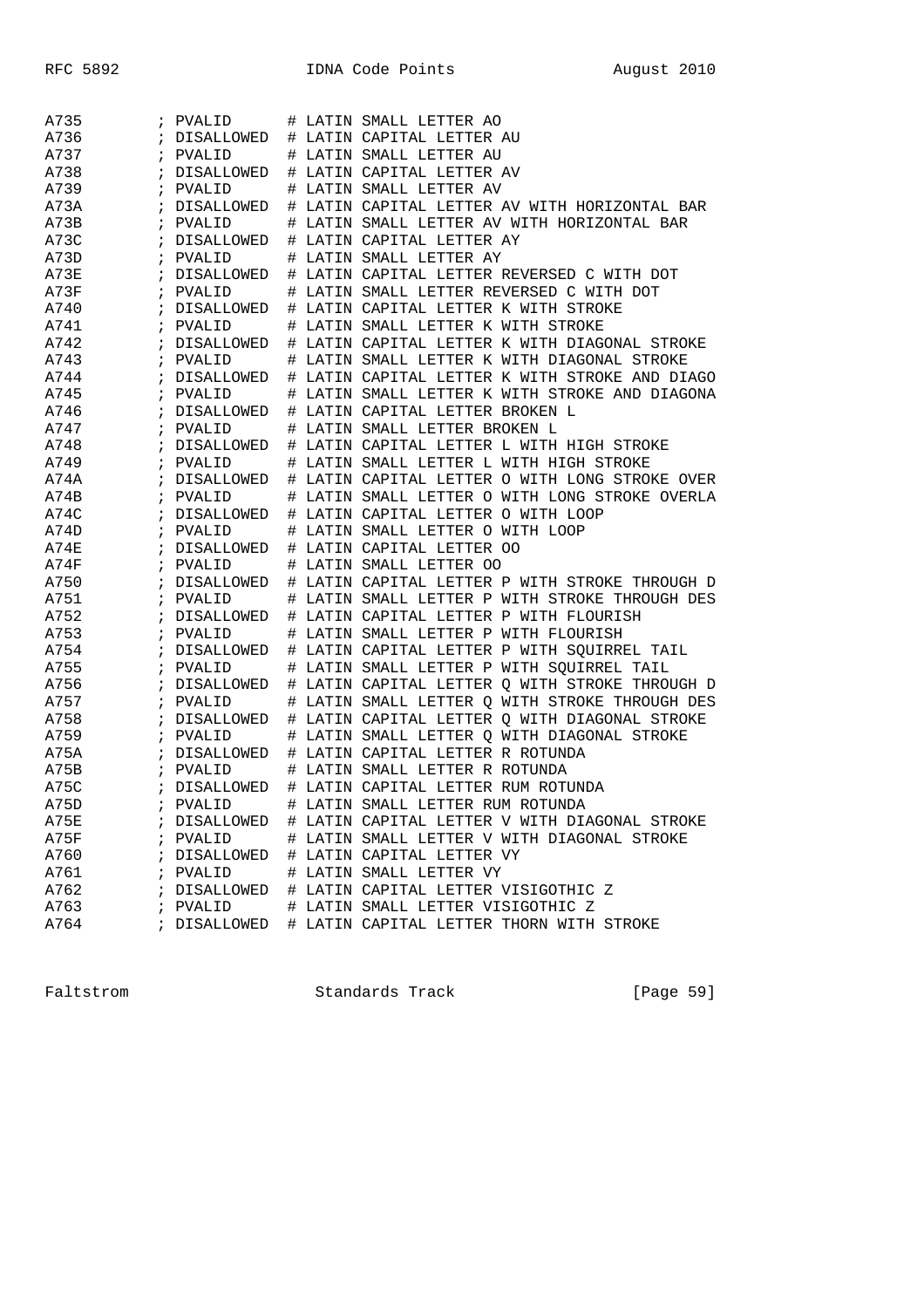```
A735        ; PVALID      # LATIN SMALL LETTER AO
A736        ; DISALLOWED  # LATIN CAPITAL LETTER AU
A737        ; PVALID      # LATIN SMALL LETTER AU
A738        ; DISALLOWED  # LATIN CAPITAL LETTER AV
A739        ; PVALID      # LATIN SMALL LETTER AV
A73A        ; DISALLOWED  # LATIN CAPITAL LETTER AV WITH HORIZONTAL BAR
A73B        ; PVALID      # LATIN SMALL LETTER AV WITH HORIZONTAL BAR
A73C        ; DISALLOWED  # LATIN CAPITAL LETTER AY
A73D        ; PVALID      # LATIN SMALL LETTER AY
A73E        ; DISALLOWED  # LATIN CAPITAL LETTER REVERSED C WITH DOT
A73F        ; PVALID      # LATIN SMALL LETTER REVERSED C WITH DOT
A740        ; DISALLOWED  # LATIN CAPITAL LETTER K WITH STROKE
A741        ; PVALID      # LATIN SMALL LETTER K WITH STROKE
A742        ; DISALLOWED  # LATIN CAPITAL LETTER K WITH DIAGONAL STROKE
A743        ; PVALID      # LATIN SMALL LETTER K WITH DIAGONAL STROKE
A744        ; DISALLOWED  # LATIN CAPITAL LETTER K WITH STROKE AND DIAGO
A745        ; PVALID      # LATIN SMALL LETTER K WITH STROKE AND DIAGONA
A746        ; DISALLOWED  # LATIN CAPITAL LETTER BROKEN L
A747        ; PVALID      # LATIN SMALL LETTER BROKEN L
A748        ; DISALLOWED  # LATIN CAPITAL LETTER L WITH HIGH STROKE
A749        ; PVALID      # LATIN SMALL LETTER L WITH HIGH STROKE
A74A        ; DISALLOWED  # LATIN CAPITAL LETTER O WITH LONG STROKE OVER
A74B        ; PVALID      # LATIN SMALL LETTER O WITH LONG STROKE OVERLA
A74C        ; DISALLOWED  # LATIN CAPITAL LETTER O WITH LOOP
A74D        ; PVALID      # LATIN SMALL LETTER O WITH LOOP
A74E        ; DISALLOWED  # LATIN CAPITAL LETTER OO
A74F        ; PVALID      # LATIN SMALL LETTER OO
A750        ; DISALLOWED  # LATIN CAPITAL LETTER P WITH STROKE THROUGH D
A751        ; PVALID      # LATIN SMALL LETTER P WITH STROKE THROUGH DES
A752        ; DISALLOWED  # LATIN CAPITAL LETTER P WITH FLOURISH
A753        ; PVALID      # LATIN SMALL LETTER P WITH FLOURISH
A754        ; DISALLOWED  # LATIN CAPITAL LETTER P WITH SQUIRREL TAIL
A755        ; PVALID      # LATIN SMALL LETTER P WITH SQUIRREL TAIL
A756        ; DISALLOWED  # LATIN CAPITAL LETTER Q WITH STROKE THROUGH D
A757        ; PVALID      # LATIN SMALL LETTER Q WITH STROKE THROUGH DES
A758        ; DISALLOWED  # LATIN CAPITAL LETTER Q WITH DIAGONAL STROKE
A759        ; PVALID      # LATIN SMALL LETTER Q WITH DIAGONAL STROKE
A75A        ; DISALLOWED  # LATIN CAPITAL LETTER R ROTUNDA
A75B        ; PVALID      # LATIN SMALL LETTER R ROTUNDA
A75C        ; DISALLOWED  # LATIN CAPITAL LETTER RUM ROTUNDA
A75D        ; PVALID      # LATIN SMALL LETTER RUM ROTUNDA
A75E        ; DISALLOWED  # LATIN CAPITAL LETTER V WITH DIAGONAL STROKE
A75F        ; PVALID      # LATIN SMALL LETTER V WITH DIAGONAL STROKE
A760        ; DISALLOWED  # LATIN CAPITAL LETTER VY
A761        ; PVALID      # LATIN SMALL LETTER VY
A762        ; DISALLOWED  # LATIN CAPITAL LETTER VISIGOTHIC Z
A763        ; PVALID      # LATIN SMALL LETTER VISIGOTHIC Z
A764        ; DISALLOWED  # LATIN CAPITAL LETTER THORN WITH STROKE
```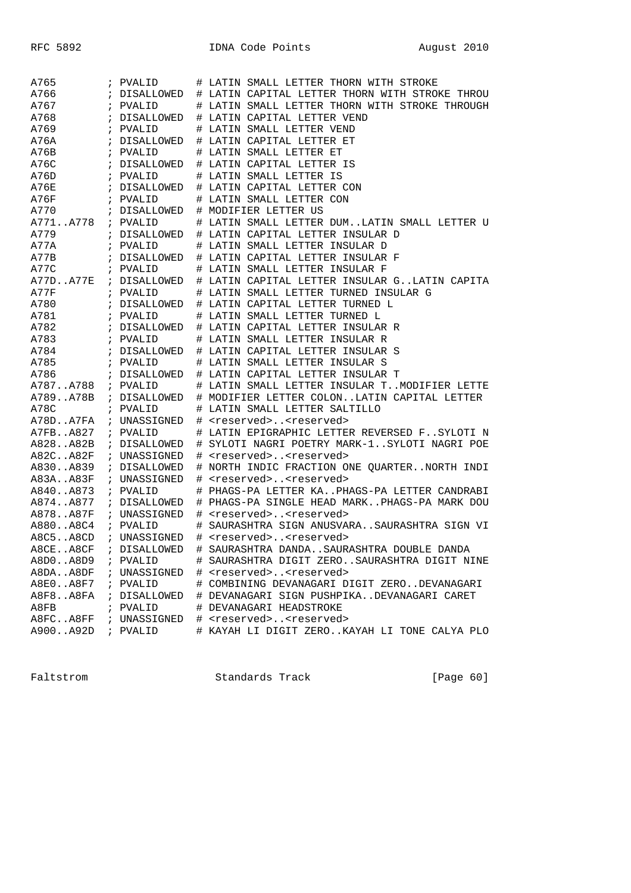```
A765          ; PVALID      # LATIN SMALL LETTER THORN WITH STROKE
A766          ; DISALLOWED  # LATIN CAPITAL LETTER THORN WITH STROKE THROU
A767          ; PVALID      # LATIN SMALL LETTER THORN WITH STROKE THROUGH
A768          ; DISALLOWED  # LATIN CAPITAL LETTER VEND
A769          ; PVALID      # LATIN SMALL LETTER VEND
A76A          ; DISALLOWED  # LATIN CAPITAL LETTER ET
A76B          ; PVALID      # LATIN SMALL LETTER ET
A76C          ; DISALLOWED  # LATIN CAPITAL LETTER IS
A76D          ; PVALID      # LATIN SMALL LETTER IS
A76E          ; DISALLOWED  # LATIN CAPITAL LETTER CON
A76F          ; PVALID      # LATIN SMALL LETTER CON
A770          ; DISALLOWED  # MODIFIER LETTER US
A771..A778    ; PVALID      # LATIN SMALL LETTER DUM..LATIN SMALL LETTER U
A779          ; DISALLOWED  # LATIN CAPITAL LETTER INSULAR D
A77A          ; PVALID      # LATIN SMALL LETTER INSULAR D
A77B          ; DISALLOWED  # LATIN CAPITAL LETTER INSULAR F
A77C          ; PVALID      # LATIN SMALL LETTER INSULAR F
A77D..A77E    ; DISALLOWED  # LATIN CAPITAL LETTER INSULAR G..LATIN CAPITA
A77F          ; PVALID      # LATIN SMALL LETTER TURNED INSULAR G
A780          ; DISALLOWED  # LATIN CAPITAL LETTER TURNED L
A781          ; PVALID      # LATIN SMALL LETTER TURNED L
A782          ; DISALLOWED  # LATIN CAPITAL LETTER INSULAR R
A783          ; PVALID      # LATIN SMALL LETTER INSULAR R
A784          ; DISALLOWED  # LATIN CAPITAL LETTER INSULAR S
A785          ; PVALID      # LATIN SMALL LETTER INSULAR S
A786          ; DISALLOWED  # LATIN CAPITAL LETTER INSULAR T
A787..A788    ; PVALID      # LATIN SMALL LETTER INSULAR T..MODIFIER LETTE
A789..A78B    ; DISALLOWED  # MODIFIER LETTER COLON..LATIN CAPITAL LETTER
A78C          ; PVALID      # LATIN SMALL LETTER SALTILLO
A78D..A7FA    ; UNASSIGNED  # <reserved>..<reserved>
A7FB..A827    ; PVALID      # LATIN EPIGRAPHIC LETTER REVERSED F..SYLOTI N
A828..A82B    ; DISALLOWED  # SYLOTI NAGRI POETRY MARK-1..SYLOTI NAGRI POE
A82C..A82F    ; UNASSIGNED  # <reserved>..<reserved>
A830..A839    ; DISALLOWED  # NORTH INDIC FRACTION ONE QUARTER..NORTH INDI
A83A..A83F    ; UNASSIGNED  # <reserved>..<reserved>
A840..A873    ; PVALID      # PHAGS-PA LETTER KA..PHAGS-PA LETTER CANDRABI
A874..A877    ; DISALLOWED  # PHAGS-PA SINGLE HEAD MARK..PHAGS-PA MARK DOU
A878..A87F    ; UNASSIGNED  # <reserved>..<reserved>
A880..A8C4    ; PVALID      # SAURASHTRA SIGN ANUSVARA..SAURASHTRA SIGN VI
A8C5..A8CD    ; UNASSIGNED  # <reserved>..<reserved>
A8CE..A8CF    ; DISALLOWED  # SAURASHTRA DANDA..SAURASHTRA DOUBLE DANDA
A8D0..A8D9    ; PVALID      # SAURASHTRA DIGIT ZERO..SAURASHTRA DIGIT NINE
A8DA..A8DF    ; UNASSIGNED  # <reserved>..<reserved>
A8E0..A8F7    ; PVALID      # COMBINING DEVANAGARI DIGIT ZERO..DEVANAGARI
A8F8..A8FA    ; DISALLOWED  # DEVANAGARI SIGN PUSHPIKA..DEVANAGARI CARET
A8FB          ; PVALID      # DEVANAGARI HEADSTROKE
A8FC..A8FF    ; UNASSIGNED  # <reserved>..<reserved>
A900..A92D    ; PVALID      # KAYAH LI DIGIT ZERO..KAYAH LI TONE CALYA PLO
```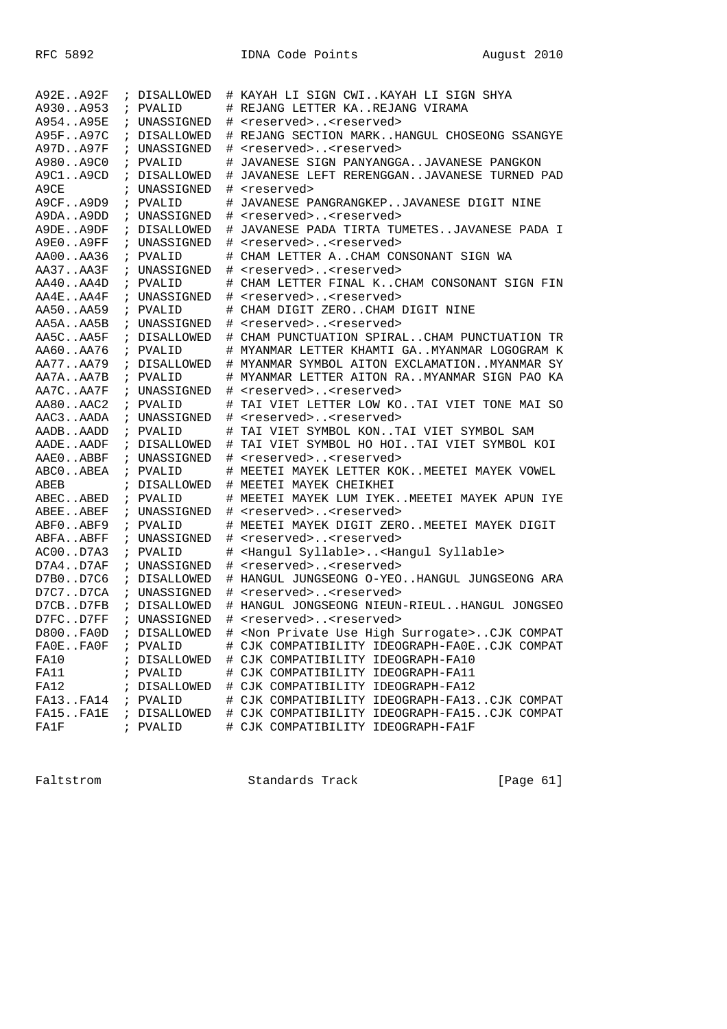```
A92E..A92F  ; DISALLOWED  # KAYAH LI SIGN CWI..KAYAH LI SIGN SHYA
A930..A953  ; PVALID      # REJANG LETTER KA..REJANG VIRAMA
A954..A95E  ; UNASSIGNED  # <reserved>..<reserved>
A95F..A97C  ; DISALLOWED  # REJANG SECTION MARK..HANGUL CHOSEONG SSANGYE
A97D..A97F  ; UNASSIGNED  # <reserved>..<reserved>
A980..A9C0  ; PVALID      # JAVANESE SIGN PANYANGGA..JAVANESE PANGKON
A9C1..A9CD  ; DISALLOWED  # JAVANESE LEFT RERENGGAN..JAVANESE TURNED PAD
A9CE        ; UNASSIGNED  # <reserved>
A9CF..A9D9  ; PVALID      # JAVANESE PANGRANGKEP..JAVANESE DIGIT NINE
A9DA..A9DD  ; UNASSIGNED  # <reserved>..<reserved>
A9DE..A9DF  ; DISALLOWED  # JAVANESE PADA TIRTA TUMETES..JAVANESE PADA I
A9E0..A9FF  ; UNASSIGNED  # <reserved>..<reserved>
AA00..AA36  ; PVALID      # CHAM LETTER A..CHAM CONSONANT SIGN WA
AA37..AA3F  ; UNASSIGNED  # <reserved>..<reserved>
AA40..AA4D  ; PVALID      # CHAM LETTER FINAL K..CHAM CONSONANT SIGN FIN
AA4E..AA4F  ; UNASSIGNED  # <reserved>..<reserved>
AA50..AA59  ; PVALID      # CHAM DIGIT ZERO..CHAM DIGIT NINE
AA5A..AA5B  ; UNASSIGNED  # <reserved>..<reserved>
AA5C..AA5F  ; DISALLOWED  # CHAM PUNCTUATION SPIRAL..CHAM PUNCTUATION TR
AA60..AA76  ; PVALID      # MYANMAR LETTER KHAMTI GA..MYANMAR LOGOGRAM K
AA77..AA79  ; DISALLOWED  # MYANMAR SYMBOL AITON EXCLAMATION..MYANMAR SY
AA7A..AA7B  ; PVALID      # MYANMAR LETTER AITON RA..MYANMAR SIGN PAO KA
AA7C..AA7F  ; UNASSIGNED  # <reserved>..<reserved>
AA80..AAC2  ; PVALID      # TAI VIET LETTER LOW KO..TAI VIET TONE MAI SO
AAC3..AADA  ; UNASSIGNED  # <reserved>..<reserved>
AADB..AADD  ; PVALID      # TAI VIET SYMBOL KON..TAI VIET SYMBOL SAM
AADE..AADF  ; DISALLOWED  # TAI VIET SYMBOL HO HOI..TAI VIET SYMBOL KOI
AAE0..ABBF  ; UNASSIGNED  # <reserved>..<reserved>
ABC0..ABEA  ; PVALID      # MEETEI MAYEK LETTER KOK..MEETEI MAYEK VOWEL
ABEB        ; DISALLOWED  # MEETEI MAYEK CHEIKHEI
ABEC..ABED  ; PVALID      # MEETEI MAYEK LUM IYEK..MEETEI MAYEK APUN IYE
ABEE..ABEF  ; UNASSIGNED  # <reserved>..<reserved>
ABF0..ABF9  ; PVALID      # MEETEI MAYEK DIGIT ZERO..MEETEI MAYEK DIGIT
ABFA..ABFF  ; UNASSIGNED  # <reserved>..<reserved>
AC00..D7A3  ; PVALID      # <Hangul Syllable>..<Hangul Syllable>
D7A4..D7AF  ; UNASSIGNED  # <reserved>..<reserved>
D7B0..D7C6  ; DISALLOWED  # HANGUL JUNGSEONG O-YEO..HANGUL JUNGSEONG ARA
D7C7..D7CA  ; UNASSIGNED  # <reserved>..<reserved>
D7CB..D7FB  ; DISALLOWED  # HANGUL JONGSEONG NIEUN-RIEUL..HANGUL JONGSEO
D7FC..D7FF  ; UNASSIGNED  # <reserved>..<reserved>
D800..FA0D  ; DISALLOWED  # <Non Private Use High Surrogate>..CJK COMPAT
FA0E..FA0F  ; PVALID      # CJK COMPATIBILITY IDEOGRAPH-FA0E..CJK COMPAT
FA10        ; DISALLOWED  # CJK COMPATIBILITY IDEOGRAPH-FA10
FA11        ; PVALID      # CJK COMPATIBILITY IDEOGRAPH-FA11
FA12        ; DISALLOWED  # CJK COMPATIBILITY IDEOGRAPH-FA12
FA13..FA14  ; PVALID      # CJK COMPATIBILITY IDEOGRAPH-FA13..CJK COMPAT
FA15..FA1E  ; DISALLOWED  # CJK COMPATIBILITY IDEOGRAPH-FA15..CJK COMPAT
FA1F        ; PVALID      # CJK COMPATIBILITY IDEOGRAPH-FA1F
```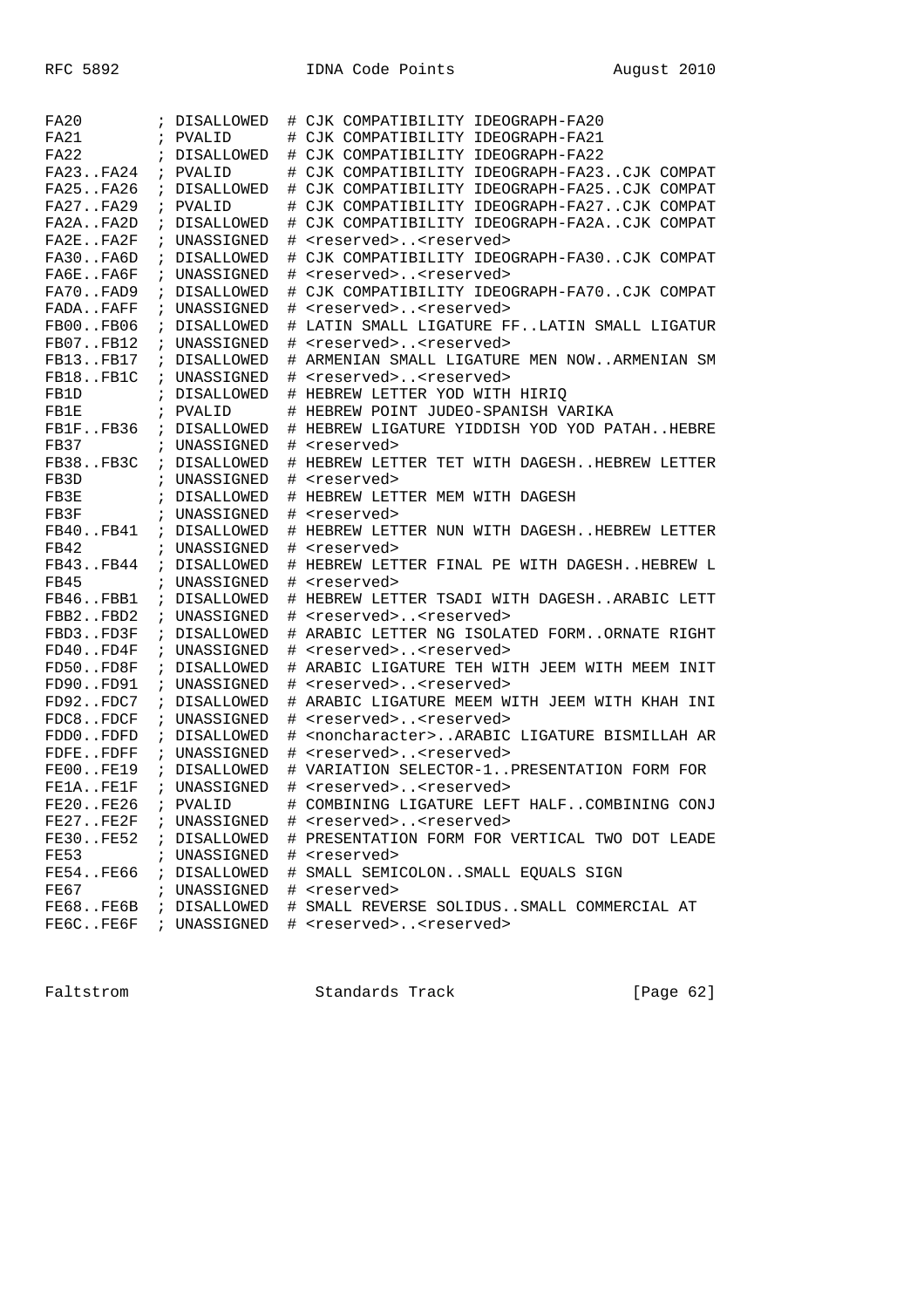```
FA20        ; DISALLOWED  # CJK COMPATIBILITY IDEOGRAPH-FA20
FA21        ; PVALID      # CJK COMPATIBILITY IDEOGRAPH-FA21
FA22        ; DISALLOWED  # CJK COMPATIBILITY IDEOGRAPH-FA22
FA23..FA24  ; PVALID      # CJK COMPATIBILITY IDEOGRAPH-FA23..CJK COMPAT
FA25..FA26  ; DISALLOWED  # CJK COMPATIBILITY IDEOGRAPH-FA25..CJK COMPAT
FA27..FA29  ; PVALID      # CJK COMPATIBILITY IDEOGRAPH-FA27..CJK COMPAT
FA2A..FA2D  ; DISALLOWED  # CJK COMPATIBILITY IDEOGRAPH-FA2A..CJK COMPAT
FA2E..FA2F  ; UNASSIGNED  # <reserved>..<reserved>
FA30..FA6D  ; DISALLOWED  # CJK COMPATIBILITY IDEOGRAPH-FA30..CJK COMPAT
FA6E..FA6F  ; UNASSIGNED  # <reserved>..<reserved>
FA70..FAD9  ; DISALLOWED  # CJK COMPATIBILITY IDEOGRAPH-FA70..CJK COMPAT
FADA..FAFF  ; UNASSIGNED  # <reserved>..<reserved>
FB00..FB06  ; DISALLOWED  # LATIN SMALL LIGATURE FF..LATIN SMALL LIGATUR
FB07..FB12  ; UNASSIGNED  # <reserved>..<reserved>
FB13..FB17  ; DISALLOWED  # ARMENIAN SMALL LIGATURE MEN NOW..ARMENIAN SM
FB18..FB1C  ; UNASSIGNED  # <reserved>..<reserved>
FB1D        ; DISALLOWED  # HEBREW LETTER YOD WITH HIRIQ
FB1E        ; PVALID      # HEBREW POINT JUDEO-SPANISH VARIKA
FB1F..FB36  ; DISALLOWED  # HEBREW LIGATURE YIDDISH YOD YOD PATAH..HEBRE
FB37        ; UNASSIGNED  # <reserved>
FB38..FB3C  ; DISALLOWED  # HEBREW LETTER TET WITH DAGESH..HEBREW LETTER
FB3D        ; UNASSIGNED  # <reserved>
FB3E        ; DISALLOWED  # HEBREW LETTER MEM WITH DAGESH
FB3F        ; UNASSIGNED  # <reserved>
FB40..FB41  ; DISALLOWED  # HEBREW LETTER NUN WITH DAGESH..HEBREW LETTER
FB42        ; UNASSIGNED  # <reserved>
FB43..FB44  ; DISALLOWED  # HEBREW LETTER FINAL PE WITH DAGESH..HEBREW L
FB45        ; UNASSIGNED  # <reserved>
FB46..FBB1  ; DISALLOWED  # HEBREW LETTER TSADI WITH DAGESH..ARABIC LETT
FBB2..FBD2  ; UNASSIGNED  # <reserved>..<reserved>
FBD3..FD3F  ; DISALLOWED  # ARABIC LETTER NG ISOLATED FORM..ORNATE RIGHT
FD40..FD4F  ; UNASSIGNED  # <reserved>..<reserved>
FD50..FD8F  ; DISALLOWED  # ARABIC LIGATURE TEH WITH JEEM WITH MEEM INIT
FD90..FD91  ; UNASSIGNED  # <reserved>..<reserved>
FD92..FDC7  ; DISALLOWED  # ARABIC LIGATURE MEEM WITH JEEM WITH KHAH INI
FDC8..FDCF  ; UNASSIGNED  # <reserved>..<reserved>
FDD0..FDFD  ; DISALLOWED  # <noncharacter>..ARABIC LIGATURE BISMILLAH AR
FDFE..FDFF  ; UNASSIGNED  # <reserved>..<reserved>
FE00..FE19  ; DISALLOWED  # VARIATION SELECTOR-1..PRESENTATION FORM FOR
FE1A..FE1F  ; UNASSIGNED  # <reserved>..<reserved>
FE20..FE26  ; PVALID      # COMBINING LIGATURE LEFT HALF..COMBINING CONJ
FE27..FE2F  ; UNASSIGNED  # <reserved>..<reserved>
FE30..FE52  ; DISALLOWED  # PRESENTATION FORM FOR VERTICAL TWO DOT LEADE
FE53        ; UNASSIGNED  # <reserved>
FE54..FE66  ; DISALLOWED  # SMALL SEMICOLON..SMALL EQUALS SIGN
FE67        ; UNASSIGNED  # <reserved>
FE68..FE6B  ; DISALLOWED  # SMALL REVERSE SOLIDUS..SMALL COMMERCIAL AT
FE6C..FE6F  ; UNASSIGNED  # <reserved>..<reserved>
```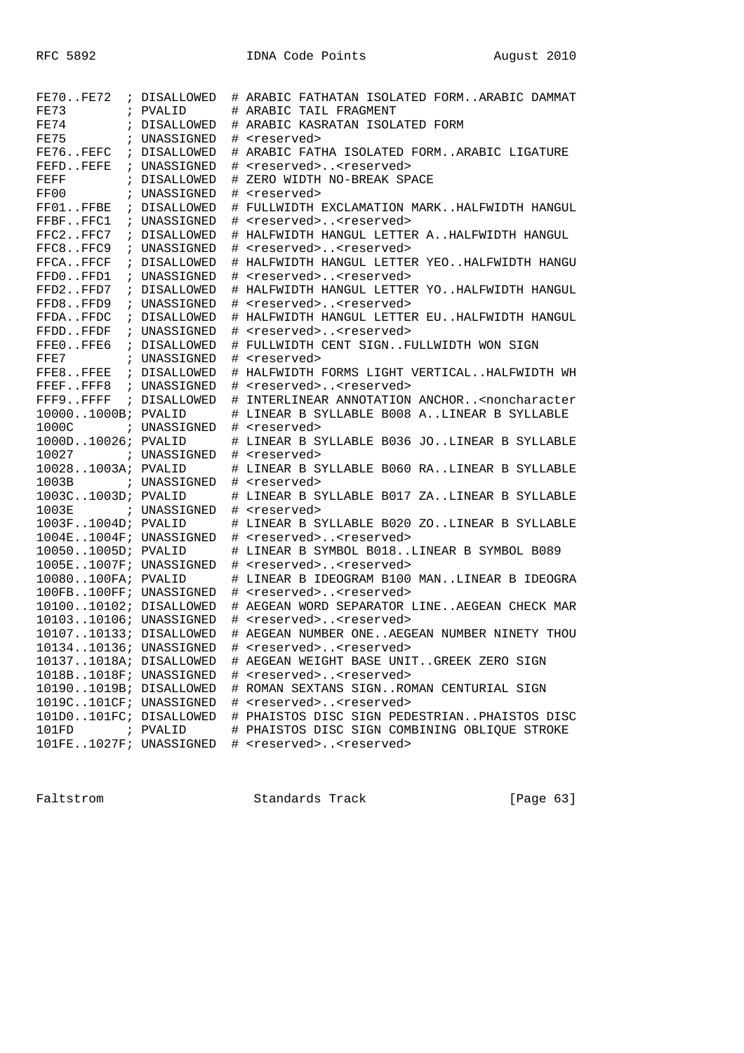```
FE70..FE72  ; DISALLOWED  # ARABIC FATHATAN ISOLATED FORM..ARABIC DAMMAT
FE73        ; PVALID      # ARABIC TAIL FRAGMENT
FE74        ; DISALLOWED  # ARABIC KASRATAN ISOLATED FORM
FE75        ; UNASSIGNED  # <reserved>
FE76..FEFC  ; DISALLOWED  # ARABIC FATHA ISOLATED FORM..ARABIC LIGATURE
FEFD..FEFE  ; UNASSIGNED  # <reserved>..<reserved>
FEFF        ; DISALLOWED  # ZERO WIDTH NO-BREAK SPACE
FF00        ; UNASSIGNED  # <reserved>
FF01..FFBE  ; DISALLOWED  # FULLWIDTH EXCLAMATION MARK..HALFWIDTH HANGUL
FFBF..FFC1  ; UNASSIGNED  # <reserved>..<reserved>
FFC2..FFC7  ; DISALLOWED  # HALFWIDTH HANGUL LETTER A..HALFWIDTH HANGUL
FFC8..FFC9  ; UNASSIGNED  # <reserved>..<reserved>
FFCA..FFCF  ; DISALLOWED  # HALFWIDTH HANGUL LETTER YEO..HALFWIDTH HANGU
FFD0..FFD1  ; UNASSIGNED  # <reserved>..<reserved>
FFD2..FFD7  ; DISALLOWED  # HALFWIDTH HANGUL LETTER YO..HALFWIDTH HANGUL
FFD8..FFD9  ; UNASSIGNED  # <reserved>..<reserved>
FFDA..FFDC  ; DISALLOWED  # HALFWIDTH HANGUL LETTER EU..HALFWIDTH HANGUL
FFDD..FFDF  ; UNASSIGNED  # <reserved>..<reserved>
FFE0..FFE6  ; DISALLOWED  # FULLWIDTH CENT SIGN..FULLWIDTH WON SIGN
FFE7        ; UNASSIGNED  # <reserved>
FFE8..FFEE  ; DISALLOWED  # HALFWIDTH FORMS LIGHT VERTICAL..HALFWIDTH WH
FFEF..FFF8  ; UNASSIGNED  # <reserved>..<reserved>
FFF9..FFFF  ; DISALLOWED  # INTERLINEAR ANNOTATION ANCHOR..<noncharacter
10000..1000B; PVALID      # LINEAR B SYLLABLE B008 A..LINEAR B SYLLABLE
1000C       ; UNASSIGNED  # <reserved>
1000D..10026; PVALID      # LINEAR B SYLLABLE B036 JO..LINEAR B SYLLABLE
10027       ; UNASSIGNED  # <reserved>
10028..1003A; PVALID      # LINEAR B SYLLABLE B060 RA..LINEAR B SYLLABLE
1003B       ; UNASSIGNED  # <reserved>
1003C..1003D; PVALID      # LINEAR B SYLLABLE B017 ZA..LINEAR B SYLLABLE
1003E       ; UNASSIGNED  # <reserved>
1003F..1004D; PVALID      # LINEAR B SYLLABLE B020 ZO..LINEAR B SYLLABLE
1004E..1004F; UNASSIGNED  # <reserved>..<reserved>
10050..1005D; PVALID      # LINEAR B SYMBOL B018..LINEAR B SYMBOL B089
1005E..1007F; UNASSIGNED  # <reserved>..<reserved>
10080..100FA; PVALID      # LINEAR B IDEOGRAM B100 MAN..LINEAR B IDEOGRA
100FB..100FF; UNASSIGNED  # <reserved>..<reserved>
10100..10102; DISALLOWED  # AEGEAN WORD SEPARATOR LINE..AEGEAN CHECK MAR
10103..10106; UNASSIGNED  # <reserved>..<reserved>
10107..10133; DISALLOWED  # AEGEAN NUMBER ONE..AEGEAN NUMBER NINETY THOU
10134..10136; UNASSIGNED  # <reserved>..<reserved>
10137..1018A; DISALLOWED  # AEGEAN WEIGHT BASE UNIT..GREEK ZERO SIGN
1018B..1018F; UNASSIGNED  # <reserved>..<reserved>
10190..1019B; DISALLOWED  # ROMAN SEXTANS SIGN..ROMAN CENTURIAL SIGN
1019C..101CF; UNASSIGNED  # <reserved>..<reserved>
101D0..101FC; DISALLOWED  # PHAISTOS DISC SIGN PEDESTRIAN..PHAISTOS DISC
101FD       ; PVALID      # PHAISTOS DISC SIGN COMBINING OBLIQUE STROKE
101FE..1027F; UNASSIGNED  # <reserved>..<reserved>
```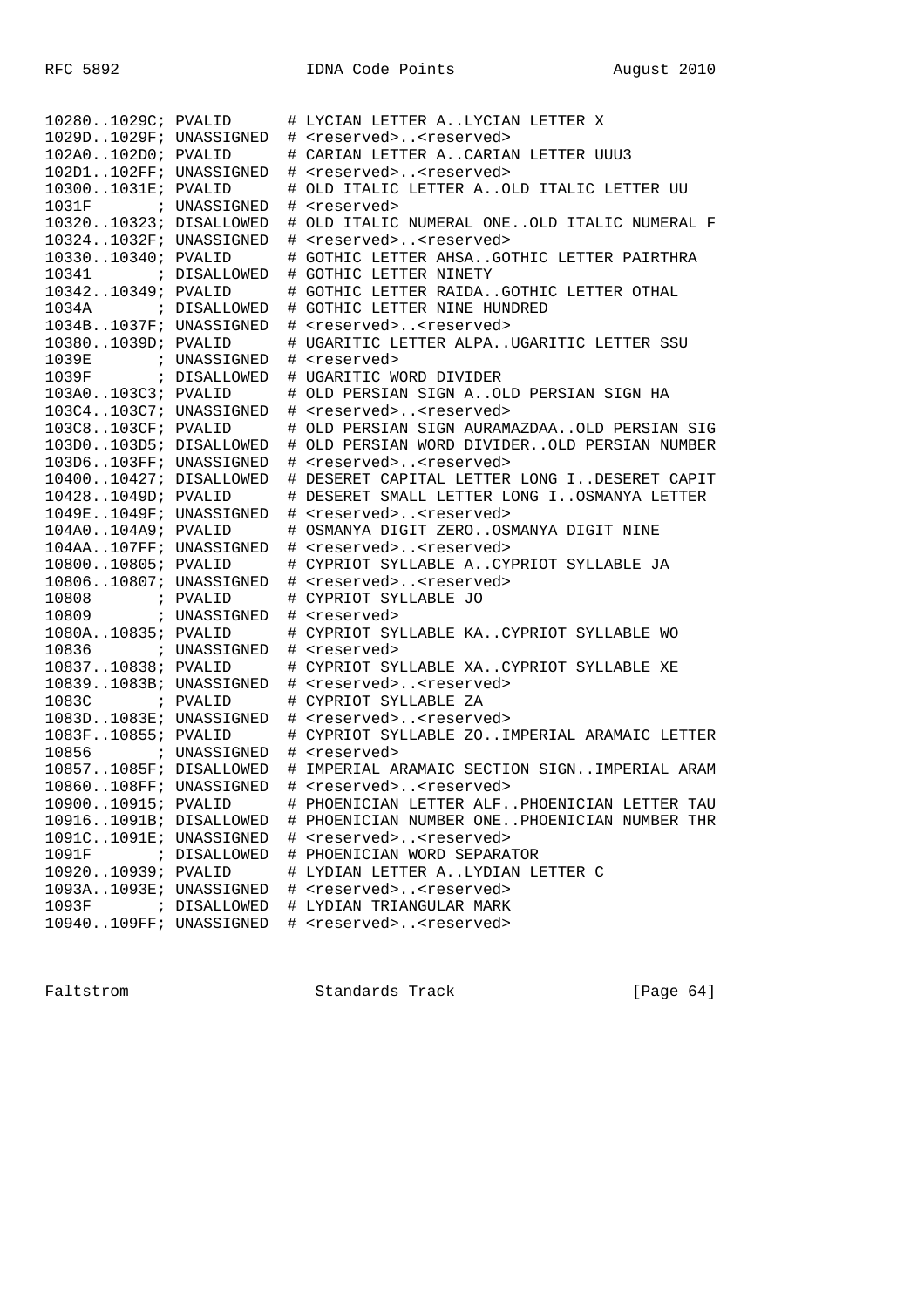```
10280..1029C; PVALID      # LYCIAN LETTER A..LYCIAN LETTER X
1029D..1029F; UNASSIGNED  # <reserved>..<reserved>
102A0..102D0; PVALID      # CARIAN LETTER A..CARIAN LETTER UUU3
102D1..102FF; UNASSIGNED  # <reserved>..<reserved>
10300..1031E; PVALID      # OLD ITALIC LETTER A..OLD ITALIC LETTER UU
1031F       ; UNASSIGNED  # <reserved>
10320..10323; DISALLOWED  # OLD ITALIC NUMERAL ONE..OLD ITALIC NUMERAL F
10324..1032F; UNASSIGNED  # <reserved>..<reserved>
10330..10340; PVALID      # GOTHIC LETTER AHSA..GOTHIC LETTER PAIRTHRA
10341       ; DISALLOWED  # GOTHIC LETTER NINETY
10342..10349; PVALID      # GOTHIC LETTER RAIDA..GOTHIC LETTER OTHAL
1034A       ; DISALLOWED  # GOTHIC LETTER NINE HUNDRED
1034B..1037F; UNASSIGNED  # <reserved>..<reserved>
10380..1039D; PVALID      # UGARITIC LETTER ALPA..UGARITIC LETTER SSU
1039E       ; UNASSIGNED  # <reserved>
1039F       ; DISALLOWED  # UGARITIC WORD DIVIDER
103A0..103C3; PVALID      # OLD PERSIAN SIGN A..OLD PERSIAN SIGN HA
103C4..103C7; UNASSIGNED  # <reserved>..<reserved>
103C8..103CF; PVALID      # OLD PERSIAN SIGN AURAMAZDAA..OLD PERSIAN SIG
103D0..103D5; DISALLOWED  # OLD PERSIAN WORD DIVIDER..OLD PERSIAN NUMBER
103D6..103FF; UNASSIGNED  # <reserved>..<reserved>
10400..10427; DISALLOWED  # DESERET CAPITAL LETTER LONG I..DESERET CAPIT
10428..1049D; PVALID      # DESERET SMALL LETTER LONG I..OSMANYA LETTER
1049E..1049F; UNASSIGNED  # <reserved>..<reserved>
104A0..104A9; PVALID      # OSMANYA DIGIT ZERO..OSMANYA DIGIT NINE
104AA..107FF; UNASSIGNED  # <reserved>..<reserved>
10800..10805; PVALID      # CYPRIOT SYLLABLE A..CYPRIOT SYLLABLE JA
10806..10807; UNASSIGNED  # <reserved>..<reserved>
10808       ; PVALID      # CYPRIOT SYLLABLE JO
10809       ; UNASSIGNED  # <reserved>
1080A..10835; PVALID      # CYPRIOT SYLLABLE KA..CYPRIOT SYLLABLE WO
10836       ; UNASSIGNED  # <reserved>
10837..10838; PVALID      # CYPRIOT SYLLABLE XA..CYPRIOT SYLLABLE XE
10839..1083B; UNASSIGNED  # <reserved>..<reserved>
1083C       ; PVALID      # CYPRIOT SYLLABLE ZA
1083D..1083E; UNASSIGNED  # <reserved>..<reserved>
1083F..10855; PVALID      # CYPRIOT SYLLABLE ZO..IMPERIAL ARAMAIC LETTER
10856       ; UNASSIGNED  # <reserved>
10857..1085F; DISALLOWED  # IMPERIAL ARAMAIC SECTION SIGN..IMPERIAL ARAM
10860..108FF; UNASSIGNED  # <reserved>..<reserved>
10900..10915; PVALID      # PHOENICIAN LETTER ALF..PHOENICIAN LETTER TAU
10916..1091B; DISALLOWED  # PHOENICIAN NUMBER ONE..PHOENICIAN NUMBER THR
1091C..1091E; UNASSIGNED  # <reserved>..<reserved>
1091F       ; DISALLOWED  # PHOENICIAN WORD SEPARATOR
10920..10939; PVALID      # LYDIAN LETTER A..LYDIAN LETTER C
1093A..1093E; UNASSIGNED  # <reserved>..<reserved>
1093F       ; DISALLOWED  # LYDIAN TRIANGULAR MARK
10940..109FF; UNASSIGNED  # <reserved>..<reserved>
```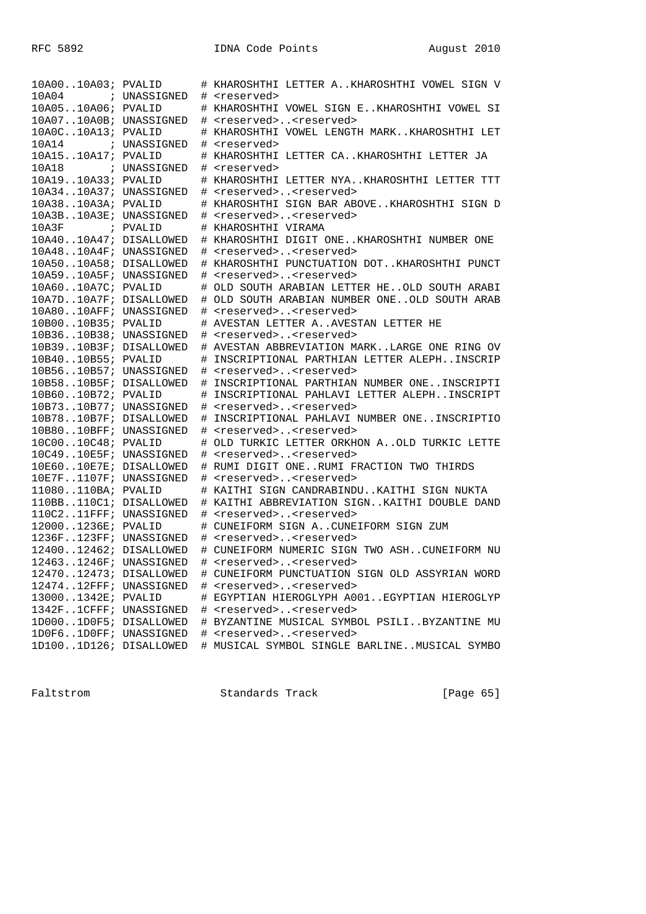```
10A00..10A03; PVALID      # KHAROSHTHI LETTER A..KHAROSHTHI VOWEL SIGN V
10A04       ; UNASSIGNED  # <reserved>
10A05..10A06; PVALID      # KHAROSHTHI VOWEL SIGN E..KHAROSHTHI VOWEL SI
10A07..10A0B; UNASSIGNED  # <reserved>..<reserved>
10A0C..10A13; PVALID      # KHAROSHTHI VOWEL LENGTH MARK..KHAROSHTHI LET
10A14       ; UNASSIGNED  # <reserved>
10A15..10A17; PVALID      # KHAROSHTHI LETTER CA..KHAROSHTHI LETTER JA
10A18       ; UNASSIGNED  # <reserved>
10A19..10A33; PVALID      # KHAROSHTHI LETTER NYA..KHAROSHTHI LETTER TTT
10A34..10A37; UNASSIGNED  # <reserved>..<reserved>
10A38..10A3A; PVALID      # KHAROSHTHI SIGN BAR ABOVE..KHAROSHTHI SIGN D
10A3B..10A3E; UNASSIGNED  # <reserved>..<reserved>
10A3F       ; PVALID      # KHAROSHTHI VIRAMA
10A40..10A47; DISALLOWED  # KHAROSHTHI DIGIT ONE..KHAROSHTHI NUMBER ONE
10A48..10A4F; UNASSIGNED  # <reserved>..<reserved>
10A50..10A58; DISALLOWED  # KHAROSHTHI PUNCTUATION DOT..KHAROSHTHI PUNCT
10A59..10A5F; UNASSIGNED  # <reserved>..<reserved>
10A60..10A7C; PVALID      # OLD SOUTH ARABIAN LETTER HE..OLD SOUTH ARABI
10A7D..10A7F; DISALLOWED  # OLD SOUTH ARABIAN NUMBER ONE..OLD SOUTH ARAB
10A80..10AFF; UNASSIGNED  # <reserved>..<reserved>
10B00..10B35; PVALID      # AVESTAN LETTER A..AVESTAN LETTER HE
10B36..10B38; UNASSIGNED  # <reserved>..<reserved>
10B39..10B3F; DISALLOWED  # AVESTAN ABBREVIATION MARK..LARGE ONE RING OV
10B40..10B55; PVALID      # INSCRIPTIONAL PARTHIAN LETTER ALEPH..INSCRIP
10B56..10B57; UNASSIGNED  # <reserved>..<reserved>
10B58..10B5F; DISALLOWED  # INSCRIPTIONAL PARTHIAN NUMBER ONE..INSCRIPTI
10B60..10B72; PVALID      # INSCRIPTIONAL PAHLAVI LETTER ALEPH..INSCRIPT
10B73..10B77; UNASSIGNED  # <reserved>..<reserved>
10B78..10B7F; DISALLOWED  # INSCRIPTIONAL PAHLAVI NUMBER ONE..INSCRIPTIO
10B80..10BFF; UNASSIGNED  # <reserved>..<reserved>
10C00..10C48; PVALID      # OLD TURKIC LETTER ORKHON A..OLD TURKIC LETTE
10C49..10E5F; UNASSIGNED  # <reserved>..<reserved>
10E60..10E7E; DISALLOWED  # RUMI DIGIT ONE..RUMI FRACTION TWO THIRDS
10E7F..1107F; UNASSIGNED  # <reserved>..<reserved>
11080..110BA; PVALID      # KAITHI SIGN CANDRABINDU..KAITHI SIGN NUKTA
110BB..110C1; DISALLOWED  # KAITHI ABBREVIATION SIGN..KAITHI DOUBLE DAND
110C2..11FFF; UNASSIGNED  # <reserved>..<reserved>
12000..1236E; PVALID      # CUNEIFORM SIGN A..CUNEIFORM SIGN ZUM
1236F..123FF; UNASSIGNED  # <reserved>..<reserved>
12400..12462; DISALLOWED  # CUNEIFORM NUMERIC SIGN TWO ASH..CUNEIFORM NU
12463..1246F; UNASSIGNED  # <reserved>..<reserved>
12470..12473; DISALLOWED  # CUNEIFORM PUNCTUATION SIGN OLD ASSYRIAN WORD
12474..12FFF; UNASSIGNED  # <reserved>..<reserved>
13000..1342E; PVALID      # EGYPTIAN HIEROGLYPH A001..EGYPTIAN HIEROGLYP
1342F..1CFFF; UNASSIGNED  # <reserved>..<reserved>
1D000..1D0F5; DISALLOWED  # BYZANTINE MUSICAL SYMBOL PSILI..BYZANTINE MU
1D0F6..1D0FF; UNASSIGNED  # <reserved>..<reserved>
1D100..1D126; DISALLOWED  # MUSICAL SYMBOL SINGLE BARLINE..MUSICAL SYMBO
```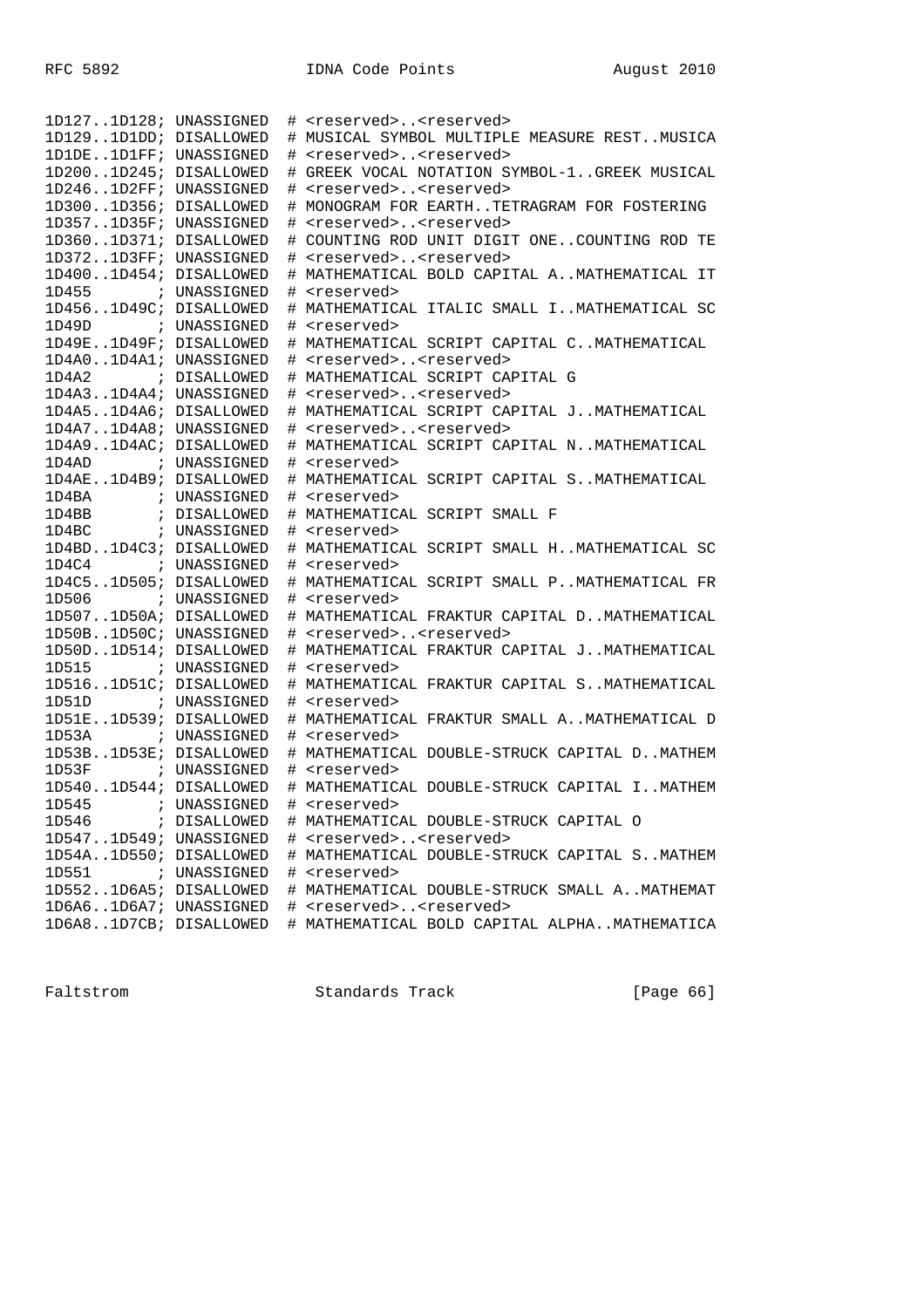```
1D127..1D128; UNASSIGNED  # <reserved>..<reserved>
1D129..1D1DD; DISALLOWED  # MUSICAL SYMBOL MULTIPLE MEASURE REST..MUSICA
1D1DE..1D1FF; UNASSIGNED  # <reserved>..<reserved>
1D200..1D245; DISALLOWED  # GREEK VOCAL NOTATION SYMBOL-1..GREEK MUSICAL
1D246..1D2FF; UNASSIGNED  # <reserved>..<reserved>
1D300..1D356; DISALLOWED  # MONOGRAM FOR EARTH..TETRAGRAM FOR FOSTERING
1D357..1D35F; UNASSIGNED  # <reserved>..<reserved>
1D360..1D371; DISALLOWED  # COUNTING ROD UNIT DIGIT ONE..COUNTING ROD TE
1D372..1D3FF; UNASSIGNED  # <reserved>..<reserved>
1D400..1D454; DISALLOWED  # MATHEMATICAL BOLD CAPITAL A..MATHEMATICAL IT
1D455       ; UNASSIGNED  # <reserved>
1D456..1D49C; DISALLOWED  # MATHEMATICAL ITALIC SMALL I..MATHEMATICAL SC
1D49D       ; UNASSIGNED  # <reserved>
1D49E..1D49F; DISALLOWED  # MATHEMATICAL SCRIPT CAPITAL C..MATHEMATICAL
1D4A0..1D4A1; UNASSIGNED  # <reserved>..<reserved>
1D4A2       ; DISALLOWED  # MATHEMATICAL SCRIPT CAPITAL G
1D4A3..1D4A4; UNASSIGNED  # <reserved>..<reserved>
1D4A5..1D4A6; DISALLOWED  # MATHEMATICAL SCRIPT CAPITAL J..MATHEMATICAL
1D4A7..1D4A8; UNASSIGNED  # <reserved>..<reserved>
1D4A9..1D4AC; DISALLOWED  # MATHEMATICAL SCRIPT CAPITAL N..MATHEMATICAL
1D4AD       ; UNASSIGNED  # <reserved>
1D4AE..1D4B9; DISALLOWED  # MATHEMATICAL SCRIPT CAPITAL S..MATHEMATICAL
1D4BA       ; UNASSIGNED  # <reserved>
1D4BB       ; DISALLOWED  # MATHEMATICAL SCRIPT SMALL F
1D4BC       ; UNASSIGNED  # <reserved>
1D4BD..1D4C3; DISALLOWED  # MATHEMATICAL SCRIPT SMALL H..MATHEMATICAL SC
1D4C4       ; UNASSIGNED  # <reserved>
1D4C5..1D505; DISALLOWED  # MATHEMATICAL SCRIPT SMALL P..MATHEMATICAL FR
1D506       ; UNASSIGNED  # <reserved>
1D507..1D50A; DISALLOWED  # MATHEMATICAL FRAKTUR CAPITAL D..MATHEMATICAL
1D50B..1D50C; UNASSIGNED  # <reserved>..<reserved>
1D50D..1D514; DISALLOWED  # MATHEMATICAL FRAKTUR CAPITAL J..MATHEMATICAL
1D515       ; UNASSIGNED  # <reserved>
1D516..1D51C; DISALLOWED  # MATHEMATICAL FRAKTUR CAPITAL S..MATHEMATICAL
1D51D       ; UNASSIGNED  # <reserved>
1D51E..1D539; DISALLOWED  # MATHEMATICAL FRAKTUR SMALL A..MATHEMATICAL D
1D53A       ; UNASSIGNED  # <reserved>
1D53B..1D53E; DISALLOWED  # MATHEMATICAL DOUBLE-STRUCK CAPITAL D..MATHEM
1D53F       ; UNASSIGNED  # <reserved>
1D540..1D544; DISALLOWED  # MATHEMATICAL DOUBLE-STRUCK CAPITAL I..MATHEM
1D545       ; UNASSIGNED  # <reserved>
1D546       ; DISALLOWED  # MATHEMATICAL DOUBLE-STRUCK CAPITAL O
1D547..1D549; UNASSIGNED  # <reserved>..<reserved>
1D54A..1D550; DISALLOWED  # MATHEMATICAL DOUBLE-STRUCK CAPITAL S..MATHEM
1D551       ; UNASSIGNED  # <reserved>
1D552..1D6A5; DISALLOWED  # MATHEMATICAL DOUBLE-STRUCK SMALL A..MATHEMAT
1D6A6..1D6A7; UNASSIGNED  # <reserved>..<reserved>
1D6A8..1D7CB; DISALLOWED  # MATHEMATICAL BOLD CAPITAL ALPHA..MATHEMATICA
```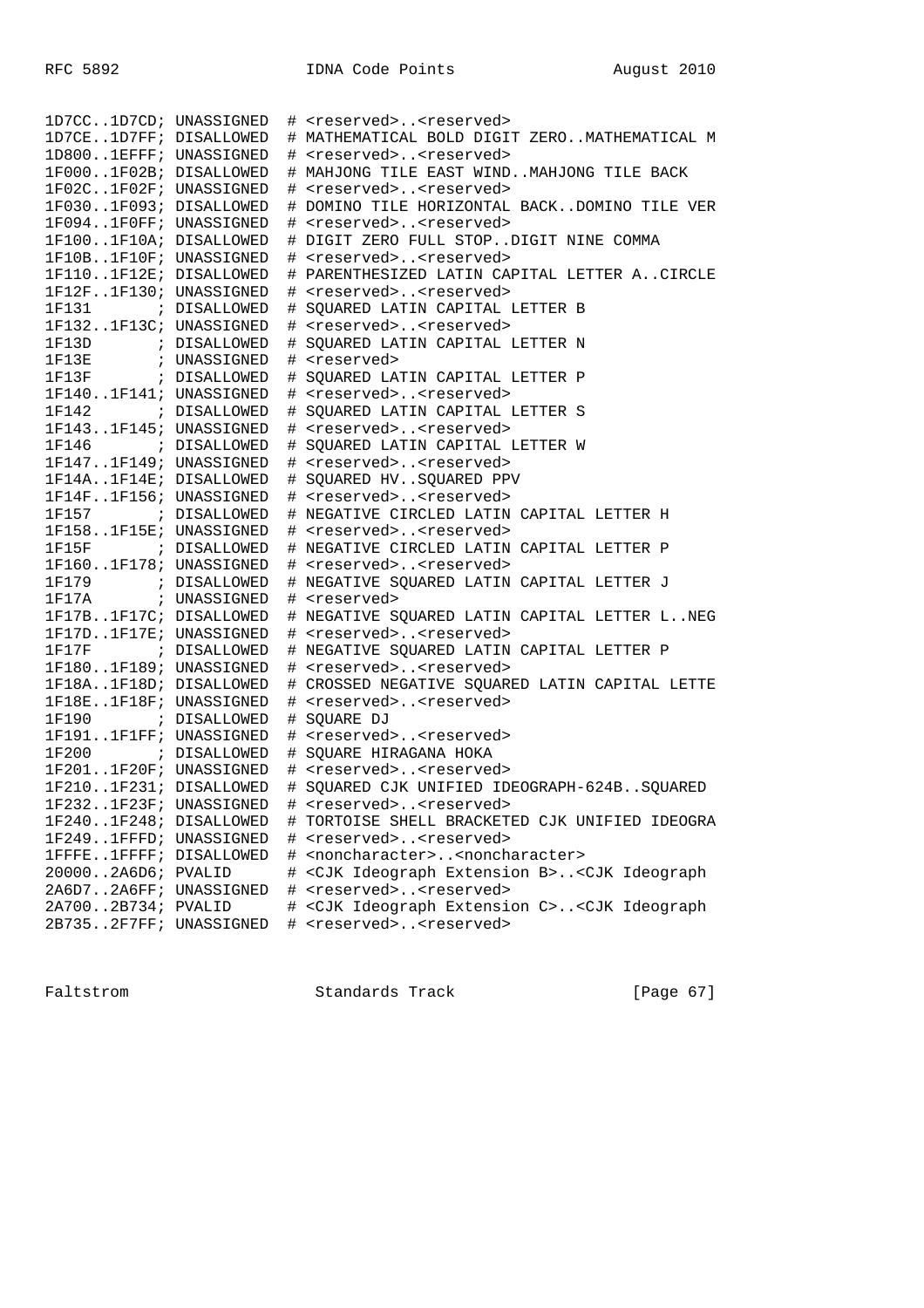```
1D7CC..1D7CD; UNASSIGNED  # <reserved>..<reserved>
1D7CE..1D7FF; DISALLOWED  # MATHEMATICAL BOLD DIGIT ZERO..MATHEMATICAL M
1D800..1EFFF; UNASSIGNED  # <reserved>..<reserved>
1F000..1F02B; DISALLOWED  # MAHJONG TILE EAST WIND..MAHJONG TILE BACK
1F02C..1F02F; UNASSIGNED  # <reserved>..<reserved>
1F030..1F093; DISALLOWED  # DOMINO TILE HORIZONTAL BACK..DOMINO TILE VER
1F094..1F0FF; UNASSIGNED  # <reserved>..<reserved>
1F100..1F10A; DISALLOWED  # DIGIT ZERO FULL STOP..DIGIT NINE COMMA
1F10B..1F10F; UNASSIGNED  # <reserved>..<reserved>
1F110..1F12E; DISALLOWED  # PARENTHESIZED LATIN CAPITAL LETTER A..CIRCLE
1F12F..1F130; UNASSIGNED  # <reserved>..<reserved>
1F131       ; DISALLOWED  # SQUARED LATIN CAPITAL LETTER B
1F132..1F13C; UNASSIGNED  # <reserved>..<reserved>
1F13D       ; DISALLOWED  # SQUARED LATIN CAPITAL LETTER N
1F13E       ; UNASSIGNED  # <reserved>
1F13F       ; DISALLOWED  # SQUARED LATIN CAPITAL LETTER P
1F140..1F141; UNASSIGNED  # <reserved>..<reserved>
1F142       ; DISALLOWED  # SQUARED LATIN CAPITAL LETTER S
1F143..1F145; UNASSIGNED  # <reserved>..<reserved>
1F146       ; DISALLOWED  # SQUARED LATIN CAPITAL LETTER W
1F147..1F149; UNASSIGNED  # <reserved>..<reserved>
1F14A..1F14E; DISALLOWED  # SQUARED HV..SQUARED PPV
1F14F..1F156; UNASSIGNED  # <reserved>..<reserved>
1F157       ; DISALLOWED  # NEGATIVE CIRCLED LATIN CAPITAL LETTER H
1F158..1F15E; UNASSIGNED  # <reserved>..<reserved>
1F15F       ; DISALLOWED  # NEGATIVE CIRCLED LATIN CAPITAL LETTER P
1F160..1F178; UNASSIGNED  # <reserved>..<reserved>
1F179       ; DISALLOWED  # NEGATIVE SQUARED LATIN CAPITAL LETTER J
1F17A       ; UNASSIGNED  # <reserved>
1F17B..1F17C; DISALLOWED  # NEGATIVE SQUARED LATIN CAPITAL LETTER L..NEG
1F17D..1F17E; UNASSIGNED  # <reserved>..<reserved>
1F17F       ; DISALLOWED  # NEGATIVE SQUARED LATIN CAPITAL LETTER P
1F180..1F189; UNASSIGNED  # <reserved>..<reserved>
1F18A..1F18D; DISALLOWED  # CROSSED NEGATIVE SQUARED LATIN CAPITAL LETTE
1F18E..1F18F; UNASSIGNED  # <reserved>..<reserved>
1F190       ; DISALLOWED  # SQUARE DJ
1F191..1F1FF; UNASSIGNED  # <reserved>..<reserved>
1F200       ; DISALLOWED  # SQUARE HIRAGANA HOKA
1F201..1F20F; UNASSIGNED  # <reserved>..<reserved>
1F210..1F231; DISALLOWED  # SQUARED CJK UNIFIED IDEOGRAPH-624B..SQUARED
1F232..1F23F; UNASSIGNED  # <reserved>..<reserved>
1F240..1F248; DISALLOWED  # TORTOISE SHELL BRACKETED CJK UNIFIED IDEOGRA
1F249..1FFFD; UNASSIGNED  # <reserved>..<reserved>
1FFFE..1FFFF; DISALLOWED  # <noncharacter>..<noncharacter>
20000..2A6D6; PVALID      # <CJK Ideograph Extension B>..<CJK Ideograph
2A6D7..2A6FF; UNASSIGNED  # <reserved>..<reserved>
2A700..2B734; PVALID      # <CJK Ideograph Extension C>..<CJK Ideograph
2B735..2F7FF; UNASSIGNED  # <reserved>..<reserved>
```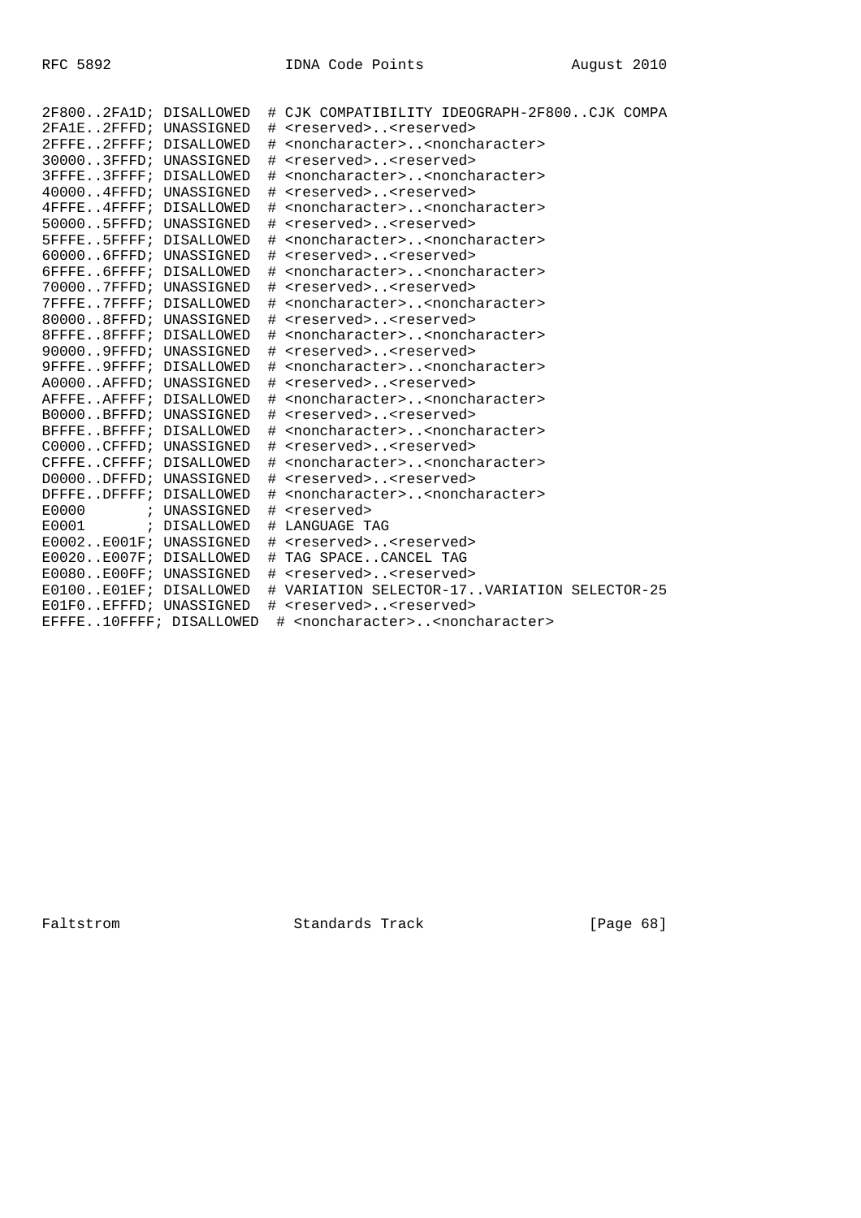```
2F800..2FA1D; DISALLOWED  # CJK COMPATIBILITY IDEOGRAPH-2F800..CJK COMPA
2FA1E..2FFFD; UNASSIGNED  # <reserved>..<reserved>
2FFFE..2FFFF; DISALLOWED  # <noncharacter>..<noncharacter>
30000..3FFFD; UNASSIGNED  # <reserved>..<reserved>
3FFFE..3FFFF; DISALLOWED  # <noncharacter>..<noncharacter>
40000..4FFFD; UNASSIGNED  # <reserved>..<reserved>
4FFFE..4FFFF; DISALLOWED  # <noncharacter>..<noncharacter>
50000..5FFFD; UNASSIGNED  # <reserved>..<reserved>
5FFFE..5FFFF; DISALLOWED  # <noncharacter>..<noncharacter>
60000..6FFFD; UNASSIGNED  # <reserved>..<reserved>
6FFFE..6FFFF; DISALLOWED  # <noncharacter>..<noncharacter>
70000..7FFFD; UNASSIGNED  # <reserved>..<reserved>
7FFFE..7FFFF; DISALLOWED  # <noncharacter>..<noncharacter>
80000..8FFFD; UNASSIGNED  # <reserved>..<reserved>
8FFFE..8FFFF; DISALLOWED  # <noncharacter>..<noncharacter>
90000..9FFFD; UNASSIGNED  # <reserved>..<reserved>
9FFFE..9FFFF; DISALLOWED  # <noncharacter>..<noncharacter>
A0000..AFFFD; UNASSIGNED  # <reserved>..<reserved>
AFFFE..AFFFF; DISALLOWED  # <noncharacter>..<noncharacter>
B0000..BFFFD; UNASSIGNED  # <reserved>..<reserved>
BFFFE..BFFFF; DISALLOWED  # <noncharacter>..<noncharacter>
C0000..CFFFD; UNASSIGNED  # <reserved>..<reserved>
CFFFE..CFFFF; DISALLOWED  # <noncharacter>..<noncharacter>
D0000..DFFFD; UNASSIGNED  # <reserved>..<reserved>
DFFFE..DFFFF; DISALLOWED  # <noncharacter>..<noncharacter>
E0000       ; UNASSIGNED  # <reserved>
E0001       ; DISALLOWED  # LANGUAGE TAG
E0002..E001F; UNASSIGNED  # <reserved>..<reserved>
E0020..E007F; DISALLOWED  # TAG SPACE..CANCEL TAG
E0080..E00FF; UNASSIGNED  # <reserved>..<reserved>
E0100..E01EF; DISALLOWED  # VARIATION SELECTOR-17..VARIATION SELECTOR-25
E01F0..EFFFD; UNASSIGNED  # <reserved>..<reserved>
EFFFE..10FFFF; DISALLOWED  # <noncharacter>..<noncharacter>
```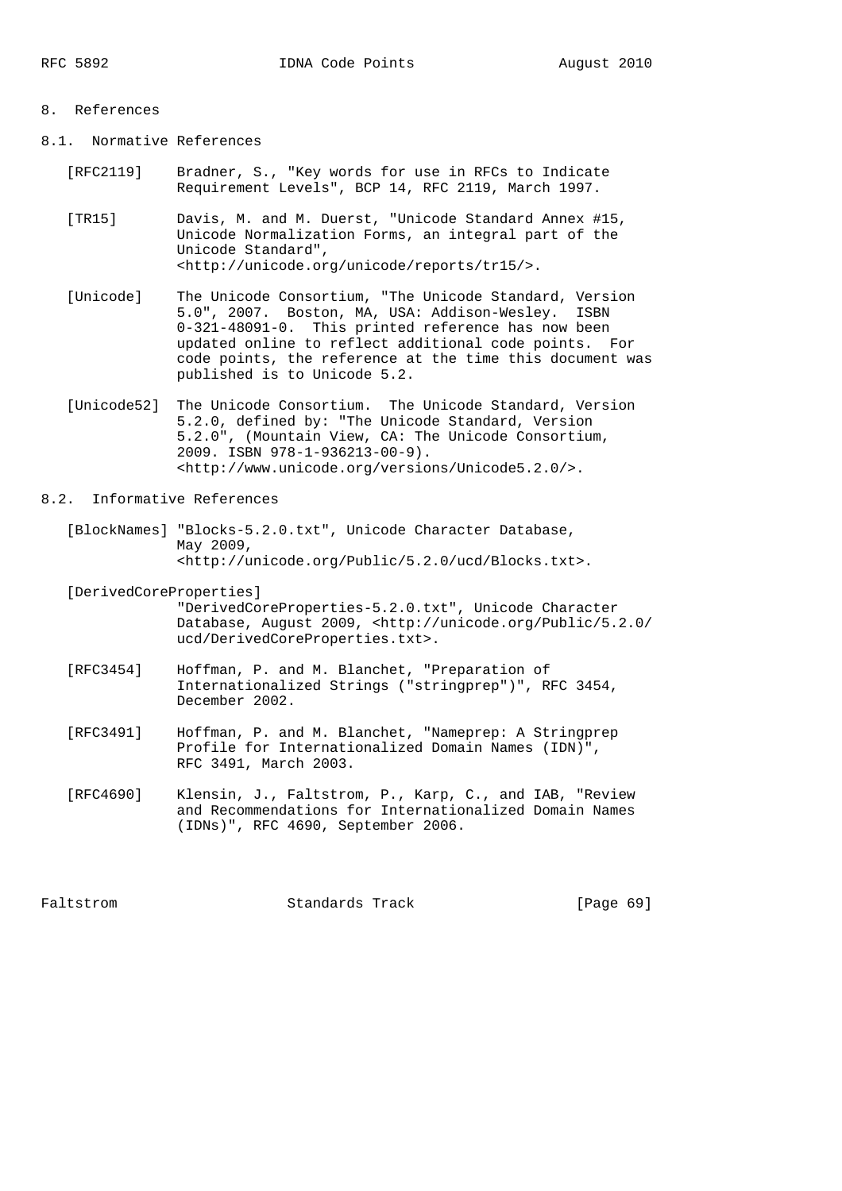# 8. References

## 8.1. Normative References

[RFC2119] Bradner, S., "Key words for use in RFCs to Indicate Requirement Levels", BCP 14, RFC 2119, March 1997.

[TR15] Davis, M. and M. Duerst, "Unicode Standard Annex #15, Unicode Normalization Forms, an integral part of the Unicode Standard", <http://unicode.org/unicode/reports/tr15/>.

[Unicode] The Unicode Consortium, "The Unicode Standard, Version 5.0", 2007. Boston, MA, USA: Addison-Wesley. ISBN 0-321-48091-0. This printed reference has now been updated online to reflect additional code points. For code points, the reference at the time this document was published is to Unicode 5.2.

[Unicode52] The Unicode Consortium. The Unicode Standard, Version 5.2.0, defined by: "The Unicode Standard, Version 5.2.0", (Mountain View, CA: The Unicode Consortium, 2009. ISBN 978-1-936213-00-9). <http://www.unicode.org/versions/Unicode5.2.0/>.

## 8.2. Informative References

[BlockNames] "Blocks-5.2.0.txt", Unicode Character Database, May 2009, <http://unicode.org/Public/5.2.0/ucd/Blocks.txt>.

[DerivedCoreProperties] "DerivedCoreProperties-5.2.0.txt", Unicode Character Database, August 2009, <http://unicode.org/Public/5.2.0/ucd/DerivedCoreProperties.txt>.

[RFC3454] Hoffman, P. and M. Blanchet, "Preparation of Internationalized Strings ("stringprep")", RFC 3454, December 2002.

[RFC3491] Hoffman, P. and M. Blanchet, "Nameprep: A Stringprep Profile for Internationalized Domain Names (IDN)", RFC 3491, March 2003.

[RFC4690] Klensin, J., Faltstrom, P., Karp, C., and IAB, "Review and Recommendations for Internationalized Domain Names (IDNs)", RFC 4690, September 2006.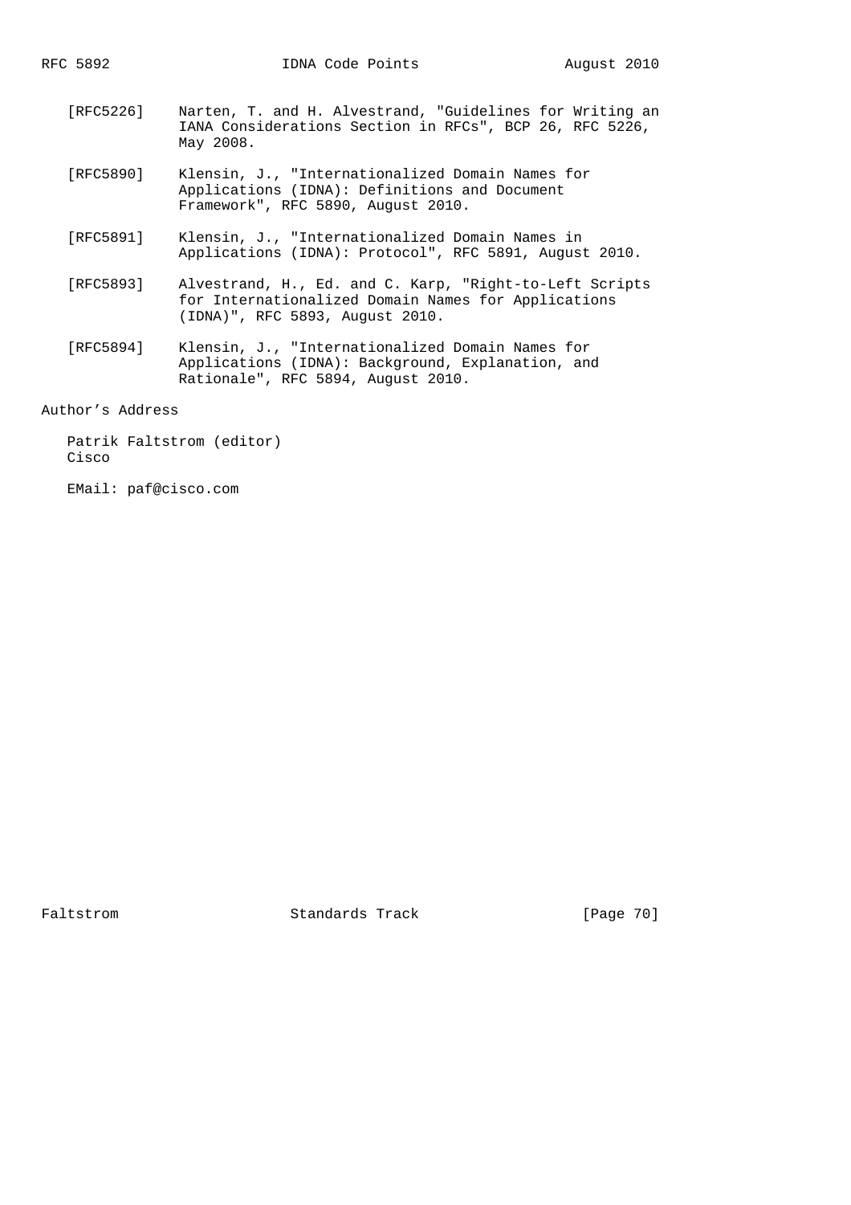[RFC5226] Narten, T. and H. Alvestrand, "Guidelines for Writing an IANA Considerations Section in RFCs", BCP 26, RFC 5226, May 2008.

[RFC5890] Klensin, J., "Internationalized Domain Names for Applications (IDNA): Definitions and Document Framework", RFC 5890, August 2010.

[RFC5891] Klensin, J., "Internationalized Domain Names in Applications (IDNA): Protocol", RFC 5891, August 2010.

[RFC5893] Alvestrand, H., Ed. and C. Karp, "Right-to-Left Scripts for Internationalized Domain Names for Applications (IDNA)", RFC 5893, August 2010.

[RFC5894] Klensin, J., "Internationalized Domain Names for Applications (IDNA): Background, Explanation, and Rationale", RFC 5894, August 2010.

## Author's Address

Patrik Faltstrom (editor)
Cisco

EMail: paf@cisco.com